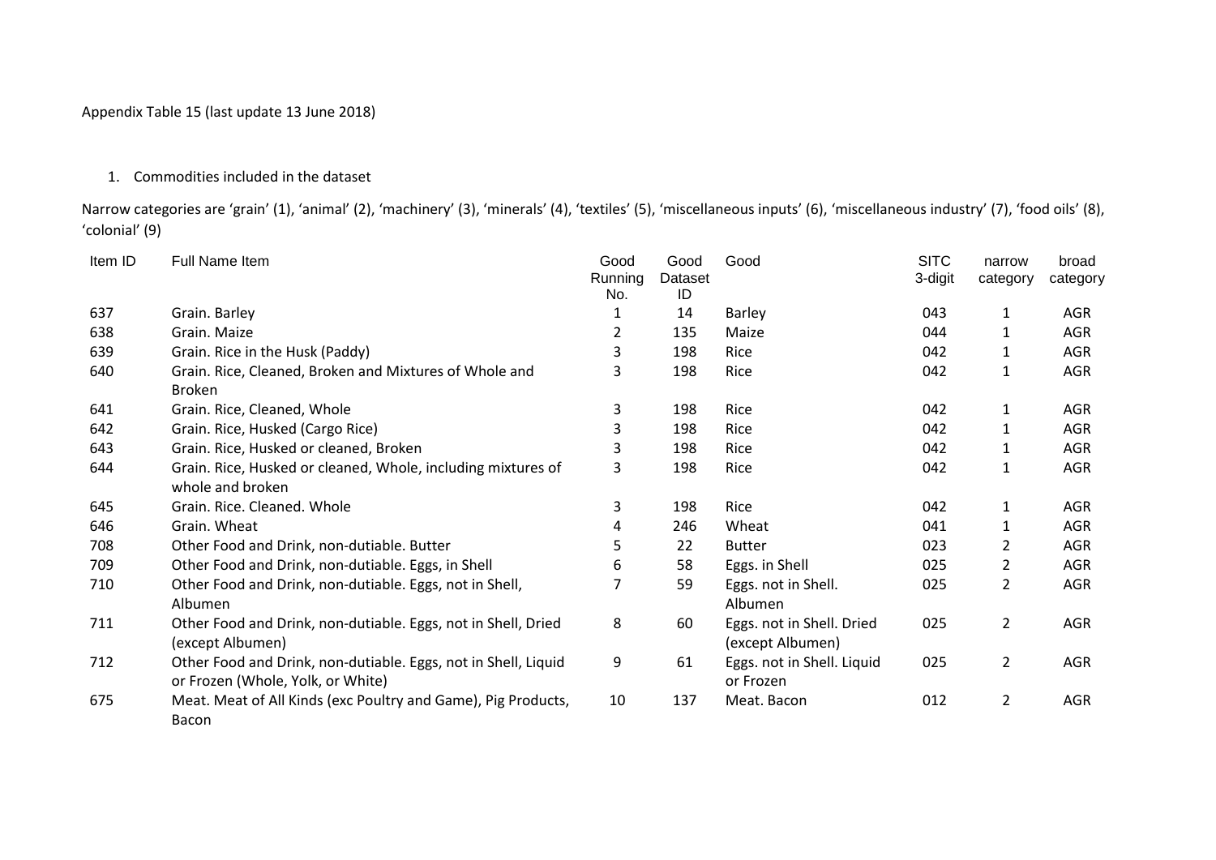Appendix Table 15 (last update 13 June 2018)

1. Commodities included in the dataset

Narrow categories are 'grain' (1), 'animal' (2), 'machinery' (3), 'minerals' (4), 'textiles' (5), 'miscellaneous inputs' (6), 'miscellaneous industry' (7), 'food oils' (8), 'colonial' (9)

| Item ID | Full Name Item | Good Running No. | Good Dataset ID | Good | SITC 3-digit | narrow category | broad category |
|---|---|---|---|---|---|---|---|
| 637 | Grain. Barley | 1 | 14 | Barley | 043 | 1 | AGR |
| 638 | Grain. Maize | 2 | 135 | Maize | 044 | 1 | AGR |
| 639 | Grain. Rice in the Husk (Paddy) | 3 | 198 | Rice | 042 | 1 | AGR |
| 640 | Grain. Rice, Cleaned, Broken and Mixtures of Whole and Broken | 3 | 198 | Rice | 042 | 1 | AGR |
| 641 | Grain. Rice, Cleaned, Whole | 3 | 198 | Rice | 042 | 1 | AGR |
| 642 | Grain. Rice, Husked (Cargo Rice) | 3 | 198 | Rice | 042 | 1 | AGR |
| 643 | Grain. Rice, Husked or cleaned, Broken | 3 | 198 | Rice | 042 | 1 | AGR |
| 644 | Grain. Rice, Husked or cleaned, Whole, including mixtures of whole and broken | 3 | 198 | Rice | 042 | 1 | AGR |
| 645 | Grain. Rice. Cleaned. Whole | 3 | 198 | Rice | 042 | 1 | AGR |
| 646 | Grain. Wheat | 4 | 246 | Wheat | 041 | 1 | AGR |
| 708 | Other Food and Drink, non-dutiable. Butter | 5 | 22 | Butter | 023 | 2 | AGR |
| 709 | Other Food and Drink, non-dutiable. Eggs, in Shell | 6 | 58 | Eggs. in Shell | 025 | 2 | AGR |
| 710 | Other Food and Drink, non-dutiable. Eggs, not in Shell, Albumen | 7 | 59 | Eggs. not in Shell. Albumen | 025 | 2 | AGR |
| 711 | Other Food and Drink, non-dutiable. Eggs, not in Shell, Dried (except Albumen) | 8 | 60 | Eggs. not in Shell. Dried (except Albumen) | 025 | 2 | AGR |
| 712 | Other Food and Drink, non-dutiable. Eggs, not in Shell, Liquid or Frozen (Whole, Yolk, or White) | 9 | 61 | Eggs. not in Shell. Liquid or Frozen | 025 | 2 | AGR |
| 675 | Meat. Meat of All Kinds (exc Poultry and Game), Pig Products, Bacon | 10 | 137 | Meat. Bacon | 012 | 2 | AGR |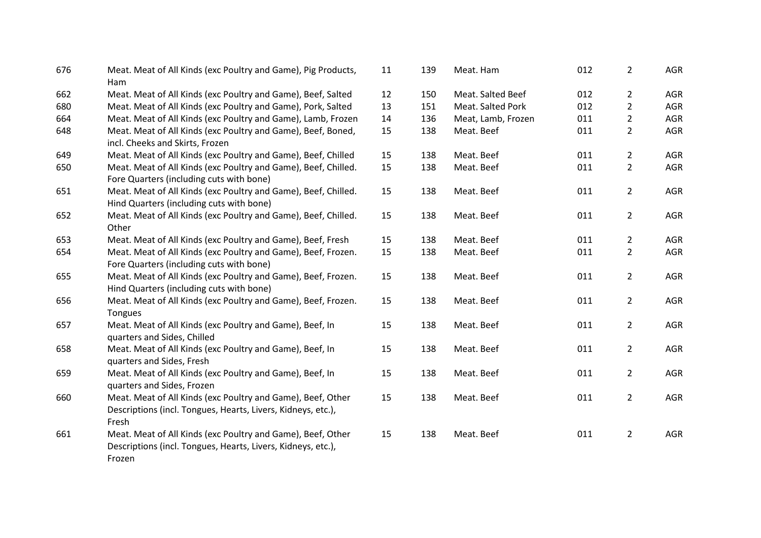| | | | | | | | |
|---|---|---|---|---|---|---|---|
| 676 | Meat. Meat of All Kinds (exc Poultry and Game), Pig Products, Ham | 11 | 139 | Meat. Ham | 012 | 2 | AGR |
| 662 | Meat. Meat of All Kinds (exc Poultry and Game), Beef, Salted | 12 | 150 | Meat. Salted Beef | 012 | 2 | AGR |
| 680 | Meat. Meat of All Kinds (exc Poultry and Game), Pork, Salted | 13 | 151 | Meat. Salted Pork | 012 | 2 | AGR |
| 664 | Meat. Meat of All Kinds (exc Poultry and Game), Lamb, Frozen | 14 | 136 | Meat, Lamb, Frozen | 011 | 2 | AGR |
| 648 | Meat. Meat of All Kinds (exc Poultry and Game), Beef, Boned, incl. Cheeks and Skirts, Frozen | 15 | 138 | Meat. Beef | 011 | 2 | AGR |
| 649 | Meat. Meat of All Kinds (exc Poultry and Game), Beef, Chilled | 15 | 138 | Meat. Beef | 011 | 2 | AGR |
| 650 | Meat. Meat of All Kinds (exc Poultry and Game), Beef, Chilled. Fore Quarters (including cuts with bone) | 15 | 138 | Meat. Beef | 011 | 2 | AGR |
| 651 | Meat. Meat of All Kinds (exc Poultry and Game), Beef, Chilled. Hind Quarters (including cuts with bone) | 15 | 138 | Meat. Beef | 011 | 2 | AGR |
| 652 | Meat. Meat of All Kinds (exc Poultry and Game), Beef, Chilled. Other | 15 | 138 | Meat. Beef | 011 | 2 | AGR |
| 653 | Meat. Meat of All Kinds (exc Poultry and Game), Beef, Fresh | 15 | 138 | Meat. Beef | 011 | 2 | AGR |
| 654 | Meat. Meat of All Kinds (exc Poultry and Game), Beef, Frozen. Fore Quarters (including cuts with bone) | 15 | 138 | Meat. Beef | 011 | 2 | AGR |
| 655 | Meat. Meat of All Kinds (exc Poultry and Game), Beef, Frozen. Hind Quarters (including cuts with bone) | 15 | 138 | Meat. Beef | 011 | 2 | AGR |
| 656 | Meat. Meat of All Kinds (exc Poultry and Game), Beef, Frozen. Tongues | 15 | 138 | Meat. Beef | 011 | 2 | AGR |
| 657 | Meat. Meat of All Kinds (exc Poultry and Game), Beef, In quarters and Sides, Chilled | 15 | 138 | Meat. Beef | 011 | 2 | AGR |
| 658 | Meat. Meat of All Kinds (exc Poultry and Game), Beef, In quarters and Sides, Fresh | 15 | 138 | Meat. Beef | 011 | 2 | AGR |
| 659 | Meat. Meat of All Kinds (exc Poultry and Game), Beef, In quarters and Sides, Frozen | 15 | 138 | Meat. Beef | 011 | 2 | AGR |
| 660 | Meat. Meat of All Kinds (exc Poultry and Game), Beef, Other Descriptions (incl. Tongues, Hearts, Livers, Kidneys, etc.), Fresh | 15 | 138 | Meat. Beef | 011 | 2 | AGR |
| 661 | Meat. Meat of All Kinds (exc Poultry and Game), Beef, Other Descriptions (incl. Tongues, Hearts, Livers, Kidneys, etc.), Frozen | 15 | 138 | Meat. Beef | 011 | 2 | AGR |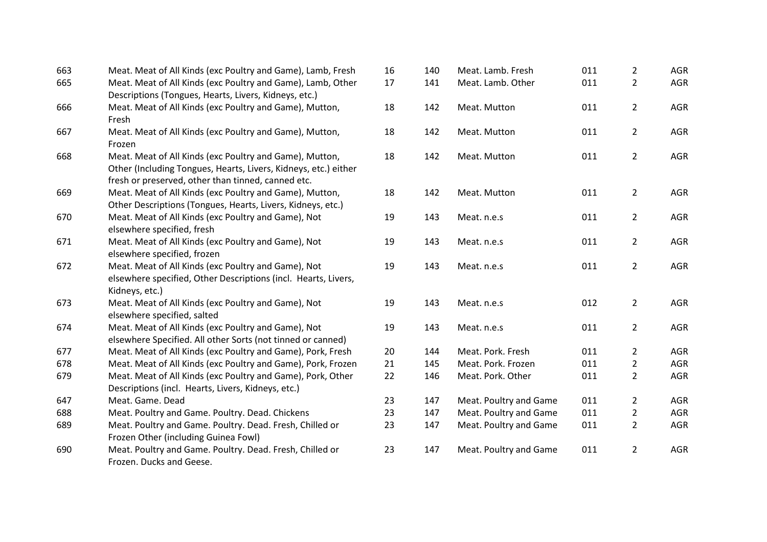| | | | | | | | |
|---|---|---|---|---|---|---|---|
| 663 | Meat. Meat of All Kinds (exc Poultry and Game), Lamb, Fresh | 16 | 140 | Meat. Lamb. Fresh | 011 | 2 | AGR |
| 665 | Meat. Meat of All Kinds (exc Poultry and Game), Lamb, Other Descriptions (Tongues, Hearts, Livers, Kidneys, etc.) | 17 | 141 | Meat. Lamb. Other | 011 | 2 | AGR |
| 666 | Meat. Meat of All Kinds (exc Poultry and Game), Mutton, Fresh | 18 | 142 | Meat. Mutton | 011 | 2 | AGR |
| 667 | Meat. Meat of All Kinds (exc Poultry and Game), Mutton, Frozen | 18 | 142 | Meat. Mutton | 011 | 2 | AGR |
| 668 | Meat. Meat of All Kinds (exc Poultry and Game), Mutton, Other (Including Tongues, Hearts, Livers, Kidneys, etc.) either fresh or preserved, other than tinned, canned etc. | 18 | 142 | Meat. Mutton | 011 | 2 | AGR |
| 669 | Meat. Meat of All Kinds (exc Poultry and Game), Mutton, Other Descriptions (Tongues, Hearts, Livers, Kidneys, etc.) | 18 | 142 | Meat. Mutton | 011 | 2 | AGR |
| 670 | Meat. Meat of All Kinds (exc Poultry and Game), Not elsewhere specified, fresh | 19 | 143 | Meat. n.e.s | 011 | 2 | AGR |
| 671 | Meat. Meat of All Kinds (exc Poultry and Game), Not elsewhere specified, frozen | 19 | 143 | Meat. n.e.s | 011 | 2 | AGR |
| 672 | Meat. Meat of All Kinds (exc Poultry and Game), Not elsewhere specified, Other Descriptions (incl. Hearts, Livers, Kidneys, etc.) | 19 | 143 | Meat. n.e.s | 011 | 2 | AGR |
| 673 | Meat. Meat of All Kinds (exc Poultry and Game), Not elsewhere specified, salted | 19 | 143 | Meat. n.e.s | 012 | 2 | AGR |
| 674 | Meat. Meat of All Kinds (exc Poultry and Game), Not elsewhere Specified. All other Sorts (not tinned or canned) | 19 | 143 | Meat. n.e.s | 011 | 2 | AGR |
| 677 | Meat. Meat of All Kinds (exc Poultry and Game), Pork, Fresh | 20 | 144 | Meat. Pork. Fresh | 011 | 2 | AGR |
| 678 | Meat. Meat of All Kinds (exc Poultry and Game), Pork, Frozen | 21 | 145 | Meat. Pork. Frozen | 011 | 2 | AGR |
| 679 | Meat. Meat of All Kinds (exc Poultry and Game), Pork, Other Descriptions (incl. Hearts, Livers, Kidneys, etc.) | 22 | 146 | Meat. Pork. Other | 011 | 2 | AGR |
| 647 | Meat. Game. Dead | 23 | 147 | Meat. Poultry and Game | 011 | 2 | AGR |
| 688 | Meat. Poultry and Game. Poultry. Dead. Chickens | 23 | 147 | Meat. Poultry and Game | 011 | 2 | AGR |
| 689 | Meat. Poultry and Game. Poultry. Dead. Fresh, Chilled or Frozen Other (including Guinea Fowl) | 23 | 147 | Meat. Poultry and Game | 011 | 2 | AGR |
| 690 | Meat. Poultry and Game. Poultry. Dead. Fresh, Chilled or Frozen. Ducks and Geese. | 23 | 147 | Meat. Poultry and Game | 011 | 2 | AGR |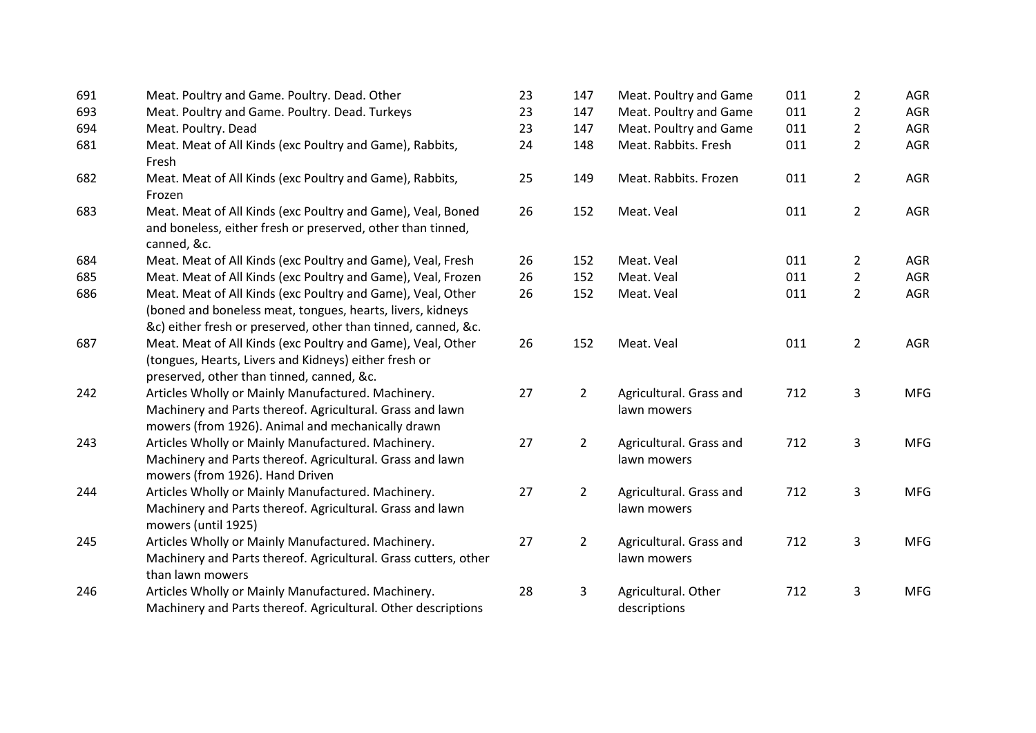| | | | | | | | |
|---|---|---|---|---|---|---|---|
| 691 | Meat. Poultry and Game. Poultry. Dead. Other | 23 | 147 | Meat. Poultry and Game | 011 | 2 | AGR |
| 693 | Meat. Poultry and Game. Poultry. Dead. Turkeys | 23 | 147 | Meat. Poultry and Game | 011 | 2 | AGR |
| 694 | Meat. Poultry. Dead | 23 | 147 | Meat. Poultry and Game | 011 | 2 | AGR |
| 681 | Meat. Meat of All Kinds (exc Poultry and Game), Rabbits, Fresh | 24 | 148 | Meat. Rabbits. Fresh | 011 | 2 | AGR |
| 682 | Meat. Meat of All Kinds (exc Poultry and Game), Rabbits, Frozen | 25 | 149 | Meat. Rabbits. Frozen | 011 | 2 | AGR |
| 683 | Meat. Meat of All Kinds (exc Poultry and Game), Veal, Boned and boneless, either fresh or preserved, other than tinned, canned, &c. | 26 | 152 | Meat. Veal | 011 | 2 | AGR |
| 684 | Meat. Meat of All Kinds (exc Poultry and Game), Veal, Fresh | 26 | 152 | Meat. Veal | 011 | 2 | AGR |
| 685 | Meat. Meat of All Kinds (exc Poultry and Game), Veal, Frozen | 26 | 152 | Meat. Veal | 011 | 2 | AGR |
| 686 | Meat. Meat of All Kinds (exc Poultry and Game), Veal, Other (boned and boneless meat, tongues, hearts, livers, kidneys &c) either fresh or preserved, other than tinned, canned, &c. | 26 | 152 | Meat. Veal | 011 | 2 | AGR |
| 687 | Meat. Meat of All Kinds (exc Poultry and Game), Veal, Other (tongues, Hearts, Livers and Kidneys) either fresh or preserved, other than tinned, canned, &c. | 26 | 152 | Meat. Veal | 011 | 2 | AGR |
| 242 | Articles Wholly or Mainly Manufactured. Machinery. Machinery and Parts thereof. Agricultural. Grass and lawn mowers (from 1926). Animal and mechanically drawn | 27 | 2 | Agricultural. Grass and lawn mowers | 712 | 3 | MFG |
| 243 | Articles Wholly or Mainly Manufactured. Machinery. Machinery and Parts thereof. Agricultural. Grass and lawn mowers (from 1926). Hand Driven | 27 | 2 | Agricultural. Grass and lawn mowers | 712 | 3 | MFG |
| 244 | Articles Wholly or Mainly Manufactured. Machinery. Machinery and Parts thereof. Agricultural. Grass and lawn mowers (until 1925) | 27 | 2 | Agricultural. Grass and lawn mowers | 712 | 3 | MFG |
| 245 | Articles Wholly or Mainly Manufactured. Machinery. Machinery and Parts thereof. Agricultural. Grass cutters, other than lawn mowers | 27 | 2 | Agricultural. Grass and lawn mowers | 712 | 3 | MFG |
| 246 | Articles Wholly or Mainly Manufactured. Machinery. Machinery and Parts thereof. Agricultural. Other descriptions | 28 | 3 | Agricultural. Other descriptions | 712 | 3 | MFG |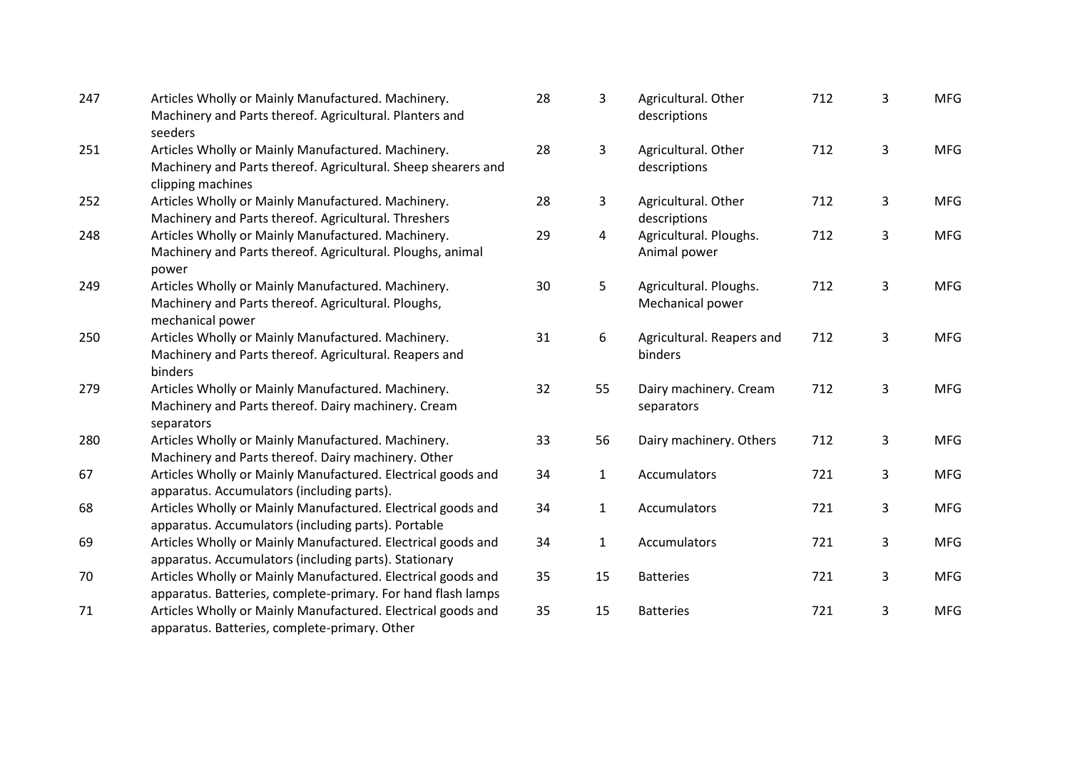| | | | | | | | |
|---|---|---|---|---|---|---|---|
| 247 | Articles Wholly or Mainly Manufactured. Machinery. Machinery and Parts thereof. Agricultural. Planters and seeders | 28 | 3 | Agricultural. Other descriptions | 712 | 3 | MFG |
| 251 | Articles Wholly or Mainly Manufactured. Machinery. Machinery and Parts thereof. Agricultural. Sheep shearers and clipping machines | 28 | 3 | Agricultural. Other descriptions | 712 | 3 | MFG |
| 252 | Articles Wholly or Mainly Manufactured. Machinery. Machinery and Parts thereof. Agricultural. Threshers | 28 | 3 | Agricultural. Other descriptions | 712 | 3 | MFG |
| 248 | Articles Wholly or Mainly Manufactured. Machinery. Machinery and Parts thereof. Agricultural. Ploughs, animal power | 29 | 4 | Agricultural. Ploughs. Animal power | 712 | 3 | MFG |
| 249 | Articles Wholly or Mainly Manufactured. Machinery. Machinery and Parts thereof. Agricultural. Ploughs, mechanical power | 30 | 5 | Agricultural. Ploughs. Mechanical power | 712 | 3 | MFG |
| 250 | Articles Wholly or Mainly Manufactured. Machinery. Machinery and Parts thereof. Agricultural. Reapers and binders | 31 | 6 | Agricultural. Reapers and binders | 712 | 3 | MFG |
| 279 | Articles Wholly or Mainly Manufactured. Machinery. Machinery and Parts thereof. Dairy machinery. Cream separators | 32 | 55 | Dairy machinery. Cream separators | 712 | 3 | MFG |
| 280 | Articles Wholly or Mainly Manufactured. Machinery. Machinery and Parts thereof. Dairy machinery. Other | 33 | 56 | Dairy machinery. Others | 712 | 3 | MFG |
| 67 | Articles Wholly or Mainly Manufactured. Electrical goods and apparatus. Accumulators (including parts). | 34 | 1 | Accumulators | 721 | 3 | MFG |
| 68 | Articles Wholly or Mainly Manufactured. Electrical goods and apparatus. Accumulators (including parts). Portable | 34 | 1 | Accumulators | 721 | 3 | MFG |
| 69 | Articles Wholly or Mainly Manufactured. Electrical goods and apparatus. Accumulators (including parts). Stationary | 34 | 1 | Accumulators | 721 | 3 | MFG |
| 70 | Articles Wholly or Mainly Manufactured. Electrical goods and apparatus. Batteries, complete-primary. For hand flash lamps | 35 | 15 | Batteries | 721 | 3 | MFG |
| 71 | Articles Wholly or Mainly Manufactured. Electrical goods and apparatus. Batteries, complete-primary. Other | 35 | 15 | Batteries | 721 | 3 | MFG |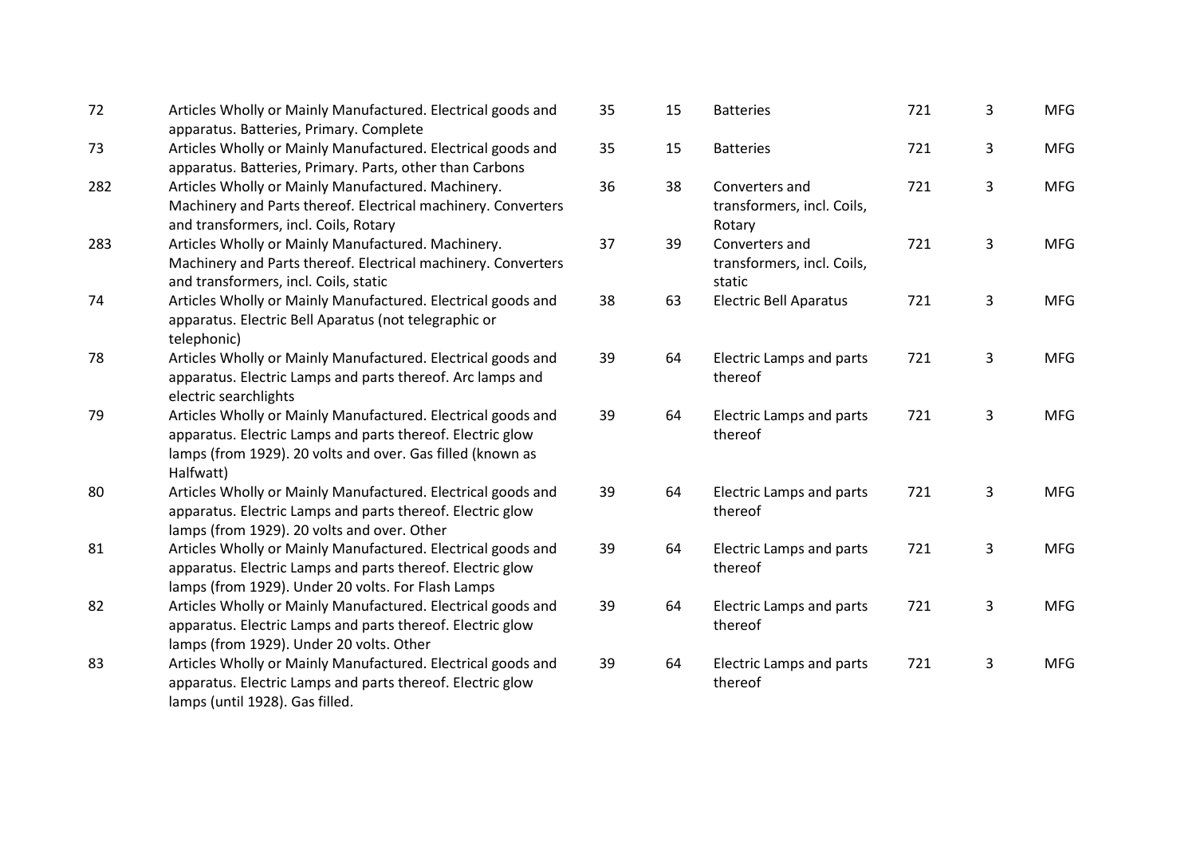| | | | | | | | |
|---|---|---|---|---|---|---|---|
| 72 | Articles Wholly or Mainly Manufactured. Electrical goods and apparatus. Batteries, Primary. Complete | 35 | 15 | Batteries | 721 | 3 | MFG |
| 73 | Articles Wholly or Mainly Manufactured. Electrical goods and apparatus. Batteries, Primary. Parts, other than Carbons | 35 | 15 | Batteries | 721 | 3 | MFG |
| 282 | Articles Wholly or Mainly Manufactured. Machinery. Machinery and Parts thereof. Electrical machinery. Converters and transformers, incl. Coils, Rotary | 36 | 38 | Converters and transformers, incl. Coils, Rotary | 721 | 3 | MFG |
| 283 | Articles Wholly or Mainly Manufactured. Machinery. Machinery and Parts thereof. Electrical machinery. Converters and transformers, incl. Coils, static | 37 | 39 | Converters and transformers, incl. Coils, static | 721 | 3 | MFG |
| 74 | Articles Wholly or Mainly Manufactured. Electrical goods and apparatus. Electric Bell Aparatus (not telegraphic or telephonic) | 38 | 63 | Electric Bell Aparatus | 721 | 3 | MFG |
| 78 | Articles Wholly or Mainly Manufactured. Electrical goods and apparatus. Electric Lamps and parts thereof. Arc lamps and electric searchlights | 39 | 64 | Electric Lamps and parts thereof | 721 | 3 | MFG |
| 79 | Articles Wholly or Mainly Manufactured. Electrical goods and apparatus. Electric Lamps and parts thereof. Electric glow lamps (from 1929). 20 volts and over. Gas filled (known as Halfwatt) | 39 | 64 | Electric Lamps and parts thereof | 721 | 3 | MFG |
| 80 | Articles Wholly or Mainly Manufactured. Electrical goods and apparatus. Electric Lamps and parts thereof. Electric glow lamps (from 1929). 20 volts and over. Other | 39 | 64 | Electric Lamps and parts thereof | 721 | 3 | MFG |
| 81 | Articles Wholly or Mainly Manufactured. Electrical goods and apparatus. Electric Lamps and parts thereof. Electric glow lamps (from 1929). Under 20 volts. For Flash Lamps | 39 | 64 | Electric Lamps and parts thereof | 721 | 3 | MFG |
| 82 | Articles Wholly or Mainly Manufactured. Electrical goods and apparatus. Electric Lamps and parts thereof. Electric glow lamps (from 1929). Under 20 volts. Other | 39 | 64 | Electric Lamps and parts thereof | 721 | 3 | MFG |
| 83 | Articles Wholly or Mainly Manufactured. Electrical goods and apparatus. Electric Lamps and parts thereof. Electric glow lamps (until 1928). Gas filled. | 39 | 64 | Electric Lamps and parts thereof | 721 | 3 | MFG |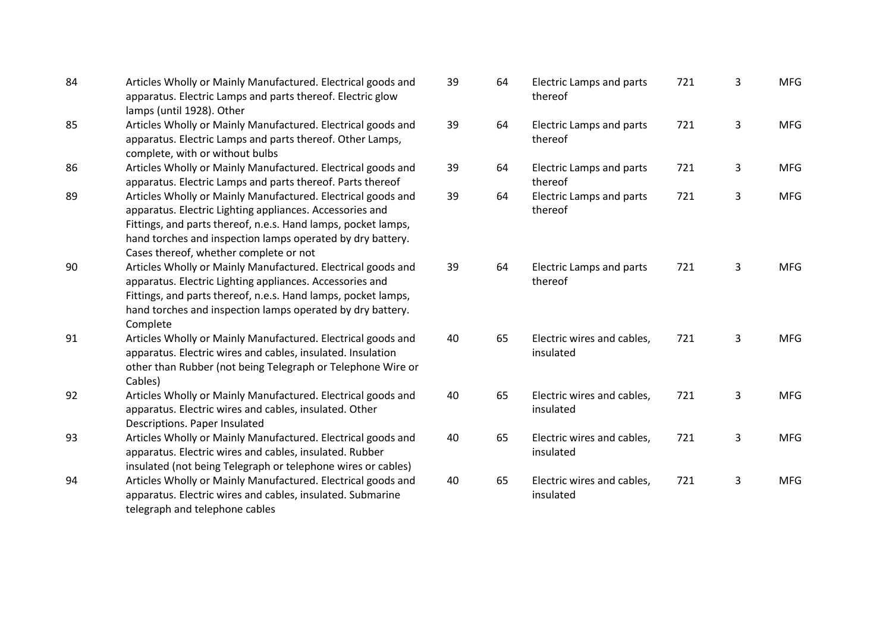| | | | | | | | |
|---|---|---|---|---|---|---|---|
| 84 | Articles Wholly or Mainly Manufactured. Electrical goods and apparatus. Electric Lamps and parts thereof. Electric glow lamps (until 1928). Other | 39 | 64 | Electric Lamps and parts thereof | 721 | 3 | MFG |
| 85 | Articles Wholly or Mainly Manufactured. Electrical goods and apparatus. Electric Lamps and parts thereof. Other Lamps, complete, with or without bulbs | 39 | 64 | Electric Lamps and parts thereof | 721 | 3 | MFG |
| 86 | Articles Wholly or Mainly Manufactured. Electrical goods and apparatus. Electric Lamps and parts thereof. Parts thereof | 39 | 64 | Electric Lamps and parts thereof | 721 | 3 | MFG |
| 89 | Articles Wholly or Mainly Manufactured. Electrical goods and apparatus. Electric Lighting appliances. Accessories and Fittings, and parts thereof, n.e.s. Hand lamps, pocket lamps, hand torches and inspection lamps operated by dry battery. Cases thereof, whether complete or not | 39 | 64 | Electric Lamps and parts thereof | 721 | 3 | MFG |
| 90 | Articles Wholly or Mainly Manufactured. Electrical goods and apparatus. Electric Lighting appliances. Accessories and Fittings, and parts thereof, n.e.s. Hand lamps, pocket lamps, hand torches and inspection lamps operated by dry battery. Complete | 39 | 64 | Electric Lamps and parts thereof | 721 | 3 | MFG |
| 91 | Articles Wholly or Mainly Manufactured. Electrical goods and apparatus. Electric wires and cables, insulated. Insulation other than Rubber (not being Telegraph or Telephone Wire or Cables) | 40 | 65 | Electric wires and cables, insulated | 721 | 3 | MFG |
| 92 | Articles Wholly or Mainly Manufactured. Electrical goods and apparatus. Electric wires and cables, insulated. Other Descriptions. Paper Insulated | 40 | 65 | Electric wires and cables, insulated | 721 | 3 | MFG |
| 93 | Articles Wholly or Mainly Manufactured. Electrical goods and apparatus. Electric wires and cables, insulated. Rubber insulated (not being Telegraph or telephone wires or cables) | 40 | 65 | Electric wires and cables, insulated | 721 | 3 | MFG |
| 94 | Articles Wholly or Mainly Manufactured. Electrical goods and apparatus. Electric wires and cables, insulated. Submarine telegraph and telephone cables | 40 | 65 | Electric wires and cables, insulated | 721 | 3 | MFG |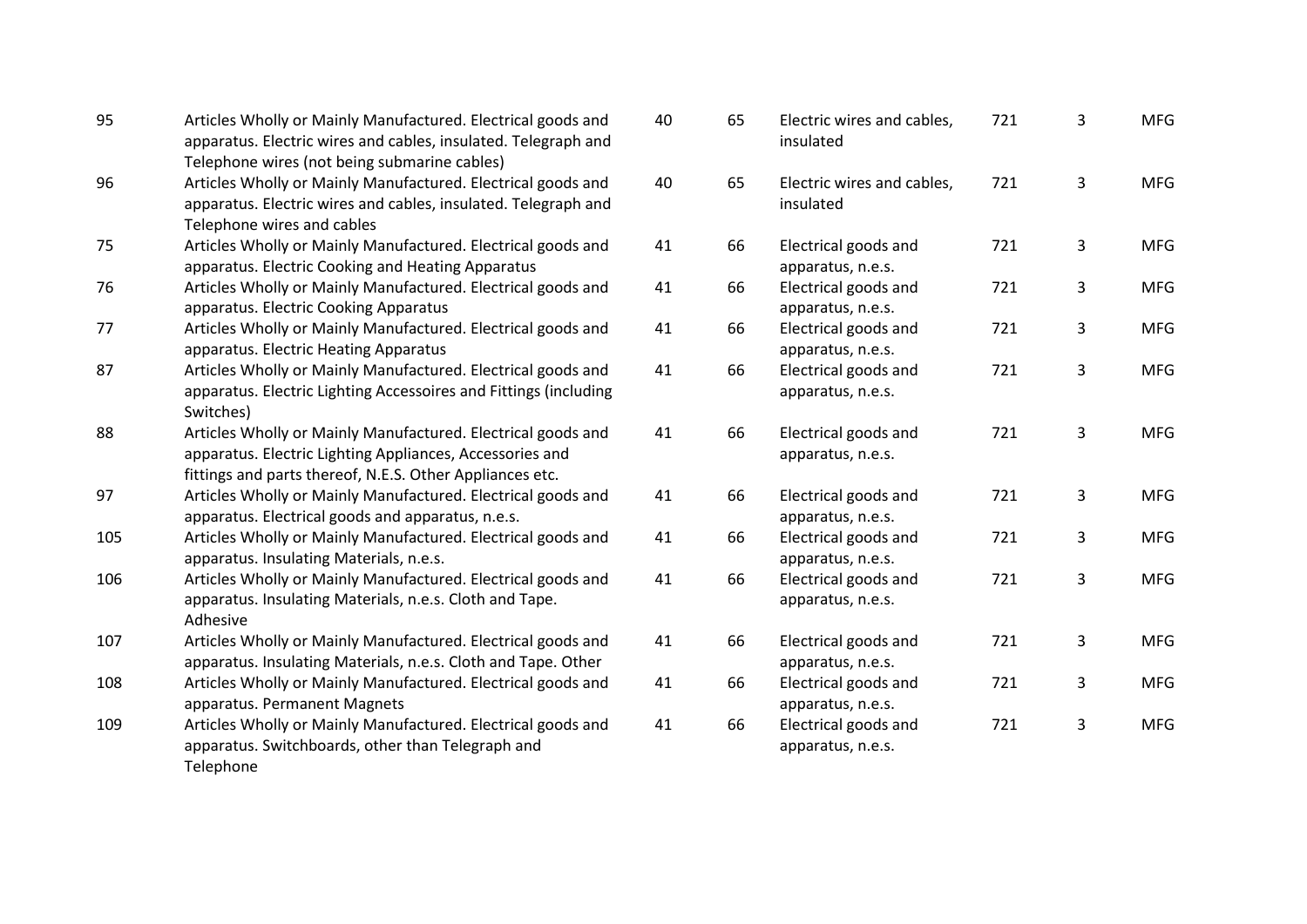| | | | | | | | |
|---|---|---|---|---|---|---|---|
| 95 | Articles Wholly or Mainly Manufactured. Electrical goods and apparatus. Electric wires and cables, insulated. Telegraph and Telephone wires (not being submarine cables) | 40 | 65 | Electric wires and cables, insulated | 721 | 3 | MFG |
| 96 | Articles Wholly or Mainly Manufactured. Electrical goods and apparatus. Electric wires and cables, insulated. Telegraph and Telephone wires and cables | 40 | 65 | Electric wires and cables, insulated | 721 | 3 | MFG |
| 75 | Articles Wholly or Mainly Manufactured. Electrical goods and apparatus. Electric Cooking and Heating Apparatus | 41 | 66 | Electrical goods and apparatus, n.e.s. | 721 | 3 | MFG |
| 76 | Articles Wholly or Mainly Manufactured. Electrical goods and apparatus. Electric Cooking Apparatus | 41 | 66 | Electrical goods and apparatus, n.e.s. | 721 | 3 | MFG |
| 77 | Articles Wholly or Mainly Manufactured. Electrical goods and apparatus. Electric Heating Apparatus | 41 | 66 | Electrical goods and apparatus, n.e.s. | 721 | 3 | MFG |
| 87 | Articles Wholly or Mainly Manufactured. Electrical goods and apparatus. Electric Lighting Accessoires and Fittings (including Switches) | 41 | 66 | Electrical goods and apparatus, n.e.s. | 721 | 3 | MFG |
| 88 | Articles Wholly or Mainly Manufactured. Electrical goods and apparatus. Electric Lighting Appliances, Accessories and fittings and parts thereof, N.E.S. Other Appliances etc. | 41 | 66 | Electrical goods and apparatus, n.e.s. | 721 | 3 | MFG |
| 97 | Articles Wholly or Mainly Manufactured. Electrical goods and apparatus. Electrical goods and apparatus, n.e.s. | 41 | 66 | Electrical goods and apparatus, n.e.s. | 721 | 3 | MFG |
| 105 | Articles Wholly or Mainly Manufactured. Electrical goods and apparatus. Insulating Materials, n.e.s. | 41 | 66 | Electrical goods and apparatus, n.e.s. | 721 | 3 | MFG |
| 106 | Articles Wholly or Mainly Manufactured. Electrical goods and apparatus. Insulating Materials, n.e.s. Cloth and Tape. Adhesive | 41 | 66 | Electrical goods and apparatus, n.e.s. | 721 | 3 | MFG |
| 107 | Articles Wholly or Mainly Manufactured. Electrical goods and apparatus. Insulating Materials, n.e.s. Cloth and Tape. Other | 41 | 66 | Electrical goods and apparatus, n.e.s. | 721 | 3 | MFG |
| 108 | Articles Wholly or Mainly Manufactured. Electrical goods and apparatus. Permanent Magnets | 41 | 66 | Electrical goods and apparatus, n.e.s. | 721 | 3 | MFG |
| 109 | Articles Wholly or Mainly Manufactured. Electrical goods and apparatus. Switchboards, other than Telegraph and Telephone | 41 | 66 | Electrical goods and apparatus, n.e.s. | 721 | 3 | MFG |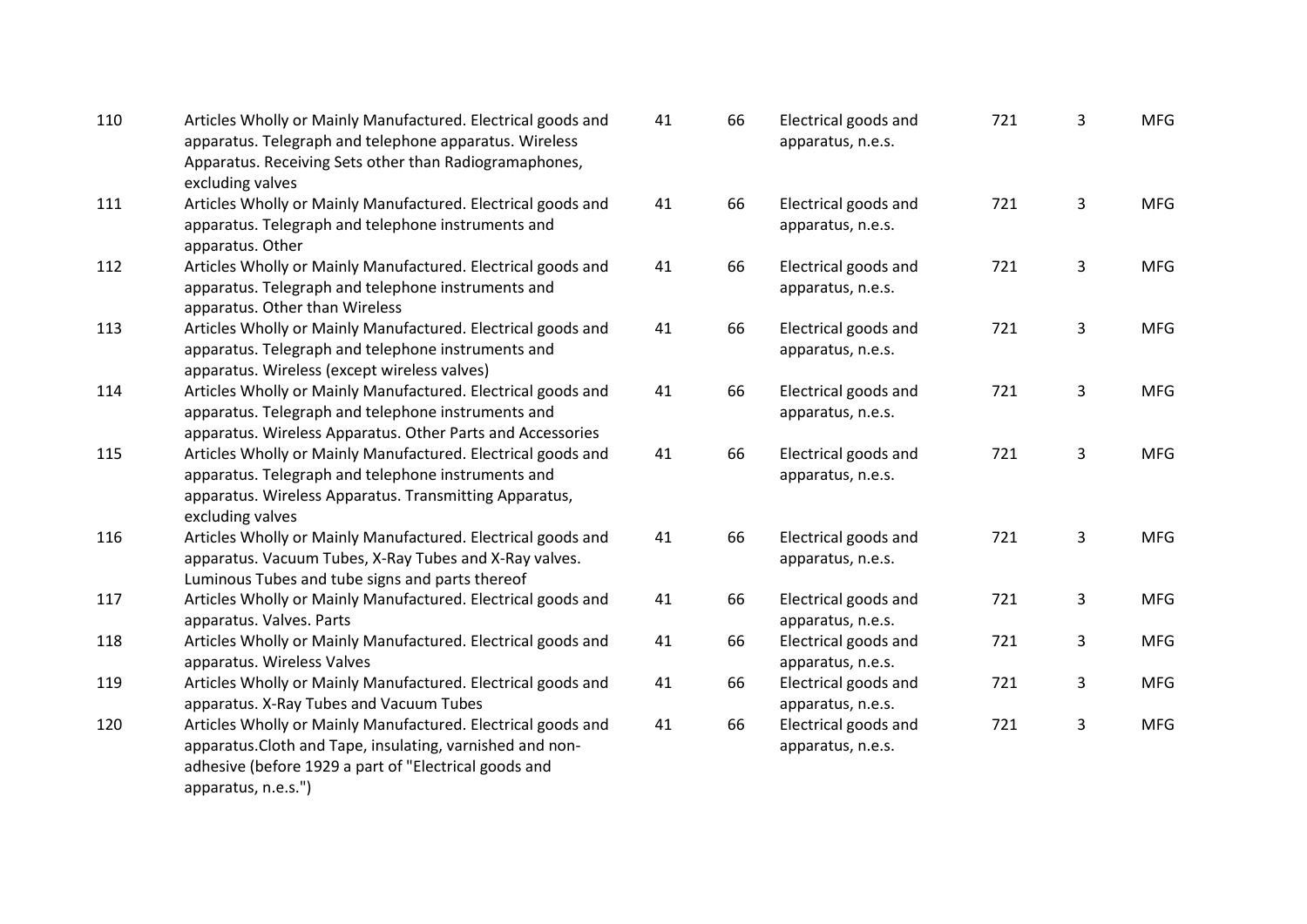| | | | | | | | |
|---|---|---|---|---|---|---|---|
| 110 | Articles Wholly or Mainly Manufactured. Electrical goods and apparatus. Telegraph and telephone apparatus. Wireless Apparatus. Receiving Sets other than Radiogramaphones, excluding valves | 41 | 66 | Electrical goods and apparatus, n.e.s. | 721 | 3 | MFG |
| 111 | Articles Wholly or Mainly Manufactured. Electrical goods and apparatus. Telegraph and telephone instruments and apparatus. Other | 41 | 66 | Electrical goods and apparatus, n.e.s. | 721 | 3 | MFG |
| 112 | Articles Wholly or Mainly Manufactured. Electrical goods and apparatus. Telegraph and telephone instruments and apparatus. Other than Wireless | 41 | 66 | Electrical goods and apparatus, n.e.s. | 721 | 3 | MFG |
| 113 | Articles Wholly or Mainly Manufactured. Electrical goods and apparatus. Telegraph and telephone instruments and apparatus. Wireless (except wireless valves) | 41 | 66 | Electrical goods and apparatus, n.e.s. | 721 | 3 | MFG |
| 114 | Articles Wholly or Mainly Manufactured. Electrical goods and apparatus. Telegraph and telephone instruments and apparatus. Wireless Apparatus. Other Parts and Accessories | 41 | 66 | Electrical goods and apparatus, n.e.s. | 721 | 3 | MFG |
| 115 | Articles Wholly or Mainly Manufactured. Electrical goods and apparatus. Telegraph and telephone instruments and apparatus. Wireless Apparatus. Transmitting Apparatus, excluding valves | 41 | 66 | Electrical goods and apparatus, n.e.s. | 721 | 3 | MFG |
| 116 | Articles Wholly or Mainly Manufactured. Electrical goods and apparatus. Vacuum Tubes, X-Ray Tubes and X-Ray valves. Luminous Tubes and tube signs and parts thereof | 41 | 66 | Electrical goods and apparatus, n.e.s. | 721 | 3 | MFG |
| 117 | Articles Wholly or Mainly Manufactured. Electrical goods and apparatus. Valves. Parts | 41 | 66 | Electrical goods and apparatus, n.e.s. | 721 | 3 | MFG |
| 118 | Articles Wholly or Mainly Manufactured. Electrical goods and apparatus. Wireless Valves | 41 | 66 | Electrical goods and apparatus, n.e.s. | 721 | 3 | MFG |
| 119 | Articles Wholly or Mainly Manufactured. Electrical goods and apparatus. X-Ray Tubes and Vacuum Tubes | 41 | 66 | Electrical goods and apparatus, n.e.s. | 721 | 3 | MFG |
| 120 | Articles Wholly or Mainly Manufactured. Electrical goods and apparatus.Cloth and Tape, insulating, varnished and non-adhesive (before 1929 a part of "Electrical goods and apparatus, n.e.s.") | 41 | 66 | Electrical goods and apparatus, n.e.s. | 721 | 3 | MFG |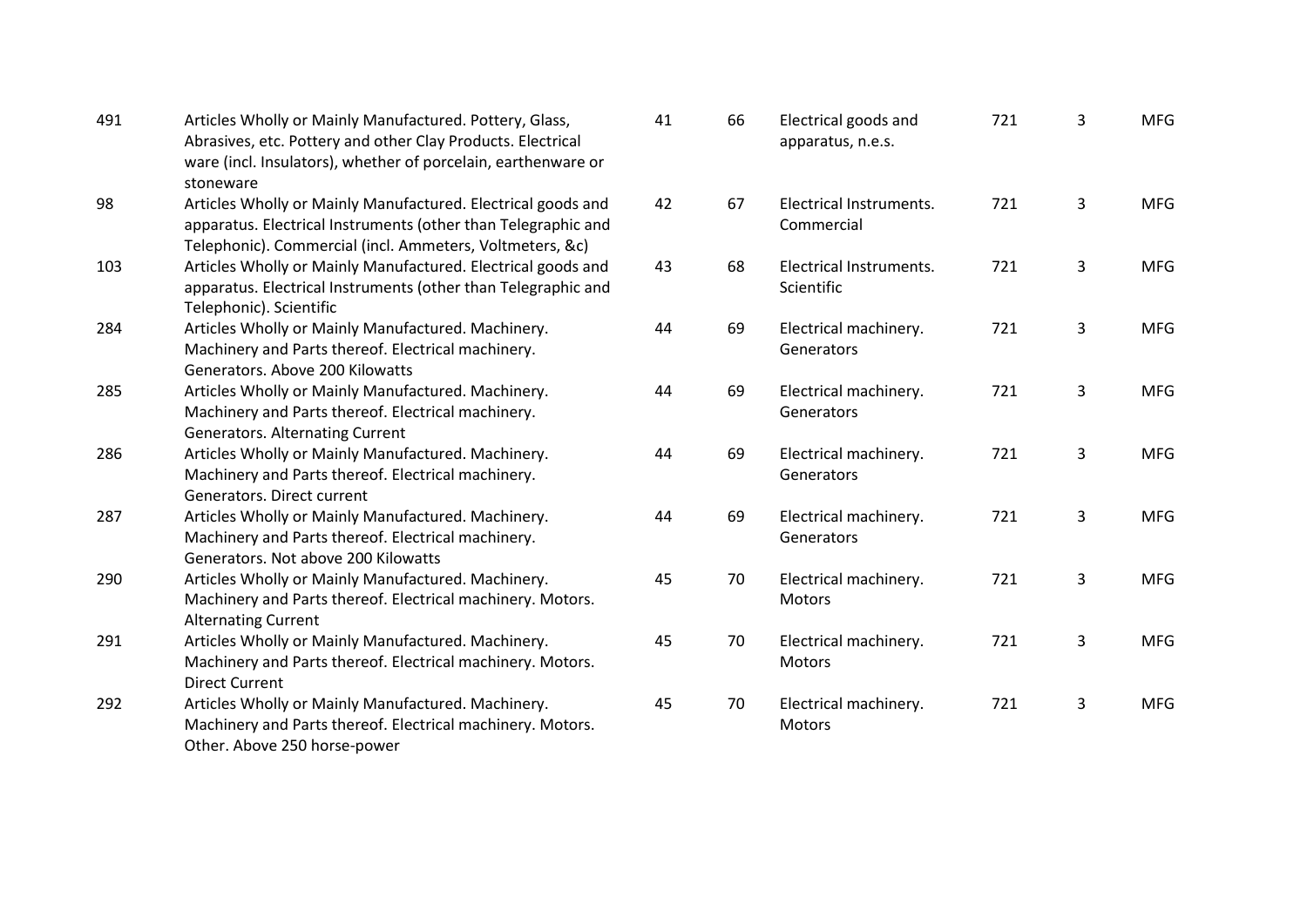| | | | | | | |
|---|---|---|---|---|---|---|
| 491 | Articles Wholly or Mainly Manufactured. Pottery, Glass, Abrasives, etc. Pottery and other Clay Products. Electrical ware (incl. Insulators), whether of porcelain, earthenware or stoneware | 41 | 66 | Electrical goods and apparatus, n.e.s. | 721 | 3 | MFG |
| 98 | Articles Wholly or Mainly Manufactured. Electrical goods and apparatus. Electrical Instruments (other than Telegraphic and Telephonic). Commercial (incl. Ammeters, Voltmeters, &c) | 42 | 67 | Electrical Instruments. Commercial | 721 | 3 | MFG |
| 103 | Articles Wholly or Mainly Manufactured. Electrical goods and apparatus. Electrical Instruments (other than Telegraphic and Telephonic). Scientific | 43 | 68 | Electrical Instruments. Scientific | 721 | 3 | MFG |
| 284 | Articles Wholly or Mainly Manufactured. Machinery. Machinery and Parts thereof. Electrical machinery. Generators. Above 200 Kilowatts | 44 | 69 | Electrical machinery. Generators | 721 | 3 | MFG |
| 285 | Articles Wholly or Mainly Manufactured. Machinery. Machinery and Parts thereof. Electrical machinery. Generators. Alternating Current | 44 | 69 | Electrical machinery. Generators | 721 | 3 | MFG |
| 286 | Articles Wholly or Mainly Manufactured. Machinery. Machinery and Parts thereof. Electrical machinery. Generators. Direct current | 44 | 69 | Electrical machinery. Generators | 721 | 3 | MFG |
| 287 | Articles Wholly or Mainly Manufactured. Machinery. Machinery and Parts thereof. Electrical machinery. Generators. Not above 200 Kilowatts | 44 | 69 | Electrical machinery. Generators | 721 | 3 | MFG |
| 290 | Articles Wholly or Mainly Manufactured. Machinery. Machinery and Parts thereof. Electrical machinery. Motors. Alternating Current | 45 | 70 | Electrical machinery. Motors | 721 | 3 | MFG |
| 291 | Articles Wholly or Mainly Manufactured. Machinery. Machinery and Parts thereof. Electrical machinery. Motors. Direct Current | 45 | 70 | Electrical machinery. Motors | 721 | 3 | MFG |
| 292 | Articles Wholly or Mainly Manufactured. Machinery. Machinery and Parts thereof. Electrical machinery. Motors. Other. Above 250 horse-power | 45 | 70 | Electrical machinery. Motors | 721 | 3 | MFG |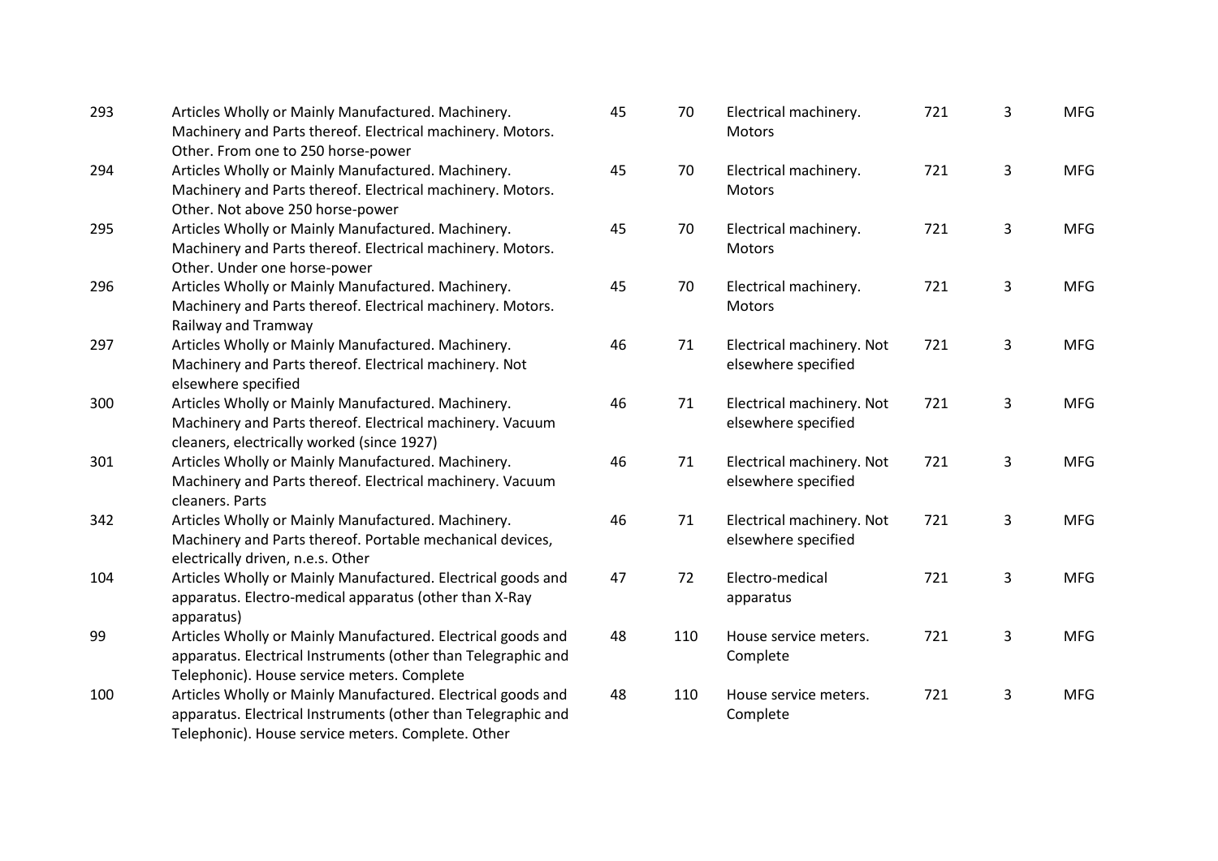| | | | | | | | |
|---|---|---|---|---|---|---|---|
| 293 | Articles Wholly or Mainly Manufactured. Machinery. Machinery and Parts thereof. Electrical machinery. Motors. Other. From one to 250 horse-power | 45 | 70 | Electrical machinery. Motors | 721 | 3 | MFG |
| 294 | Articles Wholly or Mainly Manufactured. Machinery. Machinery and Parts thereof. Electrical machinery. Motors. Other. Not above 250 horse-power | 45 | 70 | Electrical machinery. Motors | 721 | 3 | MFG |
| 295 | Articles Wholly or Mainly Manufactured. Machinery. Machinery and Parts thereof. Electrical machinery. Motors. Other. Under one horse-power | 45 | 70 | Electrical machinery. Motors | 721 | 3 | MFG |
| 296 | Articles Wholly or Mainly Manufactured. Machinery. Machinery and Parts thereof. Electrical machinery. Motors. Railway and Tramway | 45 | 70 | Electrical machinery. Motors | 721 | 3 | MFG |
| 297 | Articles Wholly or Mainly Manufactured. Machinery. Machinery and Parts thereof. Electrical machinery. Not elsewhere specified | 46 | 71 | Electrical machinery. Not elsewhere specified | 721 | 3 | MFG |
| 300 | Articles Wholly or Mainly Manufactured. Machinery. Machinery and Parts thereof. Electrical machinery. Vacuum cleaners, electrically worked (since 1927) | 46 | 71 | Electrical machinery. Not elsewhere specified | 721 | 3 | MFG |
| 301 | Articles Wholly or Mainly Manufactured. Machinery. Machinery and Parts thereof. Electrical machinery. Vacuum cleaners. Parts | 46 | 71 | Electrical machinery. Not elsewhere specified | 721 | 3 | MFG |
| 342 | Articles Wholly or Mainly Manufactured. Machinery. Machinery and Parts thereof. Portable mechanical devices, electrically driven, n.e.s. Other | 46 | 71 | Electrical machinery. Not elsewhere specified | 721 | 3 | MFG |
| 104 | Articles Wholly or Mainly Manufactured. Electrical goods and apparatus. Electro-medical apparatus (other than X-Ray apparatus) | 47 | 72 | Electro-medical apparatus | 721 | 3 | MFG |
| 99 | Articles Wholly or Mainly Manufactured. Electrical goods and apparatus. Electrical Instruments (other than Telegraphic and Telephonic). House service meters. Complete | 48 | 110 | House service meters. Complete | 721 | 3 | MFG |
| 100 | Articles Wholly or Mainly Manufactured. Electrical goods and apparatus. Electrical Instruments (other than Telegraphic and Telephonic). House service meters. Complete. Other | 48 | 110 | House service meters. Complete | 721 | 3 | MFG |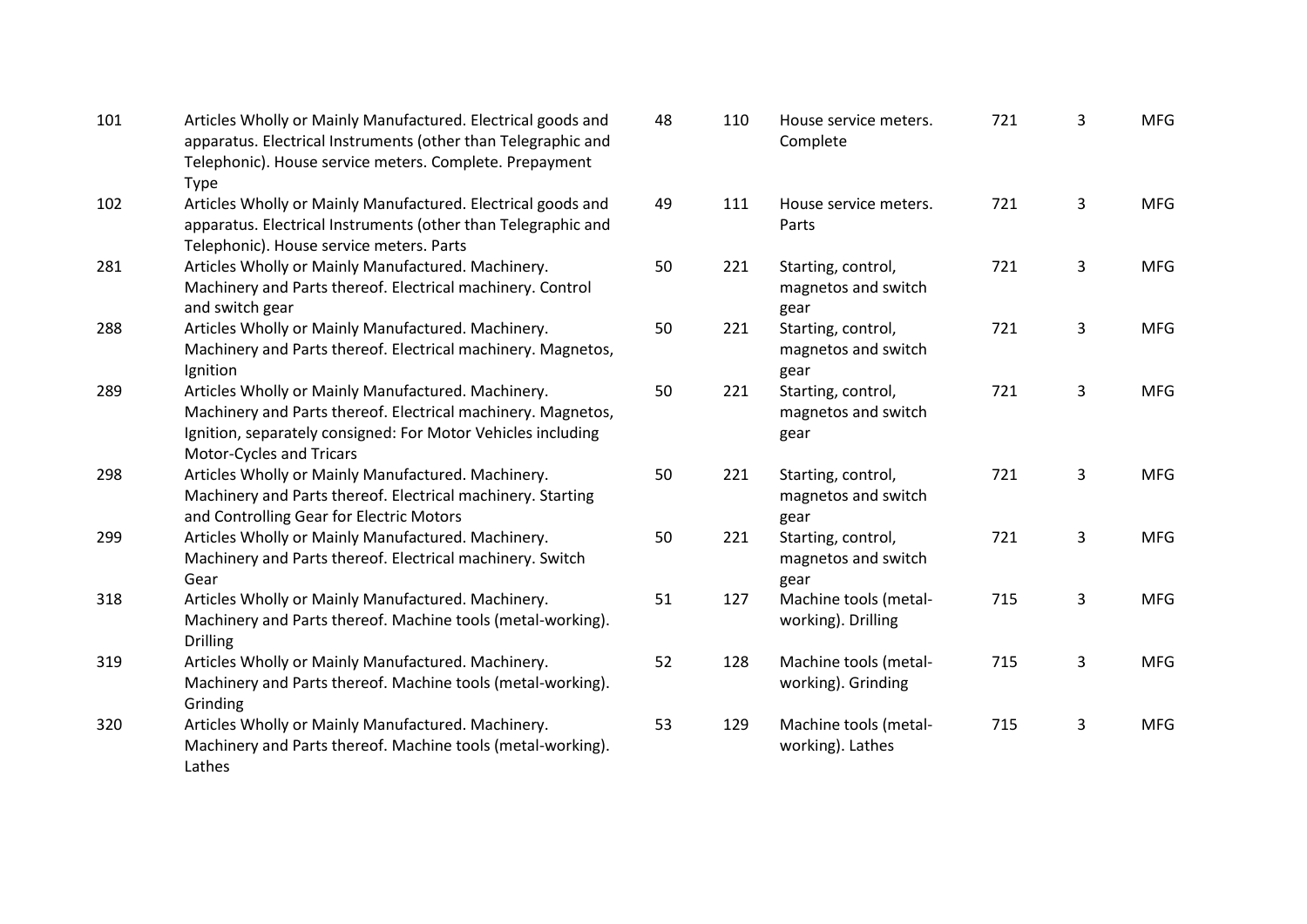| | | | | | | | |
|---|---|---|---|---|---|---|---|
| 101 | Articles Wholly or Mainly Manufactured. Electrical goods and apparatus. Electrical Instruments (other than Telegraphic and Telephonic). House service meters. Complete. Prepayment Type | 48 | 110 | House service meters. Complete | 721 | 3 | MFG |
| 102 | Articles Wholly or Mainly Manufactured. Electrical goods and apparatus. Electrical Instruments (other than Telegraphic and Telephonic). House service meters. Parts | 49 | 111 | House service meters. Parts | 721 | 3 | MFG |
| 281 | Articles Wholly or Mainly Manufactured. Machinery. Machinery and Parts thereof. Electrical machinery. Control and switch gear | 50 | 221 | Starting, control, magnetos and switch gear | 721 | 3 | MFG |
| 288 | Articles Wholly or Mainly Manufactured. Machinery. Machinery and Parts thereof. Electrical machinery. Magnetos, Ignition | 50 | 221 | Starting, control, magnetos and switch gear | 721 | 3 | MFG |
| 289 | Articles Wholly or Mainly Manufactured. Machinery. Machinery and Parts thereof. Electrical machinery. Magnetos, Ignition, separately consigned: For Motor Vehicles including Motor-Cycles and Tricars | 50 | 221 | Starting, control, magnetos and switch gear | 721 | 3 | MFG |
| 298 | Articles Wholly or Mainly Manufactured. Machinery. Machinery and Parts thereof. Electrical machinery. Starting and Controlling Gear for Electric Motors | 50 | 221 | Starting, control, magnetos and switch gear | 721 | 3 | MFG |
| 299 | Articles Wholly or Mainly Manufactured. Machinery. Machinery and Parts thereof. Electrical machinery. Switch Gear | 50 | 221 | Starting, control, magnetos and switch gear | 721 | 3 | MFG |
| 318 | Articles Wholly or Mainly Manufactured. Machinery. Machinery and Parts thereof. Machine tools (metal-working). Drilling | 51 | 127 | Machine tools (metal-working). Drilling | 715 | 3 | MFG |
| 319 | Articles Wholly or Mainly Manufactured. Machinery. Machinery and Parts thereof. Machine tools (metal-working). Grinding | 52 | 128 | Machine tools (metal-working). Grinding | 715 | 3 | MFG |
| 320 | Articles Wholly or Mainly Manufactured. Machinery. Machinery and Parts thereof. Machine tools (metal-working). Lathes | 53 | 129 | Machine tools (metal-working). Lathes | 715 | 3 | MFG |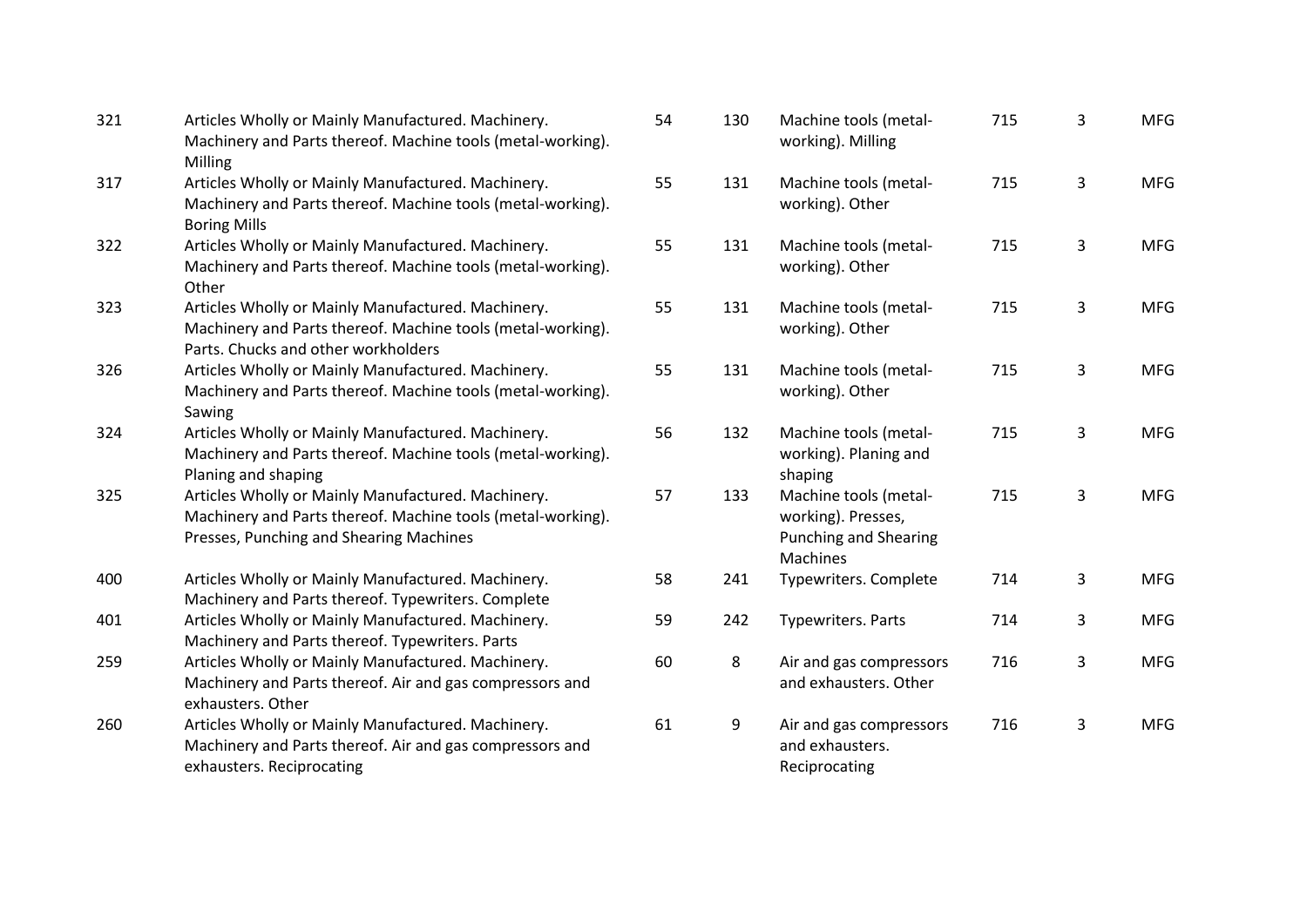| | | | | | | | |
|---|---|---|---|---|---|---|---|
| 321 | Articles Wholly or Mainly Manufactured. Machinery. Machinery and Parts thereof. Machine tools (metal-working). Milling | 54 | 130 | Machine tools (metal-working). Milling | 715 | 3 | MFG |
| 317 | Articles Wholly or Mainly Manufactured. Machinery. Machinery and Parts thereof. Machine tools (metal-working). Boring Mills | 55 | 131 | Machine tools (metal-working). Other | 715 | 3 | MFG |
| 322 | Articles Wholly or Mainly Manufactured. Machinery. Machinery and Parts thereof. Machine tools (metal-working). Other | 55 | 131 | Machine tools (metal-working). Other | 715 | 3 | MFG |
| 323 | Articles Wholly or Mainly Manufactured. Machinery. Machinery and Parts thereof. Machine tools (metal-working). Parts. Chucks and other workholders | 55 | 131 | Machine tools (metal-working). Other | 715 | 3 | MFG |
| 326 | Articles Wholly or Mainly Manufactured. Machinery. Machinery and Parts thereof. Machine tools (metal-working). Sawing | 55 | 131 | Machine tools (metal-working). Other | 715 | 3 | MFG |
| 324 | Articles Wholly or Mainly Manufactured. Machinery. Machinery and Parts thereof. Machine tools (metal-working). Planing and shaping | 56 | 132 | Machine tools (metal-working). Planing and shaping | 715 | 3 | MFG |
| 325 | Articles Wholly or Mainly Manufactured. Machinery. Machinery and Parts thereof. Machine tools (metal-working). Presses, Punching and Shearing Machines | 57 | 133 | Machine tools (metal-working). Presses, Punching and Shearing Machines | 715 | 3 | MFG |
| 400 | Articles Wholly or Mainly Manufactured. Machinery. Machinery and Parts thereof. Typewriters. Complete | 58 | 241 | Typewriters. Complete | 714 | 3 | MFG |
| 401 | Articles Wholly or Mainly Manufactured. Machinery. Machinery and Parts thereof. Typewriters. Parts | 59 | 242 | Typewriters. Parts | 714 | 3 | MFG |
| 259 | Articles Wholly or Mainly Manufactured. Machinery. Machinery and Parts thereof. Air and gas compressors and exhausters. Other | 60 | 8 | Air and gas compressors and exhausters. Other | 716 | 3 | MFG |
| 260 | Articles Wholly or Mainly Manufactured. Machinery. Machinery and Parts thereof. Air and gas compressors and exhausters. Reciprocating | 61 | 9 | Air and gas compressors and exhausters. Reciprocating | 716 | 3 | MFG |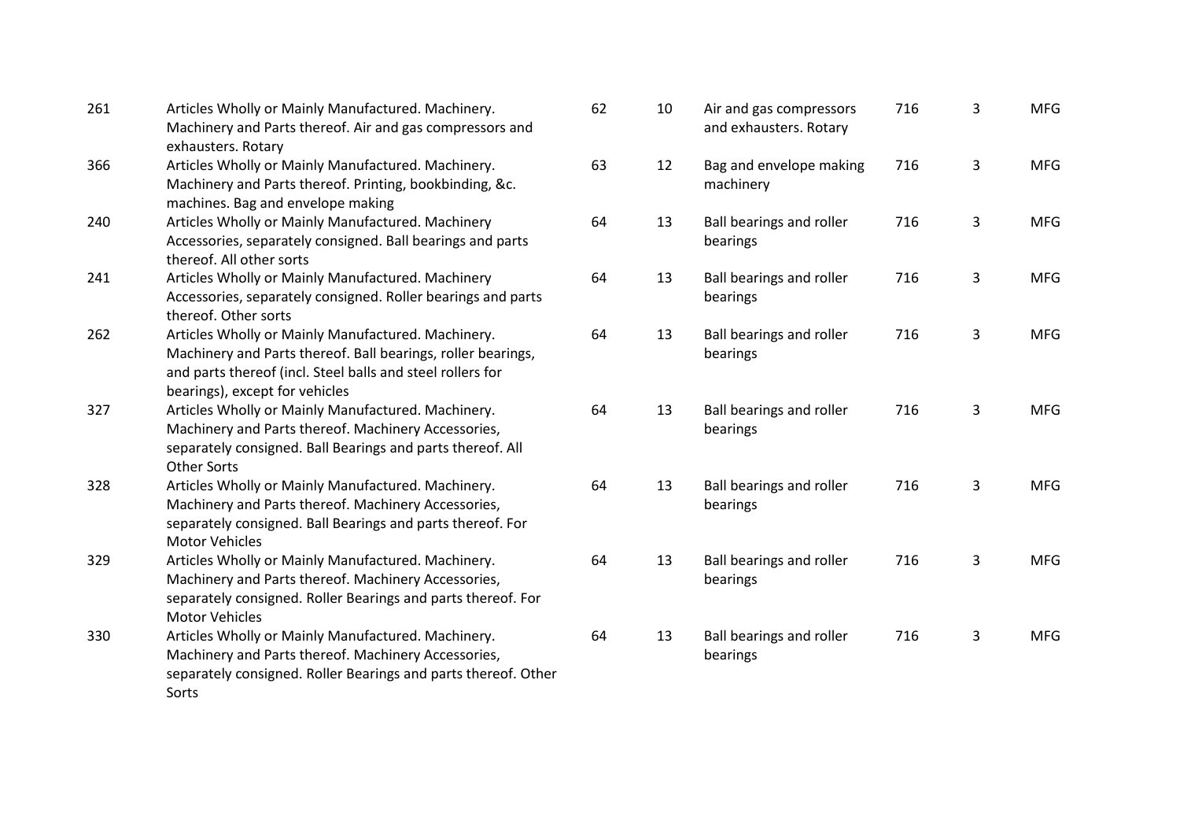| | | | | | | | |
|---|---|---|---|---|---|---|---|
| 261 | Articles Wholly or Mainly Manufactured. Machinery. Machinery and Parts thereof. Air and gas compressors and exhausters. Rotary | 62 | 10 | Air and gas compressors and exhausters. Rotary | 716 | 3 | MFG |
| 366 | Articles Wholly or Mainly Manufactured. Machinery. Machinery and Parts thereof. Printing, bookbinding, &c. machines. Bag and envelope making | 63 | 12 | Bag and envelope making machinery | 716 | 3 | MFG |
| 240 | Articles Wholly or Mainly Manufactured. Machinery Accessories, separately consigned. Ball bearings and parts thereof. All other sorts | 64 | 13 | Ball bearings and roller bearings | 716 | 3 | MFG |
| 241 | Articles Wholly or Mainly Manufactured. Machinery Accessories, separately consigned. Roller bearings and parts thereof. Other sorts | 64 | 13 | Ball bearings and roller bearings | 716 | 3 | MFG |
| 262 | Articles Wholly or Mainly Manufactured. Machinery. Machinery and Parts thereof. Ball bearings, roller bearings, and parts thereof (incl. Steel balls and steel rollers for bearings), except for vehicles | 64 | 13 | Ball bearings and roller bearings | 716 | 3 | MFG |
| 327 | Articles Wholly or Mainly Manufactured. Machinery. Machinery and Parts thereof. Machinery Accessories, separately consigned. Ball Bearings and parts thereof. All Other Sorts | 64 | 13 | Ball bearings and roller bearings | 716 | 3 | MFG |
| 328 | Articles Wholly or Mainly Manufactured. Machinery. Machinery and Parts thereof. Machinery Accessories, separately consigned. Ball Bearings and parts thereof. For Motor Vehicles | 64 | 13 | Ball bearings and roller bearings | 716 | 3 | MFG |
| 329 | Articles Wholly or Mainly Manufactured. Machinery. Machinery and Parts thereof. Machinery Accessories, separately consigned. Roller Bearings and parts thereof. For Motor Vehicles | 64 | 13 | Ball bearings and roller bearings | 716 | 3 | MFG |
| 330 | Articles Wholly or Mainly Manufactured. Machinery. Machinery and Parts thereof. Machinery Accessories, separately consigned. Roller Bearings and parts thereof. Other Sorts | 64 | 13 | Ball bearings and roller bearings | 716 | 3 | MFG |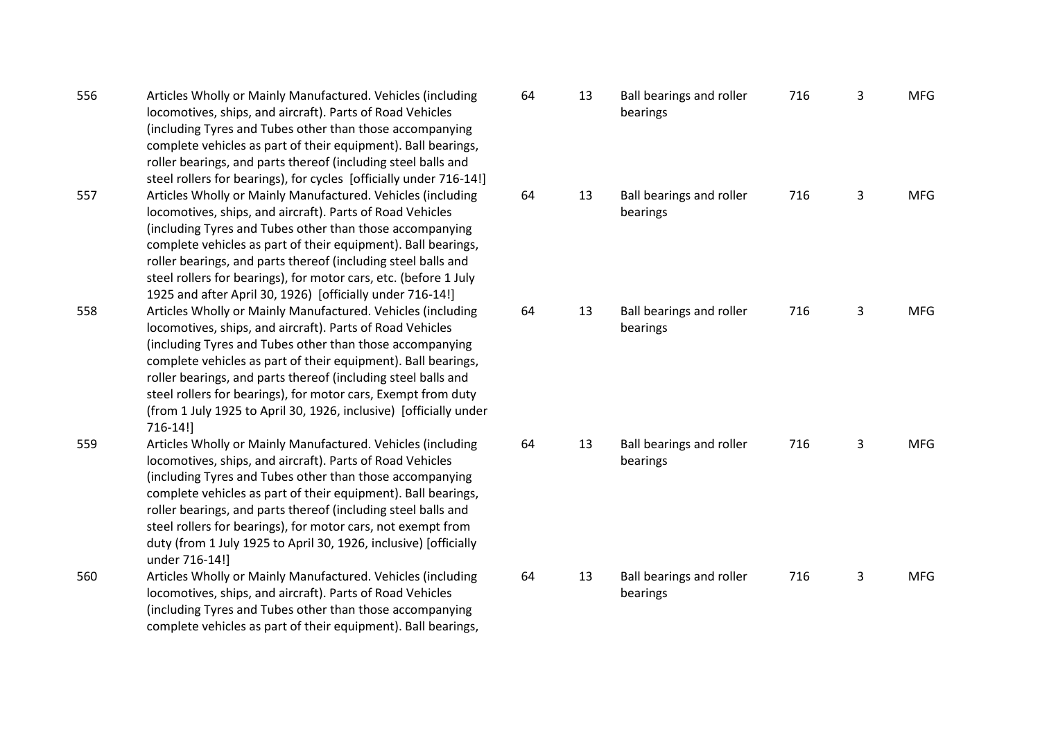| | | | | | | | |
|---|---|---|---|---|---|---|---|
| 556 | Articles Wholly or Mainly Manufactured. Vehicles (including locomotives, ships, and aircraft). Parts of Road Vehicles (including Tyres and Tubes other than those accompanying complete vehicles as part of their equipment). Ball bearings, roller bearings, and parts thereof (including steel balls and steel rollers for bearings), for cycles [officially under 716-14!] | 64 | 13 | Ball bearings and roller bearings | 716 | 3 | MFG |
| 557 | Articles Wholly or Mainly Manufactured. Vehicles (including locomotives, ships, and aircraft). Parts of Road Vehicles (including Tyres and Tubes other than those accompanying complete vehicles as part of their equipment). Ball bearings, roller bearings, and parts thereof (including steel balls and steel rollers for bearings), for motor cars, etc. (before 1 July 1925 and after April 30, 1926) [officially under 716-14!] | 64 | 13 | Ball bearings and roller bearings | 716 | 3 | MFG |
| 558 | Articles Wholly or Mainly Manufactured. Vehicles (including locomotives, ships, and aircraft). Parts of Road Vehicles (including Tyres and Tubes other than those accompanying complete vehicles as part of their equipment). Ball bearings, roller bearings, and parts thereof (including steel balls and steel rollers for bearings), for motor cars, Exempt from duty (from 1 July 1925 to April 30, 1926, inclusive) [officially under 716-14!] | 64 | 13 | Ball bearings and roller bearings | 716 | 3 | MFG |
| 559 | Articles Wholly or Mainly Manufactured. Vehicles (including locomotives, ships, and aircraft). Parts of Road Vehicles (including Tyres and Tubes other than those accompanying complete vehicles as part of their equipment). Ball bearings, roller bearings, and parts thereof (including steel balls and steel rollers for bearings), for motor cars, not exempt from duty (from 1 July 1925 to April 30, 1926, inclusive) [officially under 716-14!] | 64 | 13 | Ball bearings and roller bearings | 716 | 3 | MFG |
| 560 | Articles Wholly or Mainly Manufactured. Vehicles (including locomotives, ships, and aircraft). Parts of Road Vehicles (including Tyres and Tubes other than those accompanying complete vehicles as part of their equipment). Ball bearings, | 64 | 13 | Ball bearings and roller bearings | 716 | 3 | MFG |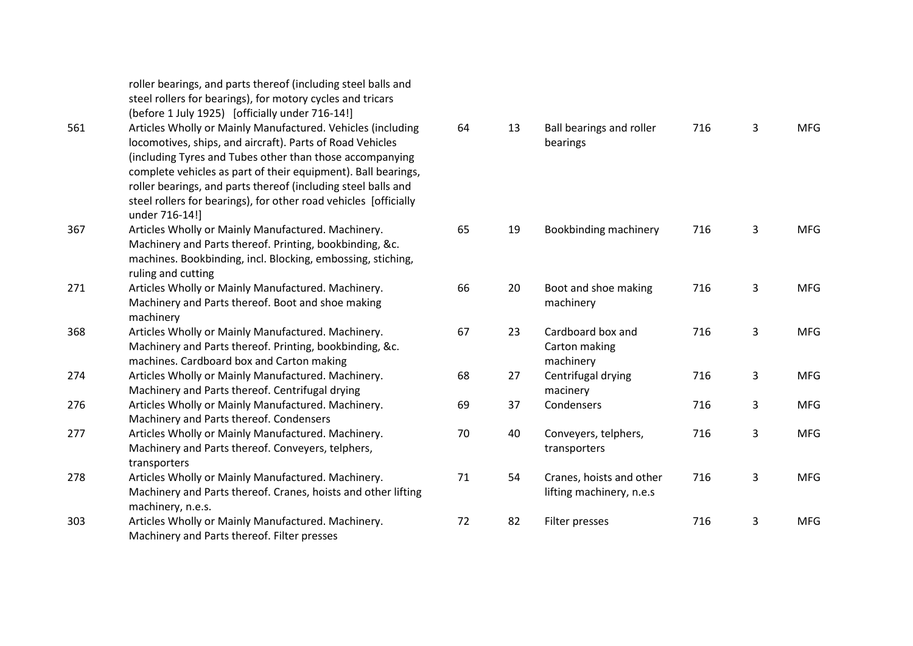| | | | | | | | |
|---|---|---|---|---|---|---|---|
| | roller bearings, and parts thereof (including steel balls and steel rollers for bearings), for motory cycles and tricars (before 1 July 1925) [officially under 716-14!] | | | | | | |
| 561 | Articles Wholly or Mainly Manufactured. Vehicles (including locomotives, ships, and aircraft). Parts of Road Vehicles (including Tyres and Tubes other than those accompanying complete vehicles as part of their equipment). Ball bearings, roller bearings, and parts thereof (including steel balls and steel rollers for bearings), for other road vehicles [officially under 716-14!] | 64 | 13 | Ball bearings and roller bearings | 716 | 3 | MFG |
| 367 | Articles Wholly or Mainly Manufactured. Machinery. Machinery and Parts thereof. Printing, bookbinding, &c. machines. Bookbinding, incl. Blocking, embossing, stiching, ruling and cutting | 65 | 19 | Bookbinding machinery | 716 | 3 | MFG |
| 271 | Articles Wholly or Mainly Manufactured. Machinery. Machinery and Parts thereof. Boot and shoe making machinery | 66 | 20 | Boot and shoe making machinery | 716 | 3 | MFG |
| 368 | Articles Wholly or Mainly Manufactured. Machinery. Machinery and Parts thereof. Printing, bookbinding, &c. machines. Cardboard box and Carton making | 67 | 23 | Cardboard box and Carton making machinery | 716 | 3 | MFG |
| 274 | Articles Wholly or Mainly Manufactured. Machinery. Machinery and Parts thereof. Centrifugal drying | 68 | 27 | Centrifugal drying macinery | 716 | 3 | MFG |
| 276 | Articles Wholly or Mainly Manufactured. Machinery. Machinery and Parts thereof. Condensers | 69 | 37 | Condensers | 716 | 3 | MFG |
| 277 | Articles Wholly or Mainly Manufactured. Machinery. Machinery and Parts thereof. Conveyers, telphers, transporters | 70 | 40 | Conveyers, telphers, transporters | 716 | 3 | MFG |
| 278 | Articles Wholly or Mainly Manufactured. Machinery. Machinery and Parts thereof. Cranes, hoists and other lifting machinery, n.e.s. | 71 | 54 | Cranes, hoists and other lifting machinery, n.e.s | 716 | 3 | MFG |
| 303 | Articles Wholly or Mainly Manufactured. Machinery. Machinery and Parts thereof. Filter presses | 72 | 82 | Filter presses | 716 | 3 | MFG |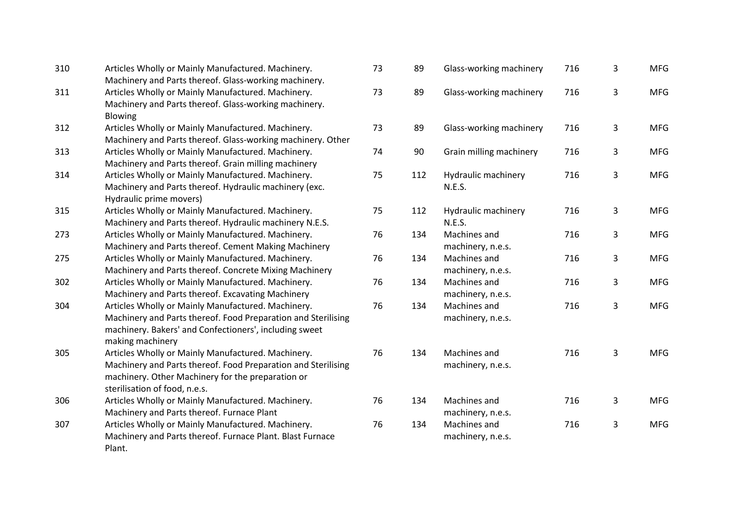| | | | | | | | |
|---|---|---|---|---|---|---|---|
| 310 | Articles Wholly or Mainly Manufactured. Machinery. Machinery and Parts thereof. Glass-working machinery. | 73 | 89 | Glass-working machinery | 716 | 3 | MFG |
| 311 | Articles Wholly or Mainly Manufactured. Machinery. Machinery and Parts thereof. Glass-working machinery. Blowing | 73 | 89 | Glass-working machinery | 716 | 3 | MFG |
| 312 | Articles Wholly or Mainly Manufactured. Machinery. Machinery and Parts thereof. Glass-working machinery. Other | 73 | 89 | Glass-working machinery | 716 | 3 | MFG |
| 313 | Articles Wholly or Mainly Manufactured. Machinery. Machinery and Parts thereof. Grain milling machinery | 74 | 90 | Grain milling machinery | 716 | 3 | MFG |
| 314 | Articles Wholly or Mainly Manufactured. Machinery. Machinery and Parts thereof. Hydraulic machinery (exc. Hydraulic prime movers) | 75 | 112 | Hydraulic machinery N.E.S. | 716 | 3 | MFG |
| 315 | Articles Wholly or Mainly Manufactured. Machinery. Machinery and Parts thereof. Hydraulic machinery N.E.S. | 75 | 112 | Hydraulic machinery N.E.S. | 716 | 3 | MFG |
| 273 | Articles Wholly or Mainly Manufactured. Machinery. Machinery and Parts thereof. Cement Making Machinery | 76 | 134 | Machines and machinery, n.e.s. | 716 | 3 | MFG |
| 275 | Articles Wholly or Mainly Manufactured. Machinery. Machinery and Parts thereof. Concrete Mixing Machinery | 76 | 134 | Machines and machinery, n.e.s. | 716 | 3 | MFG |
| 302 | Articles Wholly or Mainly Manufactured. Machinery. Machinery and Parts thereof. Excavating Machinery | 76 | 134 | Machines and machinery, n.e.s. | 716 | 3 | MFG |
| 304 | Articles Wholly or Mainly Manufactured. Machinery. Machinery and Parts thereof. Food Preparation and Sterilising machinery. Bakers' and Confectioners', including sweet making machinery | 76 | 134 | Machines and machinery, n.e.s. | 716 | 3 | MFG |
| 305 | Articles Wholly or Mainly Manufactured. Machinery. Machinery and Parts thereof. Food Preparation and Sterilising machinery. Other Machinery for the preparation or sterilisation of food, n.e.s. | 76 | 134 | Machines and machinery, n.e.s. | 716 | 3 | MFG |
| 306 | Articles Wholly or Mainly Manufactured. Machinery. Machinery and Parts thereof. Furnace Plant | 76 | 134 | Machines and machinery, n.e.s. | 716 | 3 | MFG |
| 307 | Articles Wholly or Mainly Manufactured. Machinery. Machinery and Parts thereof. Furnace Plant. Blast Furnace Plant. | 76 | 134 | Machines and machinery, n.e.s. | 716 | 3 | MFG |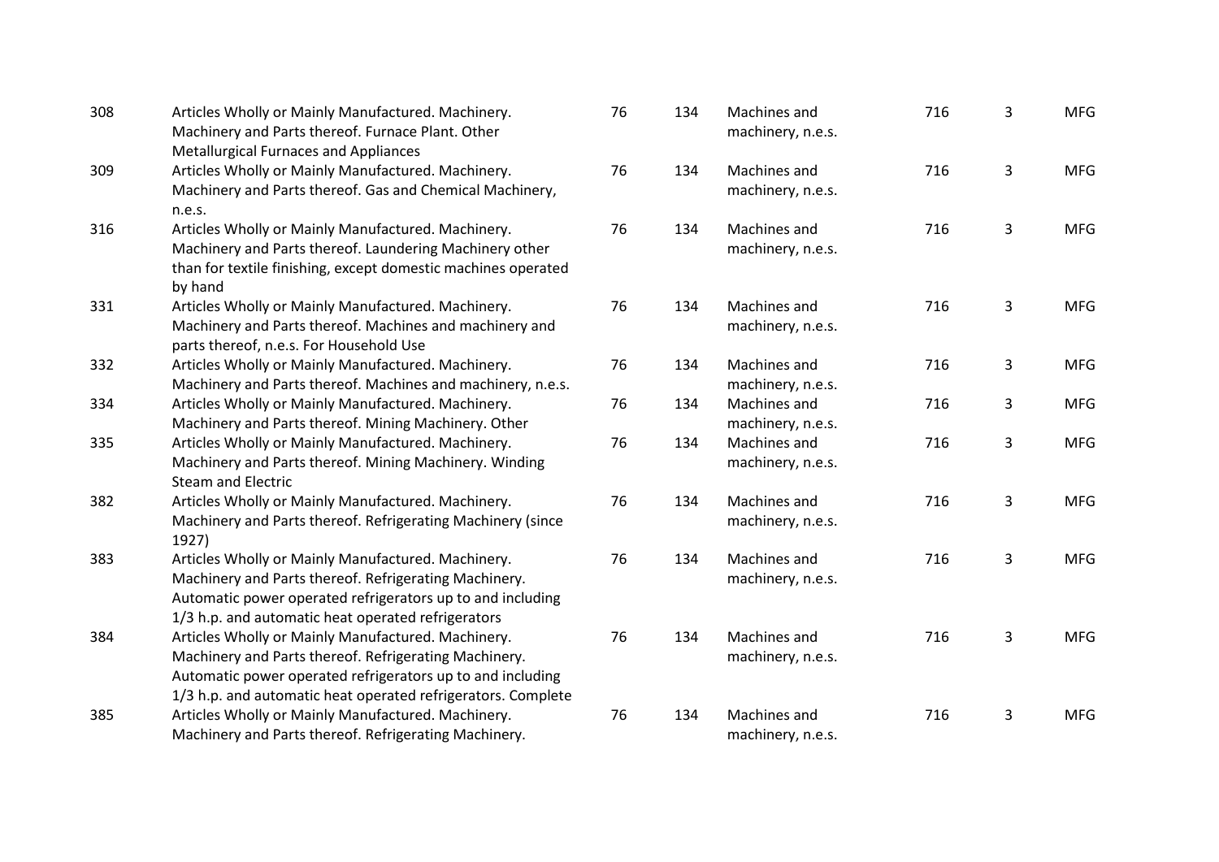| | | | | | | | |
|---|---|---|---|---|---|---|---|
| 308 | Articles Wholly or Mainly Manufactured. Machinery. Machinery and Parts thereof. Furnace Plant. Other Metallurgical Furnaces and Appliances | 76 | 134 | Machines and machinery, n.e.s. | 716 | 3 | MFG |
| 309 | Articles Wholly or Mainly Manufactured. Machinery. Machinery and Parts thereof. Gas and Chemical Machinery, n.e.s. | 76 | 134 | Machines and machinery, n.e.s. | 716 | 3 | MFG |
| 316 | Articles Wholly or Mainly Manufactured. Machinery. Machinery and Parts thereof. Laundering Machinery other than for textile finishing, except domestic machines operated by hand | 76 | 134 | Machines and machinery, n.e.s. | 716 | 3 | MFG |
| 331 | Articles Wholly or Mainly Manufactured. Machinery. Machinery and Parts thereof. Machines and machinery and parts thereof, n.e.s. For Household Use | 76 | 134 | Machines and machinery, n.e.s. | 716 | 3 | MFG |
| 332 | Articles Wholly or Mainly Manufactured. Machinery. Machinery and Parts thereof. Machines and machinery, n.e.s. | 76 | 134 | Machines and machinery, n.e.s. | 716 | 3 | MFG |
| 334 | Articles Wholly or Mainly Manufactured. Machinery. Machinery and Parts thereof. Mining Machinery. Other | 76 | 134 | Machines and machinery, n.e.s. | 716 | 3 | MFG |
| 335 | Articles Wholly or Mainly Manufactured. Machinery. Machinery and Parts thereof. Mining Machinery. Winding Steam and Electric | 76 | 134 | Machines and machinery, n.e.s. | 716 | 3 | MFG |
| 382 | Articles Wholly or Mainly Manufactured. Machinery. Machinery and Parts thereof. Refrigerating Machinery (since 1927) | 76 | 134 | Machines and machinery, n.e.s. | 716 | 3 | MFG |
| 383 | Articles Wholly or Mainly Manufactured. Machinery. Machinery and Parts thereof. Refrigerating Machinery. Automatic power operated refrigerators up to and including 1/3 h.p. and automatic heat operated refrigerators | 76 | 134 | Machines and machinery, n.e.s. | 716 | 3 | MFG |
| 384 | Articles Wholly or Mainly Manufactured. Machinery. Machinery and Parts thereof. Refrigerating Machinery. Automatic power operated refrigerators up to and including 1/3 h.p. and automatic heat operated refrigerators. Complete | 76 | 134 | Machines and machinery, n.e.s. | 716 | 3 | MFG |
| 385 | Articles Wholly or Mainly Manufactured. Machinery. Machinery and Parts thereof. Refrigerating Machinery. | 76 | 134 | Machines and machinery, n.e.s. | 716 | 3 | MFG |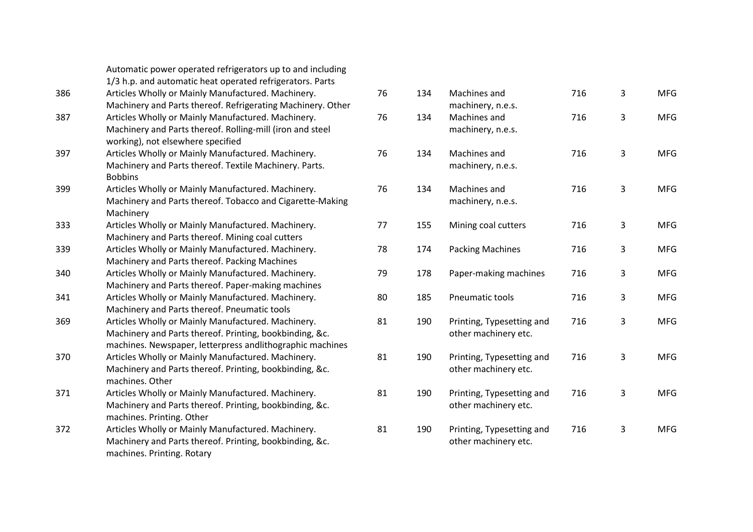| | | | | | | | |
|---|---|---|---|---|---|---|---|
| | Automatic power operated refrigerators up to and including 1/3 h.p. and automatic heat operated refrigerators. Parts | | | | | | |
| 386 | Articles Wholly or Mainly Manufactured. Machinery. Machinery and Parts thereof. Refrigerating Machinery. Other | 76 | 134 | Machines and machinery, n.e.s. | 716 | 3 | MFG |
| 387 | Articles Wholly or Mainly Manufactured. Machinery. Machinery and Parts thereof. Rolling-mill (iron and steel working), not elsewhere specified | 76 | 134 | Machines and machinery, n.e.s. | 716 | 3 | MFG |
| 397 | Articles Wholly or Mainly Manufactured. Machinery. Machinery and Parts thereof. Textile Machinery. Parts. Bobbins | 76 | 134 | Machines and machinery, n.e.s. | 716 | 3 | MFG |
| 399 | Articles Wholly or Mainly Manufactured. Machinery. Machinery and Parts thereof. Tobacco and Cigarette-Making Machinery | 76 | 134 | Machines and machinery, n.e.s. | 716 | 3 | MFG |
| 333 | Articles Wholly or Mainly Manufactured. Machinery. Machinery and Parts thereof. Mining coal cutters | 77 | 155 | Mining coal cutters | 716 | 3 | MFG |
| 339 | Articles Wholly or Mainly Manufactured. Machinery. Machinery and Parts thereof. Packing Machines | 78 | 174 | Packing Machines | 716 | 3 | MFG |
| 340 | Articles Wholly or Mainly Manufactured. Machinery. Machinery and Parts thereof. Paper-making machines | 79 | 178 | Paper-making machines | 716 | 3 | MFG |
| 341 | Articles Wholly or Mainly Manufactured. Machinery. Machinery and Parts thereof. Pneumatic tools | 80 | 185 | Pneumatic tools | 716 | 3 | MFG |
| 369 | Articles Wholly or Mainly Manufactured. Machinery. Machinery and Parts thereof. Printing, bookbinding, &c. machines. Newspaper, letterpress andlithographic machines | 81 | 190 | Printing, Typesetting and other machinery etc. | 716 | 3 | MFG |
| 370 | Articles Wholly or Mainly Manufactured. Machinery. Machinery and Parts thereof. Printing, bookbinding, &c. machines. Other | 81 | 190 | Printing, Typesetting and other machinery etc. | 716 | 3 | MFG |
| 371 | Articles Wholly or Mainly Manufactured. Machinery. Machinery and Parts thereof. Printing, bookbinding, &c. machines. Printing. Other | 81 | 190 | Printing, Typesetting and other machinery etc. | 716 | 3 | MFG |
| 372 | Articles Wholly or Mainly Manufactured. Machinery. Machinery and Parts thereof. Printing, bookbinding, &c. machines. Printing. Rotary | 81 | 190 | Printing, Typesetting and other machinery etc. | 716 | 3 | MFG |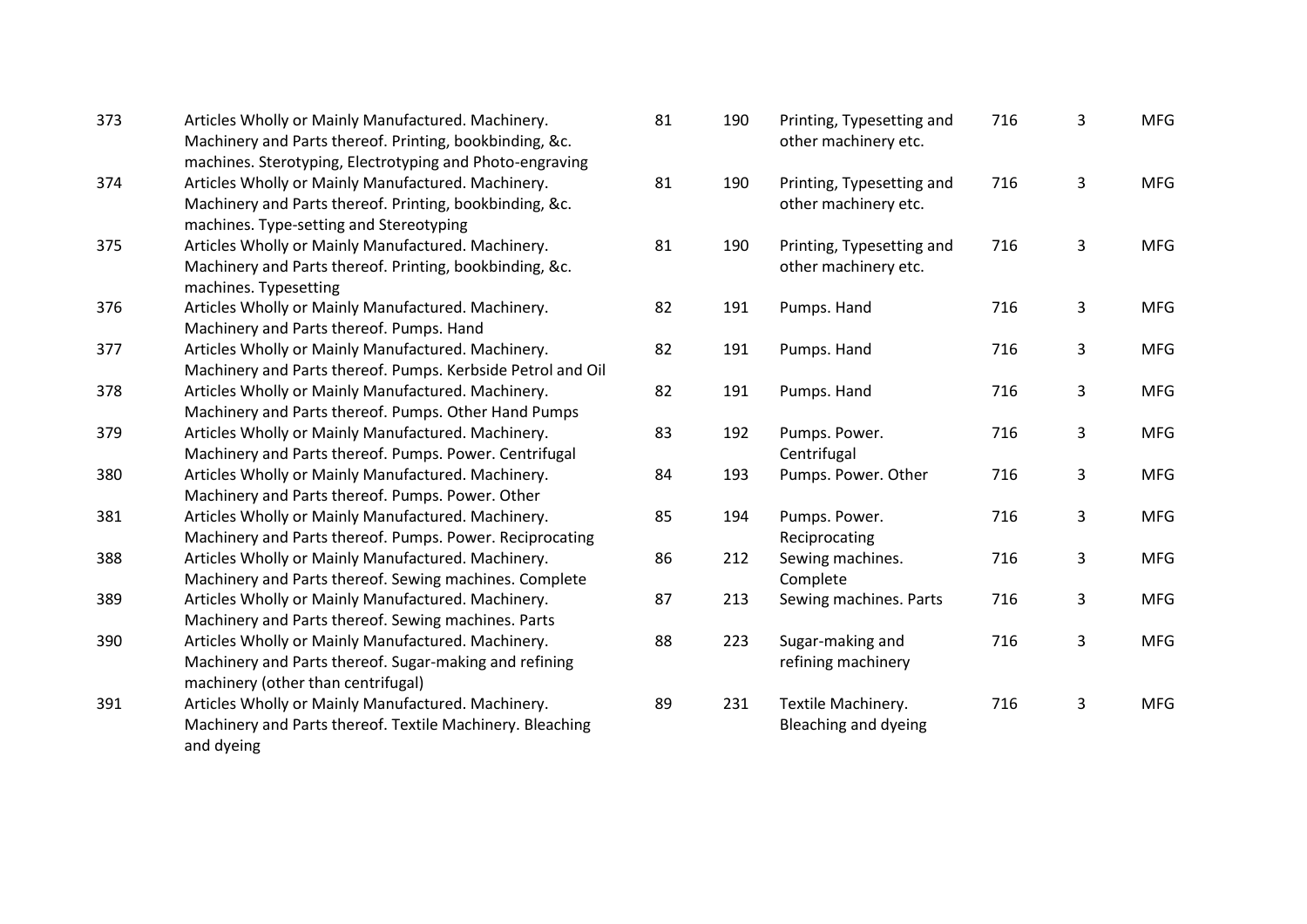| | | | | | | | |
|---|---|---|---|---|---|---|---|
| 373 | Articles Wholly or Mainly Manufactured. Machinery. Machinery and Parts thereof. Printing, bookbinding, &c. machines. Sterotyping, Electrotyping and Photo-engraving | 81 | 190 | Printing, Typesetting and other machinery etc. | 716 | 3 | MFG |
| 374 | Articles Wholly or Mainly Manufactured. Machinery. Machinery and Parts thereof. Printing, bookbinding, &c. machines. Type-setting and Stereotyping | 81 | 190 | Printing, Typesetting and other machinery etc. | 716 | 3 | MFG |
| 375 | Articles Wholly or Mainly Manufactured. Machinery. Machinery and Parts thereof. Printing, bookbinding, &c. machines. Typesetting | 81 | 190 | Printing, Typesetting and other machinery etc. | 716 | 3 | MFG |
| 376 | Articles Wholly or Mainly Manufactured. Machinery. Machinery and Parts thereof. Pumps. Hand | 82 | 191 | Pumps. Hand | 716 | 3 | MFG |
| 377 | Articles Wholly or Mainly Manufactured. Machinery. Machinery and Parts thereof. Pumps. Kerbside Petrol and Oil | 82 | 191 | Pumps. Hand | 716 | 3 | MFG |
| 378 | Articles Wholly or Mainly Manufactured. Machinery. Machinery and Parts thereof. Pumps. Other Hand Pumps | 82 | 191 | Pumps. Hand | 716 | 3 | MFG |
| 379 | Articles Wholly or Mainly Manufactured. Machinery. Machinery and Parts thereof. Pumps. Power. Centrifugal | 83 | 192 | Pumps. Power. Centrifugal | 716 | 3 | MFG |
| 380 | Articles Wholly or Mainly Manufactured. Machinery. Machinery and Parts thereof. Pumps. Power. Other | 84 | 193 | Pumps. Power. Other | 716 | 3 | MFG |
| 381 | Articles Wholly or Mainly Manufactured. Machinery. Machinery and Parts thereof. Pumps. Power. Reciprocating | 85 | 194 | Pumps. Power. Reciprocating | 716 | 3 | MFG |
| 388 | Articles Wholly or Mainly Manufactured. Machinery. Machinery and Parts thereof. Sewing machines. Complete | 86 | 212 | Sewing machines. Complete | 716 | 3 | MFG |
| 389 | Articles Wholly or Mainly Manufactured. Machinery. Machinery and Parts thereof. Sewing machines. Parts | 87 | 213 | Sewing machines. Parts | 716 | 3 | MFG |
| 390 | Articles Wholly or Mainly Manufactured. Machinery. Machinery and Parts thereof. Sugar-making and refining machinery (other than centrifugal) | 88 | 223 | Sugar-making and refining machinery | 716 | 3 | MFG |
| 391 | Articles Wholly or Mainly Manufactured. Machinery. Machinery and Parts thereof. Textile Machinery. Bleaching and dyeing | 89 | 231 | Textile Machinery. Bleaching and dyeing | 716 | 3 | MFG |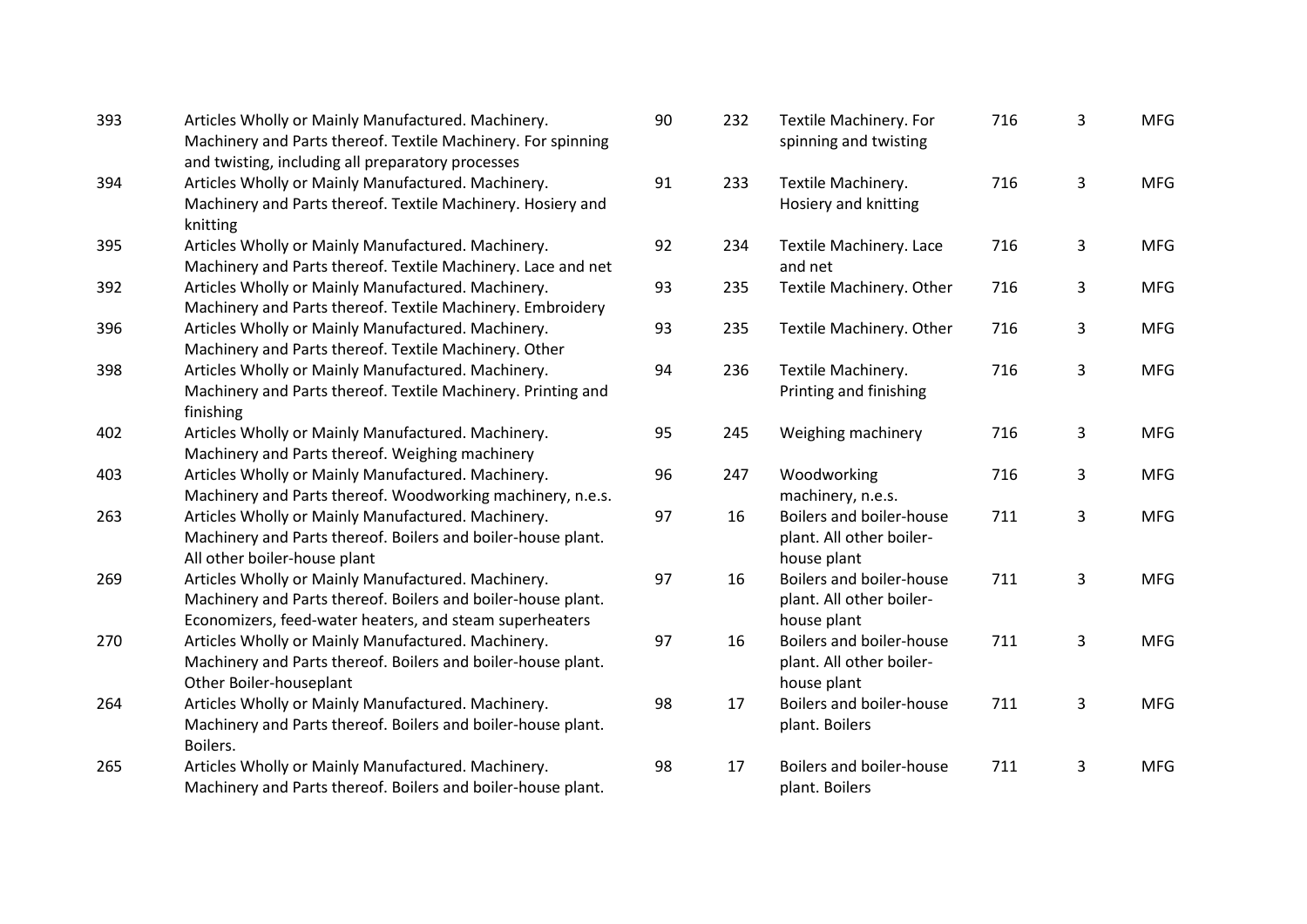| | | | | | | |
|---|---|---|---|---|---|---|
| 393 | Articles Wholly or Mainly Manufactured. Machinery. Machinery and Parts thereof. Textile Machinery. For spinning and twisting, including all preparatory processes | 90 | 232 | Textile Machinery. For spinning and twisting | 716 | 3 | MFG |
| 394 | Articles Wholly or Mainly Manufactured. Machinery. Machinery and Parts thereof. Textile Machinery. Hosiery and knitting | 91 | 233 | Textile Machinery. Hosiery and knitting | 716 | 3 | MFG |
| 395 | Articles Wholly or Mainly Manufactured. Machinery. Machinery and Parts thereof. Textile Machinery. Lace and net | 92 | 234 | Textile Machinery. Lace and net | 716 | 3 | MFG |
| 392 | Articles Wholly or Mainly Manufactured. Machinery. Machinery and Parts thereof. Textile Machinery. Embroidery | 93 | 235 | Textile Machinery. Other | 716 | 3 | MFG |
| 396 | Articles Wholly or Mainly Manufactured. Machinery. Machinery and Parts thereof. Textile Machinery. Other | 93 | 235 | Textile Machinery. Other | 716 | 3 | MFG |
| 398 | Articles Wholly or Mainly Manufactured. Machinery. Machinery and Parts thereof. Textile Machinery. Printing and finishing | 94 | 236 | Textile Machinery. Printing and finishing | 716 | 3 | MFG |
| 402 | Articles Wholly or Mainly Manufactured. Machinery. Machinery and Parts thereof. Weighing machinery | 95 | 245 | Weighing machinery | 716 | 3 | MFG |
| 403 | Articles Wholly or Mainly Manufactured. Machinery. Machinery and Parts thereof. Woodworking machinery, n.e.s. | 96 | 247 | Woodworking machinery, n.e.s. | 716 | 3 | MFG |
| 263 | Articles Wholly or Mainly Manufactured. Machinery. Machinery and Parts thereof. Boilers and boiler-house plant. All other boiler-house plant | 97 | 16 | Boilers and boiler-house plant. All other boiler-house plant | 711 | 3 | MFG |
| 269 | Articles Wholly or Mainly Manufactured. Machinery. Machinery and Parts thereof. Boilers and boiler-house plant. Economizers, feed-water heaters, and steam superheaters | 97 | 16 | Boilers and boiler-house plant. All other boiler-house plant | 711 | 3 | MFG |
| 270 | Articles Wholly or Mainly Manufactured. Machinery. Machinery and Parts thereof. Boilers and boiler-house plant. Other Boiler-houseplant | 97 | 16 | Boilers and boiler-house plant. All other boiler-house plant | 711 | 3 | MFG |
| 264 | Articles Wholly or Mainly Manufactured. Machinery. Machinery and Parts thereof. Boilers and boiler-house plant. Boilers. | 98 | 17 | Boilers and boiler-house plant. Boilers | 711 | 3 | MFG |
| 265 | Articles Wholly or Mainly Manufactured. Machinery. Machinery and Parts thereof. Boilers and boiler-house plant. | 98 | 17 | Boilers and boiler-house plant. Boilers | 711 | 3 | MFG |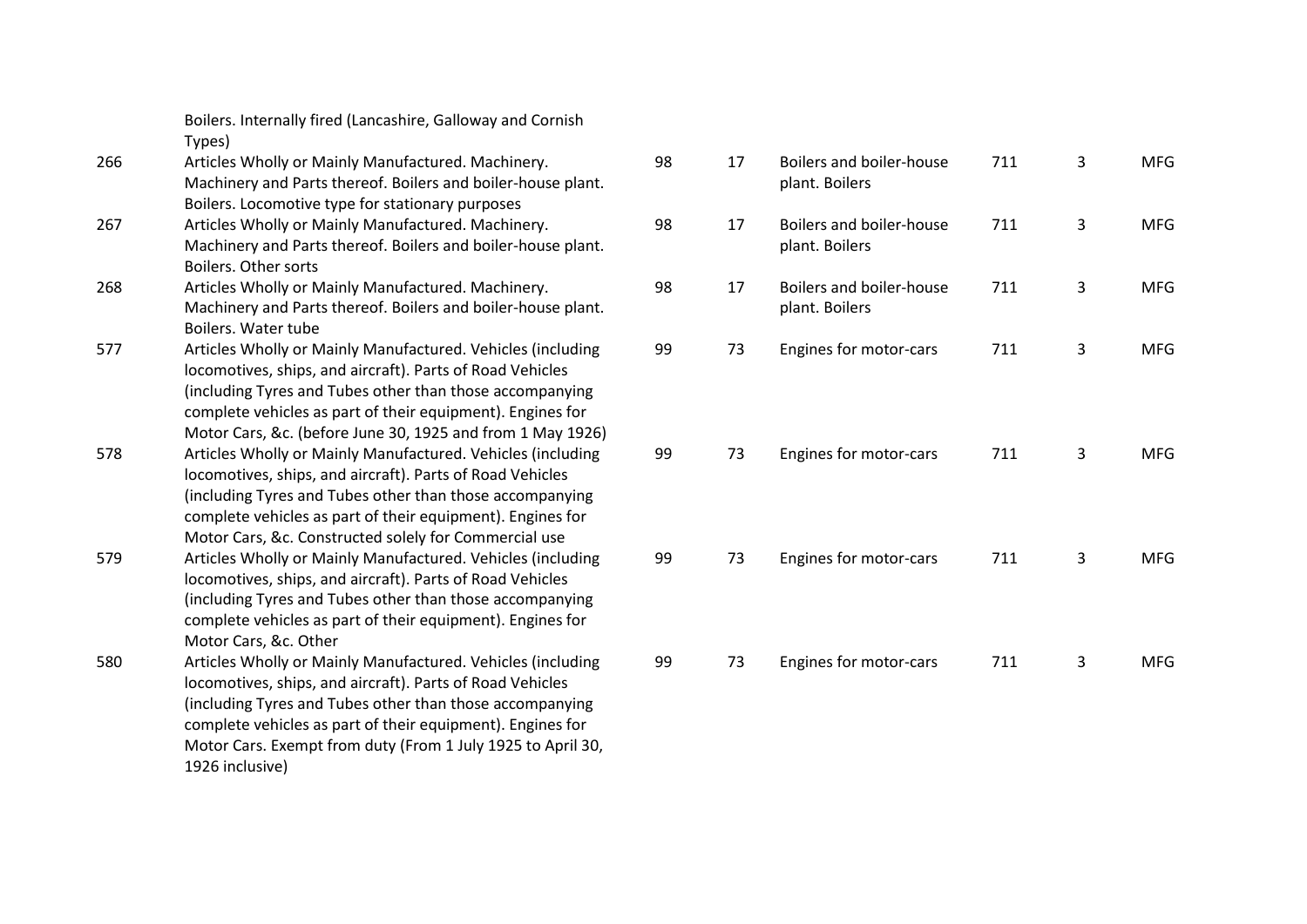| | | | | | | | |
|---|---|---|---|---|---|---|---|
| | Boilers. Internally fired (Lancashire, Galloway and Cornish Types) | | | | | | |
| 266 | Articles Wholly or Mainly Manufactured. Machinery. Machinery and Parts thereof. Boilers and boiler-house plant. Boilers. Locomotive type for stationary purposes | 98 | 17 | Boilers and boiler-house plant. Boilers | 711 | 3 | MFG |
| 267 | Articles Wholly or Mainly Manufactured. Machinery. Machinery and Parts thereof. Boilers and boiler-house plant. Boilers. Other sorts | 98 | 17 | Boilers and boiler-house plant. Boilers | 711 | 3 | MFG |
| 268 | Articles Wholly or Mainly Manufactured. Machinery. Machinery and Parts thereof. Boilers and boiler-house plant. Boilers. Water tube | 98 | 17 | Boilers and boiler-house plant. Boilers | 711 | 3 | MFG |
| 577 | Articles Wholly or Mainly Manufactured. Vehicles (including locomotives, ships, and aircraft). Parts of Road Vehicles (including Tyres and Tubes other than those accompanying complete vehicles as part of their equipment). Engines for Motor Cars, &c. (before June 30, 1925 and from 1 May 1926) | 99 | 73 | Engines for motor-cars | 711 | 3 | MFG |
| 578 | Articles Wholly or Mainly Manufactured. Vehicles (including locomotives, ships, and aircraft). Parts of Road Vehicles (including Tyres and Tubes other than those accompanying complete vehicles as part of their equipment). Engines for Motor Cars, &c. Constructed solely for Commercial use | 99 | 73 | Engines for motor-cars | 711 | 3 | MFG |
| 579 | Articles Wholly or Mainly Manufactured. Vehicles (including locomotives, ships, and aircraft). Parts of Road Vehicles (including Tyres and Tubes other than those accompanying complete vehicles as part of their equipment). Engines for Motor Cars, &c. Other | 99 | 73 | Engines for motor-cars | 711 | 3 | MFG |
| 580 | Articles Wholly or Mainly Manufactured. Vehicles (including locomotives, ships, and aircraft). Parts of Road Vehicles (including Tyres and Tubes other than those accompanying complete vehicles as part of their equipment). Engines for Motor Cars. Exempt from duty (From 1 July 1925 to April 30, 1926 inclusive) | 99 | 73 | Engines for motor-cars | 711 | 3 | MFG |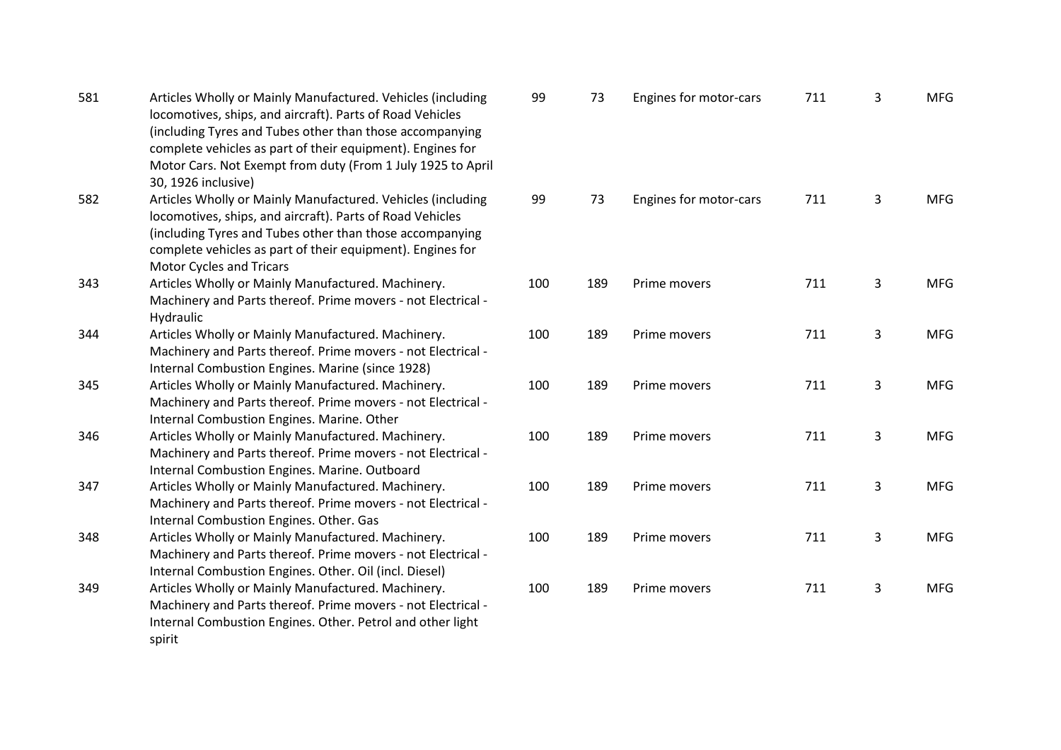| | | | | | | | |
|---|---|---|---|---|---|---|---|
| 581 | Articles Wholly or Mainly Manufactured. Vehicles (including locomotives, ships, and aircraft). Parts of Road Vehicles (including Tyres and Tubes other than those accompanying complete vehicles as part of their equipment). Engines for Motor Cars. Not Exempt from duty (From 1 July 1925 to April 30, 1926 inclusive) | 99 | 73 | Engines for motor-cars | 711 | 3 | MFG |
| 582 | Articles Wholly or Mainly Manufactured. Vehicles (including locomotives, ships, and aircraft). Parts of Road Vehicles (including Tyres and Tubes other than those accompanying complete vehicles as part of their equipment). Engines for Motor Cycles and Tricars | 99 | 73 | Engines for motor-cars | 711 | 3 | MFG |
| 343 | Articles Wholly or Mainly Manufactured. Machinery. Machinery and Parts thereof. Prime movers - not Electrical - Hydraulic | 100 | 189 | Prime movers | 711 | 3 | MFG |
| 344 | Articles Wholly or Mainly Manufactured. Machinery. Machinery and Parts thereof. Prime movers - not Electrical - Internal Combustion Engines. Marine (since 1928) | 100 | 189 | Prime movers | 711 | 3 | MFG |
| 345 | Articles Wholly or Mainly Manufactured. Machinery. Machinery and Parts thereof. Prime movers - not Electrical - Internal Combustion Engines. Marine. Other | 100 | 189 | Prime movers | 711 | 3 | MFG |
| 346 | Articles Wholly or Mainly Manufactured. Machinery. Machinery and Parts thereof. Prime movers - not Electrical - Internal Combustion Engines. Marine. Outboard | 100 | 189 | Prime movers | 711 | 3 | MFG |
| 347 | Articles Wholly or Mainly Manufactured. Machinery. Machinery and Parts thereof. Prime movers - not Electrical - Internal Combustion Engines. Other. Gas | 100 | 189 | Prime movers | 711 | 3 | MFG |
| 348 | Articles Wholly or Mainly Manufactured. Machinery. Machinery and Parts thereof. Prime movers - not Electrical - Internal Combustion Engines. Other. Oil (incl. Diesel) | 100 | 189 | Prime movers | 711 | 3 | MFG |
| 349 | Articles Wholly or Mainly Manufactured. Machinery. Machinery and Parts thereof. Prime movers - not Electrical - Internal Combustion Engines. Other. Petrol and other light spirit | 100 | 189 | Prime movers | 711 | 3 | MFG |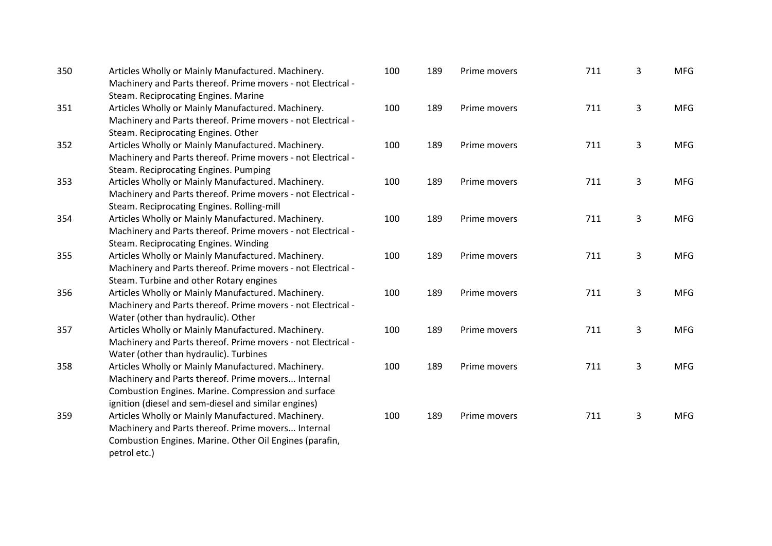| | | | | | | | |
|---|---|---|---|---|---|---|---|
| 350 | Articles Wholly or Mainly Manufactured. Machinery. Machinery and Parts thereof. Prime movers - not Electrical - Steam. Reciprocating Engines. Marine | 100 | 189 | Prime movers | 711 | 3 | MFG |
| 351 | Articles Wholly or Mainly Manufactured. Machinery. Machinery and Parts thereof. Prime movers - not Electrical - Steam. Reciprocating Engines. Other | 100 | 189 | Prime movers | 711 | 3 | MFG |
| 352 | Articles Wholly or Mainly Manufactured. Machinery. Machinery and Parts thereof. Prime movers - not Electrical - Steam. Reciprocating Engines. Pumping | 100 | 189 | Prime movers | 711 | 3 | MFG |
| 353 | Articles Wholly or Mainly Manufactured. Machinery. Machinery and Parts thereof. Prime movers - not Electrical - Steam. Reciprocating Engines. Rolling-mill | 100 | 189 | Prime movers | 711 | 3 | MFG |
| 354 | Articles Wholly or Mainly Manufactured. Machinery. Machinery and Parts thereof. Prime movers - not Electrical - Steam. Reciprocating Engines. Winding | 100 | 189 | Prime movers | 711 | 3 | MFG |
| 355 | Articles Wholly or Mainly Manufactured. Machinery. Machinery and Parts thereof. Prime movers - not Electrical - Steam. Turbine and other Rotary engines | 100 | 189 | Prime movers | 711 | 3 | MFG |
| 356 | Articles Wholly or Mainly Manufactured. Machinery. Machinery and Parts thereof. Prime movers - not Electrical - Water (other than hydraulic). Other | 100 | 189 | Prime movers | 711 | 3 | MFG |
| 357 | Articles Wholly or Mainly Manufactured. Machinery. Machinery and Parts thereof. Prime movers - not Electrical - Water (other than hydraulic). Turbines | 100 | 189 | Prime movers | 711 | 3 | MFG |
| 358 | Articles Wholly or Mainly Manufactured. Machinery. Machinery and Parts thereof. Prime movers... Internal Combustion Engines. Marine. Compression and surface ignition (diesel and sem-diesel and similar engines) | 100 | 189 | Prime movers | 711 | 3 | MFG |
| 359 | Articles Wholly or Mainly Manufactured. Machinery. Machinery and Parts thereof. Prime movers... Internal Combustion Engines. Marine. Other Oil Engines (parafin, petrol etc.) | 100 | 189 | Prime movers | 711 | 3 | MFG |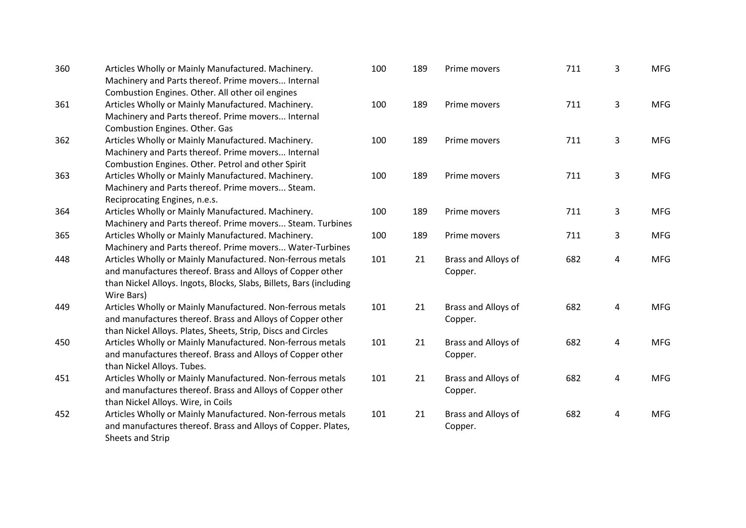| | | | | | | | |
|---|---|---|---|---|---|---|---|
| 360 | Articles Wholly or Mainly Manufactured. Machinery. Machinery and Parts thereof. Prime movers... Internal Combustion Engines. Other. All other oil engines | 100 | 189 | Prime movers | 711 | 3 | MFG |
| 361 | Articles Wholly or Mainly Manufactured. Machinery. Machinery and Parts thereof. Prime movers... Internal Combustion Engines. Other. Gas | 100 | 189 | Prime movers | 711 | 3 | MFG |
| 362 | Articles Wholly or Mainly Manufactured. Machinery. Machinery and Parts thereof. Prime movers... Internal Combustion Engines. Other. Petrol and other Spirit | 100 | 189 | Prime movers | 711 | 3 | MFG |
| 363 | Articles Wholly or Mainly Manufactured. Machinery. Machinery and Parts thereof. Prime movers... Steam. Reciprocating Engines, n.e.s. | 100 | 189 | Prime movers | 711 | 3 | MFG |
| 364 | Articles Wholly or Mainly Manufactured. Machinery. Machinery and Parts thereof. Prime movers... Steam. Turbines | 100 | 189 | Prime movers | 711 | 3 | MFG |
| 365 | Articles Wholly or Mainly Manufactured. Machinery. Machinery and Parts thereof. Prime movers... Water-Turbines | 100 | 189 | Prime movers | 711 | 3 | MFG |
| 448 | Articles Wholly or Mainly Manufactured. Non-ferrous metals and manufactures thereof. Brass and Alloys of Copper other than Nickel Alloys. Ingots, Blocks, Slabs, Billets, Bars (including Wire Bars) | 101 | 21 | Brass and Alloys of Copper. | 682 | 4 | MFG |
| 449 | Articles Wholly or Mainly Manufactured. Non-ferrous metals and manufactures thereof. Brass and Alloys of Copper other than Nickel Alloys. Plates, Sheets, Strip, Discs and Circles | 101 | 21 | Brass and Alloys of Copper. | 682 | 4 | MFG |
| 450 | Articles Wholly or Mainly Manufactured. Non-ferrous metals and manufactures thereof. Brass and Alloys of Copper other than Nickel Alloys. Tubes. | 101 | 21 | Brass and Alloys of Copper. | 682 | 4 | MFG |
| 451 | Articles Wholly or Mainly Manufactured. Non-ferrous metals and manufactures thereof. Brass and Alloys of Copper other than Nickel Alloys. Wire, in Coils | 101 | 21 | Brass and Alloys of Copper. | 682 | 4 | MFG |
| 452 | Articles Wholly or Mainly Manufactured. Non-ferrous metals and manufactures thereof. Brass and Alloys of Copper. Plates, Sheets and Strip | 101 | 21 | Brass and Alloys of Copper. | 682 | 4 | MFG |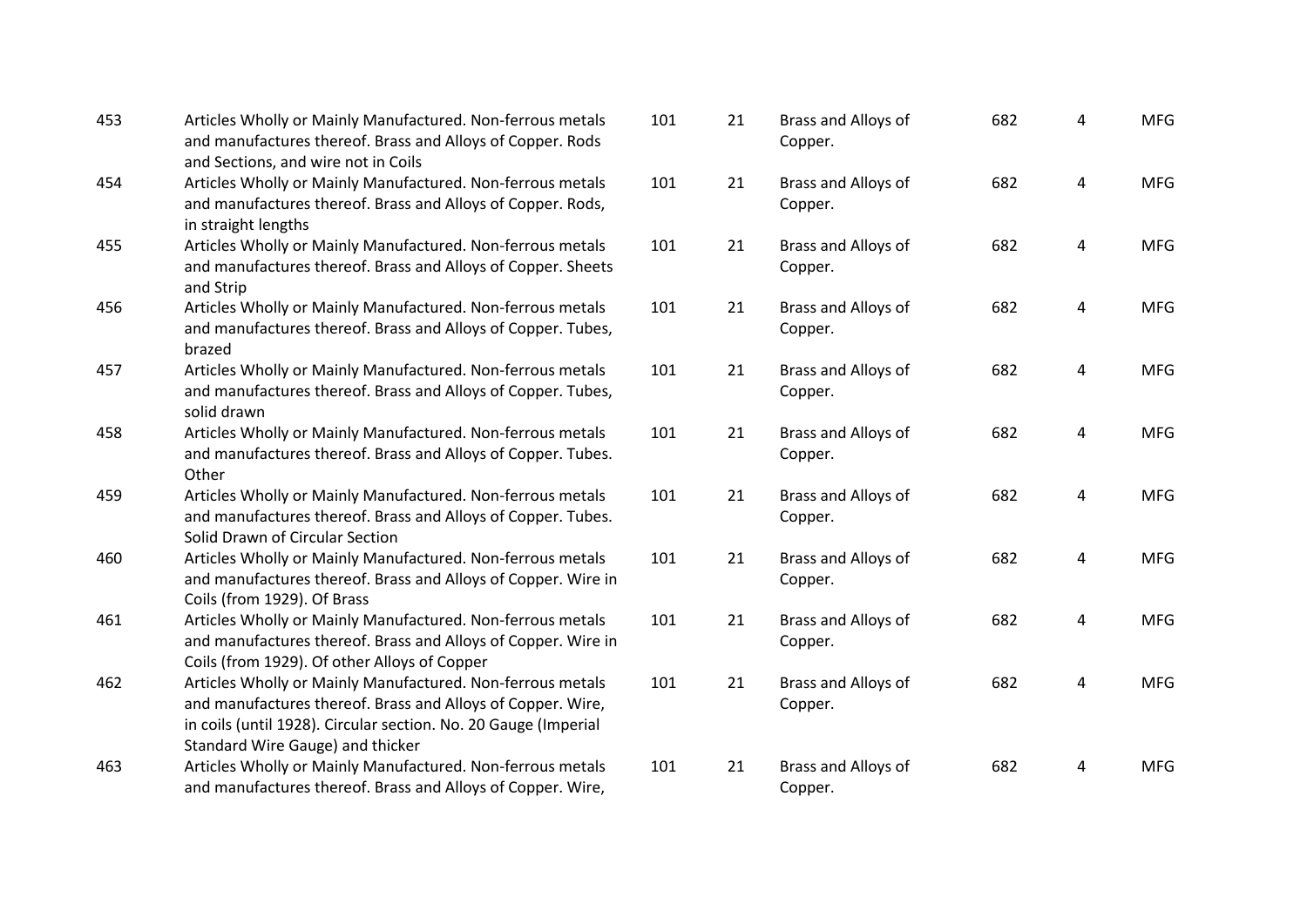| | | | | | | | |
|---|---|---|---|---|---|---|---|
| 453 | Articles Wholly or Mainly Manufactured. Non-ferrous metals and manufactures thereof. Brass and Alloys of Copper. Rods and Sections, and wire not in Coils | 101 | 21 | Brass and Alloys of Copper. | 682 | 4 | MFG |
| 454 | Articles Wholly or Mainly Manufactured. Non-ferrous metals and manufactures thereof. Brass and Alloys of Copper. Rods, in straight lengths | 101 | 21 | Brass and Alloys of Copper. | 682 | 4 | MFG |
| 455 | Articles Wholly or Mainly Manufactured. Non-ferrous metals and manufactures thereof. Brass and Alloys of Copper. Sheets and Strip | 101 | 21 | Brass and Alloys of Copper. | 682 | 4 | MFG |
| 456 | Articles Wholly or Mainly Manufactured. Non-ferrous metals and manufactures thereof. Brass and Alloys of Copper. Tubes, brazed | 101 | 21 | Brass and Alloys of Copper. | 682 | 4 | MFG |
| 457 | Articles Wholly or Mainly Manufactured. Non-ferrous metals and manufactures thereof. Brass and Alloys of Copper. Tubes, solid drawn | 101 | 21 | Brass and Alloys of Copper. | 682 | 4 | MFG |
| 458 | Articles Wholly or Mainly Manufactured. Non-ferrous metals and manufactures thereof. Brass and Alloys of Copper. Tubes. Other | 101 | 21 | Brass and Alloys of Copper. | 682 | 4 | MFG |
| 459 | Articles Wholly or Mainly Manufactured. Non-ferrous metals and manufactures thereof. Brass and Alloys of Copper. Tubes. Solid Drawn of Circular Section | 101 | 21 | Brass and Alloys of Copper. | 682 | 4 | MFG |
| 460 | Articles Wholly or Mainly Manufactured. Non-ferrous metals and manufactures thereof. Brass and Alloys of Copper. Wire in Coils (from 1929). Of Brass | 101 | 21 | Brass and Alloys of Copper. | 682 | 4 | MFG |
| 461 | Articles Wholly or Mainly Manufactured. Non-ferrous metals and manufactures thereof. Brass and Alloys of Copper. Wire in Coils (from 1929). Of other Alloys of Copper | 101 | 21 | Brass and Alloys of Copper. | 682 | 4 | MFG |
| 462 | Articles Wholly or Mainly Manufactured. Non-ferrous metals and manufactures thereof. Brass and Alloys of Copper. Wire, in coils (until 1928). Circular section. No. 20 Gauge (Imperial Standard Wire Gauge) and thicker | 101 | 21 | Brass and Alloys of Copper. | 682 | 4 | MFG |
| 463 | Articles Wholly or Mainly Manufactured. Non-ferrous metals and manufactures thereof. Brass and Alloys of Copper. Wire, | 101 | 21 | Brass and Alloys of Copper. | 682 | 4 | MFG |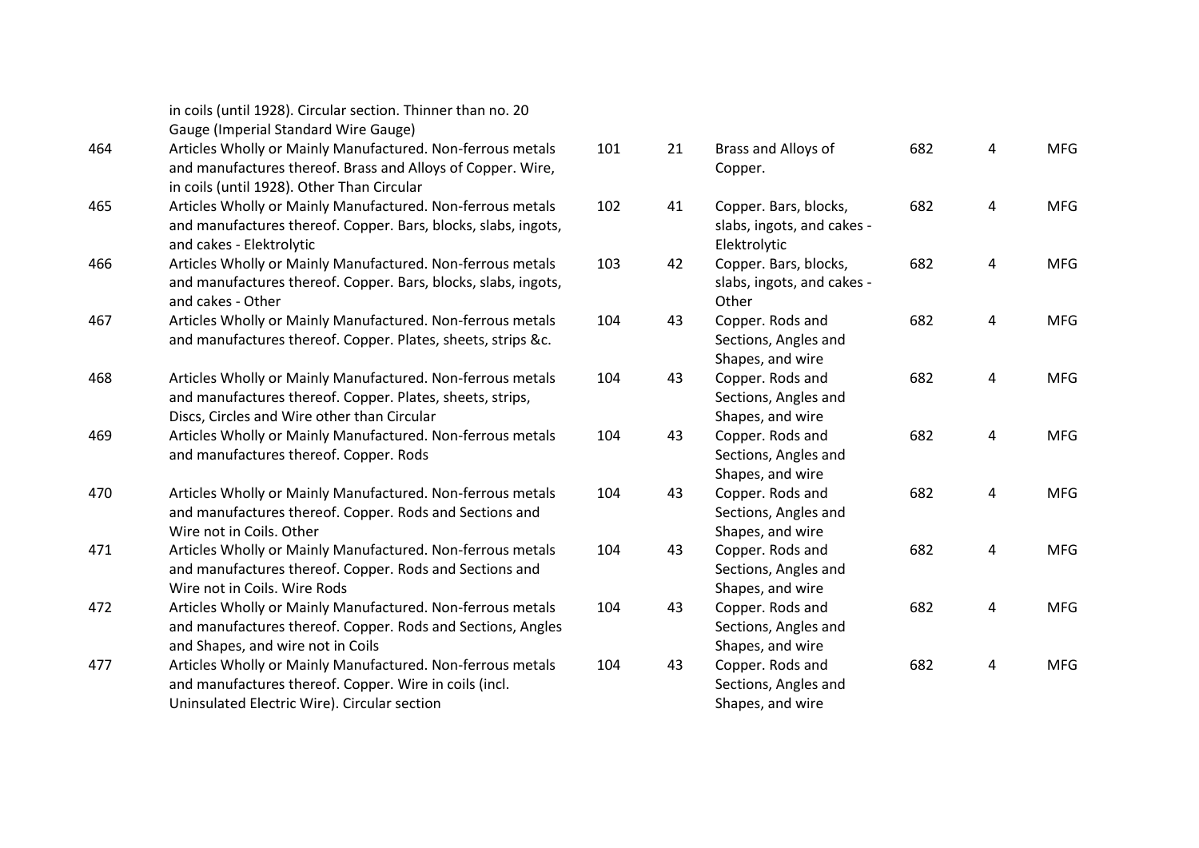| | | | | | | |
|---|---|---|---|---|---|---|
| | in coils (until 1928). Circular section. Thinner than no. 20 Gauge (Imperial Standard Wire Gauge) | | | | | |
| 464 | Articles Wholly or Mainly Manufactured. Non-ferrous metals and manufactures thereof. Brass and Alloys of Copper. Wire, in coils (until 1928). Other Than Circular | 101 | 21 | Brass and Alloys of Copper. | 682 | 4 | MFG |
| 465 | Articles Wholly or Mainly Manufactured. Non-ferrous metals and manufactures thereof. Copper. Bars, blocks, slabs, ingots, and cakes - Elektrolytic | 102 | 41 | Copper. Bars, blocks, slabs, ingots, and cakes - Elektrolytic | 682 | 4 | MFG |
| 466 | Articles Wholly or Mainly Manufactured. Non-ferrous metals and manufactures thereof. Copper. Bars, blocks, slabs, ingots, and cakes - Other | 103 | 42 | Copper. Bars, blocks, slabs, ingots, and cakes - Other | 682 | 4 | MFG |
| 467 | Articles Wholly or Mainly Manufactured. Non-ferrous metals and manufactures thereof. Copper. Plates, sheets, strips &c. | 104 | 43 | Copper. Rods and Sections, Angles and Shapes, and wire | 682 | 4 | MFG |
| 468 | Articles Wholly or Mainly Manufactured. Non-ferrous metals and manufactures thereof. Copper. Plates, sheets, strips, Discs, Circles and Wire other than Circular | 104 | 43 | Copper. Rods and Sections, Angles and Shapes, and wire | 682 | 4 | MFG |
| 469 | Articles Wholly or Mainly Manufactured. Non-ferrous metals and manufactures thereof. Copper. Rods | 104 | 43 | Copper. Rods and Sections, Angles and Shapes, and wire | 682 | 4 | MFG |
| 470 | Articles Wholly or Mainly Manufactured. Non-ferrous metals and manufactures thereof. Copper. Rods and Sections and Wire not in Coils. Other | 104 | 43 | Copper. Rods and Sections, Angles and Shapes, and wire | 682 | 4 | MFG |
| 471 | Articles Wholly or Mainly Manufactured. Non-ferrous metals and manufactures thereof. Copper. Rods and Sections and Wire not in Coils. Wire Rods | 104 | 43 | Copper. Rods and Sections, Angles and Shapes, and wire | 682 | 4 | MFG |
| 472 | Articles Wholly or Mainly Manufactured. Non-ferrous metals and manufactures thereof. Copper. Rods and Sections, Angles and Shapes, and wire not in Coils | 104 | 43 | Copper. Rods and Sections, Angles and Shapes, and wire | 682 | 4 | MFG |
| 477 | Articles Wholly or Mainly Manufactured. Non-ferrous metals and manufactures thereof. Copper. Wire in coils (incl. Uninsulated Electric Wire). Circular section | 104 | 43 | Copper. Rods and Sections, Angles and Shapes, and wire | 682 | 4 | MFG |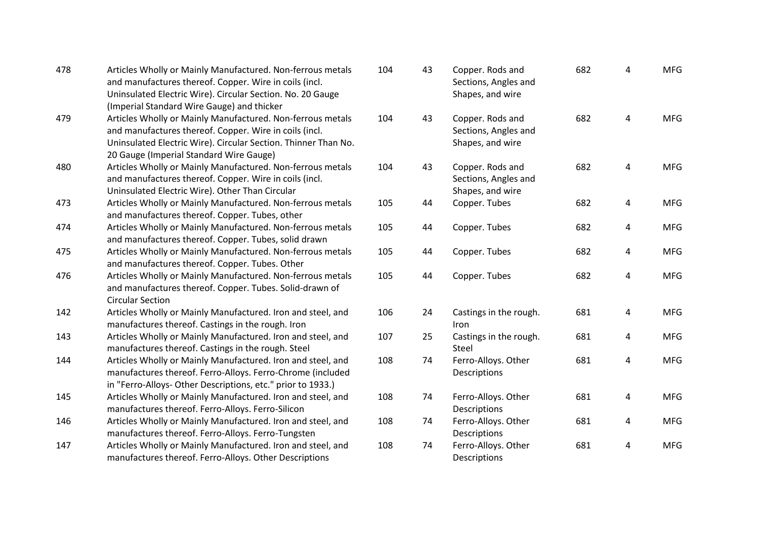| | | | | | | | |
|---|---|---|---|---|---|---|---|
| 478 | Articles Wholly or Mainly Manufactured. Non-ferrous metals and manufactures thereof. Copper. Wire in coils (incl. Uninsulated Electric Wire). Circular Section. No. 20 Gauge (Imperial Standard Wire Gauge) and thicker | 104 | 43 | Copper. Rods and Sections, Angles and Shapes, and wire | 682 | 4 | MFG |
| 479 | Articles Wholly or Mainly Manufactured. Non-ferrous metals and manufactures thereof. Copper. Wire in coils (incl. Uninsulated Electric Wire). Circular Section. Thinner Than No. 20 Gauge (Imperial Standard Wire Gauge) | 104 | 43 | Copper. Rods and Sections, Angles and Shapes, and wire | 682 | 4 | MFG |
| 480 | Articles Wholly or Mainly Manufactured. Non-ferrous metals and manufactures thereof. Copper. Wire in coils (incl. Uninsulated Electric Wire). Other Than Circular | 104 | 43 | Copper. Rods and Sections, Angles and Shapes, and wire | 682 | 4 | MFG |
| 473 | Articles Wholly or Mainly Manufactured. Non-ferrous metals and manufactures thereof. Copper. Tubes, other | 105 | 44 | Copper. Tubes | 682 | 4 | MFG |
| 474 | Articles Wholly or Mainly Manufactured. Non-ferrous metals and manufactures thereof. Copper. Tubes, solid drawn | 105 | 44 | Copper. Tubes | 682 | 4 | MFG |
| 475 | Articles Wholly or Mainly Manufactured. Non-ferrous metals and manufactures thereof. Copper. Tubes. Other | 105 | 44 | Copper. Tubes | 682 | 4 | MFG |
| 476 | Articles Wholly or Mainly Manufactured. Non-ferrous metals and manufactures thereof. Copper. Tubes. Solid-drawn of Circular Section | 105 | 44 | Copper. Tubes | 682 | 4 | MFG |
| 142 | Articles Wholly or Mainly Manufactured. Iron and steel, and manufactures thereof. Castings in the rough. Iron | 106 | 24 | Castings in the rough. Iron | 681 | 4 | MFG |
| 143 | Articles Wholly or Mainly Manufactured. Iron and steel, and manufactures thereof. Castings in the rough. Steel | 107 | 25 | Castings in the rough. Steel | 681 | 4 | MFG |
| 144 | Articles Wholly or Mainly Manufactured. Iron and steel, and manufactures thereof. Ferro-Alloys. Ferro-Chrome (included in "Ferro-Alloys- Other Descriptions, etc." prior to 1933.) | 108 | 74 | Ferro-Alloys. Other Descriptions | 681 | 4 | MFG |
| 145 | Articles Wholly or Mainly Manufactured. Iron and steel, and manufactures thereof. Ferro-Alloys. Ferro-Silicon | 108 | 74 | Ferro-Alloys. Other Descriptions | 681 | 4 | MFG |
| 146 | Articles Wholly or Mainly Manufactured. Iron and steel, and manufactures thereof. Ferro-Alloys. Ferro-Tungsten | 108 | 74 | Ferro-Alloys. Other Descriptions | 681 | 4 | MFG |
| 147 | Articles Wholly or Mainly Manufactured. Iron and steel, and manufactures thereof. Ferro-Alloys. Other Descriptions | 108 | 74 | Ferro-Alloys. Other Descriptions | 681 | 4 | MFG |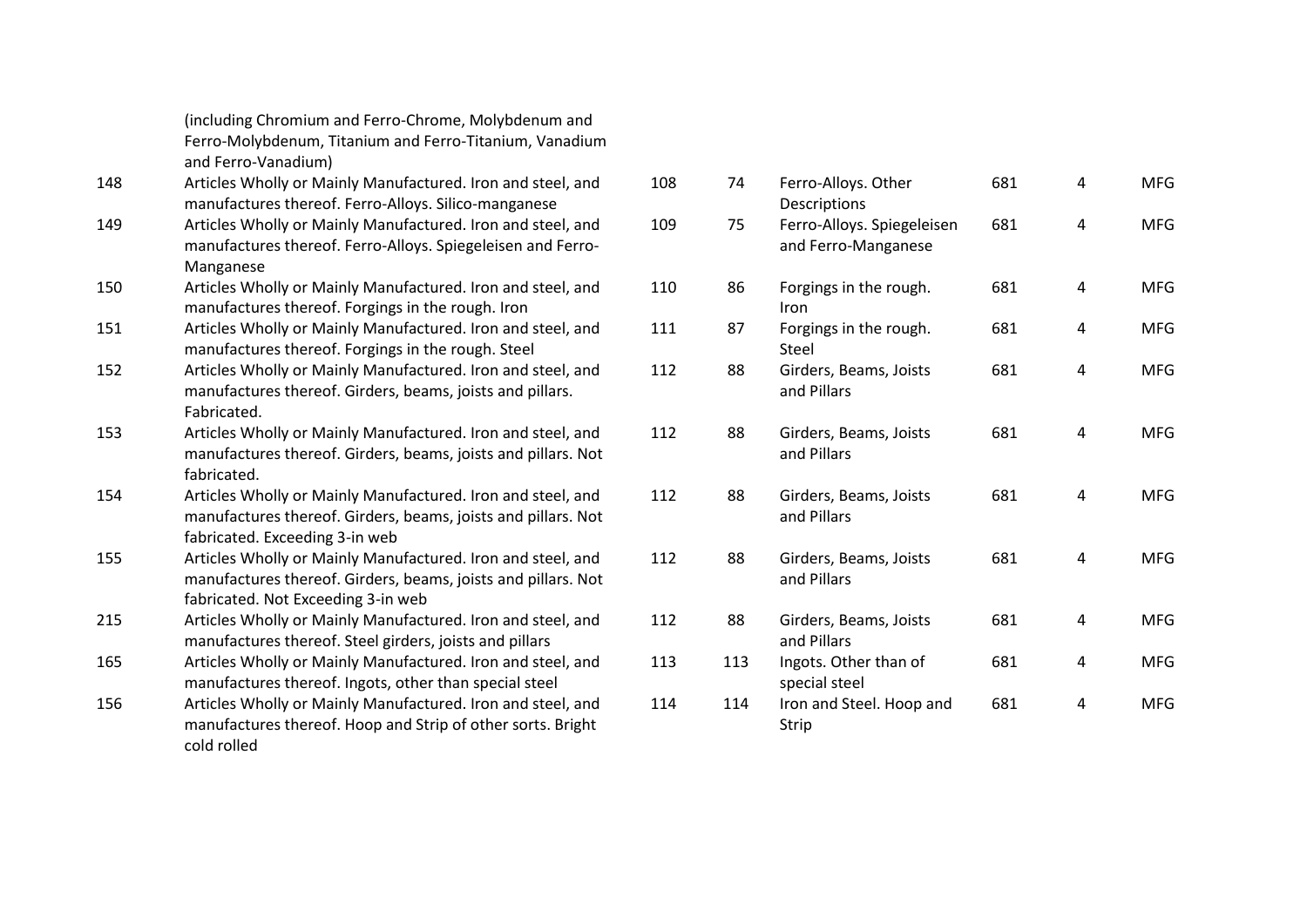| | | | | | | | |
|---|---|---|---|---|---|---|---|
| | (including Chromium and Ferro-Chrome, Molybdenum and Ferro-Molybdenum, Titanium and Ferro-Titanium, Vanadium and Ferro-Vanadium) | | | | | | |
| 148 | Articles Wholly or Mainly Manufactured. Iron and steel, and manufactures thereof. Ferro-Alloys. Silico-manganese | 108 | 74 | Ferro-Alloys. Other Descriptions | 681 | 4 | MFG |
| 149 | Articles Wholly or Mainly Manufactured. Iron and steel, and manufactures thereof. Ferro-Alloys. Spiegeleisen and Ferro-Manganese | 109 | 75 | Ferro-Alloys. Spiegeleisen and Ferro-Manganese | 681 | 4 | MFG |
| 150 | Articles Wholly or Mainly Manufactured. Iron and steel, and manufactures thereof. Forgings in the rough. Iron | 110 | 86 | Forgings in the rough. Iron | 681 | 4 | MFG |
| 151 | Articles Wholly or Mainly Manufactured. Iron and steel, and manufactures thereof. Forgings in the rough. Steel | 111 | 87 | Forgings in the rough. Steel | 681 | 4 | MFG |
| 152 | Articles Wholly or Mainly Manufactured. Iron and steel, and manufactures thereof. Girders, beams, joists and pillars. Fabricated. | 112 | 88 | Girders, Beams, Joists and Pillars | 681 | 4 | MFG |
| 153 | Articles Wholly or Mainly Manufactured. Iron and steel, and manufactures thereof. Girders, beams, joists and pillars. Not fabricated. | 112 | 88 | Girders, Beams, Joists and Pillars | 681 | 4 | MFG |
| 154 | Articles Wholly or Mainly Manufactured. Iron and steel, and manufactures thereof. Girders, beams, joists and pillars. Not fabricated. Exceeding 3-in web | 112 | 88 | Girders, Beams, Joists and Pillars | 681 | 4 | MFG |
| 155 | Articles Wholly or Mainly Manufactured. Iron and steel, and manufactures thereof. Girders, beams, joists and pillars. Not fabricated. Not Exceeding 3-in web | 112 | 88 | Girders, Beams, Joists and Pillars | 681 | 4 | MFG |
| 215 | Articles Wholly or Mainly Manufactured. Iron and steel, and manufactures thereof. Steel girders, joists and pillars | 112 | 88 | Girders, Beams, Joists and Pillars | 681 | 4 | MFG |
| 165 | Articles Wholly or Mainly Manufactured. Iron and steel, and manufactures thereof. Ingots, other than special steel | 113 | 113 | Ingots. Other than of special steel | 681 | 4 | MFG |
| 156 | Articles Wholly or Mainly Manufactured. Iron and steel, and manufactures thereof. Hoop and Strip of other sorts. Bright cold rolled | 114 | 114 | Iron and Steel. Hoop and Strip | 681 | 4 | MFG |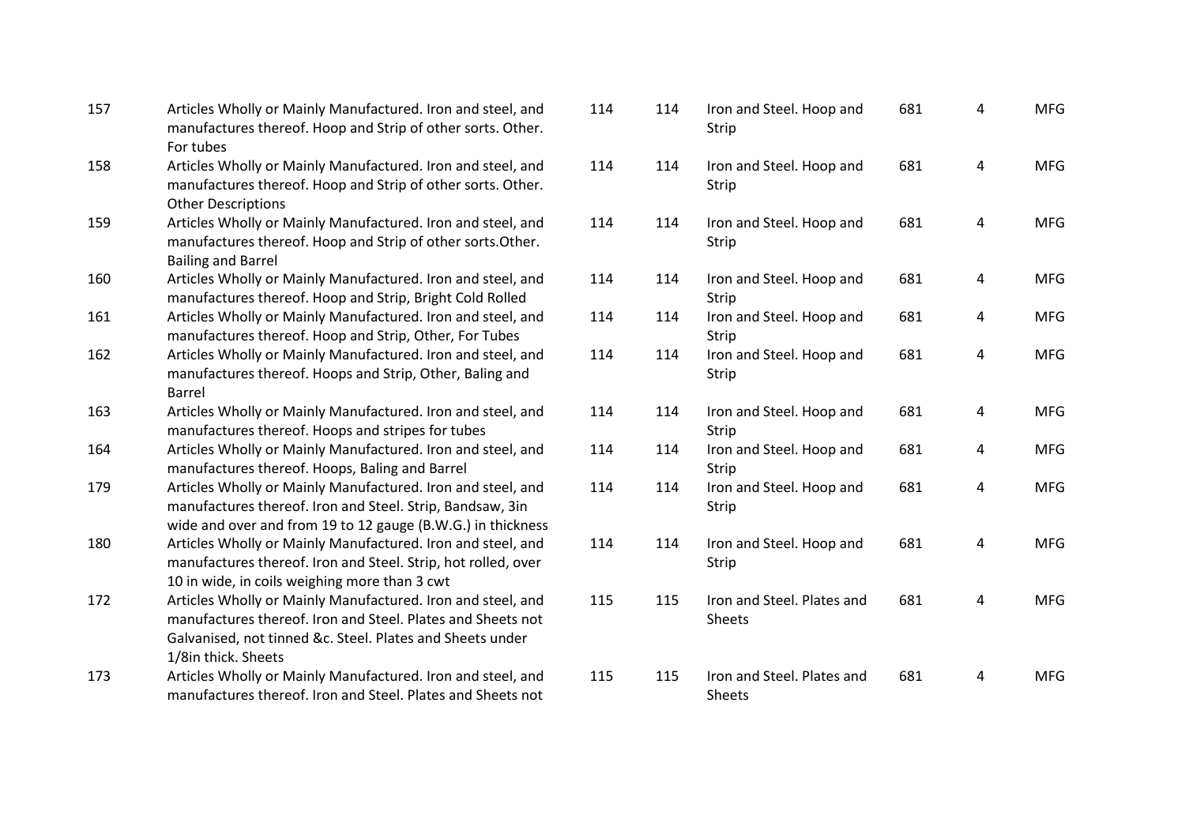| | | | | | | | |
|---|---|---|---|---|---|---|---|
| 157 | Articles Wholly or Mainly Manufactured. Iron and steel, and manufactures thereof. Hoop and Strip of other sorts. Other. For tubes | 114 | 114 | Iron and Steel. Hoop and Strip | 681 | 4 | MFG |
| 158 | Articles Wholly or Mainly Manufactured. Iron and steel, and manufactures thereof. Hoop and Strip of other sorts. Other. Other Descriptions | 114 | 114 | Iron and Steel. Hoop and Strip | 681 | 4 | MFG |
| 159 | Articles Wholly or Mainly Manufactured. Iron and steel, and manufactures thereof. Hoop and Strip of other sorts.Other. Bailing and Barrel | 114 | 114 | Iron and Steel. Hoop and Strip | 681 | 4 | MFG |
| 160 | Articles Wholly or Mainly Manufactured. Iron and steel, and manufactures thereof. Hoop and Strip, Bright Cold Rolled | 114 | 114 | Iron and Steel. Hoop and Strip | 681 | 4 | MFG |
| 161 | Articles Wholly or Mainly Manufactured. Iron and steel, and manufactures thereof. Hoop and Strip, Other, For Tubes | 114 | 114 | Iron and Steel. Hoop and Strip | 681 | 4 | MFG |
| 162 | Articles Wholly or Mainly Manufactured. Iron and steel, and manufactures thereof. Hoops and Strip, Other, Baling and Barrel | 114 | 114 | Iron and Steel. Hoop and Strip | 681 | 4 | MFG |
| 163 | Articles Wholly or Mainly Manufactured. Iron and steel, and manufactures thereof. Hoops and stripes for tubes | 114 | 114 | Iron and Steel. Hoop and Strip | 681 | 4 | MFG |
| 164 | Articles Wholly or Mainly Manufactured. Iron and steel, and manufactures thereof. Hoops, Baling and Barrel | 114 | 114 | Iron and Steel. Hoop and Strip | 681 | 4 | MFG |
| 179 | Articles Wholly or Mainly Manufactured. Iron and steel, and manufactures thereof. Iron and Steel. Strip, Bandsaw, 3in wide and over and from 19 to 12 gauge (B.W.G.) in thickness | 114 | 114 | Iron and Steel. Hoop and Strip | 681 | 4 | MFG |
| 180 | Articles Wholly or Mainly Manufactured. Iron and steel, and manufactures thereof. Iron and Steel. Strip, hot rolled, over 10 in wide, in coils weighing more than 3 cwt | 114 | 114 | Iron and Steel. Hoop and Strip | 681 | 4 | MFG |
| 172 | Articles Wholly or Mainly Manufactured. Iron and steel, and manufactures thereof. Iron and Steel. Plates and Sheets not Galvanised, not tinned &c. Steel. Plates and Sheets under 1/8in thick. Sheets | 115 | 115 | Iron and Steel. Plates and Sheets | 681 | 4 | MFG |
| 173 | Articles Wholly or Mainly Manufactured. Iron and steel, and manufactures thereof. Iron and Steel. Plates and Sheets not | 115 | 115 | Iron and Steel. Plates and Sheets | 681 | 4 | MFG |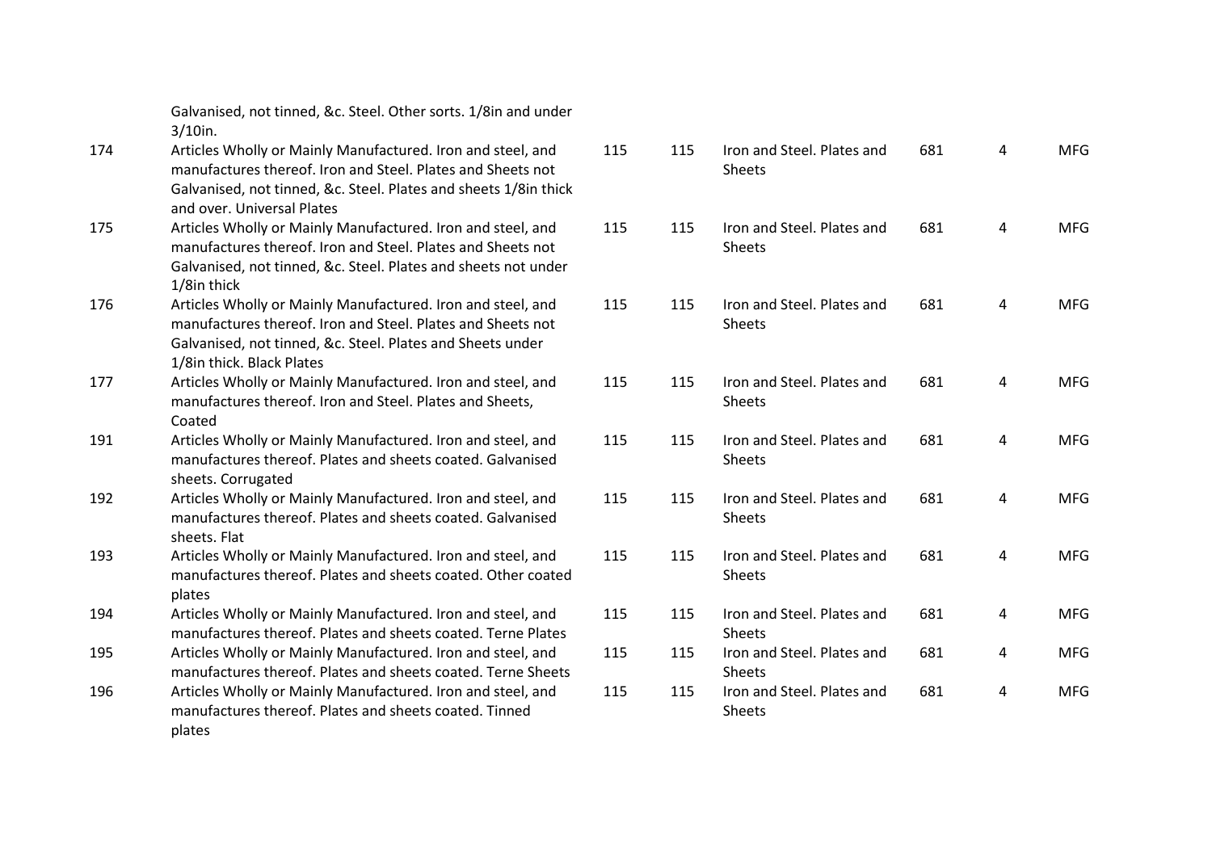| | | | | | | |
|---|---|---|---|---|---|---|
| | Galvanised, not tinned, &c. Steel. Other sorts. 1/8in and under 3/10in. | | | | | |
| 174 | Articles Wholly or Mainly Manufactured. Iron and steel, and manufactures thereof. Iron and Steel. Plates and Sheets not Galvanised, not tinned, &c. Steel. Plates and sheets 1/8in thick and over. Universal Plates | 115 | 115 | Iron and Steel. Plates and Sheets | 681 | 4 | MFG |
| 175 | Articles Wholly or Mainly Manufactured. Iron and steel, and manufactures thereof. Iron and Steel. Plates and Sheets not Galvanised, not tinned, &c. Steel. Plates and sheets not under 1/8in thick | 115 | 115 | Iron and Steel. Plates and Sheets | 681 | 4 | MFG |
| 176 | Articles Wholly or Mainly Manufactured. Iron and steel, and manufactures thereof. Iron and Steel. Plates and Sheets not Galvanised, not tinned, &c. Steel. Plates and Sheets under 1/8in thick. Black Plates | 115 | 115 | Iron and Steel. Plates and Sheets | 681 | 4 | MFG |
| 177 | Articles Wholly or Mainly Manufactured. Iron and steel, and manufactures thereof. Iron and Steel. Plates and Sheets, Coated | 115 | 115 | Iron and Steel. Plates and Sheets | 681 | 4 | MFG |
| 191 | Articles Wholly or Mainly Manufactured. Iron and steel, and manufactures thereof. Plates and sheets coated. Galvanised sheets. Corrugated | 115 | 115 | Iron and Steel. Plates and Sheets | 681 | 4 | MFG |
| 192 | Articles Wholly or Mainly Manufactured. Iron and steel, and manufactures thereof. Plates and sheets coated. Galvanised sheets. Flat | 115 | 115 | Iron and Steel. Plates and Sheets | 681 | 4 | MFG |
| 193 | Articles Wholly or Mainly Manufactured. Iron and steel, and manufactures thereof. Plates and sheets coated. Other coated plates | 115 | 115 | Iron and Steel. Plates and Sheets | 681 | 4 | MFG |
| 194 | Articles Wholly or Mainly Manufactured. Iron and steel, and manufactures thereof. Plates and sheets coated. Terne Plates | 115 | 115 | Iron and Steel. Plates and Sheets | 681 | 4 | MFG |
| 195 | Articles Wholly or Mainly Manufactured. Iron and steel, and manufactures thereof. Plates and sheets coated. Terne Sheets | 115 | 115 | Iron and Steel. Plates and Sheets | 681 | 4 | MFG |
| 196 | Articles Wholly or Mainly Manufactured. Iron and steel, and manufactures thereof. Plates and sheets coated. Tinned plates | 115 | 115 | Iron and Steel. Plates and Sheets | 681 | 4 | MFG |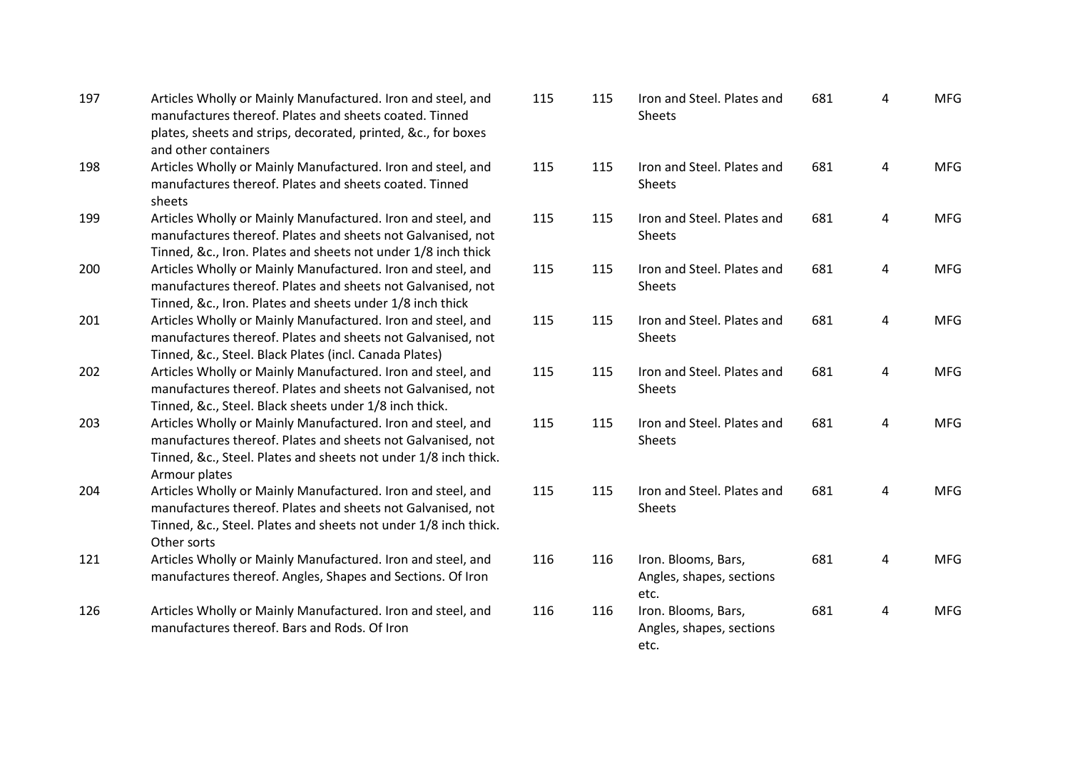| | | | | | | | |
|---|---|---|---|---|---|---|---|
| 197 | Articles Wholly or Mainly Manufactured. Iron and steel, and manufactures thereof. Plates and sheets coated. Tinned plates, sheets and strips, decorated, printed, &c., for boxes and other containers | 115 | 115 | Iron and Steel. Plates and Sheets | 681 | 4 | MFG |
| 198 | Articles Wholly or Mainly Manufactured. Iron and steel, and manufactures thereof. Plates and sheets coated. Tinned sheets | 115 | 115 | Iron and Steel. Plates and Sheets | 681 | 4 | MFG |
| 199 | Articles Wholly or Mainly Manufactured. Iron and steel, and manufactures thereof. Plates and sheets not Galvanised, not Tinned, &c., Iron. Plates and sheets not under 1/8 inch thick | 115 | 115 | Iron and Steel. Plates and Sheets | 681 | 4 | MFG |
| 200 | Articles Wholly or Mainly Manufactured. Iron and steel, and manufactures thereof. Plates and sheets not Galvanised, not Tinned, &c., Iron. Plates and sheets under 1/8 inch thick | 115 | 115 | Iron and Steel. Plates and Sheets | 681 | 4 | MFG |
| 201 | Articles Wholly or Mainly Manufactured. Iron and steel, and manufactures thereof. Plates and sheets not Galvanised, not Tinned, &c., Steel. Black Plates (incl. Canada Plates) | 115 | 115 | Iron and Steel. Plates and Sheets | 681 | 4 | MFG |
| 202 | Articles Wholly or Mainly Manufactured. Iron and steel, and manufactures thereof. Plates and sheets not Galvanised, not Tinned, &c., Steel. Black sheets under 1/8 inch thick. | 115 | 115 | Iron and Steel. Plates and Sheets | 681 | 4 | MFG |
| 203 | Articles Wholly or Mainly Manufactured. Iron and steel, and manufactures thereof. Plates and sheets not Galvanised, not Tinned, &c., Steel. Plates and sheets not under 1/8 inch thick. Armour plates | 115 | 115 | Iron and Steel. Plates and Sheets | 681 | 4 | MFG |
| 204 | Articles Wholly or Mainly Manufactured. Iron and steel, and manufactures thereof. Plates and sheets not Galvanised, not Tinned, &c., Steel. Plates and sheets not under 1/8 inch thick. Other sorts | 115 | 115 | Iron and Steel. Plates and Sheets | 681 | 4 | MFG |
| 121 | Articles Wholly or Mainly Manufactured. Iron and steel, and manufactures thereof. Angles, Shapes and Sections. Of Iron | 116 | 116 | Iron. Blooms, Bars, Angles, shapes, sections etc. | 681 | 4 | MFG |
| 126 | Articles Wholly or Mainly Manufactured. Iron and steel, and manufactures thereof. Bars and Rods. Of Iron | 116 | 116 | Iron. Blooms, Bars, Angles, shapes, sections etc. | 681 | 4 | MFG |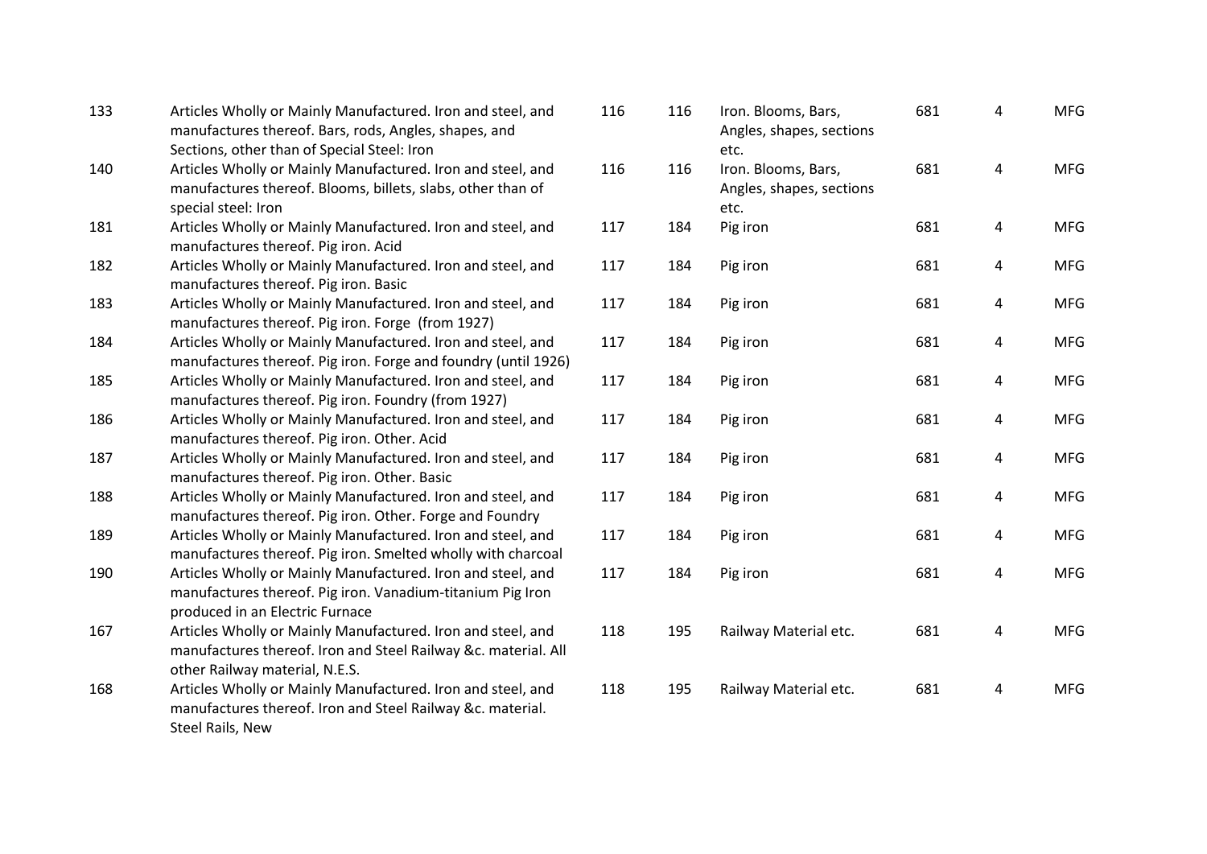| | | | | | | | |
|---|---|---|---|---|---|---|---|
| 133 | Articles Wholly or Mainly Manufactured. Iron and steel, and manufactures thereof. Bars, rods, Angles, shapes, and Sections, other than of Special Steel: Iron | 116 | 116 | Iron. Blooms, Bars, Angles, shapes, sections etc. | 681 | 4 | MFG |
| 140 | Articles Wholly or Mainly Manufactured. Iron and steel, and manufactures thereof. Blooms, billets, slabs, other than of special steel: Iron | 116 | 116 | Iron. Blooms, Bars, Angles, shapes, sections etc. | 681 | 4 | MFG |
| 181 | Articles Wholly or Mainly Manufactured. Iron and steel, and manufactures thereof. Pig iron. Acid | 117 | 184 | Pig iron | 681 | 4 | MFG |
| 182 | Articles Wholly or Mainly Manufactured. Iron and steel, and manufactures thereof. Pig iron. Basic | 117 | 184 | Pig iron | 681 | 4 | MFG |
| 183 | Articles Wholly or Mainly Manufactured. Iron and steel, and manufactures thereof. Pig iron. Forge (from 1927) | 117 | 184 | Pig iron | 681 | 4 | MFG |
| 184 | Articles Wholly or Mainly Manufactured. Iron and steel, and manufactures thereof. Pig iron. Forge and foundry (until 1926) | 117 | 184 | Pig iron | 681 | 4 | MFG |
| 185 | Articles Wholly or Mainly Manufactured. Iron and steel, and manufactures thereof. Pig iron. Foundry (from 1927) | 117 | 184 | Pig iron | 681 | 4 | MFG |
| 186 | Articles Wholly or Mainly Manufactured. Iron and steel, and manufactures thereof. Pig iron. Other. Acid | 117 | 184 | Pig iron | 681 | 4 | MFG |
| 187 | Articles Wholly or Mainly Manufactured. Iron and steel, and manufactures thereof. Pig iron. Other. Basic | 117 | 184 | Pig iron | 681 | 4 | MFG |
| 188 | Articles Wholly or Mainly Manufactured. Iron and steel, and manufactures thereof. Pig iron. Other. Forge and Foundry | 117 | 184 | Pig iron | 681 | 4 | MFG |
| 189 | Articles Wholly or Mainly Manufactured. Iron and steel, and manufactures thereof. Pig iron. Smelted wholly with charcoal | 117 | 184 | Pig iron | 681 | 4 | MFG |
| 190 | Articles Wholly or Mainly Manufactured. Iron and steel, and manufactures thereof. Pig iron. Vanadium-titanium Pig Iron produced in an Electric Furnace | 117 | 184 | Pig iron | 681 | 4 | MFG |
| 167 | Articles Wholly or Mainly Manufactured. Iron and steel, and manufactures thereof. Iron and Steel Railway &c. material. All other Railway material, N.E.S. | 118 | 195 | Railway Material etc. | 681 | 4 | MFG |
| 168 | Articles Wholly or Mainly Manufactured. Iron and steel, and manufactures thereof. Iron and Steel Railway &c. material. Steel Rails, New | 118 | 195 | Railway Material etc. | 681 | 4 | MFG |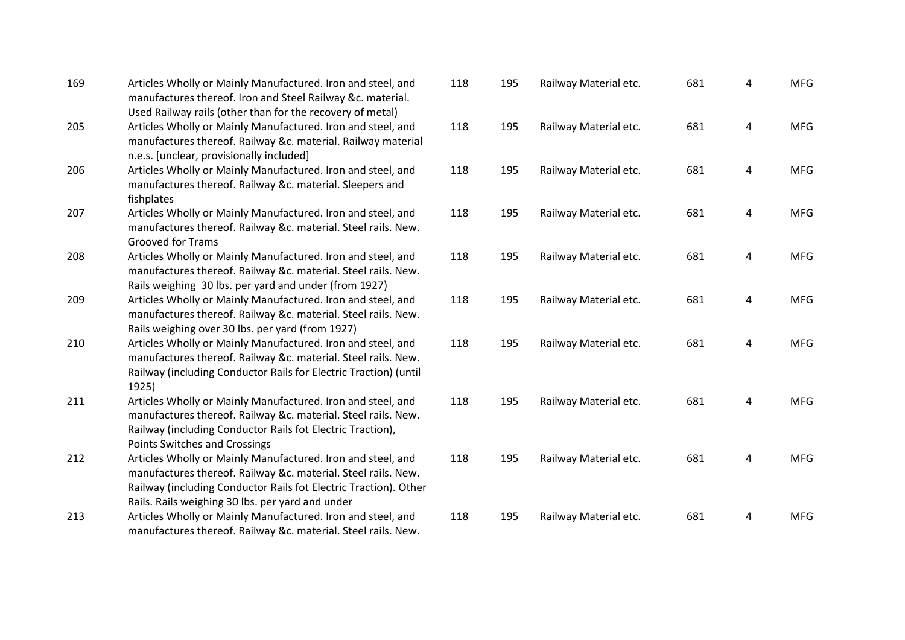| | | | | | | | |
|---|---|---|---|---|---|---|---|
| 169 | Articles Wholly or Mainly Manufactured. Iron and steel, and manufactures thereof. Iron and Steel Railway &c. material. Used Railway rails (other than for the recovery of metal) | 118 | 195 | Railway Material etc. | 681 | 4 | MFG |
| 205 | Articles Wholly or Mainly Manufactured. Iron and steel, and manufactures thereof. Railway &c. material. Railway material n.e.s. [unclear, provisionally included] | 118 | 195 | Railway Material etc. | 681 | 4 | MFG |
| 206 | Articles Wholly or Mainly Manufactured. Iron and steel, and manufactures thereof. Railway &c. material. Sleepers and fishplates | 118 | 195 | Railway Material etc. | 681 | 4 | MFG |
| 207 | Articles Wholly or Mainly Manufactured. Iron and steel, and manufactures thereof. Railway &c. material. Steel rails. New. Grooved for Trams | 118 | 195 | Railway Material etc. | 681 | 4 | MFG |
| 208 | Articles Wholly or Mainly Manufactured. Iron and steel, and manufactures thereof. Railway &c. material. Steel rails. New. Rails weighing 30 lbs. per yard and under (from 1927) | 118 | 195 | Railway Material etc. | 681 | 4 | MFG |
| 209 | Articles Wholly or Mainly Manufactured. Iron and steel, and manufactures thereof. Railway &c. material. Steel rails. New. Rails weighing over 30 lbs. per yard (from 1927) | 118 | 195 | Railway Material etc. | 681 | 4 | MFG |
| 210 | Articles Wholly or Mainly Manufactured. Iron and steel, and manufactures thereof. Railway &c. material. Steel rails. New. Railway (including Conductor Rails for Electric Traction) (until 1925) | 118 | 195 | Railway Material etc. | 681 | 4 | MFG |
| 211 | Articles Wholly or Mainly Manufactured. Iron and steel, and manufactures thereof. Railway &c. material. Steel rails. New. Railway (including Conductor Rails fot Electric Traction), Points Switches and Crossings | 118 | 195 | Railway Material etc. | 681 | 4 | MFG |
| 212 | Articles Wholly or Mainly Manufactured. Iron and steel, and manufactures thereof. Railway &c. material. Steel rails. New. Railway (including Conductor Rails fot Electric Traction). Other Rails. Rails weighing 30 lbs. per yard and under | 118 | 195 | Railway Material etc. | 681 | 4 | MFG |
| 213 | Articles Wholly or Mainly Manufactured. Iron and steel, and manufactures thereof. Railway &c. material. Steel rails. New. | 118 | 195 | Railway Material etc. | 681 | 4 | MFG |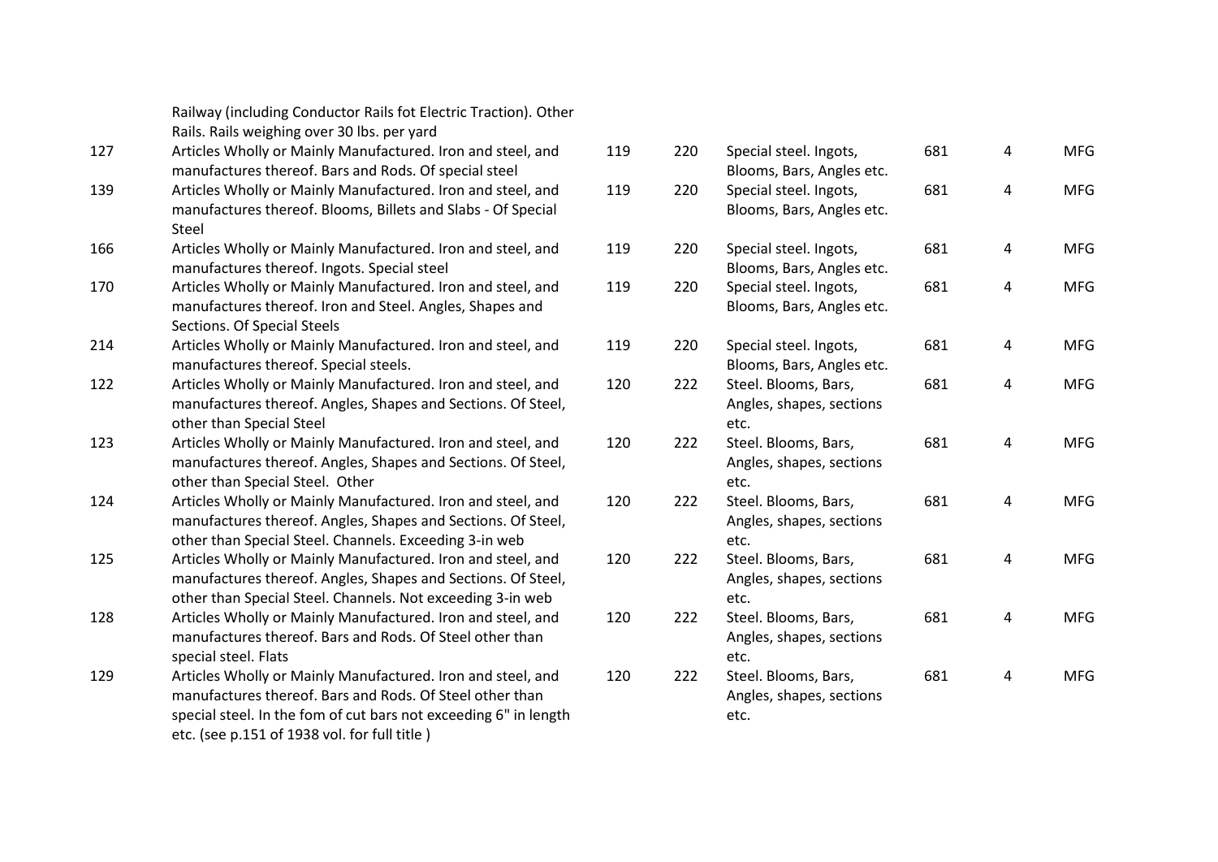| | | | | | | | |
|---|---|---|---|---|---|---|---|
| | Railway (including Conductor Rails fot Electric Traction). Other Rails. Rails weighing over 30 lbs. per yard | | | | | | |
| 127 | Articles Wholly or Mainly Manufactured. Iron and steel, and manufactures thereof. Bars and Rods. Of special steel | 119 | 220 | Special steel. Ingots, Blooms, Bars, Angles etc. | 681 | 4 | MFG |
| 139 | Articles Wholly or Mainly Manufactured. Iron and steel, and manufactures thereof. Blooms, Billets and Slabs - Of Special Steel | 119 | 220 | Special steel. Ingots, Blooms, Bars, Angles etc. | 681 | 4 | MFG |
| 166 | Articles Wholly or Mainly Manufactured. Iron and steel, and manufactures thereof. Ingots. Special steel | 119 | 220 | Special steel. Ingots, Blooms, Bars, Angles etc. | 681 | 4 | MFG |
| 170 | Articles Wholly or Mainly Manufactured. Iron and steel, and manufactures thereof. Iron and Steel. Angles, Shapes and Sections. Of Special Steels | 119 | 220 | Special steel. Ingots, Blooms, Bars, Angles etc. | 681 | 4 | MFG |
| 214 | Articles Wholly or Mainly Manufactured. Iron and steel, and manufactures thereof. Special steels. | 119 | 220 | Special steel. Ingots, Blooms, Bars, Angles etc. | 681 | 4 | MFG |
| 122 | Articles Wholly or Mainly Manufactured. Iron and steel, and manufactures thereof. Angles, Shapes and Sections. Of Steel, other than Special Steel | 120 | 222 | Steel. Blooms, Bars, Angles, shapes, sections etc. | 681 | 4 | MFG |
| 123 | Articles Wholly or Mainly Manufactured. Iron and steel, and manufactures thereof. Angles, Shapes and Sections. Of Steel, other than Special Steel. Other | 120 | 222 | Steel. Blooms, Bars, Angles, shapes, sections etc. | 681 | 4 | MFG |
| 124 | Articles Wholly or Mainly Manufactured. Iron and steel, and manufactures thereof. Angles, Shapes and Sections. Of Steel, other than Special Steel. Channels. Exceeding 3-in web | 120 | 222 | Steel. Blooms, Bars, Angles, shapes, sections etc. | 681 | 4 | MFG |
| 125 | Articles Wholly or Mainly Manufactured. Iron and steel, and manufactures thereof. Angles, Shapes and Sections. Of Steel, other than Special Steel. Channels. Not exceeding 3-in web | 120 | 222 | Steel. Blooms, Bars, Angles, shapes, sections etc. | 681 | 4 | MFG |
| 128 | Articles Wholly or Mainly Manufactured. Iron and steel, and manufactures thereof. Bars and Rods. Of Steel other than special steel. Flats | 120 | 222 | Steel. Blooms, Bars, Angles, shapes, sections etc. | 681 | 4 | MFG |
| 129 | Articles Wholly or Mainly Manufactured. Iron and steel, and manufactures thereof. Bars and Rods. Of Steel other than special steel. In the fom of cut bars not exceeding 6" in length etc. (see p.151 of 1938 vol. for full title ) | 120 | 222 | Steel. Blooms, Bars, Angles, shapes, sections etc. | 681 | 4 | MFG |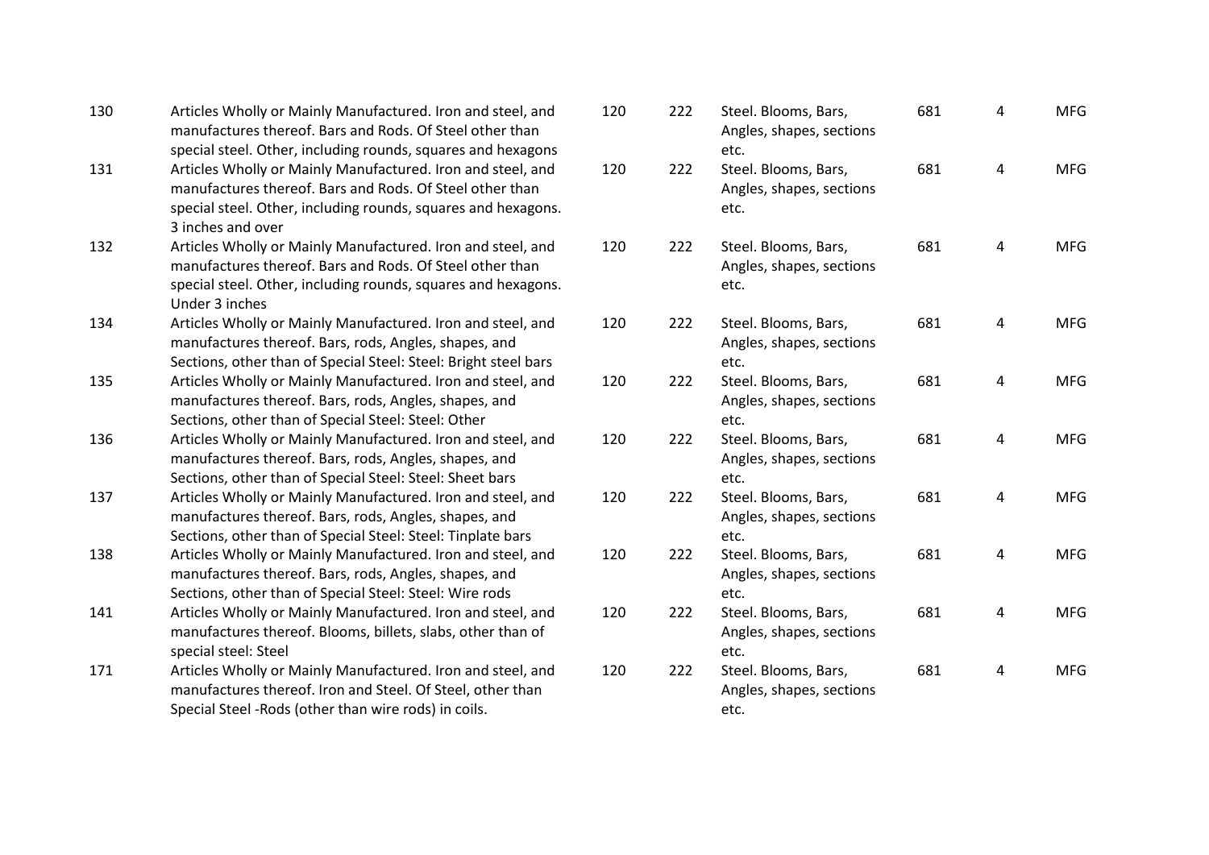| | | | | | | | |
|---|---|---|---|---|---|---|---|
| 130 | Articles Wholly or Mainly Manufactured. Iron and steel, and manufactures thereof. Bars and Rods. Of Steel other than special steel. Other, including rounds, squares and hexagons | 120 | 222 | Steel. Blooms, Bars, Angles, shapes, sections etc. | 681 | 4 | MFG |
| 131 | Articles Wholly or Mainly Manufactured. Iron and steel, and manufactures thereof. Bars and Rods. Of Steel other than special steel. Other, including rounds, squares and hexagons. 3 inches and over | 120 | 222 | Steel. Blooms, Bars, Angles, shapes, sections etc. | 681 | 4 | MFG |
| 132 | Articles Wholly or Mainly Manufactured. Iron and steel, and manufactures thereof. Bars and Rods. Of Steel other than special steel. Other, including rounds, squares and hexagons. Under 3 inches | 120 | 222 | Steel. Blooms, Bars, Angles, shapes, sections etc. | 681 | 4 | MFG |
| 134 | Articles Wholly or Mainly Manufactured. Iron and steel, and manufactures thereof. Bars, rods, Angles, shapes, and Sections, other than of Special Steel: Steel: Bright steel bars | 120 | 222 | Steel. Blooms, Bars, Angles, shapes, sections etc. | 681 | 4 | MFG |
| 135 | Articles Wholly or Mainly Manufactured. Iron and steel, and manufactures thereof. Bars, rods, Angles, shapes, and Sections, other than of Special Steel: Steel: Other | 120 | 222 | Steel. Blooms, Bars, Angles, shapes, sections etc. | 681 | 4 | MFG |
| 136 | Articles Wholly or Mainly Manufactured. Iron and steel, and manufactures thereof. Bars, rods, Angles, shapes, and Sections, other than of Special Steel: Steel: Sheet bars | 120 | 222 | Steel. Blooms, Bars, Angles, shapes, sections etc. | 681 | 4 | MFG |
| 137 | Articles Wholly or Mainly Manufactured. Iron and steel, and manufactures thereof. Bars, rods, Angles, shapes, and Sections, other than of Special Steel: Steel: Tinplate bars | 120 | 222 | Steel. Blooms, Bars, Angles, shapes, sections etc. | 681 | 4 | MFG |
| 138 | Articles Wholly or Mainly Manufactured. Iron and steel, and manufactures thereof. Bars, rods, Angles, shapes, and Sections, other than of Special Steel: Steel: Wire rods | 120 | 222 | Steel. Blooms, Bars, Angles, shapes, sections etc. | 681 | 4 | MFG |
| 141 | Articles Wholly or Mainly Manufactured. Iron and steel, and manufactures thereof. Blooms, billets, slabs, other than of special steel: Steel | 120 | 222 | Steel. Blooms, Bars, Angles, shapes, sections etc. | 681 | 4 | MFG |
| 171 | Articles Wholly or Mainly Manufactured. Iron and steel, and manufactures thereof. Iron and Steel. Of Steel, other than Special Steel -Rods (other than wire rods) in coils. | 120 | 222 | Steel. Blooms, Bars, Angles, shapes, sections etc. | 681 | 4 | MFG |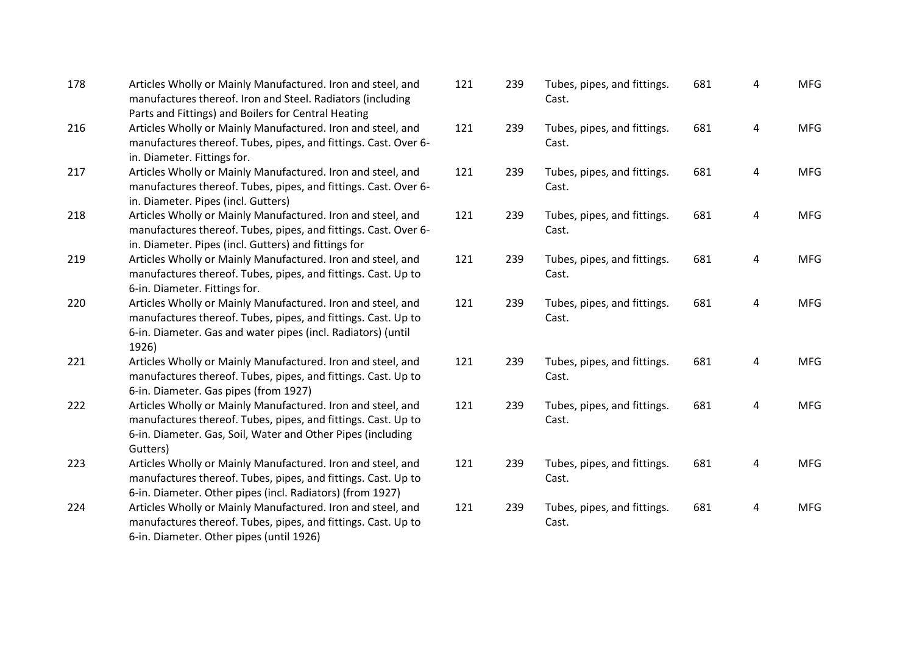| | | | | | | | |
|---|---|---|---|---|---|---|---|
| 178 | Articles Wholly or Mainly Manufactured. Iron and steel, and manufactures thereof. Iron and Steel. Radiators (including Parts and Fittings) and Boilers for Central Heating | 121 | 239 | Tubes, pipes, and fittings. Cast. | 681 | 4 | MFG |
| 216 | Articles Wholly or Mainly Manufactured. Iron and steel, and manufactures thereof. Tubes, pipes, and fittings. Cast. Over 6-in. Diameter. Fittings for. | 121 | 239 | Tubes, pipes, and fittings. Cast. | 681 | 4 | MFG |
| 217 | Articles Wholly or Mainly Manufactured. Iron and steel, and manufactures thereof. Tubes, pipes, and fittings. Cast. Over 6-in. Diameter. Pipes (incl. Gutters) | 121 | 239 | Tubes, pipes, and fittings. Cast. | 681 | 4 | MFG |
| 218 | Articles Wholly or Mainly Manufactured. Iron and steel, and manufactures thereof. Tubes, pipes, and fittings. Cast. Over 6-in. Diameter. Pipes (incl. Gutters) and fittings for | 121 | 239 | Tubes, pipes, and fittings. Cast. | 681 | 4 | MFG |
| 219 | Articles Wholly or Mainly Manufactured. Iron and steel, and manufactures thereof. Tubes, pipes, and fittings. Cast. Up to 6-in. Diameter. Fittings for. | 121 | 239 | Tubes, pipes, and fittings. Cast. | 681 | 4 | MFG |
| 220 | Articles Wholly or Mainly Manufactured. Iron and steel, and manufactures thereof. Tubes, pipes, and fittings. Cast. Up to 6-in. Diameter. Gas and water pipes (incl. Radiators) (until 1926) | 121 | 239 | Tubes, pipes, and fittings. Cast. | 681 | 4 | MFG |
| 221 | Articles Wholly or Mainly Manufactured. Iron and steel, and manufactures thereof. Tubes, pipes, and fittings. Cast. Up to 6-in. Diameter. Gas pipes (from 1927) | 121 | 239 | Tubes, pipes, and fittings. Cast. | 681 | 4 | MFG |
| 222 | Articles Wholly or Mainly Manufactured. Iron and steel, and manufactures thereof. Tubes, pipes, and fittings. Cast. Up to 6-in. Diameter. Gas, Soil, Water and Other Pipes (including Gutters) | 121 | 239 | Tubes, pipes, and fittings. Cast. | 681 | 4 | MFG |
| 223 | Articles Wholly or Mainly Manufactured. Iron and steel, and manufactures thereof. Tubes, pipes, and fittings. Cast. Up to 6-in. Diameter. Other pipes (incl. Radiators) (from 1927) | 121 | 239 | Tubes, pipes, and fittings. Cast. | 681 | 4 | MFG |
| 224 | Articles Wholly or Mainly Manufactured. Iron and steel, and manufactures thereof. Tubes, pipes, and fittings. Cast. Up to 6-in. Diameter. Other pipes (until 1926) | 121 | 239 | Tubes, pipes, and fittings. Cast. | 681 | 4 | MFG |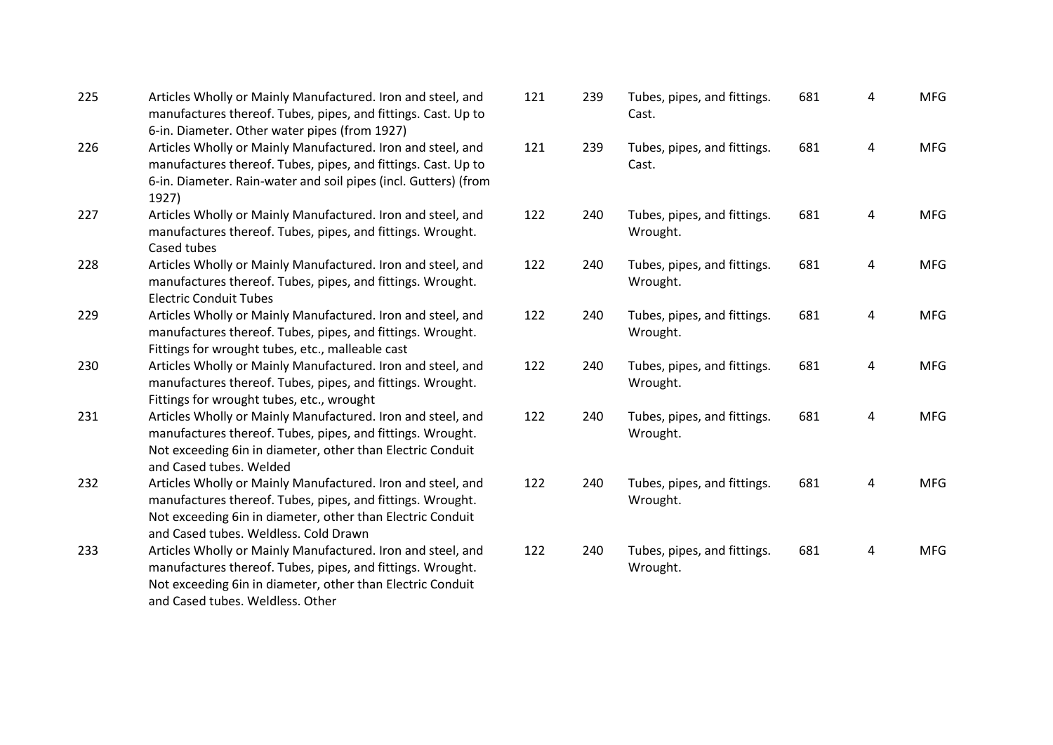| | | | | | | | |
|---|---|---|---|---|---|---|---|
| 225 | Articles Wholly or Mainly Manufactured. Iron and steel, and manufactures thereof. Tubes, pipes, and fittings. Cast. Up to 6-in. Diameter. Other water pipes (from 1927) | 121 | 239 | Tubes, pipes, and fittings. Cast. | 681 | 4 | MFG |
| 226 | Articles Wholly or Mainly Manufactured. Iron and steel, and manufactures thereof. Tubes, pipes, and fittings. Cast. Up to 6-in. Diameter. Rain-water and soil pipes (incl. Gutters) (from 1927) | 121 | 239 | Tubes, pipes, and fittings. Cast. | 681 | 4 | MFG |
| 227 | Articles Wholly or Mainly Manufactured. Iron and steel, and manufactures thereof. Tubes, pipes, and fittings. Wrought. Cased tubes | 122 | 240 | Tubes, pipes, and fittings. Wrought. | 681 | 4 | MFG |
| 228 | Articles Wholly or Mainly Manufactured. Iron and steel, and manufactures thereof. Tubes, pipes, and fittings. Wrought. Electric Conduit Tubes | 122 | 240 | Tubes, pipes, and fittings. Wrought. | 681 | 4 | MFG |
| 229 | Articles Wholly or Mainly Manufactured. Iron and steel, and manufactures thereof. Tubes, pipes, and fittings. Wrought. Fittings for wrought tubes, etc., malleable cast | 122 | 240 | Tubes, pipes, and fittings. Wrought. | 681 | 4 | MFG |
| 230 | Articles Wholly or Mainly Manufactured. Iron and steel, and manufactures thereof. Tubes, pipes, and fittings. Wrought. Fittings for wrought tubes, etc., wrought | 122 | 240 | Tubes, pipes, and fittings. Wrought. | 681 | 4 | MFG |
| 231 | Articles Wholly or Mainly Manufactured. Iron and steel, and manufactures thereof. Tubes, pipes, and fittings. Wrought. Not exceeding 6in in diameter, other than Electric Conduit and Cased tubes. Welded | 122 | 240 | Tubes, pipes, and fittings. Wrought. | 681 | 4 | MFG |
| 232 | Articles Wholly or Mainly Manufactured. Iron and steel, and manufactures thereof. Tubes, pipes, and fittings. Wrought. Not exceeding 6in in diameter, other than Electric Conduit and Cased tubes. Weldless. Cold Drawn | 122 | 240 | Tubes, pipes, and fittings. Wrought. | 681 | 4 | MFG |
| 233 | Articles Wholly or Mainly Manufactured. Iron and steel, and manufactures thereof. Tubes, pipes, and fittings. Wrought. Not exceeding 6in in diameter, other than Electric Conduit and Cased tubes. Weldless. Other | 122 | 240 | Tubes, pipes, and fittings. Wrought. | 681 | 4 | MFG |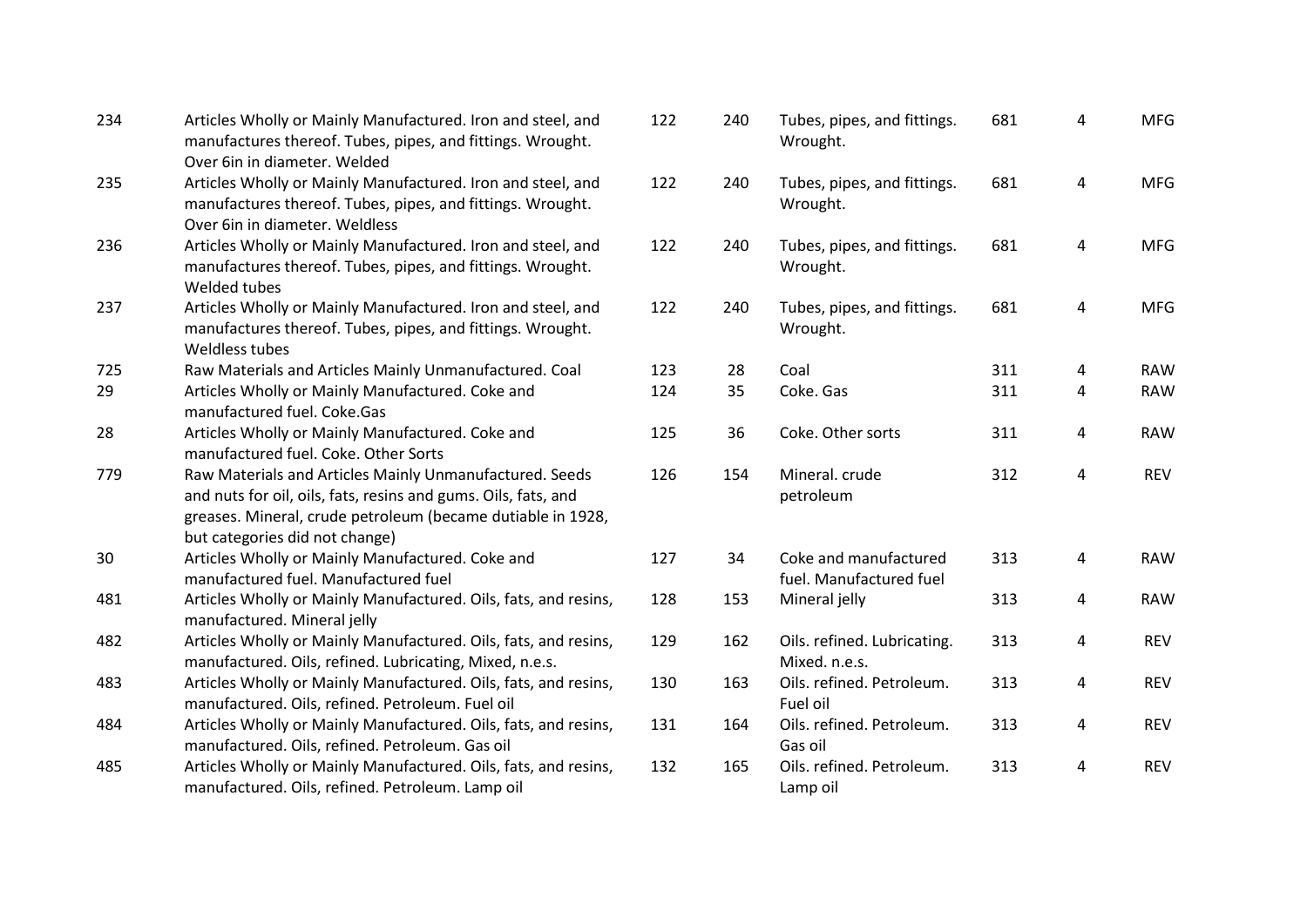| | | | | | | | |
|---|---|---|---|---|---|---|---|
| 234 | Articles Wholly or Mainly Manufactured. Iron and steel, and manufactures thereof. Tubes, pipes, and fittings. Wrought. Over 6in in diameter. Welded | 122 | 240 | Tubes, pipes, and fittings. Wrought. | 681 | 4 | MFG |
| 235 | Articles Wholly or Mainly Manufactured. Iron and steel, and manufactures thereof. Tubes, pipes, and fittings. Wrought. Over 6in in diameter. Weldless | 122 | 240 | Tubes, pipes, and fittings. Wrought. | 681 | 4 | MFG |
| 236 | Articles Wholly or Mainly Manufactured. Iron and steel, and manufactures thereof. Tubes, pipes, and fittings. Wrought. Welded tubes | 122 | 240 | Tubes, pipes, and fittings. Wrought. | 681 | 4 | MFG |
| 237 | Articles Wholly or Mainly Manufactured. Iron and steel, and manufactures thereof. Tubes, pipes, and fittings. Wrought. Weldless tubes | 122 | 240 | Tubes, pipes, and fittings. Wrought. | 681 | 4 | MFG |
| 725 | Raw Materials and Articles Mainly Unmanufactured. Coal | 123 | 28 | Coal | 311 | 4 | RAW |
| 29 | Articles Wholly or Mainly Manufactured. Coke and manufactured fuel. Coke.Gas | 124 | 35 | Coke. Gas | 311 | 4 | RAW |
| 28 | Articles Wholly or Mainly Manufactured. Coke and manufactured fuel. Coke. Other Sorts | 125 | 36 | Coke. Other sorts | 311 | 4 | RAW |
| 779 | Raw Materials and Articles Mainly Unmanufactured. Seeds and nuts for oil, oils, fats, resins and gums. Oils, fats, and greases. Mineral, crude petroleum (became dutiable in 1928, but categories did not change) | 126 | 154 | Mineral. crude petroleum | 312 | 4 | REV |
| 30 | Articles Wholly or Mainly Manufactured. Coke and manufactured fuel. Manufactured fuel | 127 | 34 | Coke and manufactured fuel. Manufactured fuel | 313 | 4 | RAW |
| 481 | Articles Wholly or Mainly Manufactured. Oils, fats, and resins, manufactured. Mineral jelly | 128 | 153 | Mineral jelly | 313 | 4 | RAW |
| 482 | Articles Wholly or Mainly Manufactured. Oils, fats, and resins, manufactured. Oils, refined. Lubricating, Mixed, n.e.s. | 129 | 162 | Oils. refined. Lubricating. Mixed. n.e.s. | 313 | 4 | REV |
| 483 | Articles Wholly or Mainly Manufactured. Oils, fats, and resins, manufactured. Oils, refined. Petroleum. Fuel oil | 130 | 163 | Oils. refined. Petroleum. Fuel oil | 313 | 4 | REV |
| 484 | Articles Wholly or Mainly Manufactured. Oils, fats, and resins, manufactured. Oils, refined. Petroleum. Gas oil | 131 | 164 | Oils. refined. Petroleum. Gas oil | 313 | 4 | REV |
| 485 | Articles Wholly or Mainly Manufactured. Oils, fats, and resins, manufactured. Oils, refined. Petroleum. Lamp oil | 132 | 165 | Oils. refined. Petroleum. Lamp oil | 313 | 4 | REV |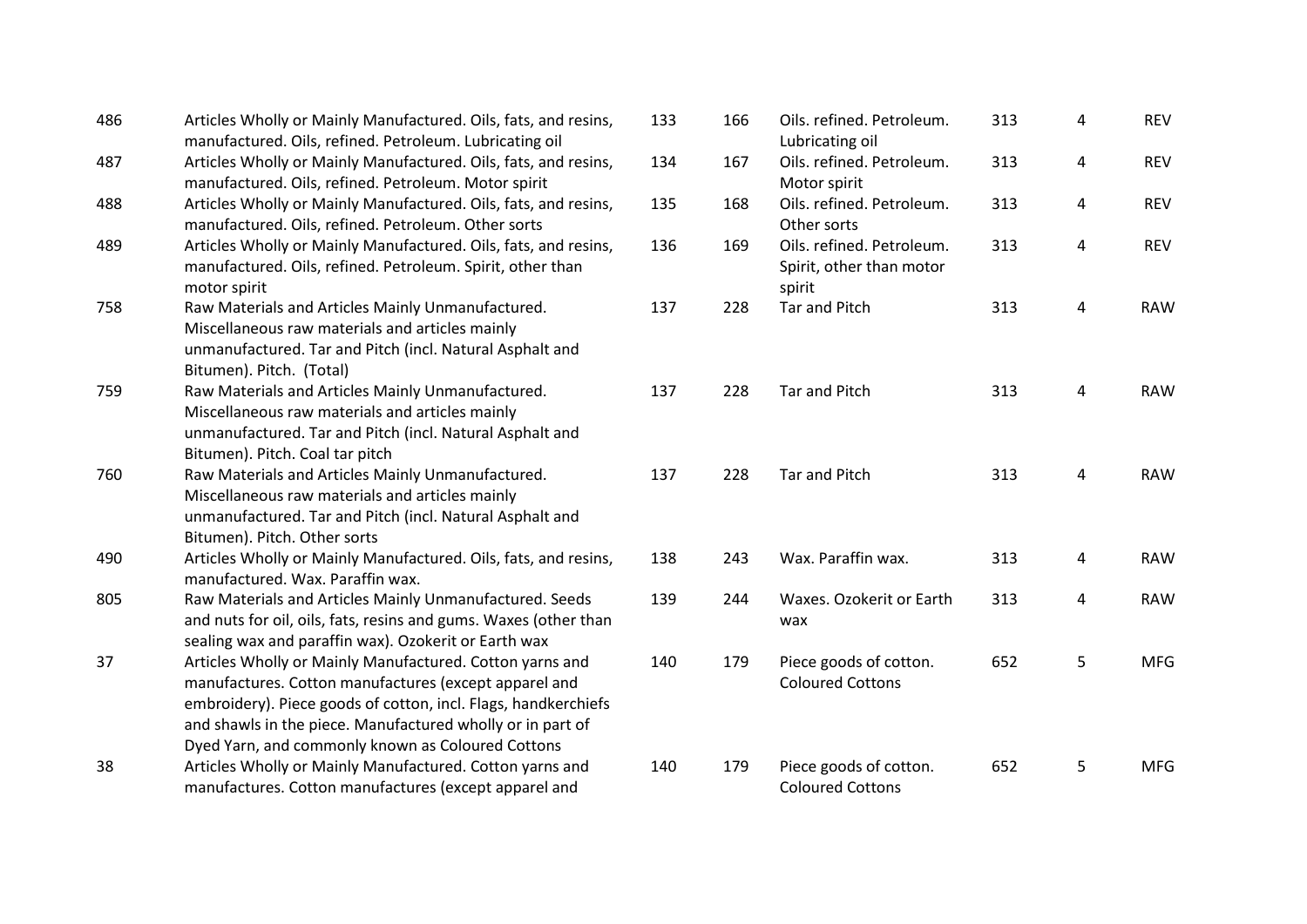| | | | | | | | |
|---|---|---|---|---|---|---|---|
| 486 | Articles Wholly or Mainly Manufactured. Oils, fats, and resins, manufactured. Oils, refined. Petroleum. Lubricating oil | 133 | 166 | Oils. refined. Petroleum. Lubricating oil | 313 | 4 | REV |
| 487 | Articles Wholly or Mainly Manufactured. Oils, fats, and resins, manufactured. Oils, refined. Petroleum. Motor spirit | 134 | 167 | Oils. refined. Petroleum. Motor spirit | 313 | 4 | REV |
| 488 | Articles Wholly or Mainly Manufactured. Oils, fats, and resins, manufactured. Oils, refined. Petroleum. Other sorts | 135 | 168 | Oils. refined. Petroleum. Other sorts | 313 | 4 | REV |
| 489 | Articles Wholly or Mainly Manufactured. Oils, fats, and resins, manufactured. Oils, refined. Petroleum. Spirit, other than motor spirit | 136 | 169 | Oils. refined. Petroleum. Spirit, other than motor spirit | 313 | 4 | REV |
| 758 | Raw Materials and Articles Mainly Unmanufactured. Miscellaneous raw materials and articles mainly unmanufactured. Tar and Pitch (incl. Natural Asphalt and Bitumen). Pitch. (Total) | 137 | 228 | Tar and Pitch | 313 | 4 | RAW |
| 759 | Raw Materials and Articles Mainly Unmanufactured. Miscellaneous raw materials and articles mainly unmanufactured. Tar and Pitch (incl. Natural Asphalt and Bitumen). Pitch. Coal tar pitch | 137 | 228 | Tar and Pitch | 313 | 4 | RAW |
| 760 | Raw Materials and Articles Mainly Unmanufactured. Miscellaneous raw materials and articles mainly unmanufactured. Tar and Pitch (incl. Natural Asphalt and Bitumen). Pitch. Other sorts | 137 | 228 | Tar and Pitch | 313 | 4 | RAW |
| 490 | Articles Wholly or Mainly Manufactured. Oils, fats, and resins, manufactured. Wax. Paraffin wax. | 138 | 243 | Wax. Paraffin wax. | 313 | 4 | RAW |
| 805 | Raw Materials and Articles Mainly Unmanufactured. Seeds and nuts for oil, oils, fats, resins and gums. Waxes (other than sealing wax and paraffin wax). Ozokerit or Earth wax | 139 | 244 | Waxes. Ozokerit or Earth wax | 313 | 4 | RAW |
| 37 | Articles Wholly or Mainly Manufactured. Cotton yarns and manufactures. Cotton manufactures (except apparel and embroidery). Piece goods of cotton, incl. Flags, handkerchiefs and shawls in the piece. Manufactured wholly or in part of Dyed Yarn, and commonly known as Coloured Cottons | 140 | 179 | Piece goods of cotton. Coloured Cottons | 652 | 5 | MFG |
| 38 | Articles Wholly or Mainly Manufactured. Cotton yarns and manufactures. Cotton manufactures (except apparel and | 140 | 179 | Piece goods of cotton. Coloured Cottons | 652 | 5 | MFG |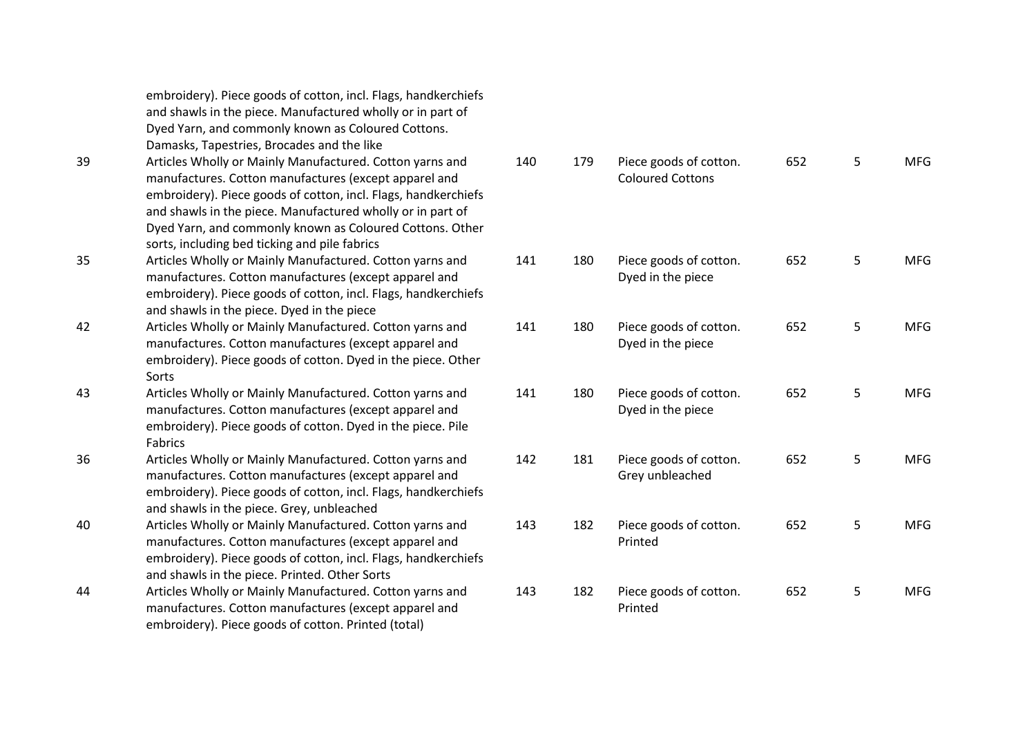| | | | | | | | |
|---|---|---|---|---|---|---|---|
| | embroidery). Piece goods of cotton, incl. Flags, handkerchiefs and shawls in the piece. Manufactured wholly or in part of Dyed Yarn, and commonly known as Coloured Cottons. Damasks, Tapestries, Brocades and the like | | | | | | |
| 39 | Articles Wholly or Mainly Manufactured. Cotton yarns and manufactures. Cotton manufactures (except apparel and embroidery). Piece goods of cotton, incl. Flags, handkerchiefs and shawls in the piece. Manufactured wholly or in part of Dyed Yarn, and commonly known as Coloured Cottons. Other sorts, including bed ticking and pile fabrics | 140 | 179 | Piece goods of cotton. Coloured Cottons | 652 | 5 | MFG |
| 35 | Articles Wholly or Mainly Manufactured. Cotton yarns and manufactures. Cotton manufactures (except apparel and embroidery). Piece goods of cotton, incl. Flags, handkerchiefs and shawls in the piece. Dyed in the piece | 141 | 180 | Piece goods of cotton. Dyed in the piece | 652 | 5 | MFG |
| 42 | Articles Wholly or Mainly Manufactured. Cotton yarns and manufactures. Cotton manufactures (except apparel and embroidery). Piece goods of cotton. Dyed in the piece. Other Sorts | 141 | 180 | Piece goods of cotton. Dyed in the piece | 652 | 5 | MFG |
| 43 | Articles Wholly or Mainly Manufactured. Cotton yarns and manufactures. Cotton manufactures (except apparel and embroidery). Piece goods of cotton. Dyed in the piece. Pile Fabrics | 141 | 180 | Piece goods of cotton. Dyed in the piece | 652 | 5 | MFG |
| 36 | Articles Wholly or Mainly Manufactured. Cotton yarns and manufactures. Cotton manufactures (except apparel and embroidery). Piece goods of cotton, incl. Flags, handkerchiefs and shawls in the piece. Grey, unbleached | 142 | 181 | Piece goods of cotton. Grey unbleached | 652 | 5 | MFG |
| 40 | Articles Wholly or Mainly Manufactured. Cotton yarns and manufactures. Cotton manufactures (except apparel and embroidery). Piece goods of cotton, incl. Flags, handkerchiefs and shawls in the piece. Printed. Other Sorts | 143 | 182 | Piece goods of cotton. Printed | 652 | 5 | MFG |
| 44 | Articles Wholly or Mainly Manufactured. Cotton yarns and manufactures. Cotton manufactures (except apparel and embroidery). Piece goods of cotton. Printed (total) | 143 | 182 | Piece goods of cotton. Printed | 652 | 5 | MFG |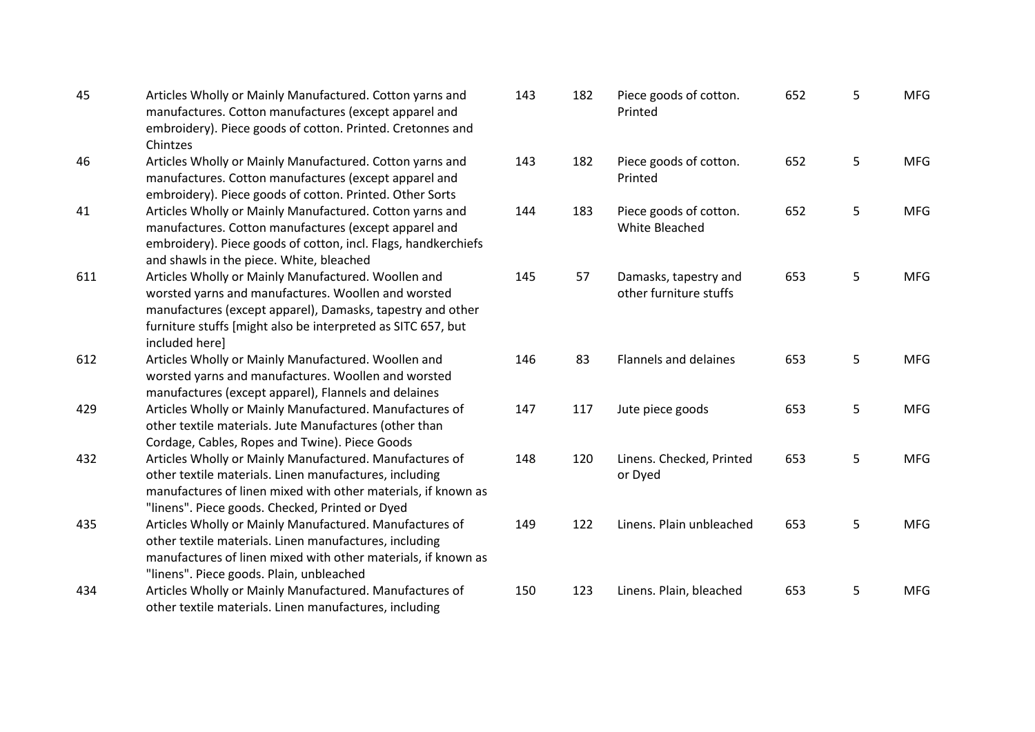| | | | | | | | |
|---|---|---|---|---|---|---|---|
| 45 | Articles Wholly or Mainly Manufactured. Cotton yarns and manufactures. Cotton manufactures (except apparel and embroidery). Piece goods of cotton. Printed. Cretonnes and Chintzes | 143 | 182 | Piece goods of cotton. Printed | 652 | 5 | MFG |
| 46 | Articles Wholly or Mainly Manufactured. Cotton yarns and manufactures. Cotton manufactures (except apparel and embroidery). Piece goods of cotton. Printed. Other Sorts | 143 | 182 | Piece goods of cotton. Printed | 652 | 5 | MFG |
| 41 | Articles Wholly or Mainly Manufactured. Cotton yarns and manufactures. Cotton manufactures (except apparel and embroidery). Piece goods of cotton, incl. Flags, handkerchiefs and shawls in the piece. White, bleached | 144 | 183 | Piece goods of cotton. White Bleached | 652 | 5 | MFG |
| 611 | Articles Wholly or Mainly Manufactured. Woollen and worsted yarns and manufactures. Woollen and worsted manufactures (except apparel), Damasks, tapestry and other furniture stuffs [might also be interpreted as SITC 657, but included here] | 145 | 57 | Damasks, tapestry and other furniture stuffs | 653 | 5 | MFG |
| 612 | Articles Wholly or Mainly Manufactured. Woollen and worsted yarns and manufactures. Woollen and worsted manufactures (except apparel), Flannels and delaines | 146 | 83 | Flannels and delaines | 653 | 5 | MFG |
| 429 | Articles Wholly or Mainly Manufactured. Manufactures of other textile materials. Jute Manufactures (other than Cordage, Cables, Ropes and Twine). Piece Goods | 147 | 117 | Jute piece goods | 653 | 5 | MFG |
| 432 | Articles Wholly or Mainly Manufactured. Manufactures of other textile materials. Linen manufactures, including manufactures of linen mixed with other materials, if known as "linens". Piece goods. Checked, Printed or Dyed | 148 | 120 | Linens. Checked, Printed or Dyed | 653 | 5 | MFG |
| 435 | Articles Wholly or Mainly Manufactured. Manufactures of other textile materials. Linen manufactures, including manufactures of linen mixed with other materials, if known as "linens". Piece goods. Plain, unbleached | 149 | 122 | Linens. Plain unbleached | 653 | 5 | MFG |
| 434 | Articles Wholly or Mainly Manufactured. Manufactures of other textile materials. Linen manufactures, including | 150 | 123 | Linens. Plain, bleached | 653 | 5 | MFG |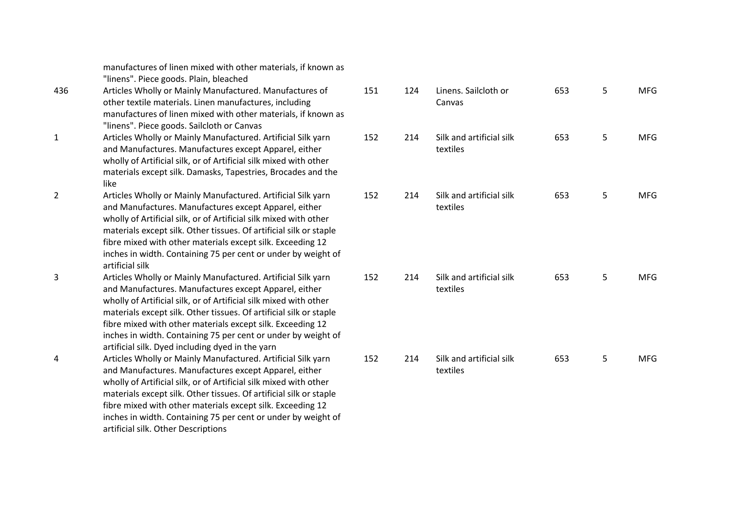| | | | | | | | |
|---|---|---|---|---|---|---|---|
| | manufactures of linen mixed with other materials, if known as "linens". Piece goods. Plain, bleached | | | | | | |
| 436 | Articles Wholly or Mainly Manufactured. Manufactures of other textile materials. Linen manufactures, including manufactures of linen mixed with other materials, if known as "linens". Piece goods. Sailcloth or Canvas | 151 | 124 | Linens. Sailcloth or Canvas | 653 | 5 | MFG |
| 1 | Articles Wholly or Mainly Manufactured. Artificial Silk yarn and Manufactures. Manufactures except Apparel, either wholly of Artificial silk, or of Artificial silk mixed with other materials except silk. Damasks, Tapestries, Brocades and the like | 152 | 214 | Silk and artificial silk textiles | 653 | 5 | MFG |
| 2 | Articles Wholly or Mainly Manufactured. Artificial Silk yarn and Manufactures. Manufactures except Apparel, either wholly of Artificial silk, or of Artificial silk mixed with other materials except silk. Other tissues. Of artificial silk or staple fibre mixed with other materials except silk. Exceeding 12 inches in width. Containing 75 per cent or under by weight of artificial silk | 152 | 214 | Silk and artificial silk textiles | 653 | 5 | MFG |
| 3 | Articles Wholly or Mainly Manufactured. Artificial Silk yarn and Manufactures. Manufactures except Apparel, either wholly of Artificial silk, or of Artificial silk mixed with other materials except silk. Other tissues. Of artificial silk or staple fibre mixed with other materials except silk. Exceeding 12 inches in width. Containing 75 per cent or under by weight of artificial silk. Dyed including dyed in the yarn | 152 | 214 | Silk and artificial silk textiles | 653 | 5 | MFG |
| 4 | Articles Wholly or Mainly Manufactured. Artificial Silk yarn and Manufactures. Manufactures except Apparel, either wholly of Artificial silk, or of Artificial silk mixed with other materials except silk. Other tissues. Of artificial silk or staple fibre mixed with other materials except silk. Exceeding 12 inches in width. Containing 75 per cent or under by weight of artificial silk. Other Descriptions | 152 | 214 | Silk and artificial silk textiles | 653 | 5 | MFG |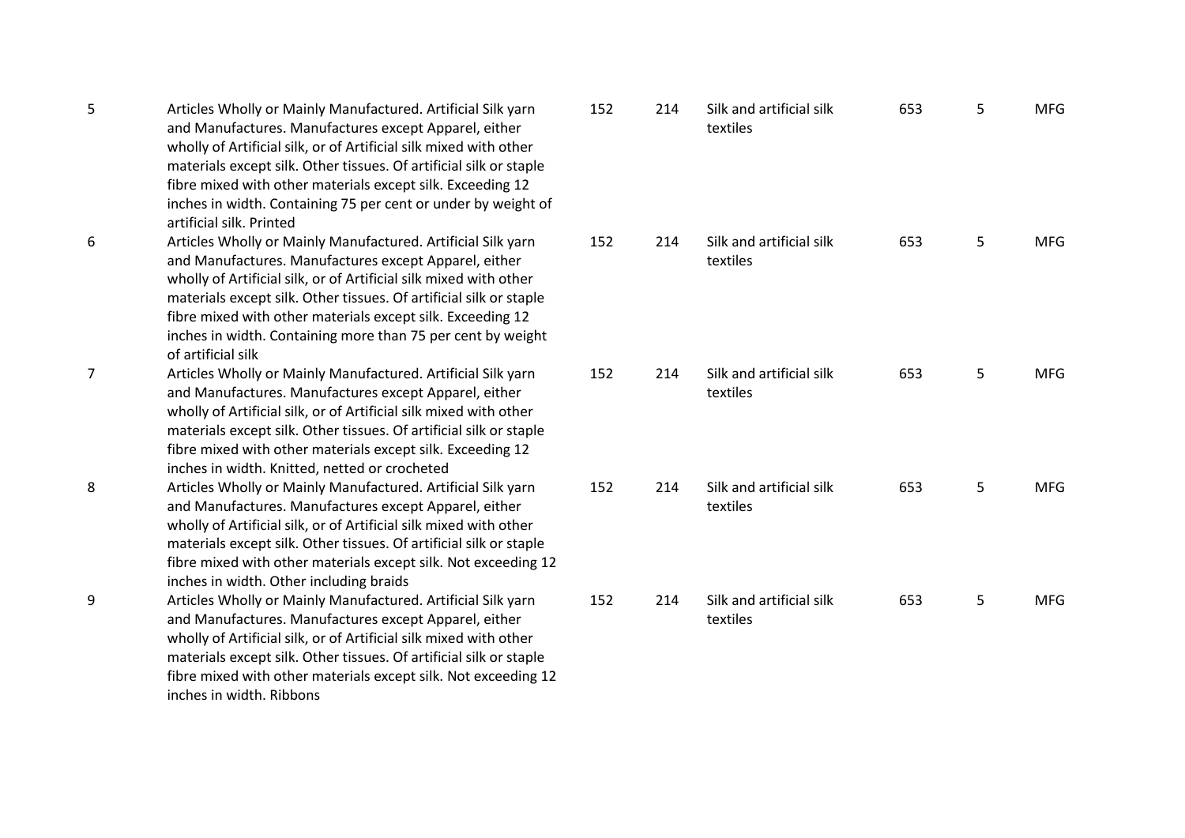| | | | | | | | |
|---|---|---|---|---|---|---|---|
| 5 | Articles Wholly or Mainly Manufactured. Artificial Silk yarn and Manufactures. Manufactures except Apparel, either wholly of Artificial silk, or of Artificial silk mixed with other materials except silk. Other tissues. Of artificial silk or staple fibre mixed with other materials except silk. Exceeding 12 inches in width. Containing 75 per cent or under by weight of artificial silk. Printed | 152 | 214 | Silk and artificial silk textiles | 653 | 5 | MFG |
| 6 | Articles Wholly or Mainly Manufactured. Artificial Silk yarn and Manufactures. Manufactures except Apparel, either wholly of Artificial silk, or of Artificial silk mixed with other materials except silk. Other tissues. Of artificial silk or staple fibre mixed with other materials except silk. Exceeding 12 inches in width. Containing more than 75 per cent by weight of artificial silk | 152 | 214 | Silk and artificial silk textiles | 653 | 5 | MFG |
| 7 | Articles Wholly or Mainly Manufactured. Artificial Silk yarn and Manufactures. Manufactures except Apparel, either wholly of Artificial silk, or of Artificial silk mixed with other materials except silk. Other tissues. Of artificial silk or staple fibre mixed with other materials except silk. Exceeding 12 inches in width. Knitted, netted or crocheted | 152 | 214 | Silk and artificial silk textiles | 653 | 5 | MFG |
| 8 | Articles Wholly or Mainly Manufactured. Artificial Silk yarn and Manufactures. Manufactures except Apparel, either wholly of Artificial silk, or of Artificial silk mixed with other materials except silk. Other tissues. Of artificial silk or staple fibre mixed with other materials except silk. Not exceeding 12 inches in width. Other including braids | 152 | 214 | Silk and artificial silk textiles | 653 | 5 | MFG |
| 9 | Articles Wholly or Mainly Manufactured. Artificial Silk yarn and Manufactures. Manufactures except Apparel, either wholly of Artificial silk, or of Artificial silk mixed with other materials except silk. Other tissues. Of artificial silk or staple fibre mixed with other materials except silk. Not exceeding 12 inches in width. Ribbons | 152 | 214 | Silk and artificial silk textiles | 653 | 5 | MFG |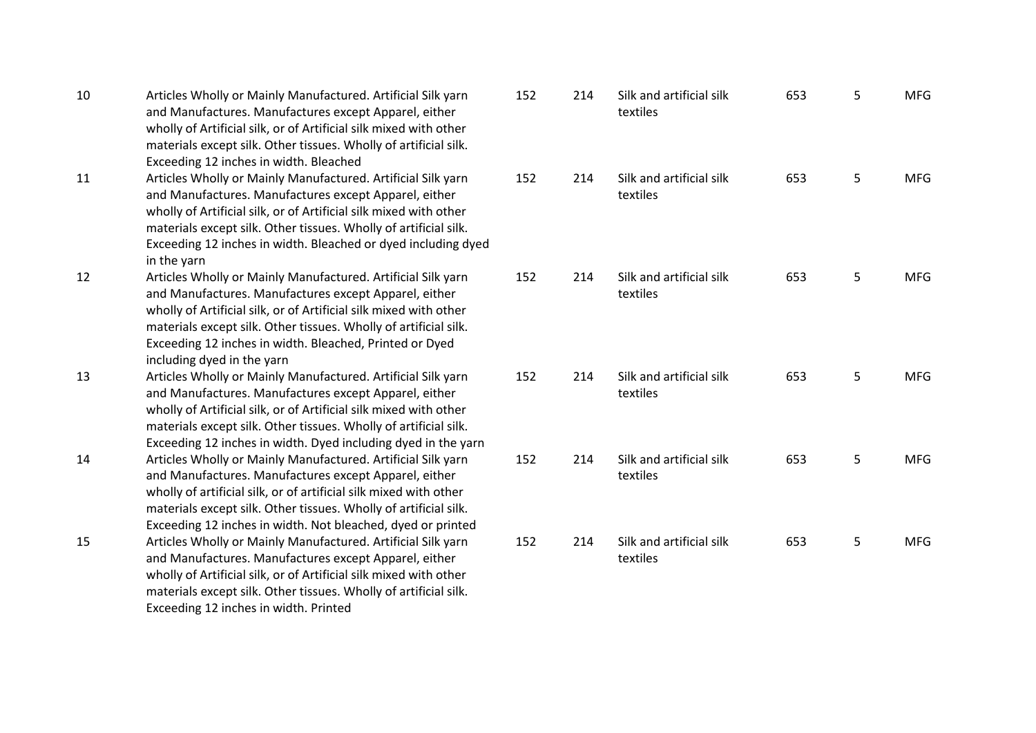| | | | | | | | |
|---|---|---|---|---|---|---|---|
| 10 | Articles Wholly or Mainly Manufactured. Artificial Silk yarn and Manufactures. Manufactures except Apparel, either wholly of Artificial silk, or of Artificial silk mixed with other materials except silk. Other tissues. Wholly of artificial silk. Exceeding 12 inches in width. Bleached | 152 | 214 | Silk and artificial silk textiles | 653 | 5 | MFG |
| 11 | Articles Wholly or Mainly Manufactured. Artificial Silk yarn and Manufactures. Manufactures except Apparel, either wholly of Artificial silk, or of Artificial silk mixed with other materials except silk. Other tissues. Wholly of artificial silk. Exceeding 12 inches in width. Bleached or dyed including dyed in the yarn | 152 | 214 | Silk and artificial silk textiles | 653 | 5 | MFG |
| 12 | Articles Wholly or Mainly Manufactured. Artificial Silk yarn and Manufactures. Manufactures except Apparel, either wholly of Artificial silk, or of Artificial silk mixed with other materials except silk. Other tissues. Wholly of artificial silk. Exceeding 12 inches in width. Bleached, Printed or Dyed including dyed in the yarn | 152 | 214 | Silk and artificial silk textiles | 653 | 5 | MFG |
| 13 | Articles Wholly or Mainly Manufactured. Artificial Silk yarn and Manufactures. Manufactures except Apparel, either wholly of Artificial silk, or of Artificial silk mixed with other materials except silk. Other tissues. Wholly of artificial silk. Exceeding 12 inches in width. Dyed including dyed in the yarn | 152 | 214 | Silk and artificial silk textiles | 653 | 5 | MFG |
| 14 | Articles Wholly or Mainly Manufactured. Artificial Silk yarn and Manufactures. Manufactures except Apparel, either wholly of artificial silk, or of artificial silk mixed with other materials except silk. Other tissues. Wholly of artificial silk. Exceeding 12 inches in width. Not bleached, dyed or printed | 152 | 214 | Silk and artificial silk textiles | 653 | 5 | MFG |
| 15 | Articles Wholly or Mainly Manufactured. Artificial Silk yarn and Manufactures. Manufactures except Apparel, either wholly of Artificial silk, or of Artificial silk mixed with other materials except silk. Other tissues. Wholly of artificial silk. Exceeding 12 inches in width. Printed | 152 | 214 | Silk and artificial silk textiles | 653 | 5 | MFG |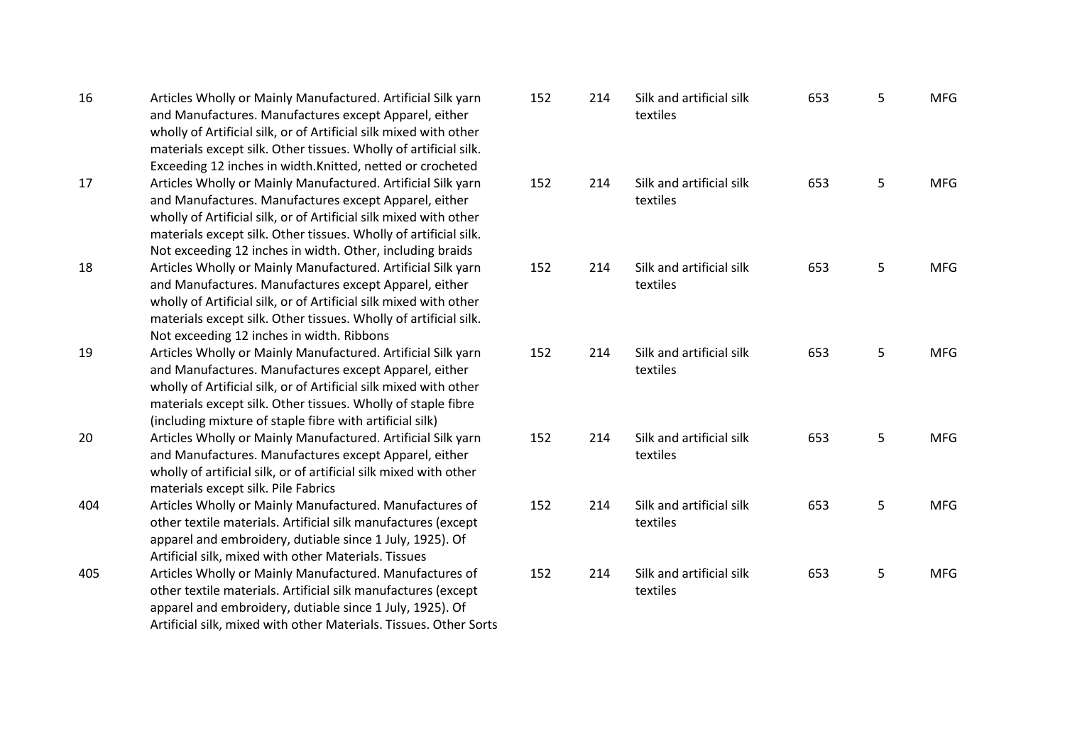| | | | | | | | |
|---|---|---|---|---|---|---|---|
| 16 | Articles Wholly or Mainly Manufactured. Artificial Silk yarn and Manufactures. Manufactures except Apparel, either wholly of Artificial silk, or of Artificial silk mixed with other materials except silk. Other tissues. Wholly of artificial silk. Exceeding 12 inches in width.Knitted, netted or crocheted | 152 | 214 | Silk and artificial silk textiles | 653 | 5 | MFG |
| 17 | Articles Wholly or Mainly Manufactured. Artificial Silk yarn and Manufactures. Manufactures except Apparel, either wholly of Artificial silk, or of Artificial silk mixed with other materials except silk. Other tissues. Wholly of artificial silk. Not exceeding 12 inches in width. Other, including braids | 152 | 214 | Silk and artificial silk textiles | 653 | 5 | MFG |
| 18 | Articles Wholly or Mainly Manufactured. Artificial Silk yarn and Manufactures. Manufactures except Apparel, either wholly of Artificial silk, or of Artificial silk mixed with other materials except silk. Other tissues. Wholly of artificial silk. Not exceeding 12 inches in width. Ribbons | 152 | 214 | Silk and artificial silk textiles | 653 | 5 | MFG |
| 19 | Articles Wholly or Mainly Manufactured. Artificial Silk yarn and Manufactures. Manufactures except Apparel, either wholly of Artificial silk, or of Artificial silk mixed with other materials except silk. Other tissues. Wholly of staple fibre (including mixture of staple fibre with artificial silk) | 152 | 214 | Silk and artificial silk textiles | 653 | 5 | MFG |
| 20 | Articles Wholly or Mainly Manufactured. Artificial Silk yarn and Manufactures. Manufactures except Apparel, either wholly of artificial silk, or of artificial silk mixed with other materials except silk. Pile Fabrics | 152 | 214 | Silk and artificial silk textiles | 653 | 5 | MFG |
| 404 | Articles Wholly or Mainly Manufactured. Manufactures of other textile materials. Artificial silk manufactures (except apparel and embroidery, dutiable since 1 July, 1925). Of Artificial silk, mixed with other Materials. Tissues | 152 | 214 | Silk and artificial silk textiles | 653 | 5 | MFG |
| 405 | Articles Wholly or Mainly Manufactured. Manufactures of other textile materials. Artificial silk manufactures (except apparel and embroidery, dutiable since 1 July, 1925). Of Artificial silk, mixed with other Materials. Tissues. Other Sorts | 152 | 214 | Silk and artificial silk textiles | 653 | 5 | MFG |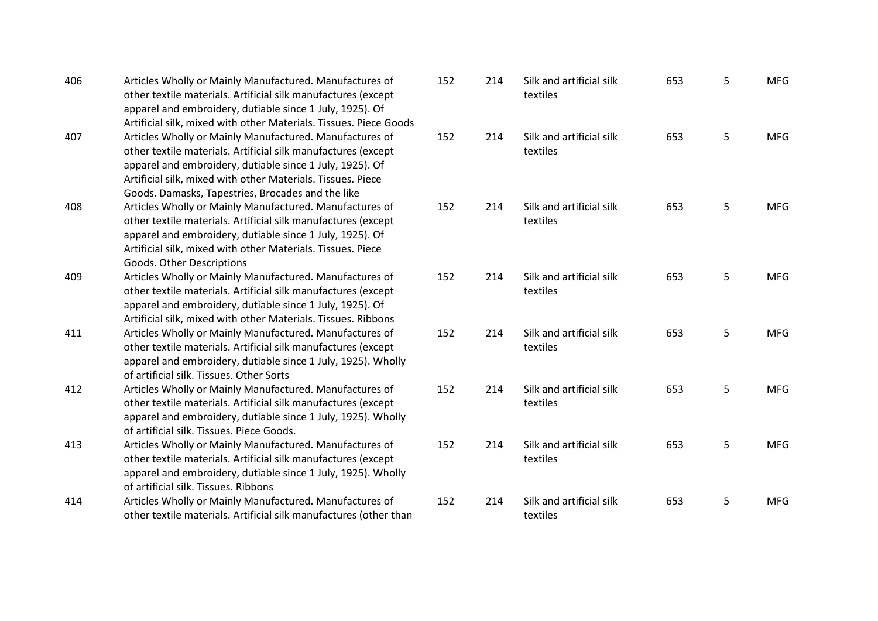| | | | | | | | |
|---|---|---|---|---|---|---|---|
| 406 | Articles Wholly or Mainly Manufactured. Manufactures of other textile materials. Artificial silk manufactures (except apparel and embroidery, dutiable since 1 July, 1925). Of Artificial silk, mixed with other Materials. Tissues. Piece Goods | 152 | 214 | Silk and artificial silk textiles | 653 | 5 | MFG |
| 407 | Articles Wholly or Mainly Manufactured. Manufactures of other textile materials. Artificial silk manufactures (except apparel and embroidery, dutiable since 1 July, 1925). Of Artificial silk, mixed with other Materials. Tissues. Piece Goods. Damasks, Tapestries, Brocades and the like | 152 | 214 | Silk and artificial silk textiles | 653 | 5 | MFG |
| 408 | Articles Wholly or Mainly Manufactured. Manufactures of other textile materials. Artificial silk manufactures (except apparel and embroidery, dutiable since 1 July, 1925). Of Artificial silk, mixed with other Materials. Tissues. Piece Goods. Other Descriptions | 152 | 214 | Silk and artificial silk textiles | 653 | 5 | MFG |
| 409 | Articles Wholly or Mainly Manufactured. Manufactures of other textile materials. Artificial silk manufactures (except apparel and embroidery, dutiable since 1 July, 1925). Of Artificial silk, mixed with other Materials. Tissues. Ribbons | 152 | 214 | Silk and artificial silk textiles | 653 | 5 | MFG |
| 411 | Articles Wholly or Mainly Manufactured. Manufactures of other textile materials. Artificial silk manufactures (except apparel and embroidery, dutiable since 1 July, 1925). Wholly of artificial silk. Tissues. Other Sorts | 152 | 214 | Silk and artificial silk textiles | 653 | 5 | MFG |
| 412 | Articles Wholly or Mainly Manufactured. Manufactures of other textile materials. Artificial silk manufactures (except apparel and embroidery, dutiable since 1 July, 1925). Wholly of artificial silk. Tissues. Piece Goods. | 152 | 214 | Silk and artificial silk textiles | 653 | 5 | MFG |
| 413 | Articles Wholly or Mainly Manufactured. Manufactures of other textile materials. Artificial silk manufactures (except apparel and embroidery, dutiable since 1 July, 1925). Wholly of artificial silk. Tissues. Ribbons | 152 | 214 | Silk and artificial silk textiles | 653 | 5 | MFG |
| 414 | Articles Wholly or Mainly Manufactured. Manufactures of other textile materials. Artificial silk manufactures (other than | 152 | 214 | Silk and artificial silk textiles | 653 | 5 | MFG |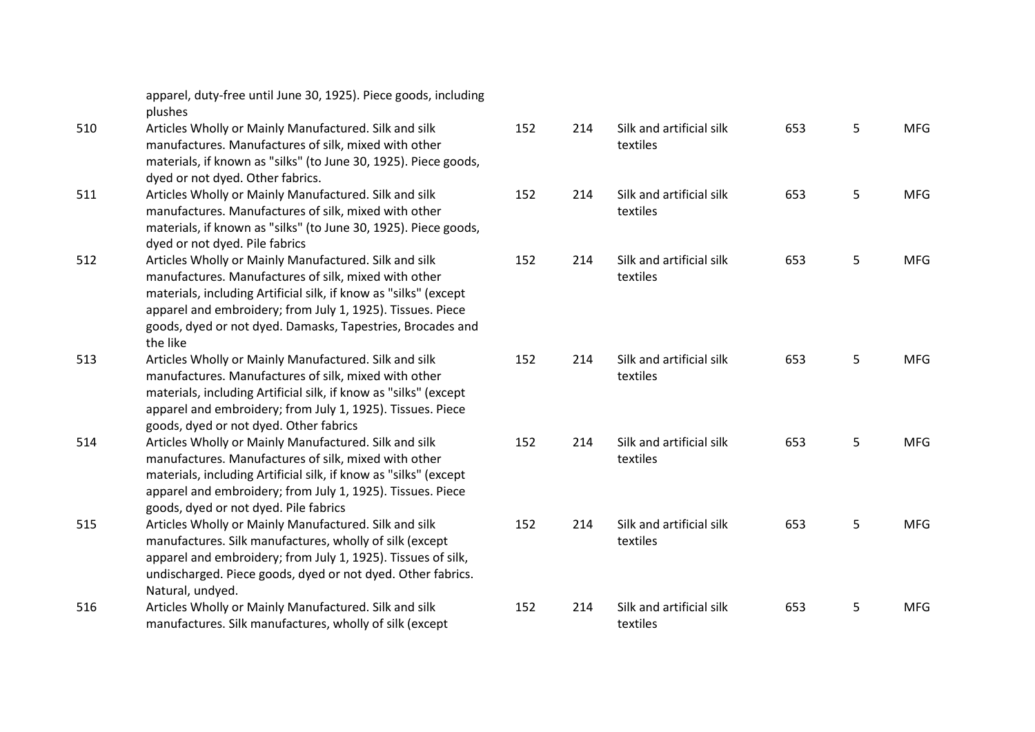| | | | | | | | |
|---|---|---|---|---|---|---|---|
| | apparel, duty-free until June 30, 1925). Piece goods, including plushes | | | | | | |
| 510 | Articles Wholly or Mainly Manufactured. Silk and silk manufactures. Manufactures of silk, mixed with other materials, if known as "silks" (to June 30, 1925). Piece goods, dyed or not dyed. Other fabrics. | 152 | 214 | Silk and artificial silk textiles | 653 | 5 | MFG |
| 511 | Articles Wholly or Mainly Manufactured. Silk and silk manufactures. Manufactures of silk, mixed with other materials, if known as "silks" (to June 30, 1925). Piece goods, dyed or not dyed. Pile fabrics | 152 | 214 | Silk and artificial silk textiles | 653 | 5 | MFG |
| 512 | Articles Wholly or Mainly Manufactured. Silk and silk manufactures. Manufactures of silk, mixed with other materials, including Artificial silk, if know as "silks" (except apparel and embroidery; from July 1, 1925). Tissues. Piece goods, dyed or not dyed. Damasks, Tapestries, Brocades and the like | 152 | 214 | Silk and artificial silk textiles | 653 | 5 | MFG |
| 513 | Articles Wholly or Mainly Manufactured. Silk and silk manufactures. Manufactures of silk, mixed with other materials, including Artificial silk, if know as "silks" (except apparel and embroidery; from July 1, 1925). Tissues. Piece goods, dyed or not dyed. Other fabrics | 152 | 214 | Silk and artificial silk textiles | 653 | 5 | MFG |
| 514 | Articles Wholly or Mainly Manufactured. Silk and silk manufactures. Manufactures of silk, mixed with other materials, including Artificial silk, if know as "silks" (except apparel and embroidery; from July 1, 1925). Tissues. Piece goods, dyed or not dyed. Pile fabrics | 152 | 214 | Silk and artificial silk textiles | 653 | 5 | MFG |
| 515 | Articles Wholly or Mainly Manufactured. Silk and silk manufactures. Silk manufactures, wholly of silk (except apparel and embroidery; from July 1, 1925). Tissues of silk, undischarged. Piece goods, dyed or not dyed. Other fabrics. Natural, undyed. | 152 | 214 | Silk and artificial silk textiles | 653 | 5 | MFG |
| 516 | Articles Wholly or Mainly Manufactured. Silk and silk manufactures. Silk manufactures, wholly of silk (except | 152 | 214 | Silk and artificial silk textiles | 653 | 5 | MFG |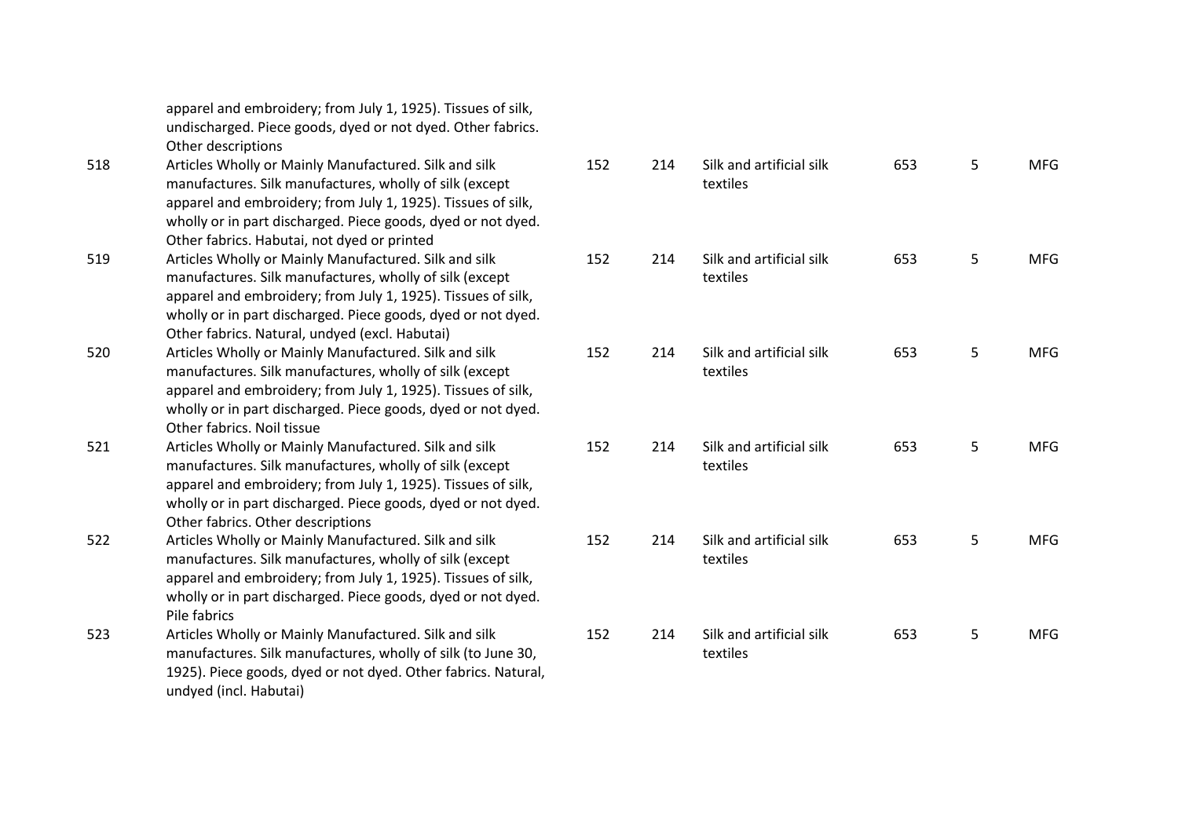| | | | | | | | |
|---|---|---|---|---|---|---|---|
| | apparel and embroidery; from July 1, 1925). Tissues of silk, undischarged. Piece goods, dyed or not dyed. Other fabrics. Other descriptions | | | | | | |
| 518 | Articles Wholly or Mainly Manufactured. Silk and silk manufactures. Silk manufactures, wholly of silk (except apparel and embroidery; from July 1, 1925). Tissues of silk, wholly or in part discharged. Piece goods, dyed or not dyed. Other fabrics. Habutai, not dyed or printed | 152 | 214 | Silk and artificial silk textiles | 653 | 5 | MFG |
| 519 | Articles Wholly or Mainly Manufactured. Silk and silk manufactures. Silk manufactures, wholly of silk (except apparel and embroidery; from July 1, 1925). Tissues of silk, wholly or in part discharged. Piece goods, dyed or not dyed. Other fabrics. Natural, undyed (excl. Habutai) | 152 | 214 | Silk and artificial silk textiles | 653 | 5 | MFG |
| 520 | Articles Wholly or Mainly Manufactured. Silk and silk manufactures. Silk manufactures, wholly of silk (except apparel and embroidery; from July 1, 1925). Tissues of silk, wholly or in part discharged. Piece goods, dyed or not dyed. Other fabrics. Noil tissue | 152 | 214 | Silk and artificial silk textiles | 653 | 5 | MFG |
| 521 | Articles Wholly or Mainly Manufactured. Silk and silk manufactures. Silk manufactures, wholly of silk (except apparel and embroidery; from July 1, 1925). Tissues of silk, wholly or in part discharged. Piece goods, dyed or not dyed. Other fabrics. Other descriptions | 152 | 214 | Silk and artificial silk textiles | 653 | 5 | MFG |
| 522 | Articles Wholly or Mainly Manufactured. Silk and silk manufactures. Silk manufactures, wholly of silk (except apparel and embroidery; from July 1, 1925). Tissues of silk, wholly or in part discharged. Piece goods, dyed or not dyed. Pile fabrics | 152 | 214 | Silk and artificial silk textiles | 653 | 5 | MFG |
| 523 | Articles Wholly or Mainly Manufactured. Silk and silk manufactures. Silk manufactures, wholly of silk (to June 30, 1925). Piece goods, dyed or not dyed. Other fabrics. Natural, undyed (incl. Habutai) | 152 | 214 | Silk and artificial silk textiles | 653 | 5 | MFG |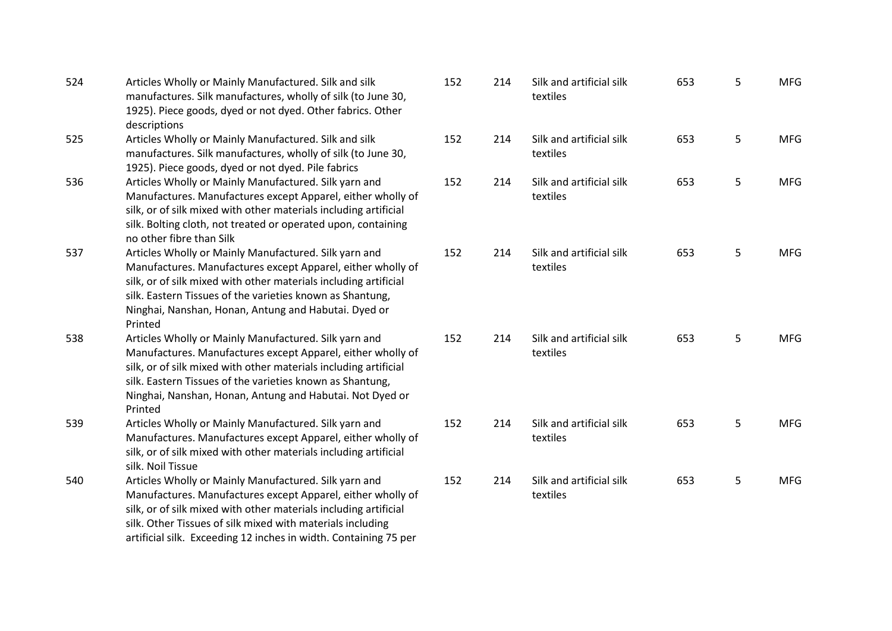| | | | | | | | |
|---|---|---|---|---|---|---|---|
| 524 | Articles Wholly or Mainly Manufactured. Silk and silk manufactures. Silk manufactures, wholly of silk (to June 30, 1925). Piece goods, dyed or not dyed. Other fabrics. Other descriptions | 152 | 214 | Silk and artificial silk textiles | 653 | 5 | MFG |
| 525 | Articles Wholly or Mainly Manufactured. Silk and silk manufactures. Silk manufactures, wholly of silk (to June 30, 1925). Piece goods, dyed or not dyed. Pile fabrics | 152 | 214 | Silk and artificial silk textiles | 653 | 5 | MFG |
| 536 | Articles Wholly or Mainly Manufactured. Silk yarn and Manufactures. Manufactures except Apparel, either wholly of silk, or of silk mixed with other materials including artificial silk. Bolting cloth, not treated or operated upon, containing no other fibre than Silk | 152 | 214 | Silk and artificial silk textiles | 653 | 5 | MFG |
| 537 | Articles Wholly or Mainly Manufactured. Silk yarn and Manufactures. Manufactures except Apparel, either wholly of silk, or of silk mixed with other materials including artificial silk. Eastern Tissues of the varieties known as Shantung, Ninghai, Nanshan, Honan, Antung and Habutai. Dyed or Printed | 152 | 214 | Silk and artificial silk textiles | 653 | 5 | MFG |
| 538 | Articles Wholly or Mainly Manufactured. Silk yarn and Manufactures. Manufactures except Apparel, either wholly of silk, or of silk mixed with other materials including artificial silk. Eastern Tissues of the varieties known as Shantung, Ninghai, Nanshan, Honan, Antung and Habutai. Not Dyed or Printed | 152 | 214 | Silk and artificial silk textiles | 653 | 5 | MFG |
| 539 | Articles Wholly or Mainly Manufactured. Silk yarn and Manufactures. Manufactures except Apparel, either wholly of silk, or of silk mixed with other materials including artificial silk. Noil Tissue | 152 | 214 | Silk and artificial silk textiles | 653 | 5 | MFG |
| 540 | Articles Wholly or Mainly Manufactured. Silk yarn and Manufactures. Manufactures except Apparel, either wholly of silk, or of silk mixed with other materials including artificial silk. Other Tissues of silk mixed with materials including artificial silk. Exceeding 12 inches in width. Containing 75 per | 152 | 214 | Silk and artificial silk textiles | 653 | 5 | MFG |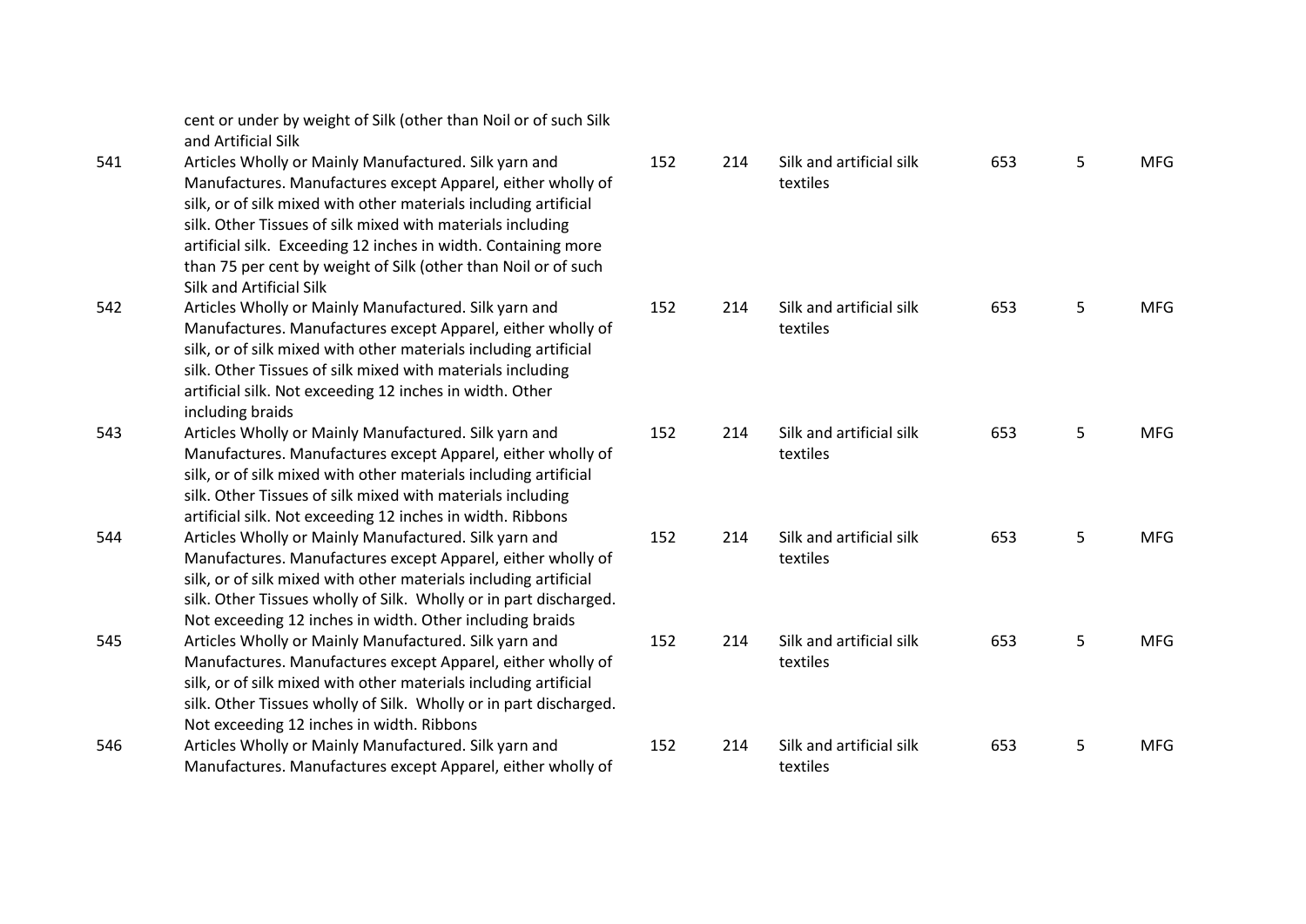| | | | | | | | |
|---|---|---|---|---|---|---|---|
| | cent or under by weight of Silk (other than Noil or of such Silk and Artificial Silk | | | | | | |
| 541 | Articles Wholly or Mainly Manufactured. Silk yarn and Manufactures. Manufactures except Apparel, either wholly of silk, or of silk mixed with other materials including artificial silk. Other Tissues of silk mixed with materials including artificial silk. Exceeding 12 inches in width. Containing more than 75 per cent by weight of Silk (other than Noil or of such Silk and Artificial Silk | 152 | 214 | Silk and artificial silk textiles | 653 | 5 | MFG |
| 542 | Articles Wholly or Mainly Manufactured. Silk yarn and Manufactures. Manufactures except Apparel, either wholly of silk, or of silk mixed with other materials including artificial silk. Other Tissues of silk mixed with materials including artificial silk. Not exceeding 12 inches in width. Other including braids | 152 | 214 | Silk and artificial silk textiles | 653 | 5 | MFG |
| 543 | Articles Wholly or Mainly Manufactured. Silk yarn and Manufactures. Manufactures except Apparel, either wholly of silk, or of silk mixed with other materials including artificial silk. Other Tissues of silk mixed with materials including artificial silk. Not exceeding 12 inches in width. Ribbons | 152 | 214 | Silk and artificial silk textiles | 653 | 5 | MFG |
| 544 | Articles Wholly or Mainly Manufactured. Silk yarn and Manufactures. Manufactures except Apparel, either wholly of silk, or of silk mixed with other materials including artificial silk. Other Tissues wholly of Silk. Wholly or in part discharged. Not exceeding 12 inches in width. Other including braids | 152 | 214 | Silk and artificial silk textiles | 653 | 5 | MFG |
| 545 | Articles Wholly or Mainly Manufactured. Silk yarn and Manufactures. Manufactures except Apparel, either wholly of silk, or of silk mixed with other materials including artificial silk. Other Tissues wholly of Silk. Wholly or in part discharged. Not exceeding 12 inches in width. Ribbons | 152 | 214 | Silk and artificial silk textiles | 653 | 5 | MFG |
| 546 | Articles Wholly or Mainly Manufactured. Silk yarn and Manufactures. Manufactures except Apparel, either wholly of | 152 | 214 | Silk and artificial silk textiles | 653 | 5 | MFG |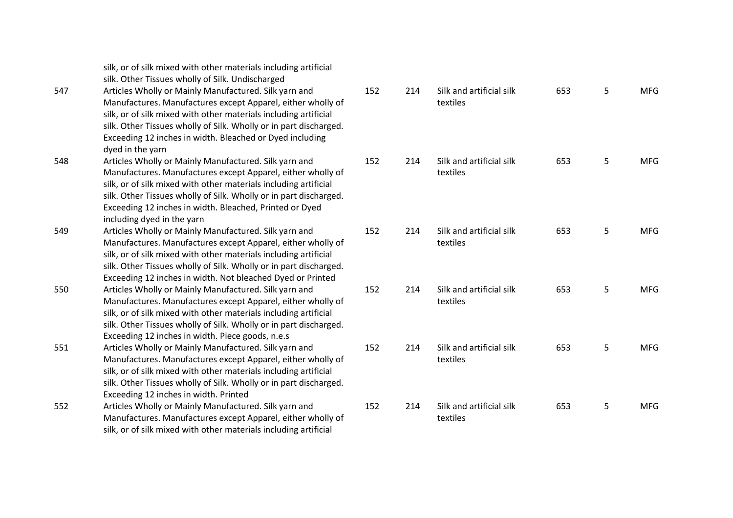| | | | | | | | |
|---|---|---|---|---|---|---|---|
| | silk, or of silk mixed with other materials including artificial silk. Other Tissues wholly of Silk. Undischarged | | | | | | |
| 547 | Articles Wholly or Mainly Manufactured. Silk yarn and Manufactures. Manufactures except Apparel, either wholly of silk, or of silk mixed with other materials including artificial silk. Other Tissues wholly of Silk. Wholly or in part discharged. Exceeding 12 inches in width. Bleached or Dyed including dyed in the yarn | 152 | 214 | Silk and artificial silk textiles | 653 | 5 | MFG |
| 548 | Articles Wholly or Mainly Manufactured. Silk yarn and Manufactures. Manufactures except Apparel, either wholly of silk, or of silk mixed with other materials including artificial silk. Other Tissues wholly of Silk. Wholly or in part discharged. Exceeding 12 inches in width. Bleached, Printed or Dyed including dyed in the yarn | 152 | 214 | Silk and artificial silk textiles | 653 | 5 | MFG |
| 549 | Articles Wholly or Mainly Manufactured. Silk yarn and Manufactures. Manufactures except Apparel, either wholly of silk, or of silk mixed with other materials including artificial silk. Other Tissues wholly of Silk. Wholly or in part discharged. Exceeding 12 inches in width. Not bleached Dyed or Printed | 152 | 214 | Silk and artificial silk textiles | 653 | 5 | MFG |
| 550 | Articles Wholly or Mainly Manufactured. Silk yarn and Manufactures. Manufactures except Apparel, either wholly of silk, or of silk mixed with other materials including artificial silk. Other Tissues wholly of Silk. Wholly or in part discharged. Exceeding 12 inches in width. Piece goods, n.e.s | 152 | 214 | Silk and artificial silk textiles | 653 | 5 | MFG |
| 551 | Articles Wholly or Mainly Manufactured. Silk yarn and Manufactures. Manufactures except Apparel, either wholly of silk, or of silk mixed with other materials including artificial silk. Other Tissues wholly of Silk. Wholly or in part discharged. Exceeding 12 inches in width. Printed | 152 | 214 | Silk and artificial silk textiles | 653 | 5 | MFG |
| 552 | Articles Wholly or Mainly Manufactured. Silk yarn and Manufactures. Manufactures except Apparel, either wholly of silk, or of silk mixed with other materials including artificial | 152 | 214 | Silk and artificial silk textiles | 653 | 5 | MFG |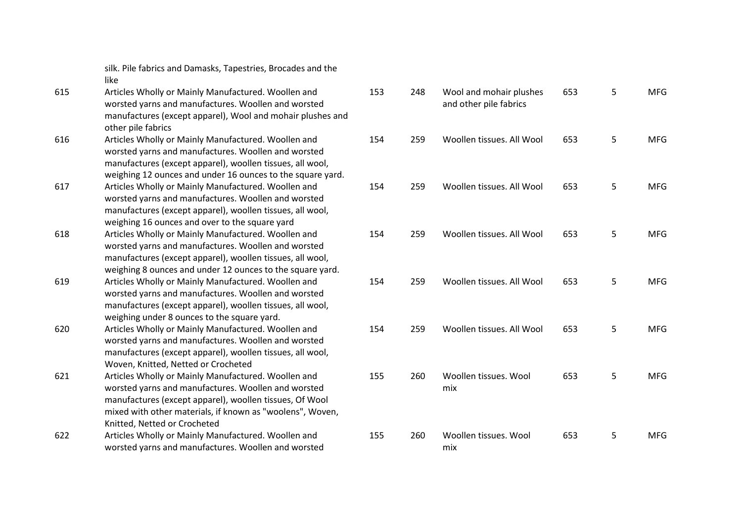|  |  |  |  |  |  |  |  |
|---|---|---|---|---|---|---|---|
|  | silk. Pile fabrics and Damasks, Tapestries, Brocades and the like |  |  |  |  |  |  |
| 615 | Articles Wholly or Mainly Manufactured. Woollen and worsted yarns and manufactures. Woollen and worsted manufactures (except apparel), Wool and mohair plushes and other pile fabrics | 153 | 248 | Wool and mohair plushes and other pile fabrics | 653 | 5 | MFG |
| 616 | Articles Wholly or Mainly Manufactured. Woollen and worsted yarns and manufactures. Woollen and worsted manufactures (except apparel), woollen tissues, all wool, weighing 12 ounces and under 16 ounces to the square yard. | 154 | 259 | Woollen tissues. All Wool | 653 | 5 | MFG |
| 617 | Articles Wholly or Mainly Manufactured. Woollen and worsted yarns and manufactures. Woollen and worsted manufactures (except apparel), woollen tissues, all wool, weighing 16 ounces and over to the square yard | 154 | 259 | Woollen tissues. All Wool | 653 | 5 | MFG |
| 618 | Articles Wholly or Mainly Manufactured. Woollen and worsted yarns and manufactures. Woollen and worsted manufactures (except apparel), woollen tissues, all wool, weighing 8 ounces and under 12 ounces to the square yard. | 154 | 259 | Woollen tissues. All Wool | 653 | 5 | MFG |
| 619 | Articles Wholly or Mainly Manufactured. Woollen and worsted yarns and manufactures. Woollen and worsted manufactures (except apparel), woollen tissues, all wool, weighing under 8 ounces to the square yard. | 154 | 259 | Woollen tissues. All Wool | 653 | 5 | MFG |
| 620 | Articles Wholly or Mainly Manufactured. Woollen and worsted yarns and manufactures. Woollen and worsted manufactures (except apparel), woollen tissues, all wool, Woven, Knitted, Netted or Crocheted | 154 | 259 | Woollen tissues. All Wool | 653 | 5 | MFG |
| 621 | Articles Wholly or Mainly Manufactured. Woollen and worsted yarns and manufactures. Woollen and worsted manufactures (except apparel), woollen tissues, Of Wool mixed with other materials, if known as "woolens", Woven, Knitted, Netted or Crocheted | 155 | 260 | Woollen tissues. Wool mix | 653 | 5 | MFG |
| 622 | Articles Wholly or Mainly Manufactured. Woollen and worsted yarns and manufactures. Woollen and worsted | 155 | 260 | Woollen tissues. Wool mix | 653 | 5 | MFG |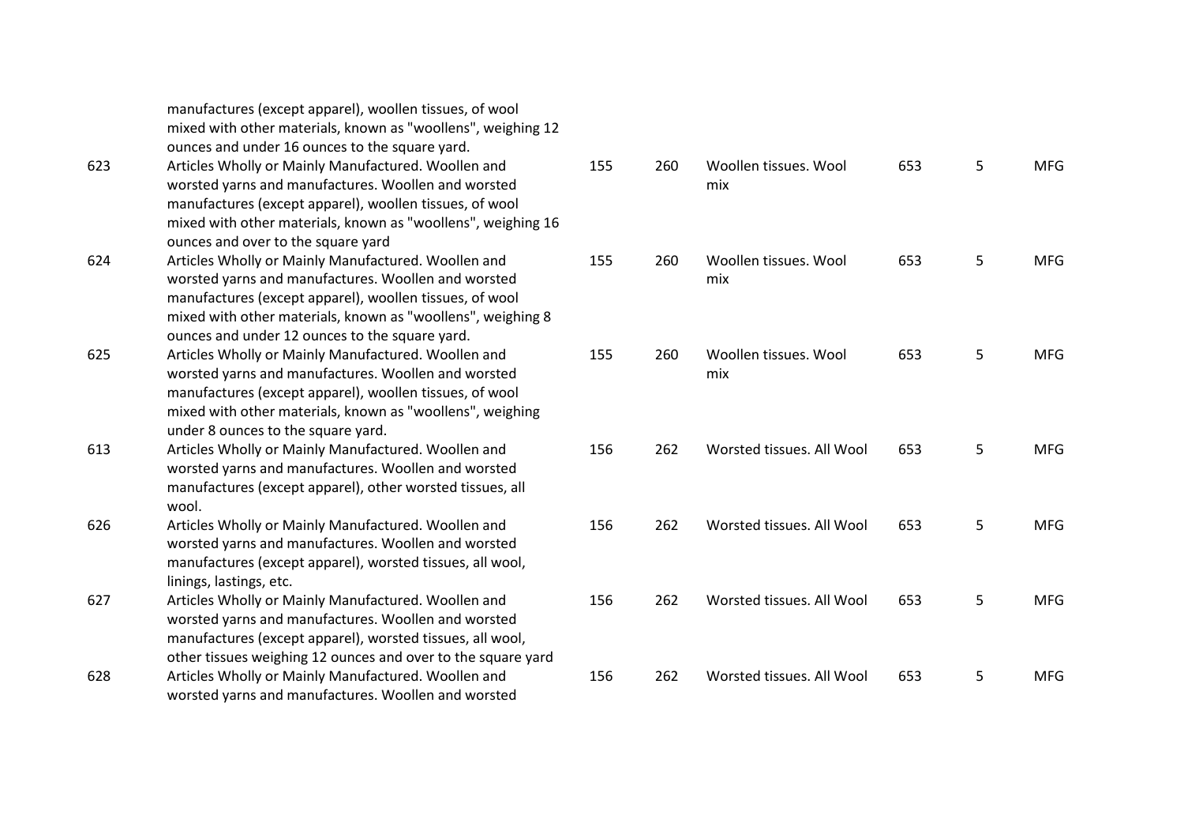| | | | | | | | |
|---|---|---|---|---|---|---|---|
| | manufactures (except apparel), woollen tissues, of wool mixed with other materials, known as "woollens", weighing 12 ounces and under 16 ounces to the square yard. | | | | | | |
| 623 | Articles Wholly or Mainly Manufactured. Woollen and worsted yarns and manufactures. Woollen and worsted manufactures (except apparel), woollen tissues, of wool mixed with other materials, known as "woollens", weighing 16 ounces and over to the square yard | 155 | 260 | Woollen tissues. Wool mix | 653 | 5 | MFG |
| 624 | Articles Wholly or Mainly Manufactured. Woollen and worsted yarns and manufactures. Woollen and worsted manufactures (except apparel), woollen tissues, of wool mixed with other materials, known as "woollens", weighing 8 ounces and under 12 ounces to the square yard. | 155 | 260 | Woollen tissues. Wool mix | 653 | 5 | MFG |
| 625 | Articles Wholly or Mainly Manufactured. Woollen and worsted yarns and manufactures. Woollen and worsted manufactures (except apparel), woollen tissues, of wool mixed with other materials, known as "woollens", weighing under 8 ounces to the square yard. | 155 | 260 | Woollen tissues. Wool mix | 653 | 5 | MFG |
| 613 | Articles Wholly or Mainly Manufactured. Woollen and worsted yarns and manufactures. Woollen and worsted manufactures (except apparel), other worsted tissues, all wool. | 156 | 262 | Worsted tissues. All Wool | 653 | 5 | MFG |
| 626 | Articles Wholly or Mainly Manufactured. Woollen and worsted yarns and manufactures. Woollen and worsted manufactures (except apparel), worsted tissues, all wool, linings, lastings, etc. | 156 | 262 | Worsted tissues. All Wool | 653 | 5 | MFG |
| 627 | Articles Wholly or Mainly Manufactured. Woollen and worsted yarns and manufactures. Woollen and worsted manufactures (except apparel), worsted tissues, all wool, other tissues weighing 12 ounces and over to the square yard | 156 | 262 | Worsted tissues. All Wool | 653 | 5 | MFG |
| 628 | Articles Wholly or Mainly Manufactured. Woollen and worsted yarns and manufactures. Woollen and worsted | 156 | 262 | Worsted tissues. All Wool | 653 | 5 | MFG |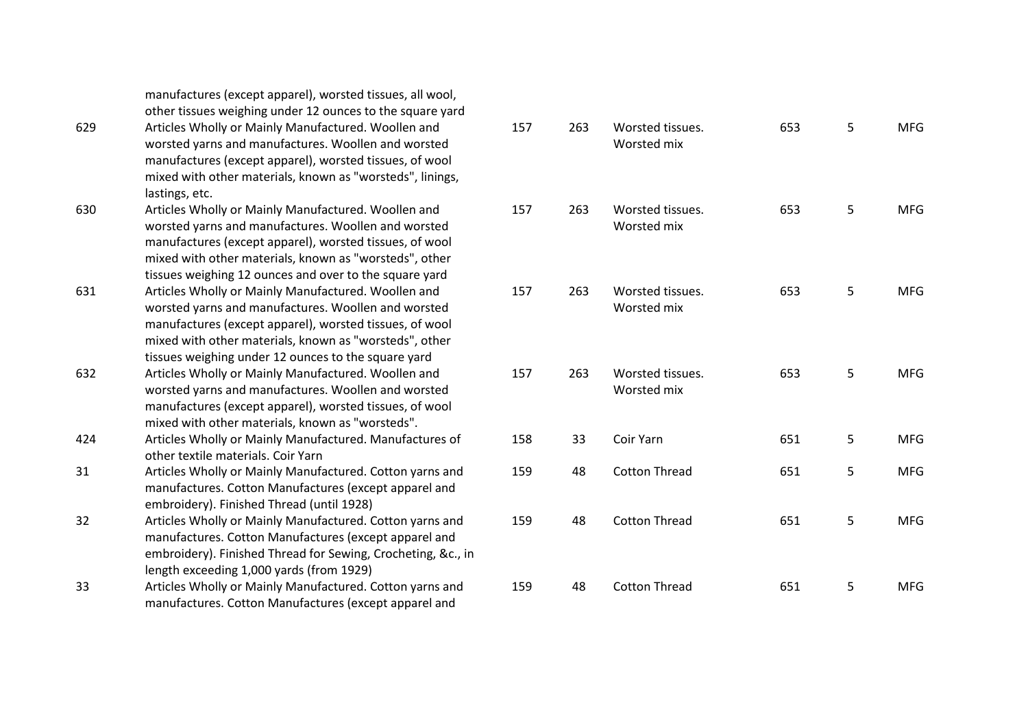| | | | | | | | |
|---|---|---|---|---|---|---|---|
| | manufactures (except apparel), worsted tissues, all wool, other tissues weighing under 12 ounces to the square yard | | | | | | |
| 629 | Articles Wholly or Mainly Manufactured. Woollen and worsted yarns and manufactures. Woollen and worsted manufactures (except apparel), worsted tissues, of wool mixed with other materials, known as "worsteds", linings, lastings, etc. | 157 | 263 | Worsted tissues. Worsted mix | 653 | 5 | MFG |
| 630 | Articles Wholly or Mainly Manufactured. Woollen and worsted yarns and manufactures. Woollen and worsted manufactures (except apparel), worsted tissues, of wool mixed with other materials, known as "worsteds", other tissues weighing 12 ounces and over to the square yard | 157 | 263 | Worsted tissues. Worsted mix | 653 | 5 | MFG |
| 631 | Articles Wholly or Mainly Manufactured. Woollen and worsted yarns and manufactures. Woollen and worsted manufactures (except apparel), worsted tissues, of wool mixed with other materials, known as "worsteds", other tissues weighing under 12 ounces to the square yard | 157 | 263 | Worsted tissues. Worsted mix | 653 | 5 | MFG |
| 632 | Articles Wholly or Mainly Manufactured. Woollen and worsted yarns and manufactures. Woollen and worsted manufactures (except apparel), worsted tissues, of wool mixed with other materials, known as "worsteds". | 157 | 263 | Worsted tissues. Worsted mix | 653 | 5 | MFG |
| 424 | Articles Wholly or Mainly Manufactured. Manufactures of other textile materials. Coir Yarn | 158 | 33 | Coir Yarn | 651 | 5 | MFG |
| 31 | Articles Wholly or Mainly Manufactured. Cotton yarns and manufactures. Cotton Manufactures (except apparel and embroidery). Finished Thread (until 1928) | 159 | 48 | Cotton Thread | 651 | 5 | MFG |
| 32 | Articles Wholly or Mainly Manufactured. Cotton yarns and manufactures. Cotton Manufactures (except apparel and embroidery). Finished Thread for Sewing, Crocheting, &c., in length exceeding 1,000 yards (from 1929) | 159 | 48 | Cotton Thread | 651 | 5 | MFG |
| 33 | Articles Wholly or Mainly Manufactured. Cotton yarns and manufactures. Cotton Manufactures (except apparel and | 159 | 48 | Cotton Thread | 651 | 5 | MFG |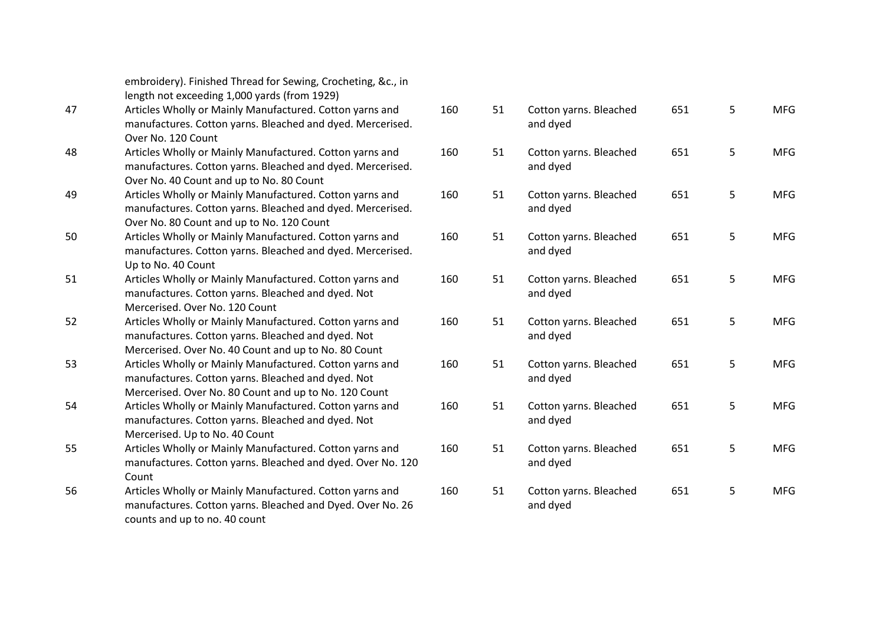| | | | | | | | |
|---|---|---|---|---|---|---|---|
| | embroidery). Finished Thread for Sewing, Crocheting, &c., in length not exceeding 1,000 yards (from 1929) | | | | | | |
| 47 | Articles Wholly or Mainly Manufactured. Cotton yarns and manufactures. Cotton yarns. Bleached and dyed. Mercerised. Over No. 120 Count | 160 | 51 | Cotton yarns. Bleached and dyed | 651 | 5 | MFG |
| 48 | Articles Wholly or Mainly Manufactured. Cotton yarns and manufactures. Cotton yarns. Bleached and dyed. Mercerised. Over No. 40 Count and up to No. 80 Count | 160 | 51 | Cotton yarns. Bleached and dyed | 651 | 5 | MFG |
| 49 | Articles Wholly or Mainly Manufactured. Cotton yarns and manufactures. Cotton yarns. Bleached and dyed. Mercerised. Over No. 80 Count and up to No. 120 Count | 160 | 51 | Cotton yarns. Bleached and dyed | 651 | 5 | MFG |
| 50 | Articles Wholly or Mainly Manufactured. Cotton yarns and manufactures. Cotton yarns. Bleached and dyed. Mercerised. Up to No. 40 Count | 160 | 51 | Cotton yarns. Bleached and dyed | 651 | 5 | MFG |
| 51 | Articles Wholly or Mainly Manufactured. Cotton yarns and manufactures. Cotton yarns. Bleached and dyed. Not Mercerised. Over No. 120 Count | 160 | 51 | Cotton yarns. Bleached and dyed | 651 | 5 | MFG |
| 52 | Articles Wholly or Mainly Manufactured. Cotton yarns and manufactures. Cotton yarns. Bleached and dyed. Not Mercerised. Over No. 40 Count and up to No. 80 Count | 160 | 51 | Cotton yarns. Bleached and dyed | 651 | 5 | MFG |
| 53 | Articles Wholly or Mainly Manufactured. Cotton yarns and manufactures. Cotton yarns. Bleached and dyed. Not Mercerised. Over No. 80 Count and up to No. 120 Count | 160 | 51 | Cotton yarns. Bleached and dyed | 651 | 5 | MFG |
| 54 | Articles Wholly or Mainly Manufactured. Cotton yarns and manufactures. Cotton yarns. Bleached and dyed. Not Mercerised. Up to No. 40 Count | 160 | 51 | Cotton yarns. Bleached and dyed | 651 | 5 | MFG |
| 55 | Articles Wholly or Mainly Manufactured. Cotton yarns and manufactures. Cotton yarns. Bleached and dyed. Over No. 120 Count | 160 | 51 | Cotton yarns. Bleached and dyed | 651 | 5 | MFG |
| 56 | Articles Wholly or Mainly Manufactured. Cotton yarns and manufactures. Cotton yarns. Bleached and Dyed. Over No. 26 counts and up to no. 40 count | 160 | 51 | Cotton yarns. Bleached and dyed | 651 | 5 | MFG |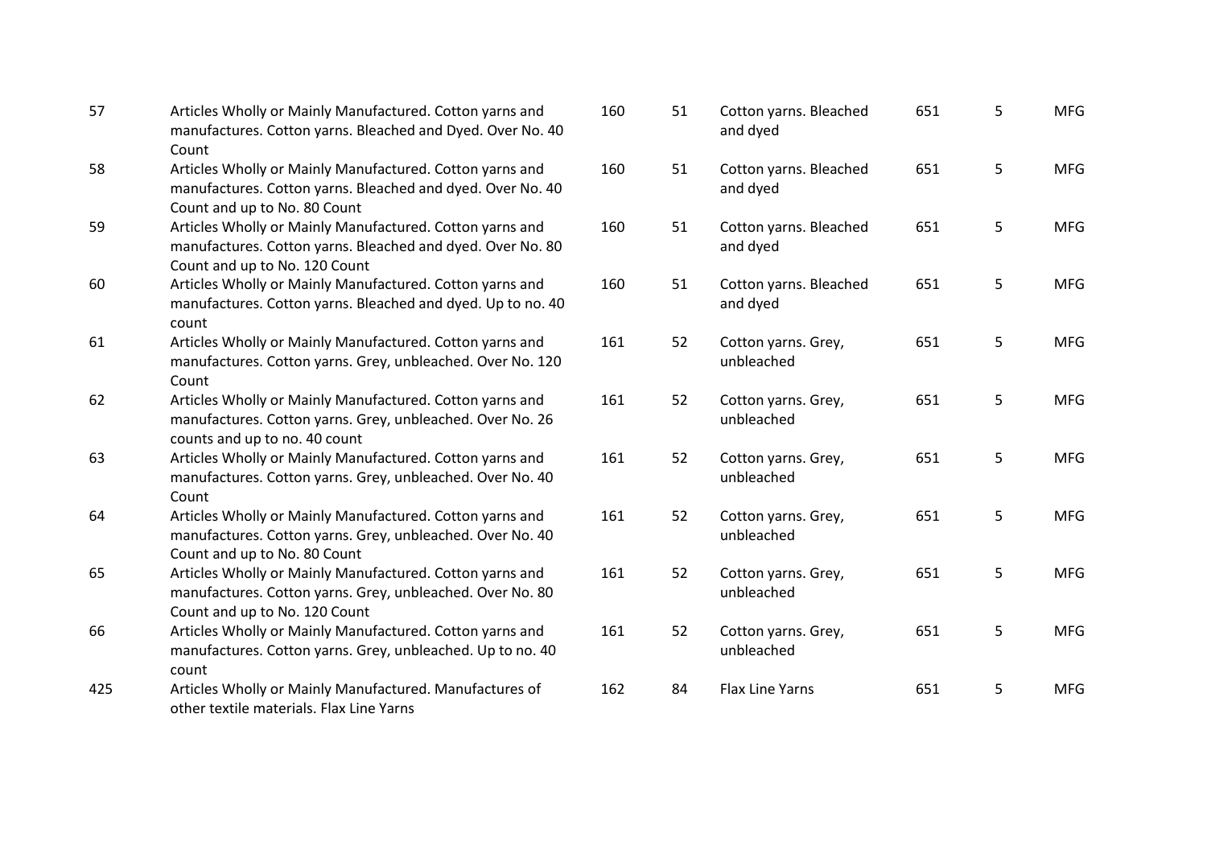| | | | | | | | |
|---|---|---|---|---|---|---|---|
| 57 | Articles Wholly or Mainly Manufactured. Cotton yarns and manufactures. Cotton yarns. Bleached and Dyed. Over No. 40 Count | 160 | 51 | Cotton yarns. Bleached and dyed | 651 | 5 | MFG |
| 58 | Articles Wholly or Mainly Manufactured. Cotton yarns and manufactures. Cotton yarns. Bleached and dyed. Over No. 40 Count and up to No. 80 Count | 160 | 51 | Cotton yarns. Bleached and dyed | 651 | 5 | MFG |
| 59 | Articles Wholly or Mainly Manufactured. Cotton yarns and manufactures. Cotton yarns. Bleached and dyed. Over No. 80 Count and up to No. 120 Count | 160 | 51 | Cotton yarns. Bleached and dyed | 651 | 5 | MFG |
| 60 | Articles Wholly or Mainly Manufactured. Cotton yarns and manufactures. Cotton yarns. Bleached and dyed. Up to no. 40 count | 160 | 51 | Cotton yarns. Bleached and dyed | 651 | 5 | MFG |
| 61 | Articles Wholly or Mainly Manufactured. Cotton yarns and manufactures. Cotton yarns. Grey, unbleached. Over No. 120 Count | 161 | 52 | Cotton yarns. Grey, unbleached | 651 | 5 | MFG |
| 62 | Articles Wholly or Mainly Manufactured. Cotton yarns and manufactures. Cotton yarns. Grey, unbleached. Over No. 26 counts and up to no. 40 count | 161 | 52 | Cotton yarns. Grey, unbleached | 651 | 5 | MFG |
| 63 | Articles Wholly or Mainly Manufactured. Cotton yarns and manufactures. Cotton yarns. Grey, unbleached. Over No. 40 Count | 161 | 52 | Cotton yarns. Grey, unbleached | 651 | 5 | MFG |
| 64 | Articles Wholly or Mainly Manufactured. Cotton yarns and manufactures. Cotton yarns. Grey, unbleached. Over No. 40 Count and up to No. 80 Count | 161 | 52 | Cotton yarns. Grey, unbleached | 651 | 5 | MFG |
| 65 | Articles Wholly or Mainly Manufactured. Cotton yarns and manufactures. Cotton yarns. Grey, unbleached. Over No. 80 Count and up to No. 120 Count | 161 | 52 | Cotton yarns. Grey, unbleached | 651 | 5 | MFG |
| 66 | Articles Wholly or Mainly Manufactured. Cotton yarns and manufactures. Cotton yarns. Grey, unbleached. Up to no. 40 count | 161 | 52 | Cotton yarns. Grey, unbleached | 651 | 5 | MFG |
| 425 | Articles Wholly or Mainly Manufactured. Manufactures of other textile materials. Flax Line Yarns | 162 | 84 | Flax Line Yarns | 651 | 5 | MFG |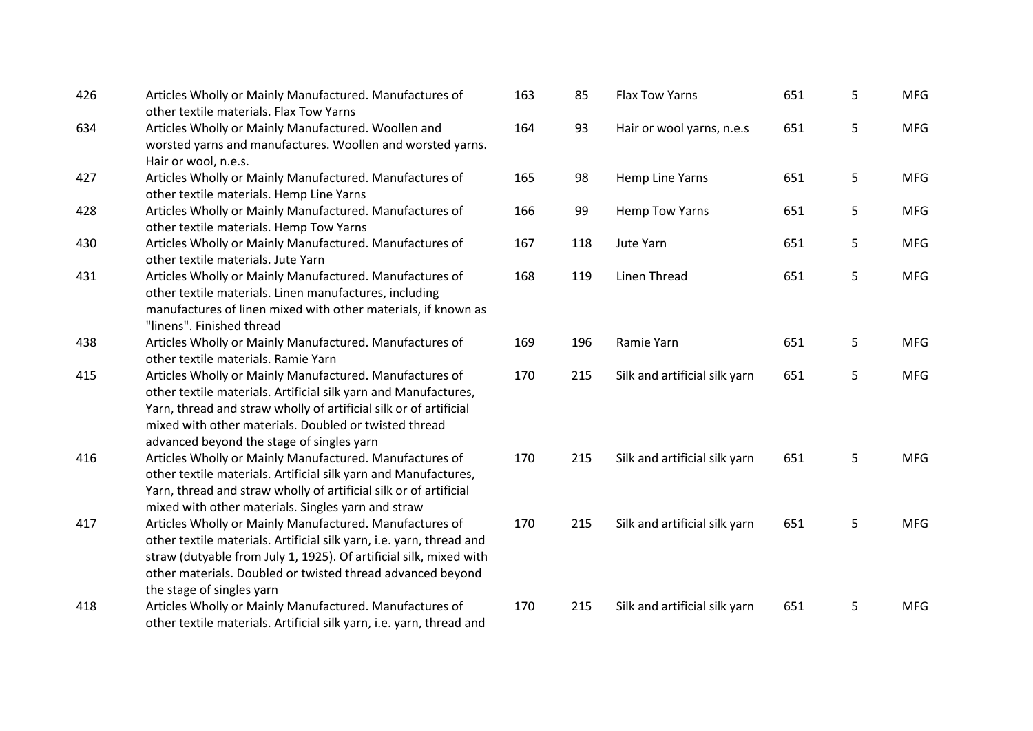| | | | | | | | |
|---|---|---|---|---|---|---|---|
| 426 | Articles Wholly or Mainly Manufactured. Manufactures of other textile materials. Flax Tow Yarns | 163 | 85 | Flax Tow Yarns | 651 | 5 | MFG |
| 634 | Articles Wholly or Mainly Manufactured. Woollen and worsted yarns and manufactures. Woollen and worsted yarns. Hair or wool, n.e.s. | 164 | 93 | Hair or wool yarns, n.e.s | 651 | 5 | MFG |
| 427 | Articles Wholly or Mainly Manufactured. Manufactures of other textile materials. Hemp Line Yarns | 165 | 98 | Hemp Line Yarns | 651 | 5 | MFG |
| 428 | Articles Wholly or Mainly Manufactured. Manufactures of other textile materials. Hemp Tow Yarns | 166 | 99 | Hemp Tow Yarns | 651 | 5 | MFG |
| 430 | Articles Wholly or Mainly Manufactured. Manufactures of other textile materials. Jute Yarn | 167 | 118 | Jute Yarn | 651 | 5 | MFG |
| 431 | Articles Wholly or Mainly Manufactured. Manufactures of other textile materials. Linen manufactures, including manufactures of linen mixed with other materials, if known as "linens". Finished thread | 168 | 119 | Linen Thread | 651 | 5 | MFG |
| 438 | Articles Wholly or Mainly Manufactured. Manufactures of other textile materials. Ramie Yarn | 169 | 196 | Ramie Yarn | 651 | 5 | MFG |
| 415 | Articles Wholly or Mainly Manufactured. Manufactures of other textile materials. Artificial silk yarn and Manufactures, Yarn, thread and straw wholly of artificial silk or of artificial mixed with other materials. Doubled or twisted thread advanced beyond the stage of singles yarn | 170 | 215 | Silk and artificial silk yarn | 651 | 5 | MFG |
| 416 | Articles Wholly or Mainly Manufactured. Manufactures of other textile materials. Artificial silk yarn and Manufactures, Yarn, thread and straw wholly of artificial silk or of artificial mixed with other materials. Singles yarn and straw | 170 | 215 | Silk and artificial silk yarn | 651 | 5 | MFG |
| 417 | Articles Wholly or Mainly Manufactured. Manufactures of other textile materials. Artificial silk yarn, i.e. yarn, thread and straw (dutyable from July 1, 1925). Of artificial silk, mixed with other materials. Doubled or twisted thread advanced beyond the stage of singles yarn | 170 | 215 | Silk and artificial silk yarn | 651 | 5 | MFG |
| 418 | Articles Wholly or Mainly Manufactured. Manufactures of other textile materials. Artificial silk yarn, i.e. yarn, thread and | 170 | 215 | Silk and artificial silk yarn | 651 | 5 | MFG |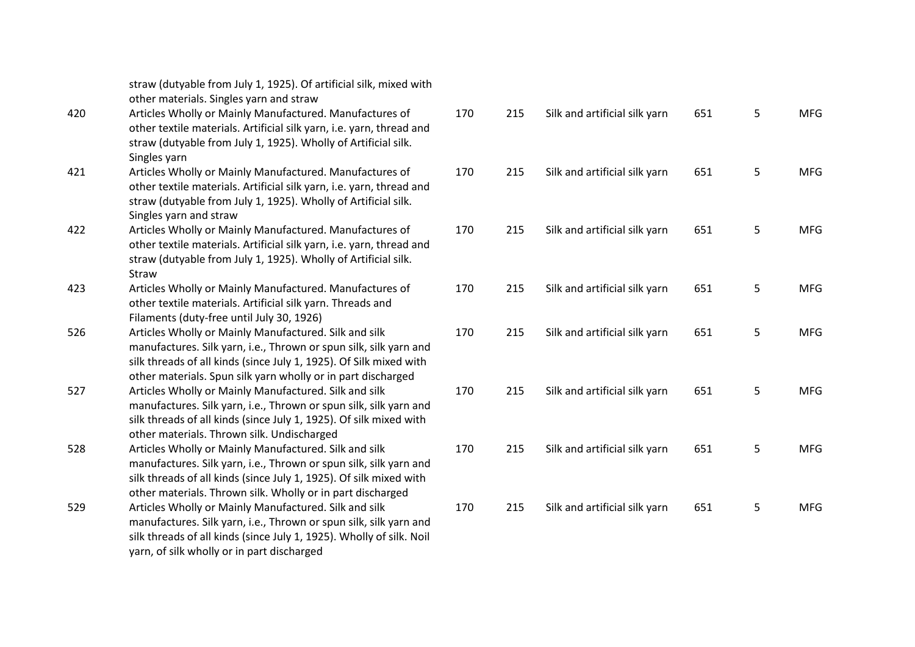| | | | | | | | |
|---|---|---|---|---|---|---|---|
| | straw (dutyable from July 1, 1925). Of artificial silk, mixed with other materials. Singles yarn and straw | | | | | | |
| 420 | Articles Wholly or Mainly Manufactured. Manufactures of other textile materials. Artificial silk yarn, i.e. yarn, thread and straw (dutyable from July 1, 1925). Wholly of Artificial silk. Singles yarn | 170 | 215 | Silk and artificial silk yarn | 651 | 5 | MFG |
| 421 | Articles Wholly or Mainly Manufactured. Manufactures of other textile materials. Artificial silk yarn, i.e. yarn, thread and straw (dutyable from July 1, 1925). Wholly of Artificial silk. Singles yarn and straw | 170 | 215 | Silk and artificial silk yarn | 651 | 5 | MFG |
| 422 | Articles Wholly or Mainly Manufactured. Manufactures of other textile materials. Artificial silk yarn, i.e. yarn, thread and straw (dutyable from July 1, 1925). Wholly of Artificial silk. Straw | 170 | 215 | Silk and artificial silk yarn | 651 | 5 | MFG |
| 423 | Articles Wholly or Mainly Manufactured. Manufactures of other textile materials. Artificial silk yarn. Threads and Filaments (duty-free until July 30, 1926) | 170 | 215 | Silk and artificial silk yarn | 651 | 5 | MFG |
| 526 | Articles Wholly or Mainly Manufactured. Silk and silk manufactures. Silk yarn, i.e., Thrown or spun silk, silk yarn and silk threads of all kinds (since July 1, 1925). Of Silk mixed with other materials. Spun silk yarn wholly or in part discharged | 170 | 215 | Silk and artificial silk yarn | 651 | 5 | MFG |
| 527 | Articles Wholly or Mainly Manufactured. Silk and silk manufactures. Silk yarn, i.e., Thrown or spun silk, silk yarn and silk threads of all kinds (since July 1, 1925). Of silk mixed with other materials. Thrown silk. Undischarged | 170 | 215 | Silk and artificial silk yarn | 651 | 5 | MFG |
| 528 | Articles Wholly or Mainly Manufactured. Silk and silk manufactures. Silk yarn, i.e., Thrown or spun silk, silk yarn and silk threads of all kinds (since July 1, 1925). Of silk mixed with other materials. Thrown silk. Wholly or in part discharged | 170 | 215 | Silk and artificial silk yarn | 651 | 5 | MFG |
| 529 | Articles Wholly or Mainly Manufactured. Silk and silk manufactures. Silk yarn, i.e., Thrown or spun silk, silk yarn and silk threads of all kinds (since July 1, 1925). Wholly of silk. Noil yarn, of silk wholly or in part discharged | 170 | 215 | Silk and artificial silk yarn | 651 | 5 | MFG |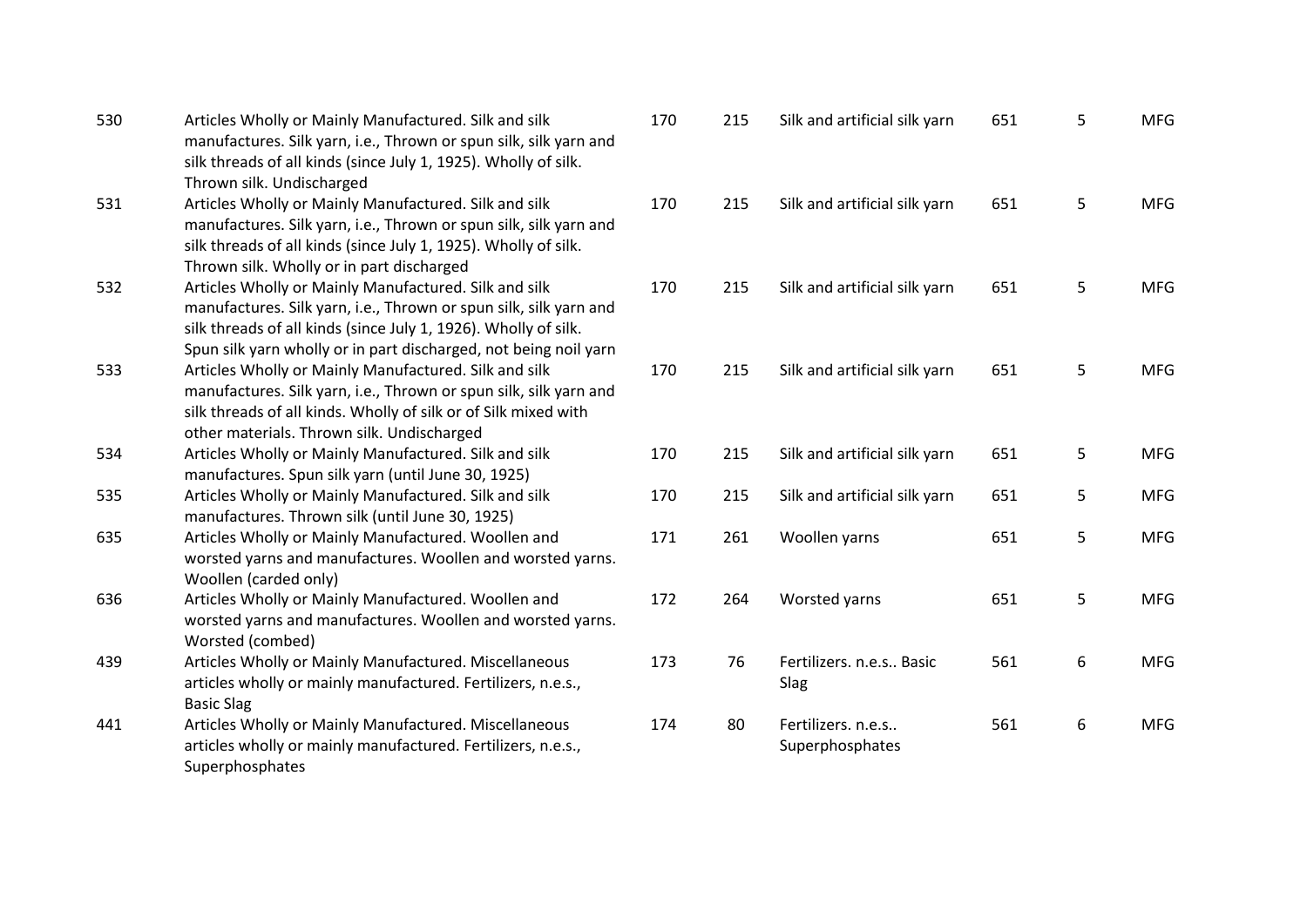| | | | | | | | |
|---|---|---|---|---|---|---|---|
| 530 | Articles Wholly or Mainly Manufactured. Silk and silk manufactures. Silk yarn, i.e., Thrown or spun silk, silk yarn and silk threads of all kinds (since July 1, 1925). Wholly of silk. Thrown silk. Undischarged | 170 | 215 | Silk and artificial silk yarn | 651 | 5 | MFG |
| 531 | Articles Wholly or Mainly Manufactured. Silk and silk manufactures. Silk yarn, i.e., Thrown or spun silk, silk yarn and silk threads of all kinds (since July 1, 1925). Wholly of silk. Thrown silk. Wholly or in part discharged | 170 | 215 | Silk and artificial silk yarn | 651 | 5 | MFG |
| 532 | Articles Wholly or Mainly Manufactured. Silk and silk manufactures. Silk yarn, i.e., Thrown or spun silk, silk yarn and silk threads of all kinds (since July 1, 1926). Wholly of silk. Spun silk yarn wholly or in part discharged, not being noil yarn | 170 | 215 | Silk and artificial silk yarn | 651 | 5 | MFG |
| 533 | Articles Wholly or Mainly Manufactured. Silk and silk manufactures. Silk yarn, i.e., Thrown or spun silk, silk yarn and silk threads of all kinds. Wholly of silk or of Silk mixed with other materials. Thrown silk. Undischarged | 170 | 215 | Silk and artificial silk yarn | 651 | 5 | MFG |
| 534 | Articles Wholly or Mainly Manufactured. Silk and silk manufactures. Spun silk yarn (until June 30, 1925) | 170 | 215 | Silk and artificial silk yarn | 651 | 5 | MFG |
| 535 | Articles Wholly or Mainly Manufactured. Silk and silk manufactures. Thrown silk (until June 30, 1925) | 170 | 215 | Silk and artificial silk yarn | 651 | 5 | MFG |
| 635 | Articles Wholly or Mainly Manufactured. Woollen and worsted yarns and manufactures. Woollen and worsted yarns. Woollen (carded only) | 171 | 261 | Woollen yarns | 651 | 5 | MFG |
| 636 | Articles Wholly or Mainly Manufactured. Woollen and worsted yarns and manufactures. Woollen and worsted yarns. Worsted (combed) | 172 | 264 | Worsted yarns | 651 | 5 | MFG |
| 439 | Articles Wholly or Mainly Manufactured. Miscellaneous articles wholly or mainly manufactured. Fertilizers, n.e.s., Basic Slag | 173 | 76 | Fertilizers. n.e.s.. Basic Slag | 561 | 6 | MFG |
| 441 | Articles Wholly or Mainly Manufactured. Miscellaneous articles wholly or mainly manufactured. Fertilizers, n.e.s., Superphosphates | 174 | 80 | Fertilizers. n.e.s.. Superphosphates | 561 | 6 | MFG |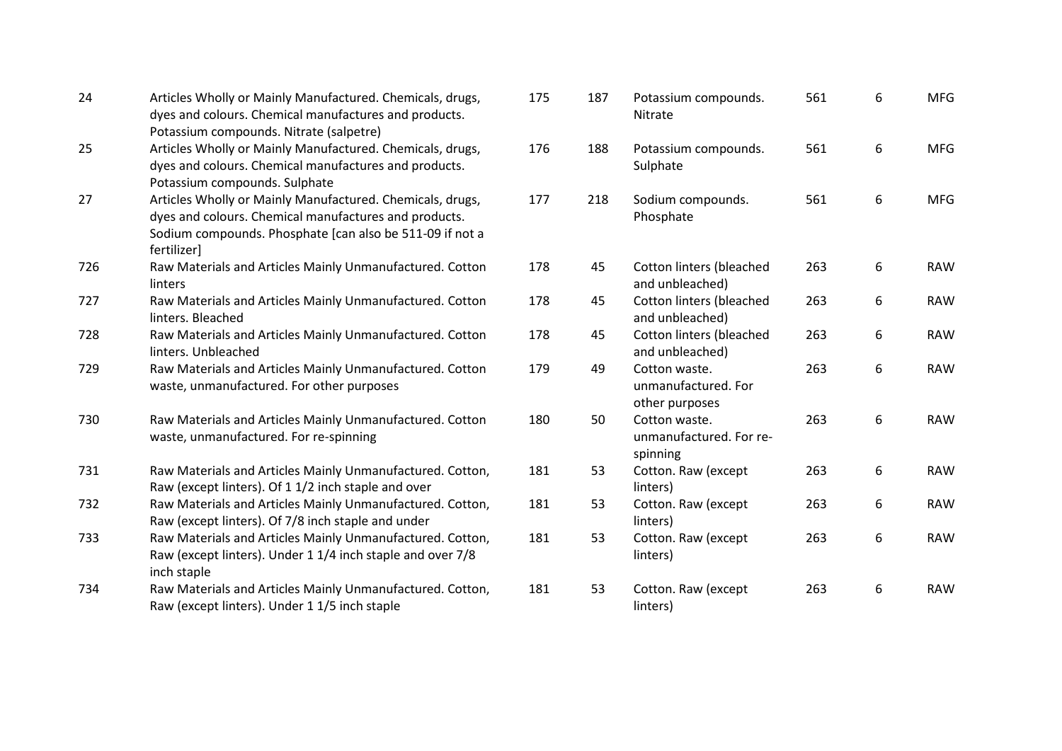| | | | | | | | |
|---|---|---|---|---|---|---|---|
| 24 | Articles Wholly or Mainly Manufactured. Chemicals, drugs, dyes and colours. Chemical manufactures and products. Potassium compounds. Nitrate (salpetre) | 175 | 187 | Potassium compounds. Nitrate | 561 | 6 | MFG |
| 25 | Articles Wholly or Mainly Manufactured. Chemicals, drugs, dyes and colours. Chemical manufactures and products. Potassium compounds. Sulphate | 176 | 188 | Potassium compounds. Sulphate | 561 | 6 | MFG |
| 27 | Articles Wholly or Mainly Manufactured. Chemicals, drugs, dyes and colours. Chemical manufactures and products. Sodium compounds. Phosphate [can also be 511-09 if not a fertilizer] | 177 | 218 | Sodium compounds. Phosphate | 561 | 6 | MFG |
| 726 | Raw Materials and Articles Mainly Unmanufactured. Cotton linters | 178 | 45 | Cotton linters (bleached and unbleached) | 263 | 6 | RAW |
| 727 | Raw Materials and Articles Mainly Unmanufactured. Cotton linters. Bleached | 178 | 45 | Cotton linters (bleached and unbleached) | 263 | 6 | RAW |
| 728 | Raw Materials and Articles Mainly Unmanufactured. Cotton linters. Unbleached | 178 | 45 | Cotton linters (bleached and unbleached) | 263 | 6 | RAW |
| 729 | Raw Materials and Articles Mainly Unmanufactured. Cotton waste, unmanufactured. For other purposes | 179 | 49 | Cotton waste. unmanufactured. For other purposes | 263 | 6 | RAW |
| 730 | Raw Materials and Articles Mainly Unmanufactured. Cotton waste, unmanufactured. For re-spinning | 180 | 50 | Cotton waste. unmanufactured. For re-spinning | 263 | 6 | RAW |
| 731 | Raw Materials and Articles Mainly Unmanufactured. Cotton, Raw (except linters). Of 1 1/2 inch staple and over | 181 | 53 | Cotton. Raw (except linters) | 263 | 6 | RAW |
| 732 | Raw Materials and Articles Mainly Unmanufactured. Cotton, Raw (except linters). Of 7/8 inch staple and under | 181 | 53 | Cotton. Raw (except linters) | 263 | 6 | RAW |
| 733 | Raw Materials and Articles Mainly Unmanufactured. Cotton, Raw (except linters). Under 1 1/4 inch staple and over 7/8 inch staple | 181 | 53 | Cotton. Raw (except linters) | 263 | 6 | RAW |
| 734 | Raw Materials and Articles Mainly Unmanufactured. Cotton, Raw (except linters). Under 1 1/5 inch staple | 181 | 53 | Cotton. Raw (except linters) | 263 | 6 | RAW |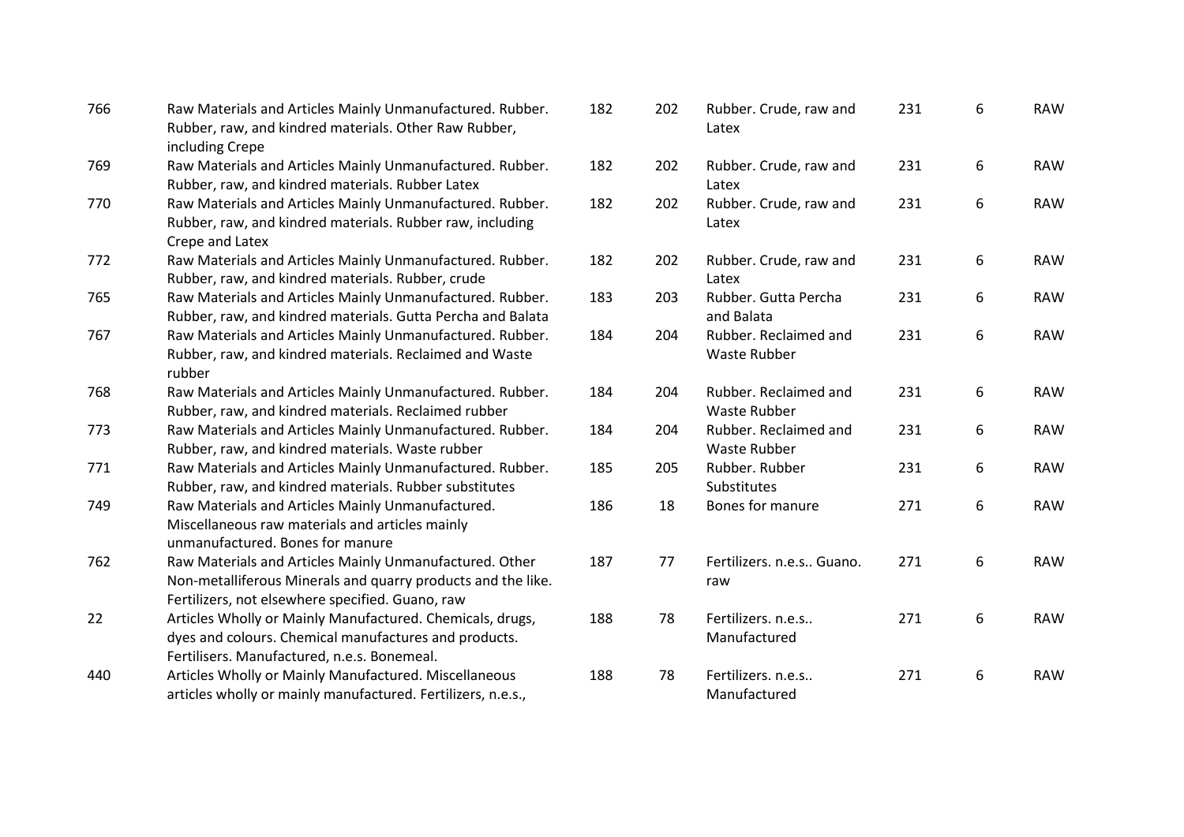| | | | | | | | |
|---|---|---|---|---|---|---|---|
| 766 | Raw Materials and Articles Mainly Unmanufactured. Rubber. Rubber, raw, and kindred materials. Other Raw Rubber, including Crepe | 182 | 202 | Rubber. Crude, raw and Latex | 231 | 6 | RAW |
| 769 | Raw Materials and Articles Mainly Unmanufactured. Rubber. Rubber, raw, and kindred materials. Rubber Latex | 182 | 202 | Rubber. Crude, raw and Latex | 231 | 6 | RAW |
| 770 | Raw Materials and Articles Mainly Unmanufactured. Rubber. Rubber, raw, and kindred materials. Rubber raw, including Crepe and Latex | 182 | 202 | Rubber. Crude, raw and Latex | 231 | 6 | RAW |
| 772 | Raw Materials and Articles Mainly Unmanufactured. Rubber. Rubber, raw, and kindred materials. Rubber, crude | 182 | 202 | Rubber. Crude, raw and Latex | 231 | 6 | RAW |
| 765 | Raw Materials and Articles Mainly Unmanufactured. Rubber. Rubber, raw, and kindred materials. Gutta Percha and Balata | 183 | 203 | Rubber. Gutta Percha and Balata | 231 | 6 | RAW |
| 767 | Raw Materials and Articles Mainly Unmanufactured. Rubber. Rubber, raw, and kindred materials. Reclaimed and Waste rubber | 184 | 204 | Rubber. Reclaimed and Waste Rubber | 231 | 6 | RAW |
| 768 | Raw Materials and Articles Mainly Unmanufactured. Rubber. Rubber, raw, and kindred materials. Reclaimed rubber | 184 | 204 | Rubber. Reclaimed and Waste Rubber | 231 | 6 | RAW |
| 773 | Raw Materials and Articles Mainly Unmanufactured. Rubber. Rubber, raw, and kindred materials. Waste rubber | 184 | 204 | Rubber. Reclaimed and Waste Rubber | 231 | 6 | RAW |
| 771 | Raw Materials and Articles Mainly Unmanufactured. Rubber. Rubber, raw, and kindred materials. Rubber substitutes | 185 | 205 | Rubber. Rubber Substitutes | 231 | 6 | RAW |
| 749 | Raw Materials and Articles Mainly Unmanufactured. Miscellaneous raw materials and articles mainly unmanufactured. Bones for manure | 186 | 18 | Bones for manure | 271 | 6 | RAW |
| 762 | Raw Materials and Articles Mainly Unmanufactured. Other Non-metalliferous Minerals and quarry products and the like. Fertilizers, not elsewhere specified. Guano, raw | 187 | 77 | Fertilizers. n.e.s.. Guano. raw | 271 | 6 | RAW |
| 22 | Articles Wholly or Mainly Manufactured. Chemicals, drugs, dyes and colours. Chemical manufactures and products. Fertilisers. Manufactured, n.e.s. Bonemeal. | 188 | 78 | Fertilizers. n.e.s.. Manufactured | 271 | 6 | RAW |
| 440 | Articles Wholly or Mainly Manufactured. Miscellaneous articles wholly or mainly manufactured. Fertilizers, n.e.s., | 188 | 78 | Fertilizers. n.e.s.. Manufactured | 271 | 6 | RAW |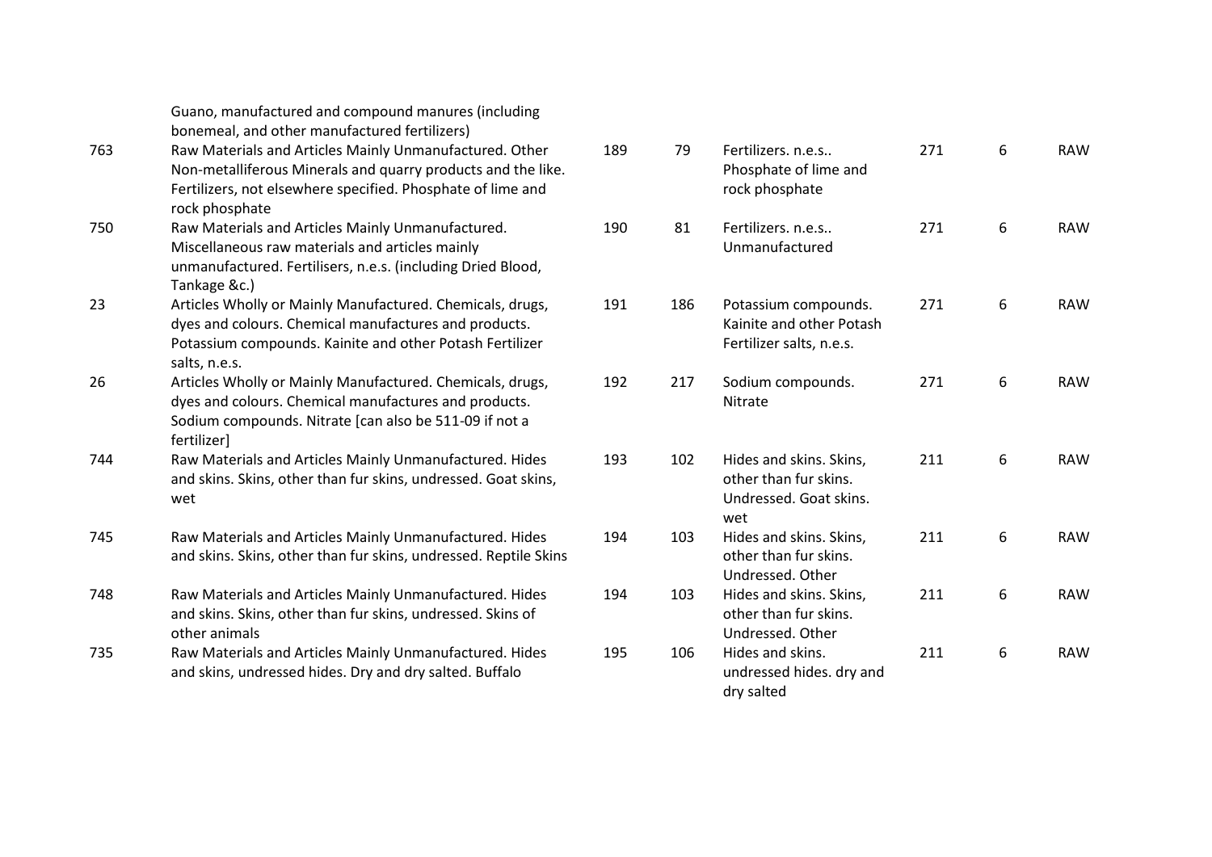| | | | | | | | |
|---|---|---|---|---|---|---|---|
| | Guano, manufactured and compound manures (including bonemeal, and other manufactured fertilizers) | | | | | | |
| 763 | Raw Materials and Articles Mainly Unmanufactured. Other Non-metalliferous Minerals and quarry products and the like. Fertilizers, not elsewhere specified. Phosphate of lime and rock phosphate | 189 | 79 | Fertilizers. n.e.s.. Phosphate of lime and rock phosphate | 271 | 6 | RAW |
| 750 | Raw Materials and Articles Mainly Unmanufactured. Miscellaneous raw materials and articles mainly unmanufactured. Fertilisers, n.e.s. (including Dried Blood, Tankage &c.) | 190 | 81 | Fertilizers. n.e.s.. Unmanufactured | 271 | 6 | RAW |
| 23 | Articles Wholly or Mainly Manufactured. Chemicals, drugs, dyes and colours. Chemical manufactures and products. Potassium compounds. Kainite and other Potash Fertilizer salts, n.e.s. | 191 | 186 | Potassium compounds. Kainite and other Potash Fertilizer salts, n.e.s. | 271 | 6 | RAW |
| 26 | Articles Wholly or Mainly Manufactured. Chemicals, drugs, dyes and colours. Chemical manufactures and products. Sodium compounds. Nitrate [can also be 511-09 if not a fertilizer] | 192 | 217 | Sodium compounds. Nitrate | 271 | 6 | RAW |
| 744 | Raw Materials and Articles Mainly Unmanufactured. Hides and skins. Skins, other than fur skins, undressed. Goat skins, wet | 193 | 102 | Hides and skins. Skins, other than fur skins. Undressed. Goat skins. wet | 211 | 6 | RAW |
| 745 | Raw Materials and Articles Mainly Unmanufactured. Hides and skins. Skins, other than fur skins, undressed. Reptile Skins | 194 | 103 | Hides and skins. Skins, other than fur skins. Undressed. Other | 211 | 6 | RAW |
| 748 | Raw Materials and Articles Mainly Unmanufactured. Hides and skins. Skins, other than fur skins, undressed. Skins of other animals | 194 | 103 | Hides and skins. Skins, other than fur skins. Undressed. Other | 211 | 6 | RAW |
| 735 | Raw Materials and Articles Mainly Unmanufactured. Hides and skins, undressed hides. Dry and dry salted. Buffalo | 195 | 106 | Hides and skins. undressed hides. dry and dry salted | 211 | 6 | RAW |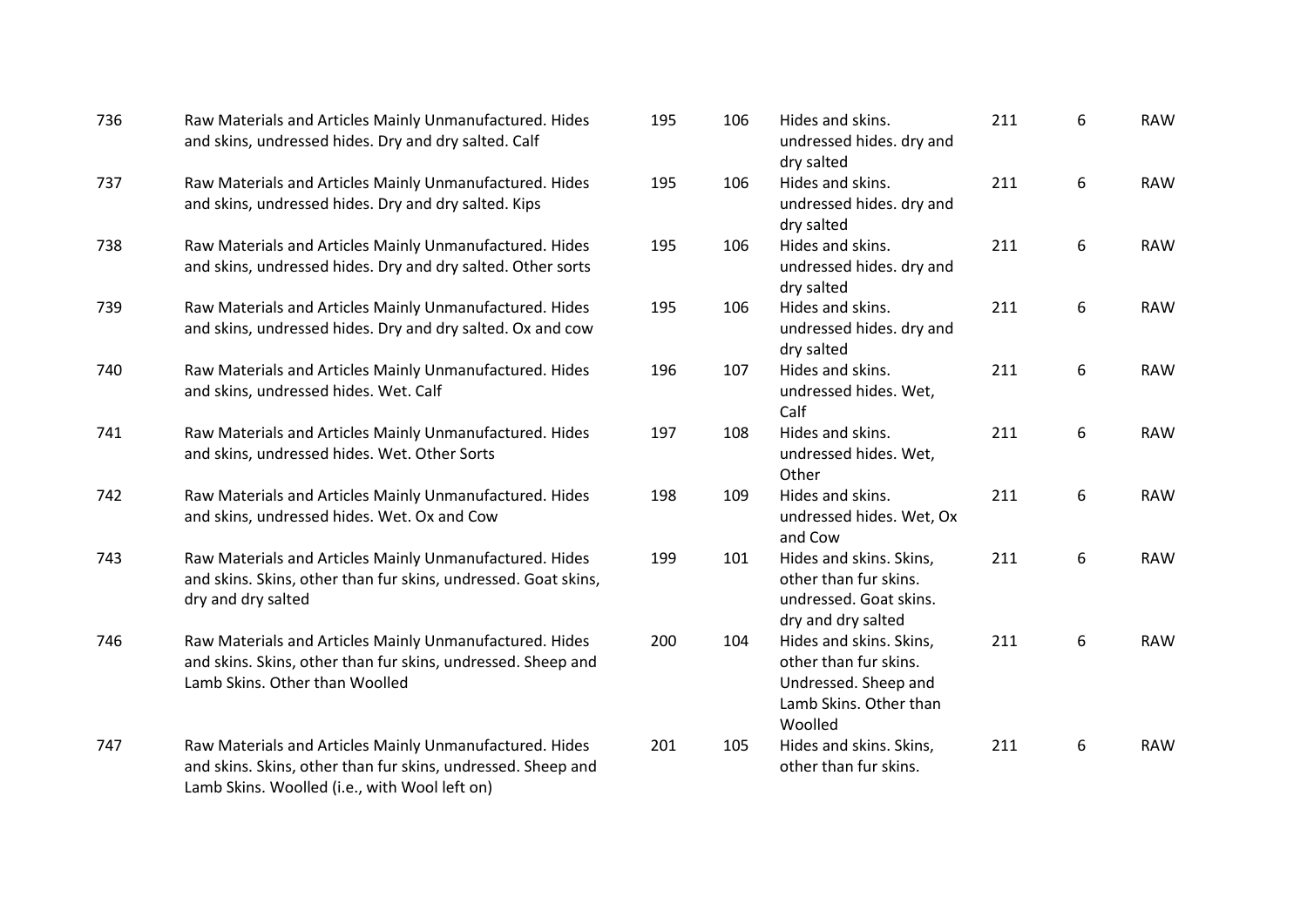| | | | | | | | |
|---|---|---|---|---|---|---|---|
| 736 | Raw Materials and Articles Mainly Unmanufactured. Hides and skins, undressed hides. Dry and dry salted. Calf | 195 | 106 | Hides and skins. undressed hides. dry and dry salted | 211 | 6 | RAW |
| 737 | Raw Materials and Articles Mainly Unmanufactured. Hides and skins, undressed hides. Dry and dry salted. Kips | 195 | 106 | Hides and skins. undressed hides. dry and dry salted | 211 | 6 | RAW |
| 738 | Raw Materials and Articles Mainly Unmanufactured. Hides and skins, undressed hides. Dry and dry salted. Other sorts | 195 | 106 | Hides and skins. undressed hides. dry and dry salted | 211 | 6 | RAW |
| 739 | Raw Materials and Articles Mainly Unmanufactured. Hides and skins, undressed hides. Dry and dry salted. Ox and cow | 195 | 106 | Hides and skins. undressed hides. dry and dry salted | 211 | 6 | RAW |
| 740 | Raw Materials and Articles Mainly Unmanufactured. Hides and skins, undressed hides. Wet. Calf | 196 | 107 | Hides and skins. undressed hides. Wet, Calf | 211 | 6 | RAW |
| 741 | Raw Materials and Articles Mainly Unmanufactured. Hides and skins, undressed hides. Wet. Other Sorts | 197 | 108 | Hides and skins. undressed hides. Wet, Other | 211 | 6 | RAW |
| 742 | Raw Materials and Articles Mainly Unmanufactured. Hides and skins, undressed hides. Wet. Ox and Cow | 198 | 109 | Hides and skins. undressed hides. Wet, Ox and Cow | 211 | 6 | RAW |
| 743 | Raw Materials and Articles Mainly Unmanufactured. Hides and skins. Skins, other than fur skins, undressed. Goat skins, dry and dry salted | 199 | 101 | Hides and skins. Skins, other than fur skins. undressed. Goat skins. dry and dry salted | 211 | 6 | RAW |
| 746 | Raw Materials and Articles Mainly Unmanufactured. Hides and skins. Skins, other than fur skins, undressed. Sheep and Lamb Skins. Other than Woolled | 200 | 104 | Hides and skins. Skins, other than fur skins. Undressed. Sheep and Lamb Skins. Other than Woolled | 211 | 6 | RAW |
| 747 | Raw Materials and Articles Mainly Unmanufactured. Hides and skins. Skins, other than fur skins, undressed. Sheep and Lamb Skins. Woolled (i.e., with Wool left on) | 201 | 105 | Hides and skins. Skins, other than fur skins. | 211 | 6 | RAW |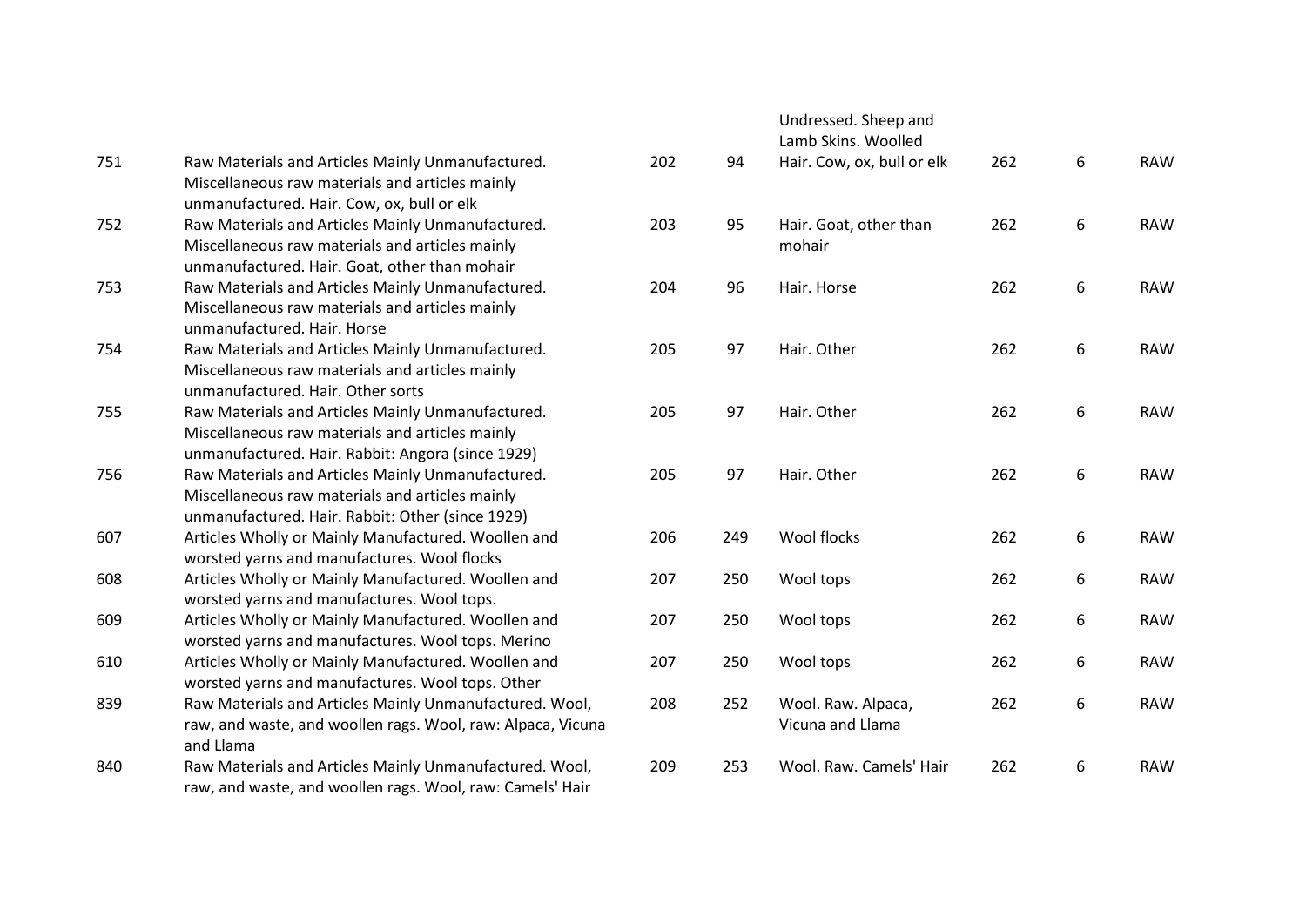|  |  |  |  | Undressed. Sheep and Lamb Skins. Woolled |  |  |  |
|---|---|---|---|---|---|---|---|
| 751 | Raw Materials and Articles Mainly Unmanufactured. Miscellaneous raw materials and articles mainly unmanufactured. Hair. Cow, ox, bull or elk | 202 | 94 | Hair. Cow, ox, bull or elk | 262 | 6 | RAW |
| 752 | Raw Materials and Articles Mainly Unmanufactured. Miscellaneous raw materials and articles mainly unmanufactured. Hair. Goat, other than mohair | 203 | 95 | Hair. Goat, other than mohair | 262 | 6 | RAW |
| 753 | Raw Materials and Articles Mainly Unmanufactured. Miscellaneous raw materials and articles mainly unmanufactured. Hair. Horse | 204 | 96 | Hair. Horse | 262 | 6 | RAW |
| 754 | Raw Materials and Articles Mainly Unmanufactured. Miscellaneous raw materials and articles mainly unmanufactured. Hair. Other sorts | 205 | 97 | Hair. Other | 262 | 6 | RAW |
| 755 | Raw Materials and Articles Mainly Unmanufactured. Miscellaneous raw materials and articles mainly unmanufactured. Hair. Rabbit: Angora (since 1929) | 205 | 97 | Hair. Other | 262 | 6 | RAW |
| 756 | Raw Materials and Articles Mainly Unmanufactured. Miscellaneous raw materials and articles mainly unmanufactured. Hair. Rabbit: Other (since 1929) | 205 | 97 | Hair. Other | 262 | 6 | RAW |
| 607 | Articles Wholly or Mainly Manufactured. Woollen and worsted yarns and manufactures. Wool flocks | 206 | 249 | Wool flocks | 262 | 6 | RAW |
| 608 | Articles Wholly or Mainly Manufactured. Woollen and worsted yarns and manufactures. Wool tops. | 207 | 250 | Wool tops | 262 | 6 | RAW |
| 609 | Articles Wholly or Mainly Manufactured. Woollen and worsted yarns and manufactures. Wool tops. Merino | 207 | 250 | Wool tops | 262 | 6 | RAW |
| 610 | Articles Wholly or Mainly Manufactured. Woollen and worsted yarns and manufactures. Wool tops. Other | 207 | 250 | Wool tops | 262 | 6 | RAW |
| 839 | Raw Materials and Articles Mainly Unmanufactured. Wool, raw, and waste, and woollen rags. Wool, raw: Alpaca, Vicuna and Llama | 208 | 252 | Wool. Raw. Alpaca, Vicuna and Llama | 262 | 6 | RAW |
| 840 | Raw Materials and Articles Mainly Unmanufactured. Wool, raw, and waste, and woollen rags. Wool, raw: Camels' Hair | 209 | 253 | Wool. Raw. Camels' Hair | 262 | 6 | RAW |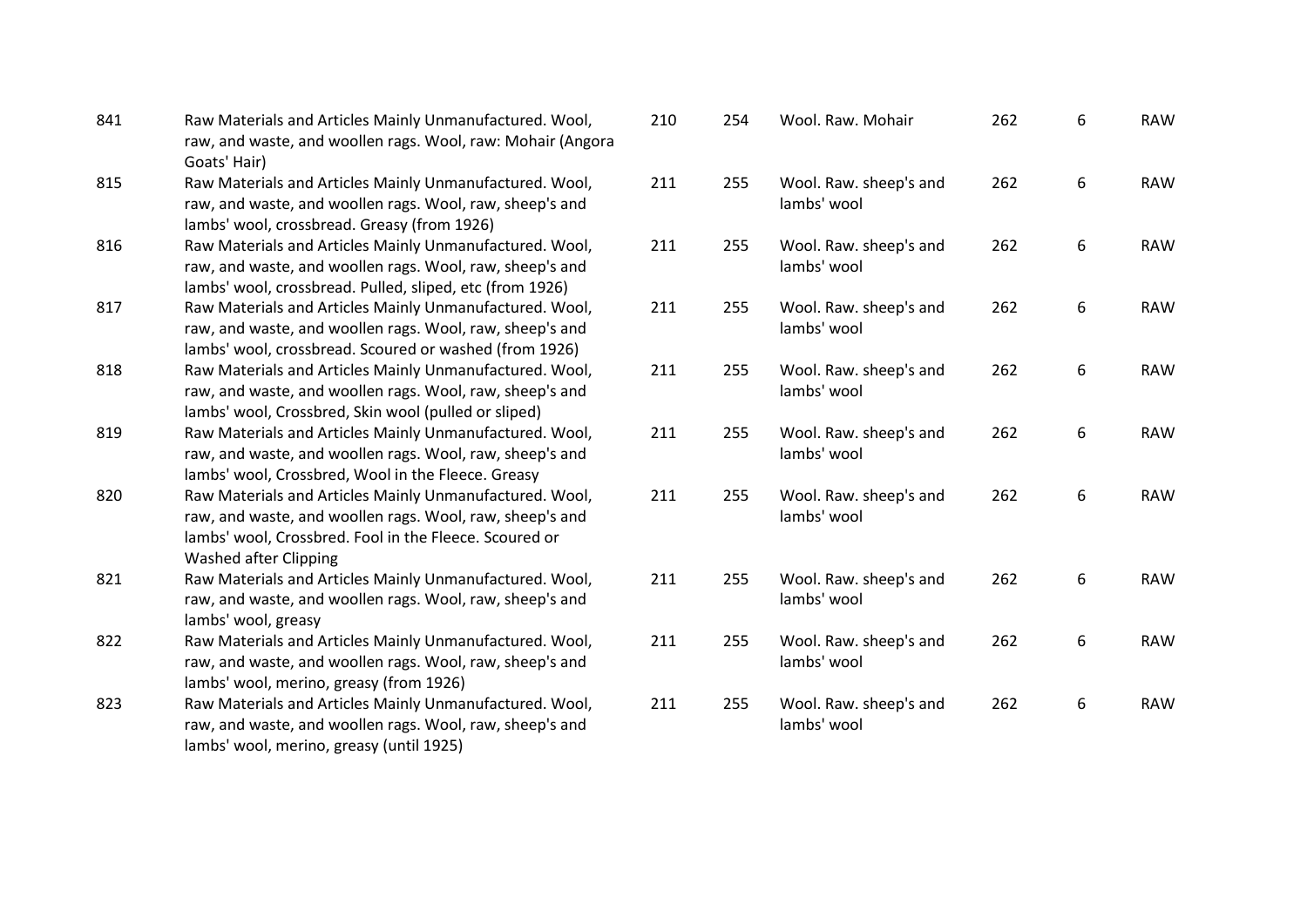| | | | | | | | |
|---|---|---|---|---|---|---|---|
| 841 | Raw Materials and Articles Mainly Unmanufactured. Wool, raw, and waste, and woollen rags. Wool, raw: Mohair (Angora Goats' Hair) | 210 | 254 | Wool. Raw. Mohair | 262 | 6 | RAW |
| 815 | Raw Materials and Articles Mainly Unmanufactured. Wool, raw, and waste, and woollen rags. Wool, raw, sheep's and lambs' wool, crossbread. Greasy (from 1926) | 211 | 255 | Wool. Raw. sheep's and lambs' wool | 262 | 6 | RAW |
| 816 | Raw Materials and Articles Mainly Unmanufactured. Wool, raw, and waste, and woollen rags. Wool, raw, sheep's and lambs' wool, crossbread. Pulled, sliped, etc (from 1926) | 211 | 255 | Wool. Raw. sheep's and lambs' wool | 262 | 6 | RAW |
| 817 | Raw Materials and Articles Mainly Unmanufactured. Wool, raw, and waste, and woollen rags. Wool, raw, sheep's and lambs' wool, crossbread. Scoured or washed (from 1926) | 211 | 255 | Wool. Raw. sheep's and lambs' wool | 262 | 6 | RAW |
| 818 | Raw Materials and Articles Mainly Unmanufactured. Wool, raw, and waste, and woollen rags. Wool, raw, sheep's and lambs' wool, Crossbred, Skin wool (pulled or sliped) | 211 | 255 | Wool. Raw. sheep's and lambs' wool | 262 | 6 | RAW |
| 819 | Raw Materials and Articles Mainly Unmanufactured. Wool, raw, and waste, and woollen rags. Wool, raw, sheep's and lambs' wool, Crossbred, Wool in the Fleece. Greasy | 211 | 255 | Wool. Raw. sheep's and lambs' wool | 262 | 6 | RAW |
| 820 | Raw Materials and Articles Mainly Unmanufactured. Wool, raw, and waste, and woollen rags. Wool, raw, sheep's and lambs' wool, Crossbred. Fool in the Fleece. Scoured or Washed after Clipping | 211 | 255 | Wool. Raw. sheep's and lambs' wool | 262 | 6 | RAW |
| 821 | Raw Materials and Articles Mainly Unmanufactured. Wool, raw, and waste, and woollen rags. Wool, raw, sheep's and lambs' wool, greasy | 211 | 255 | Wool. Raw. sheep's and lambs' wool | 262 | 6 | RAW |
| 822 | Raw Materials and Articles Mainly Unmanufactured. Wool, raw, and waste, and woollen rags. Wool, raw, sheep's and lambs' wool, merino, greasy (from 1926) | 211 | 255 | Wool. Raw. sheep's and lambs' wool | 262 | 6 | RAW |
| 823 | Raw Materials and Articles Mainly Unmanufactured. Wool, raw, and waste, and woollen rags. Wool, raw, sheep's and lambs' wool, merino, greasy (until 1925) | 211 | 255 | Wool. Raw. sheep's and lambs' wool | 262 | 6 | RAW |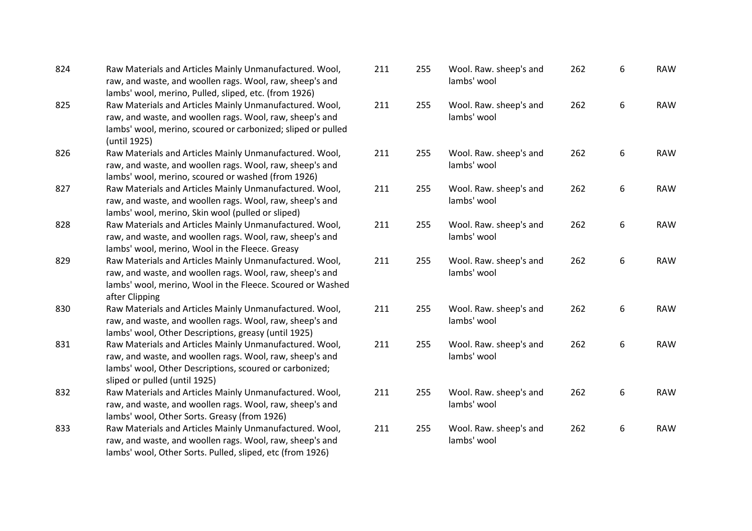| | | | | | | | |
|---|---|---|---|---|---|---|---|
| 824 | Raw Materials and Articles Mainly Unmanufactured. Wool, raw, and waste, and woollen rags. Wool, raw, sheep's and lambs' wool, merino, Pulled, sliped, etc. (from 1926) | 211 | 255 | Wool. Raw. sheep's and lambs' wool | 262 | 6 | RAW |
| 825 | Raw Materials and Articles Mainly Unmanufactured. Wool, raw, and waste, and woollen rags. Wool, raw, sheep's and lambs' wool, merino, scoured or carbonized; sliped or pulled (until 1925) | 211 | 255 | Wool. Raw. sheep's and lambs' wool | 262 | 6 | RAW |
| 826 | Raw Materials and Articles Mainly Unmanufactured. Wool, raw, and waste, and woollen rags. Wool, raw, sheep's and lambs' wool, merino, scoured or washed (from 1926) | 211 | 255 | Wool. Raw. sheep's and lambs' wool | 262 | 6 | RAW |
| 827 | Raw Materials and Articles Mainly Unmanufactured. Wool, raw, and waste, and woollen rags. Wool, raw, sheep's and lambs' wool, merino, Skin wool (pulled or sliped) | 211 | 255 | Wool. Raw. sheep's and lambs' wool | 262 | 6 | RAW |
| 828 | Raw Materials and Articles Mainly Unmanufactured. Wool, raw, and waste, and woollen rags. Wool, raw, sheep's and lambs' wool, merino, Wool in the Fleece. Greasy | 211 | 255 | Wool. Raw. sheep's and lambs' wool | 262 | 6 | RAW |
| 829 | Raw Materials and Articles Mainly Unmanufactured. Wool, raw, and waste, and woollen rags. Wool, raw, sheep's and lambs' wool, merino, Wool in the Fleece. Scoured or Washed after Clipping | 211 | 255 | Wool. Raw. sheep's and lambs' wool | 262 | 6 | RAW |
| 830 | Raw Materials and Articles Mainly Unmanufactured. Wool, raw, and waste, and woollen rags. Wool, raw, sheep's and lambs' wool, Other Descriptions, greasy (until 1925) | 211 | 255 | Wool. Raw. sheep's and lambs' wool | 262 | 6 | RAW |
| 831 | Raw Materials and Articles Mainly Unmanufactured. Wool, raw, and waste, and woollen rags. Wool, raw, sheep's and lambs' wool, Other Descriptions, scoured or carbonized; sliped or pulled (until 1925) | 211 | 255 | Wool. Raw. sheep's and lambs' wool | 262 | 6 | RAW |
| 832 | Raw Materials and Articles Mainly Unmanufactured. Wool, raw, and waste, and woollen rags. Wool, raw, sheep's and lambs' wool, Other Sorts. Greasy (from 1926) | 211 | 255 | Wool. Raw. sheep's and lambs' wool | 262 | 6 | RAW |
| 833 | Raw Materials and Articles Mainly Unmanufactured. Wool, raw, and waste, and woollen rags. Wool, raw, sheep's and lambs' wool, Other Sorts. Pulled, sliped, etc (from 1926) | 211 | 255 | Wool. Raw. sheep's and lambs' wool | 262 | 6 | RAW |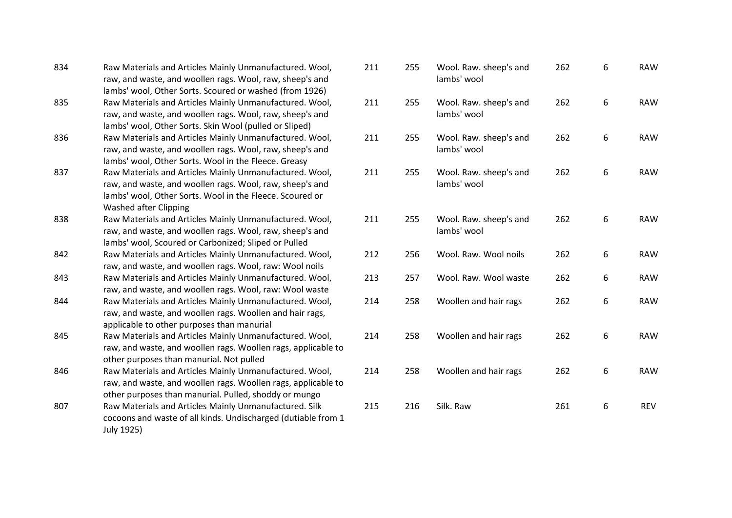| | | | | | | | |
|---|---|---|---|---|---|---|---|
| 834 | Raw Materials and Articles Mainly Unmanufactured. Wool, raw, and waste, and woollen rags. Wool, raw, sheep's and lambs' wool, Other Sorts. Scoured or washed (from 1926) | 211 | 255 | Wool. Raw. sheep's and lambs' wool | 262 | 6 | RAW |
| 835 | Raw Materials and Articles Mainly Unmanufactured. Wool, raw, and waste, and woollen rags. Wool, raw, sheep's and lambs' wool, Other Sorts. Skin Wool (pulled or Sliped) | 211 | 255 | Wool. Raw. sheep's and lambs' wool | 262 | 6 | RAW |
| 836 | Raw Materials and Articles Mainly Unmanufactured. Wool, raw, and waste, and woollen rags. Wool, raw, sheep's and lambs' wool, Other Sorts. Wool in the Fleece. Greasy | 211 | 255 | Wool. Raw. sheep's and lambs' wool | 262 | 6 | RAW |
| 837 | Raw Materials and Articles Mainly Unmanufactured. Wool, raw, and waste, and woollen rags. Wool, raw, sheep's and lambs' wool, Other Sorts. Wool in the Fleece. Scoured or Washed after Clipping | 211 | 255 | Wool. Raw. sheep's and lambs' wool | 262 | 6 | RAW |
| 838 | Raw Materials and Articles Mainly Unmanufactured. Wool, raw, and waste, and woollen rags. Wool, raw, sheep's and lambs' wool, Scoured or Carbonized; Sliped or Pulled | 211 | 255 | Wool. Raw. sheep's and lambs' wool | 262 | 6 | RAW |
| 842 | Raw Materials and Articles Mainly Unmanufactured. Wool, raw, and waste, and woollen rags. Wool, raw: Wool noils | 212 | 256 | Wool. Raw. Wool noils | 262 | 6 | RAW |
| 843 | Raw Materials and Articles Mainly Unmanufactured. Wool, raw, and waste, and woollen rags. Wool, raw: Wool waste | 213 | 257 | Wool. Raw. Wool waste | 262 | 6 | RAW |
| 844 | Raw Materials and Articles Mainly Unmanufactured. Wool, raw, and waste, and woollen rags. Woollen and hair rags, applicable to other purposes than manurial | 214 | 258 | Woollen and hair rags | 262 | 6 | RAW |
| 845 | Raw Materials and Articles Mainly Unmanufactured. Wool, raw, and waste, and woollen rags. Woollen rags, applicable to other purposes than manurial. Not pulled | 214 | 258 | Woollen and hair rags | 262 | 6 | RAW |
| 846 | Raw Materials and Articles Mainly Unmanufactured. Wool, raw, and waste, and woollen rags. Woollen rags, applicable to other purposes than manurial. Pulled, shoddy or mungo | 214 | 258 | Woollen and hair rags | 262 | 6 | RAW |
| 807 | Raw Materials and Articles Mainly Unmanufactured. Silk cocoons and waste of all kinds. Undischarged (dutiable from 1 July 1925) | 215 | 216 | Silk. Raw | 261 | 6 | REV |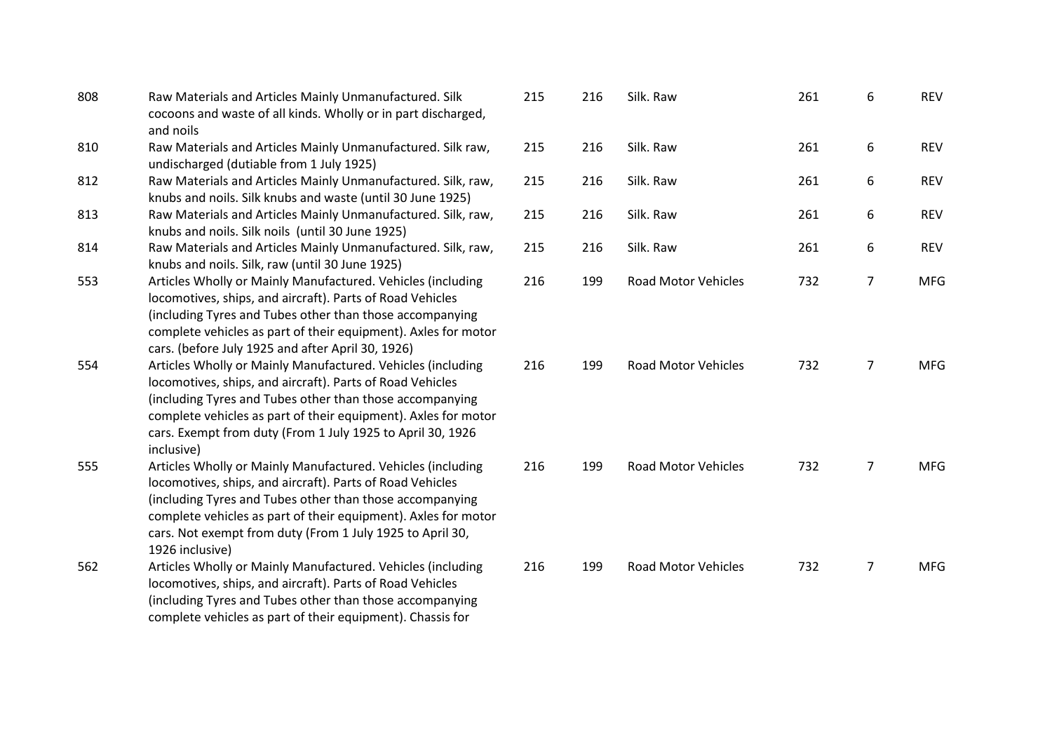| | | | | | | | |
|---|---|---|---|---|---|---|---|
| 808 | Raw Materials and Articles Mainly Unmanufactured. Silk cocoons and waste of all kinds. Wholly or in part discharged, and noils | 215 | 216 | Silk. Raw | 261 | 6 | REV |
| 810 | Raw Materials and Articles Mainly Unmanufactured. Silk raw, undischarged (dutiable from 1 July 1925) | 215 | 216 | Silk. Raw | 261 | 6 | REV |
| 812 | Raw Materials and Articles Mainly Unmanufactured. Silk, raw, knubs and noils. Silk knubs and waste (until 30 June 1925) | 215 | 216 | Silk. Raw | 261 | 6 | REV |
| 813 | Raw Materials and Articles Mainly Unmanufactured. Silk, raw, knubs and noils. Silk noils (until 30 June 1925) | 215 | 216 | Silk. Raw | 261 | 6 | REV |
| 814 | Raw Materials and Articles Mainly Unmanufactured. Silk, raw, knubs and noils. Silk, raw (until 30 June 1925) | 215 | 216 | Silk. Raw | 261 | 6 | REV |
| 553 | Articles Wholly or Mainly Manufactured. Vehicles (including locomotives, ships, and aircraft). Parts of Road Vehicles (including Tyres and Tubes other than those accompanying complete vehicles as part of their equipment). Axles for motor cars. (before July 1925 and after April 30, 1926) | 216 | 199 | Road Motor Vehicles | 732 | 7 | MFG |
| 554 | Articles Wholly or Mainly Manufactured. Vehicles (including locomotives, ships, and aircraft). Parts of Road Vehicles (including Tyres and Tubes other than those accompanying complete vehicles as part of their equipment). Axles for motor cars. Exempt from duty (From 1 July 1925 to April 30, 1926 inclusive) | 216 | 199 | Road Motor Vehicles | 732 | 7 | MFG |
| 555 | Articles Wholly or Mainly Manufactured. Vehicles (including locomotives, ships, and aircraft). Parts of Road Vehicles (including Tyres and Tubes other than those accompanying complete vehicles as part of their equipment). Axles for motor cars. Not exempt from duty (From 1 July 1925 to April 30, 1926 inclusive) | 216 | 199 | Road Motor Vehicles | 732 | 7 | MFG |
| 562 | Articles Wholly or Mainly Manufactured. Vehicles (including locomotives, ships, and aircraft). Parts of Road Vehicles (including Tyres and Tubes other than those accompanying complete vehicles as part of their equipment). Chassis for | 216 | 199 | Road Motor Vehicles | 732 | 7 | MFG |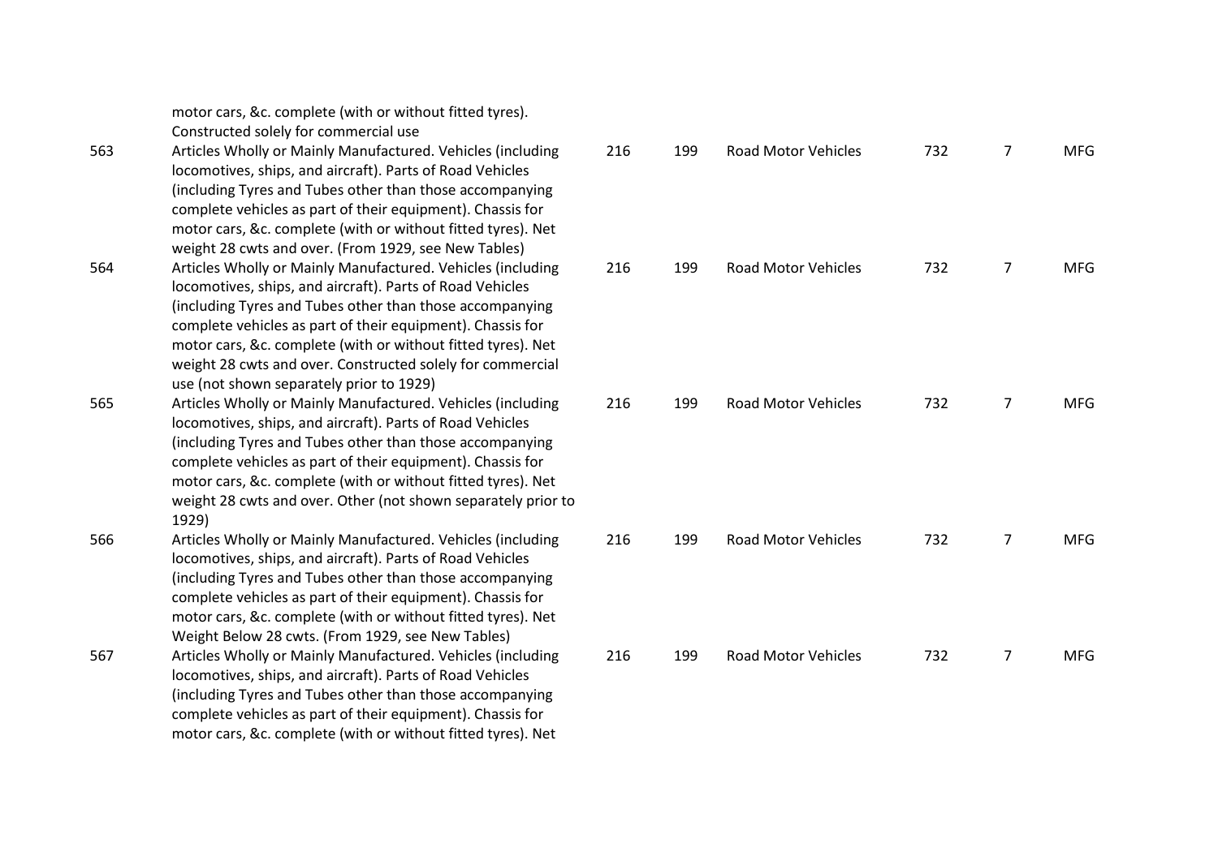| | | | | | | |
|---|---|---|---|---|---|---|
| | motor cars, &c. complete (with or without fitted tyres). Constructed solely for commercial use | | | | | |
| 563 | Articles Wholly or Mainly Manufactured. Vehicles (including locomotives, ships, and aircraft). Parts of Road Vehicles (including Tyres and Tubes other than those accompanying complete vehicles as part of their equipment). Chassis for motor cars, &c. complete (with or without fitted tyres). Net weight 28 cwts and over. (From 1929, see New Tables) | 216 | 199 | Road Motor Vehicles | 732 | 7 | MFG |
| 564 | Articles Wholly or Mainly Manufactured. Vehicles (including locomotives, ships, and aircraft). Parts of Road Vehicles (including Tyres and Tubes other than those accompanying complete vehicles as part of their equipment). Chassis for motor cars, &c. complete (with or without fitted tyres). Net weight 28 cwts and over. Constructed solely for commercial use (not shown separately prior to 1929) | 216 | 199 | Road Motor Vehicles | 732 | 7 | MFG |
| 565 | Articles Wholly or Mainly Manufactured. Vehicles (including locomotives, ships, and aircraft). Parts of Road Vehicles (including Tyres and Tubes other than those accompanying complete vehicles as part of their equipment). Chassis for motor cars, &c. complete (with or without fitted tyres). Net weight 28 cwts and over. Other (not shown separately prior to 1929) | 216 | 199 | Road Motor Vehicles | 732 | 7 | MFG |
| 566 | Articles Wholly or Mainly Manufactured. Vehicles (including locomotives, ships, and aircraft). Parts of Road Vehicles (including Tyres and Tubes other than those accompanying complete vehicles as part of their equipment). Chassis for motor cars, &c. complete (with or without fitted tyres). Net Weight Below 28 cwts. (From 1929, see New Tables) | 216 | 199 | Road Motor Vehicles | 732 | 7 | MFG |
| 567 | Articles Wholly or Mainly Manufactured. Vehicles (including locomotives, ships, and aircraft). Parts of Road Vehicles (including Tyres and Tubes other than those accompanying complete vehicles as part of their equipment). Chassis for motor cars, &c. complete (with or without fitted tyres). Net | 216 | 199 | Road Motor Vehicles | 732 | 7 | MFG |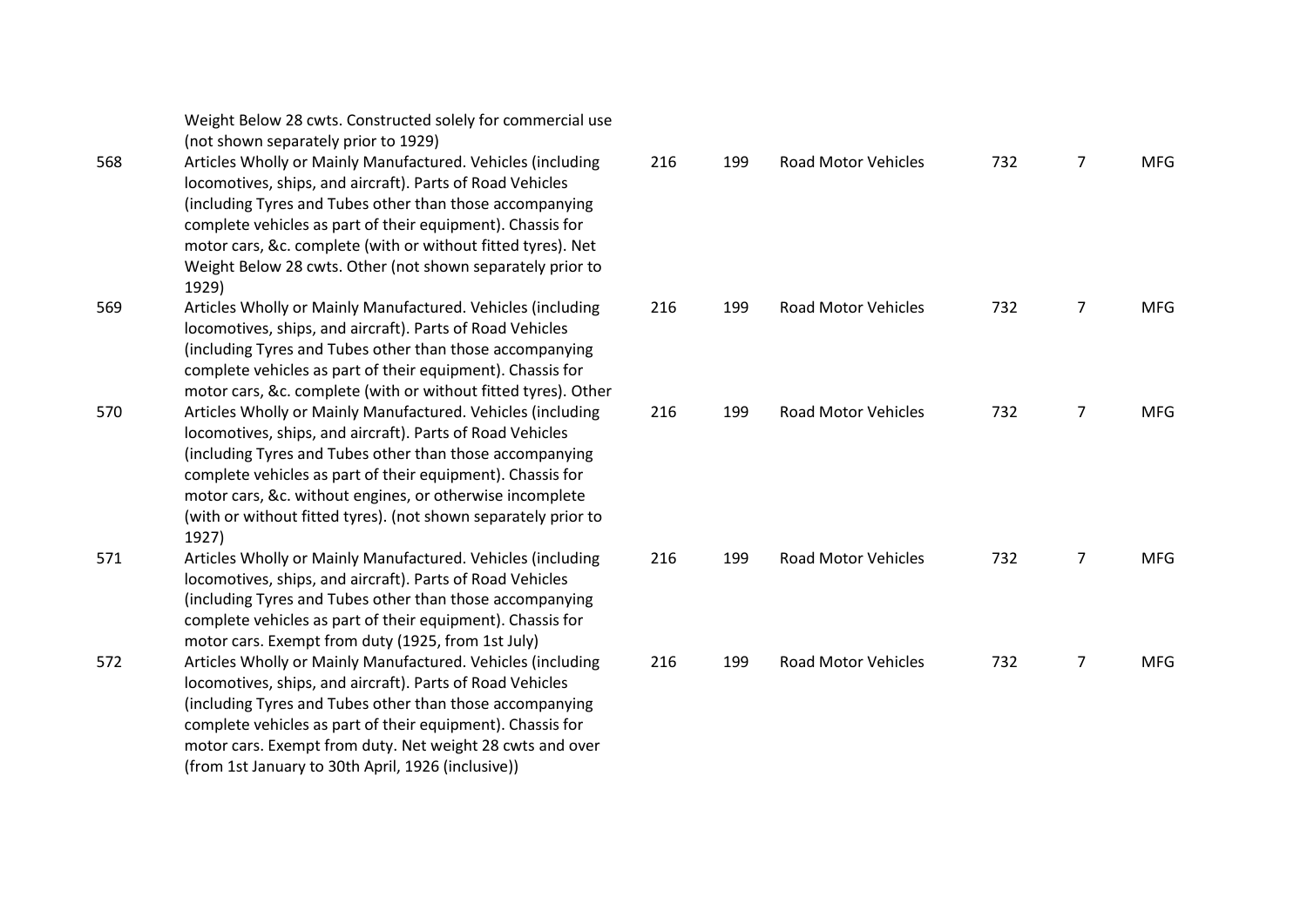| | | | | | | | |
|---|---|---|---|---|---|---|---|
| | Weight Below 28 cwts. Constructed solely for commercial use (not shown separately prior to 1929) | | | | | | |
| 568 | Articles Wholly or Mainly Manufactured. Vehicles (including locomotives, ships, and aircraft). Parts of Road Vehicles (including Tyres and Tubes other than those accompanying complete vehicles as part of their equipment). Chassis for motor cars, &c. complete (with or without fitted tyres). Net Weight Below 28 cwts. Other (not shown separately prior to 1929) | 216 | 199 | Road Motor Vehicles | 732 | 7 | MFG |
| 569 | Articles Wholly or Mainly Manufactured. Vehicles (including locomotives, ships, and aircraft). Parts of Road Vehicles (including Tyres and Tubes other than those accompanying complete vehicles as part of their equipment). Chassis for motor cars, &c. complete (with or without fitted tyres). Other | 216 | 199 | Road Motor Vehicles | 732 | 7 | MFG |
| 570 | Articles Wholly or Mainly Manufactured. Vehicles (including locomotives, ships, and aircraft). Parts of Road Vehicles (including Tyres and Tubes other than those accompanying complete vehicles as part of their equipment). Chassis for motor cars, &c. without engines, or otherwise incomplete (with or without fitted tyres). (not shown separately prior to 1927) | 216 | 199 | Road Motor Vehicles | 732 | 7 | MFG |
| 571 | Articles Wholly or Mainly Manufactured. Vehicles (including locomotives, ships, and aircraft). Parts of Road Vehicles (including Tyres and Tubes other than those accompanying complete vehicles as part of their equipment). Chassis for motor cars. Exempt from duty (1925, from 1st July) | 216 | 199 | Road Motor Vehicles | 732 | 7 | MFG |
| 572 | Articles Wholly or Mainly Manufactured. Vehicles (including locomotives, ships, and aircraft). Parts of Road Vehicles (including Tyres and Tubes other than those accompanying complete vehicles as part of their equipment). Chassis for motor cars. Exempt from duty. Net weight 28 cwts and over (from 1st January to 30th April, 1926 (inclusive)) | 216 | 199 | Road Motor Vehicles | 732 | 7 | MFG |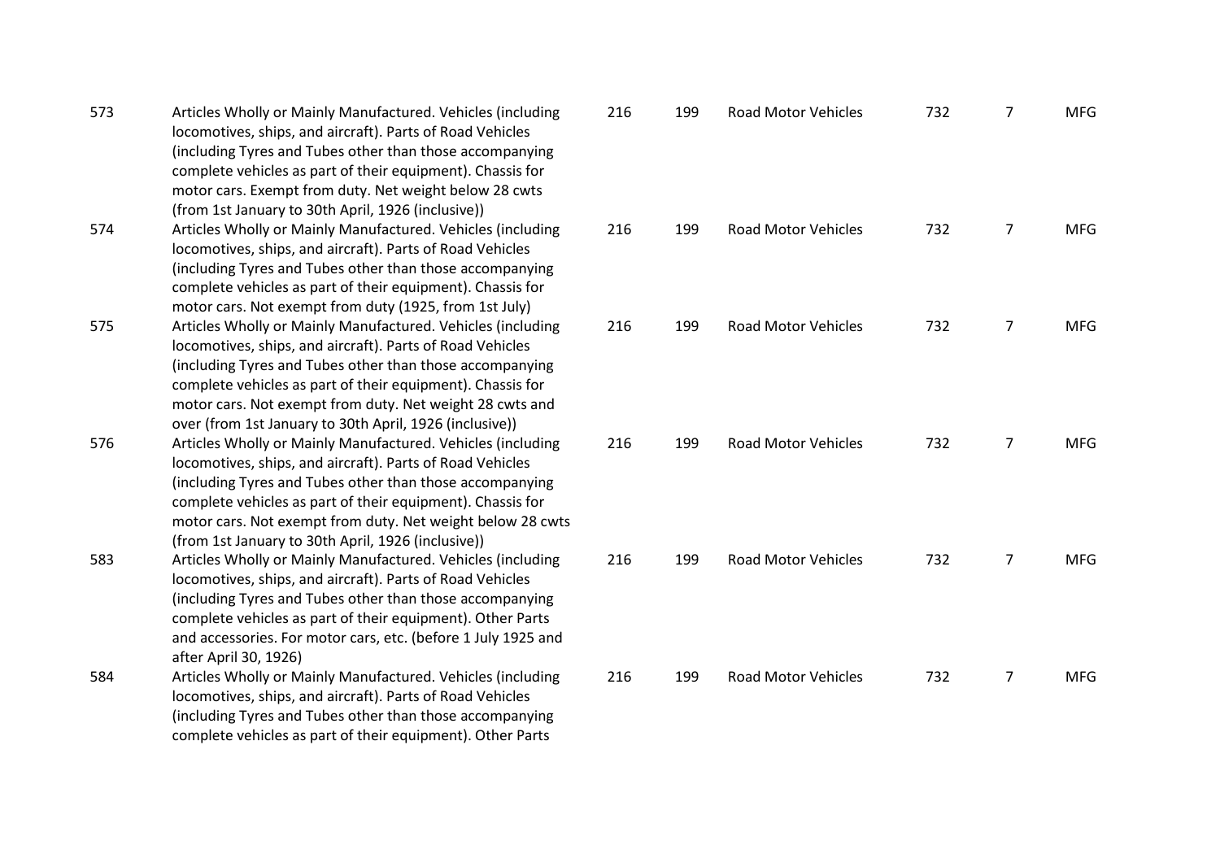| | | | | | | | |
|---|---|---|---|---|---|---|---|
| 573 | Articles Wholly or Mainly Manufactured. Vehicles (including locomotives, ships, and aircraft). Parts of Road Vehicles (including Tyres and Tubes other than those accompanying complete vehicles as part of their equipment). Chassis for motor cars. Exempt from duty. Net weight below 28 cwts (from 1st January to 30th April, 1926 (inclusive)) | 216 | 199 | Road Motor Vehicles | 732 | 7 | MFG |
| 574 | Articles Wholly or Mainly Manufactured. Vehicles (including locomotives, ships, and aircraft). Parts of Road Vehicles (including Tyres and Tubes other than those accompanying complete vehicles as part of their equipment). Chassis for motor cars. Not exempt from duty (1925, from 1st July) | 216 | 199 | Road Motor Vehicles | 732 | 7 | MFG |
| 575 | Articles Wholly or Mainly Manufactured. Vehicles (including locomotives, ships, and aircraft). Parts of Road Vehicles (including Tyres and Tubes other than those accompanying complete vehicles as part of their equipment). Chassis for motor cars. Not exempt from duty. Net weight 28 cwts and over (from 1st January to 30th April, 1926 (inclusive)) | 216 | 199 | Road Motor Vehicles | 732 | 7 | MFG |
| 576 | Articles Wholly or Mainly Manufactured. Vehicles (including locomotives, ships, and aircraft). Parts of Road Vehicles (including Tyres and Tubes other than those accompanying complete vehicles as part of their equipment). Chassis for motor cars. Not exempt from duty. Net weight below 28 cwts (from 1st January to 30th April, 1926 (inclusive)) | 216 | 199 | Road Motor Vehicles | 732 | 7 | MFG |
| 583 | Articles Wholly or Mainly Manufactured. Vehicles (including locomotives, ships, and aircraft). Parts of Road Vehicles (including Tyres and Tubes other than those accompanying complete vehicles as part of their equipment). Other Parts and accessories. For motor cars, etc. (before 1 July 1925 and after April 30, 1926) | 216 | 199 | Road Motor Vehicles | 732 | 7 | MFG |
| 584 | Articles Wholly or Mainly Manufactured. Vehicles (including locomotives, ships, and aircraft). Parts of Road Vehicles (including Tyres and Tubes other than those accompanying complete vehicles as part of their equipment). Other Parts | 216 | 199 | Road Motor Vehicles | 732 | 7 | MFG |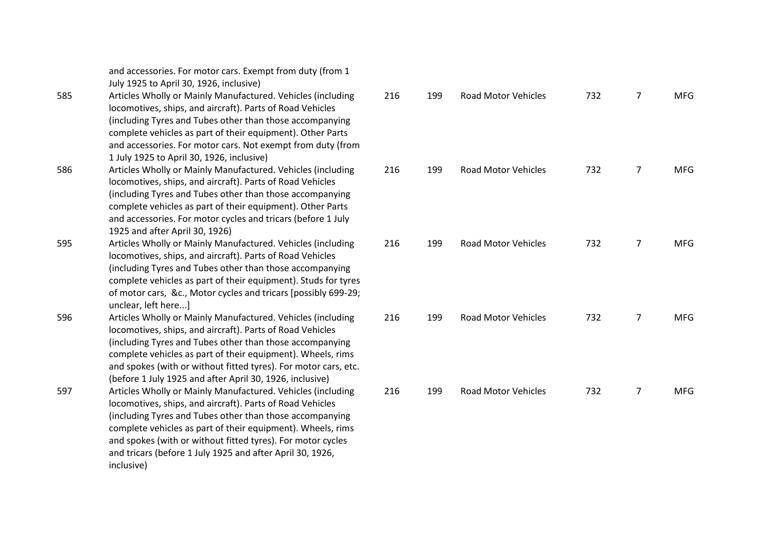| | | | | | | | |
|---|---|---|---|---|---|---|---|
| | and accessories. For motor cars. Exempt from duty (from 1 July 1925 to April 30, 1926, inclusive) | | | | | | |
| 585 | Articles Wholly or Mainly Manufactured. Vehicles (including locomotives, ships, and aircraft). Parts of Road Vehicles (including Tyres and Tubes other than those accompanying complete vehicles as part of their equipment). Other Parts and accessories. For motor cars. Not exempt from duty (from 1 July 1925 to April 30, 1926, inclusive) | 216 | 199 | Road Motor Vehicles | 732 | 7 | MFG |
| 586 | Articles Wholly or Mainly Manufactured. Vehicles (including locomotives, ships, and aircraft). Parts of Road Vehicles (including Tyres and Tubes other than those accompanying complete vehicles as part of their equipment). Other Parts and accessories. For motor cycles and tricars (before 1 July 1925 and after April 30, 1926) | 216 | 199 | Road Motor Vehicles | 732 | 7 | MFG |
| 595 | Articles Wholly or Mainly Manufactured. Vehicles (including locomotives, ships, and aircraft). Parts of Road Vehicles (including Tyres and Tubes other than those accompanying complete vehicles as part of their equipment). Studs for tyres of motor cars, &c., Motor cycles and tricars [possibly 699-29; unclear, left here...] | 216 | 199 | Road Motor Vehicles | 732 | 7 | MFG |
| 596 | Articles Wholly or Mainly Manufactured. Vehicles (including locomotives, ships, and aircraft). Parts of Road Vehicles (including Tyres and Tubes other than those accompanying complete vehicles as part of their equipment). Wheels, rims and spokes (with or without fitted tyres). For motor cars, etc. (before 1 July 1925 and after April 30, 1926, inclusive) | 216 | 199 | Road Motor Vehicles | 732 | 7 | MFG |
| 597 | Articles Wholly or Mainly Manufactured. Vehicles (including locomotives, ships, and aircraft). Parts of Road Vehicles (including Tyres and Tubes other than those accompanying complete vehicles as part of their equipment). Wheels, rims and spokes (with or without fitted tyres). For motor cycles and tricars (before 1 July 1925 and after April 30, 1926, inclusive) | 216 | 199 | Road Motor Vehicles | 732 | 7 | MFG |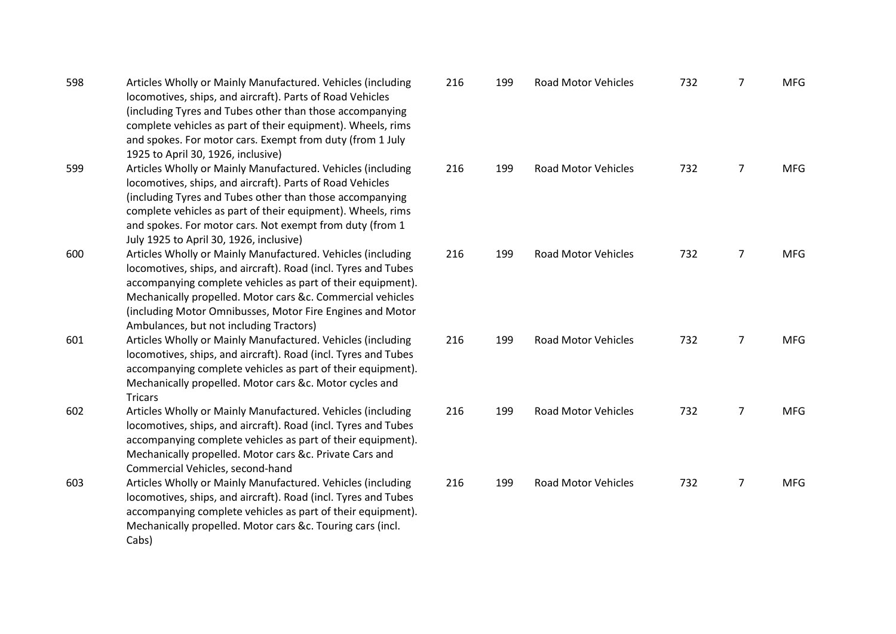| | | | | | | | |
|---|---|---|---|---|---|---|---|
| 598 | Articles Wholly or Mainly Manufactured. Vehicles (including locomotives, ships, and aircraft). Parts of Road Vehicles (including Tyres and Tubes other than those accompanying complete vehicles as part of their equipment). Wheels, rims and spokes. For motor cars. Exempt from duty (from 1 July 1925 to April 30, 1926, inclusive) | 216 | 199 | Road Motor Vehicles | 732 | 7 | MFG |
| 599 | Articles Wholly or Mainly Manufactured. Vehicles (including locomotives, ships, and aircraft). Parts of Road Vehicles (including Tyres and Tubes other than those accompanying complete vehicles as part of their equipment). Wheels, rims and spokes. For motor cars. Not exempt from duty (from 1 July 1925 to April 30, 1926, inclusive) | 216 | 199 | Road Motor Vehicles | 732 | 7 | MFG |
| 600 | Articles Wholly or Mainly Manufactured. Vehicles (including locomotives, ships, and aircraft). Road (incl. Tyres and Tubes accompanying complete vehicles as part of their equipment). Mechanically propelled. Motor cars &c. Commercial vehicles (including Motor Omnibusses, Motor Fire Engines and Motor Ambulances, but not including Tractors) | 216 | 199 | Road Motor Vehicles | 732 | 7 | MFG |
| 601 | Articles Wholly or Mainly Manufactured. Vehicles (including locomotives, ships, and aircraft). Road (incl. Tyres and Tubes accompanying complete vehicles as part of their equipment). Mechanically propelled. Motor cars &c. Motor cycles and Tricars | 216 | 199 | Road Motor Vehicles | 732 | 7 | MFG |
| 602 | Articles Wholly or Mainly Manufactured. Vehicles (including locomotives, ships, and aircraft). Road (incl. Tyres and Tubes accompanying complete vehicles as part of their equipment). Mechanically propelled. Motor cars &c. Private Cars and Commercial Vehicles, second-hand | 216 | 199 | Road Motor Vehicles | 732 | 7 | MFG |
| 603 | Articles Wholly or Mainly Manufactured. Vehicles (including locomotives, ships, and aircraft). Road (incl. Tyres and Tubes accompanying complete vehicles as part of their equipment). Mechanically propelled. Motor cars &c. Touring cars (incl. Cabs) | 216 | 199 | Road Motor Vehicles | 732 | 7 | MFG |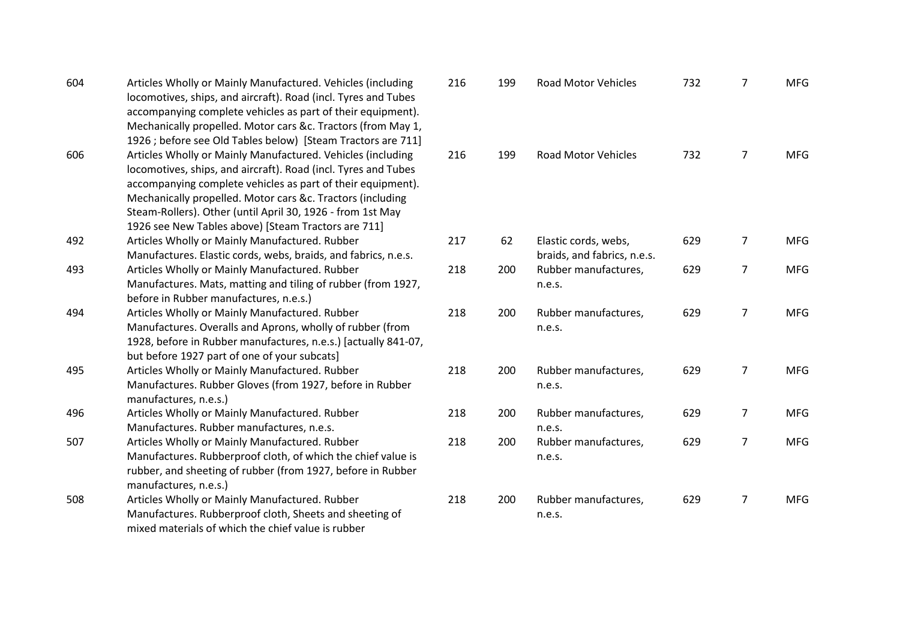| | | | | | | | |
|---|---|---|---|---|---|---|---|
| 604 | Articles Wholly or Mainly Manufactured. Vehicles (including locomotives, ships, and aircraft). Road (incl. Tyres and Tubes accompanying complete vehicles as part of their equipment). Mechanically propelled. Motor cars &c. Tractors (from May 1, 1926 ; before see Old Tables below) [Steam Tractors are 711] | 216 | 199 | Road Motor Vehicles | 732 | 7 | MFG |
| 606 | Articles Wholly or Mainly Manufactured. Vehicles (including locomotives, ships, and aircraft). Road (incl. Tyres and Tubes accompanying complete vehicles as part of their equipment). Mechanically propelled. Motor cars &c. Tractors (including Steam-Rollers). Other (until April 30, 1926 - from 1st May 1926 see New Tables above) [Steam Tractors are 711] | 216 | 199 | Road Motor Vehicles | 732 | 7 | MFG |
| 492 | Articles Wholly or Mainly Manufactured. Rubber Manufactures. Elastic cords, webs, braids, and fabrics, n.e.s. | 217 | 62 | Elastic cords, webs, braids, and fabrics, n.e.s. | 629 | 7 | MFG |
| 493 | Articles Wholly or Mainly Manufactured. Rubber Manufactures. Mats, matting and tiling of rubber (from 1927, before in Rubber manufactures, n.e.s.) | 218 | 200 | Rubber manufactures, n.e.s. | 629 | 7 | MFG |
| 494 | Articles Wholly or Mainly Manufactured. Rubber Manufactures. Overalls and Aprons, wholly of rubber (from 1928, before in Rubber manufactures, n.e.s.) [actually 841-07, but before 1927 part of one of your subcats] | 218 | 200 | Rubber manufactures, n.e.s. | 629 | 7 | MFG |
| 495 | Articles Wholly or Mainly Manufactured. Rubber Manufactures. Rubber Gloves (from 1927, before in Rubber manufactures, n.e.s.) | 218 | 200 | Rubber manufactures, n.e.s. | 629 | 7 | MFG |
| 496 | Articles Wholly or Mainly Manufactured. Rubber Manufactures. Rubber manufactures, n.e.s. | 218 | 200 | Rubber manufactures, n.e.s. | 629 | 7 | MFG |
| 507 | Articles Wholly or Mainly Manufactured. Rubber Manufactures. Rubberproof cloth, of which the chief value is rubber, and sheeting of rubber (from 1927, before in Rubber manufactures, n.e.s.) | 218 | 200 | Rubber manufactures, n.e.s. | 629 | 7 | MFG |
| 508 | Articles Wholly or Mainly Manufactured. Rubber Manufactures. Rubberproof cloth, Sheets and sheeting of mixed materials of which the chief value is rubber | 218 | 200 | Rubber manufactures, n.e.s. | 629 | 7 | MFG |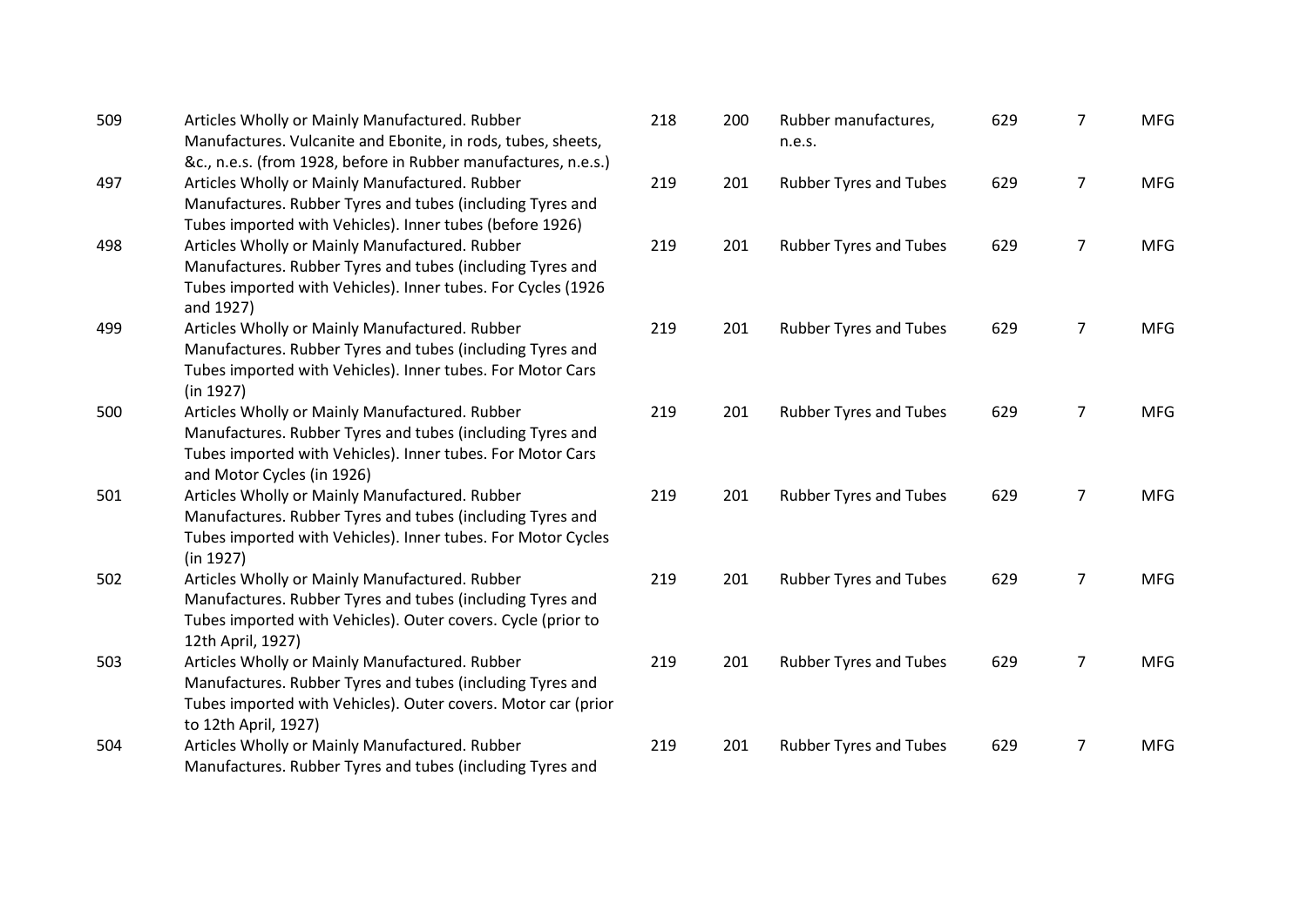| | | | | | | | |
|---|---|---|---|---|---|---|---|
| 509 | Articles Wholly or Mainly Manufactured. Rubber Manufactures. Vulcanite and Ebonite, in rods, tubes, sheets, &c., n.e.s. (from 1928, before in Rubber manufactures, n.e.s.) | 218 | 200 | Rubber manufactures, n.e.s. | 629 | 7 | MFG |
| 497 | Articles Wholly or Mainly Manufactured. Rubber Manufactures. Rubber Tyres and tubes (including Tyres and Tubes imported with Vehicles). Inner tubes (before 1926) | 219 | 201 | Rubber Tyres and Tubes | 629 | 7 | MFG |
| 498 | Articles Wholly or Mainly Manufactured. Rubber Manufactures. Rubber Tyres and tubes (including Tyres and Tubes imported with Vehicles). Inner tubes. For Cycles (1926 and 1927) | 219 | 201 | Rubber Tyres and Tubes | 629 | 7 | MFG |
| 499 | Articles Wholly or Mainly Manufactured. Rubber Manufactures. Rubber Tyres and tubes (including Tyres and Tubes imported with Vehicles). Inner tubes. For Motor Cars (in 1927) | 219 | 201 | Rubber Tyres and Tubes | 629 | 7 | MFG |
| 500 | Articles Wholly or Mainly Manufactured. Rubber Manufactures. Rubber Tyres and tubes (including Tyres and Tubes imported with Vehicles). Inner tubes. For Motor Cars and Motor Cycles (in 1926) | 219 | 201 | Rubber Tyres and Tubes | 629 | 7 | MFG |
| 501 | Articles Wholly or Mainly Manufactured. Rubber Manufactures. Rubber Tyres and tubes (including Tyres and Tubes imported with Vehicles). Inner tubes. For Motor Cycles (in 1927) | 219 | 201 | Rubber Tyres and Tubes | 629 | 7 | MFG |
| 502 | Articles Wholly or Mainly Manufactured. Rubber Manufactures. Rubber Tyres and tubes (including Tyres and Tubes imported with Vehicles). Outer covers. Cycle (prior to 12th April, 1927) | 219 | 201 | Rubber Tyres and Tubes | 629 | 7 | MFG |
| 503 | Articles Wholly or Mainly Manufactured. Rubber Manufactures. Rubber Tyres and tubes (including Tyres and Tubes imported with Vehicles). Outer covers. Motor car (prior to 12th April, 1927) | 219 | 201 | Rubber Tyres and Tubes | 629 | 7 | MFG |
| 504 | Articles Wholly or Mainly Manufactured. Rubber Manufactures. Rubber Tyres and tubes (including Tyres and | 219 | 201 | Rubber Tyres and Tubes | 629 | 7 | MFG |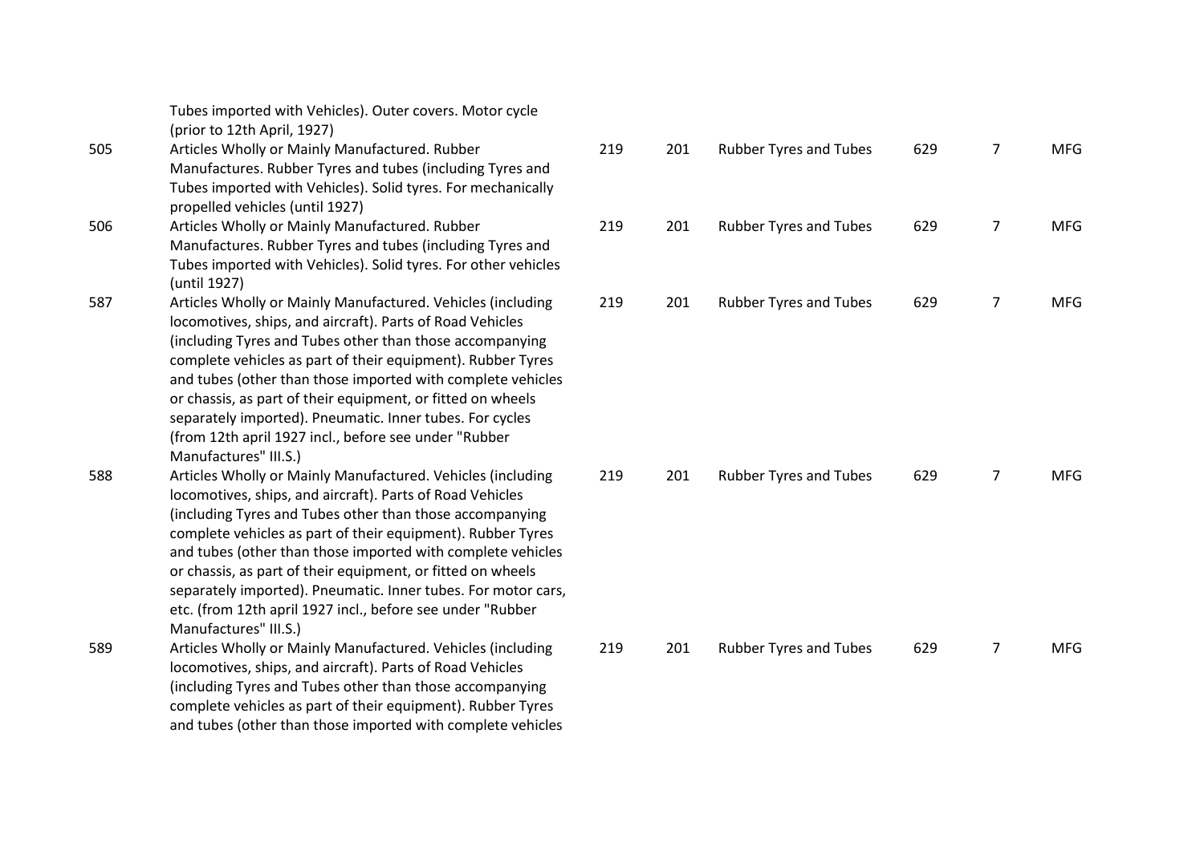| | | | | | | | |
|---|---|---|---|---|---|---|---|
| | Tubes imported with Vehicles). Outer covers. Motor cycle (prior to 12th April, 1927) | | | | | | |
| 505 | Articles Wholly or Mainly Manufactured. Rubber Manufactures. Rubber Tyres and tubes (including Tyres and Tubes imported with Vehicles). Solid tyres. For mechanically propelled vehicles (until 1927) | 219 | 201 | Rubber Tyres and Tubes | 629 | 7 | MFG |
| 506 | Articles Wholly or Mainly Manufactured. Rubber Manufactures. Rubber Tyres and tubes (including Tyres and Tubes imported with Vehicles). Solid tyres. For other vehicles (until 1927) | 219 | 201 | Rubber Tyres and Tubes | 629 | 7 | MFG |
| 587 | Articles Wholly or Mainly Manufactured. Vehicles (including locomotives, ships, and aircraft). Parts of Road Vehicles (including Tyres and Tubes other than those accompanying complete vehicles as part of their equipment). Rubber Tyres and tubes (other than those imported with complete vehicles or chassis, as part of their equipment, or fitted on wheels separately imported). Pneumatic. Inner tubes. For cycles (from 12th april 1927 incl., before see under "Rubber Manufactures" III.S.) | 219 | 201 | Rubber Tyres and Tubes | 629 | 7 | MFG |
| 588 | Articles Wholly or Mainly Manufactured. Vehicles (including locomotives, ships, and aircraft). Parts of Road Vehicles (including Tyres and Tubes other than those accompanying complete vehicles as part of their equipment). Rubber Tyres and tubes (other than those imported with complete vehicles or chassis, as part of their equipment, or fitted on wheels separately imported). Pneumatic. Inner tubes. For motor cars, etc. (from 12th april 1927 incl., before see under "Rubber Manufactures" III.S.) | 219 | 201 | Rubber Tyres and Tubes | 629 | 7 | MFG |
| 589 | Articles Wholly or Mainly Manufactured. Vehicles (including locomotives, ships, and aircraft). Parts of Road Vehicles (including Tyres and Tubes other than those accompanying complete vehicles as part of their equipment). Rubber Tyres and tubes (other than those imported with complete vehicles | 219 | 201 | Rubber Tyres and Tubes | 629 | 7 | MFG |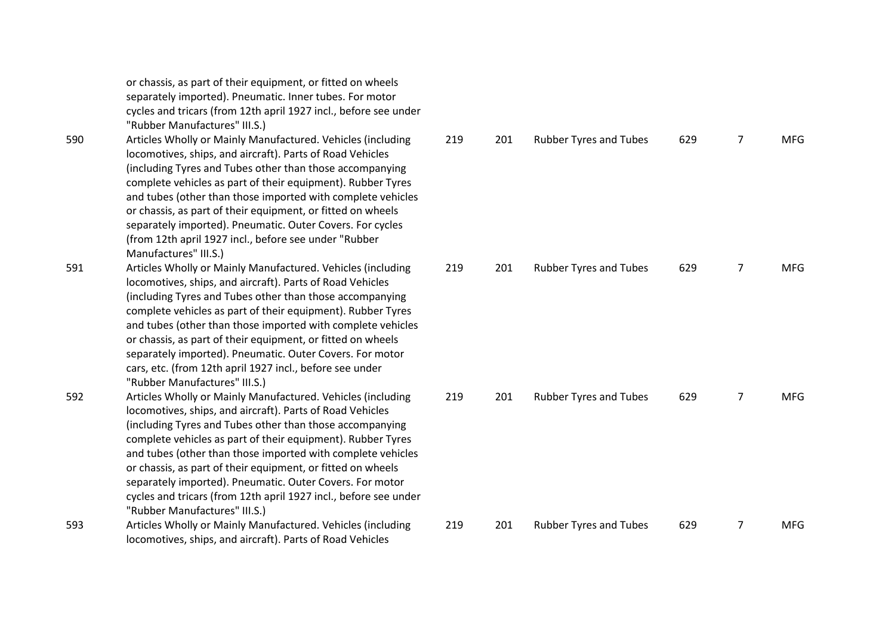| | | | | | | |
|---|---|---|---|---|---|---|
| | or chassis, as part of their equipment, or fitted on wheels separately imported). Pneumatic. Inner tubes. For motor cycles and tricars (from 12th april 1927 incl., before see under "Rubber Manufactures" III.S.) | | | | | | |
| 590 | Articles Wholly or Mainly Manufactured. Vehicles (including locomotives, ships, and aircraft). Parts of Road Vehicles (including Tyres and Tubes other than those accompanying complete vehicles as part of their equipment). Rubber Tyres and tubes (other than those imported with complete vehicles or chassis, as part of their equipment, or fitted on wheels separately imported). Pneumatic. Outer Covers. For cycles (from 12th april 1927 incl., before see under "Rubber Manufactures" III.S.) | 219 | 201 | Rubber Tyres and Tubes | 629 | 7 | MFG |
| 591 | Articles Wholly or Mainly Manufactured. Vehicles (including locomotives, ships, and aircraft). Parts of Road Vehicles (including Tyres and Tubes other than those accompanying complete vehicles as part of their equipment). Rubber Tyres and tubes (other than those imported with complete vehicles or chassis, as part of their equipment, or fitted on wheels separately imported). Pneumatic. Outer Covers. For motor cars, etc. (from 12th april 1927 incl., before see under "Rubber Manufactures" III.S.) | 219 | 201 | Rubber Tyres and Tubes | 629 | 7 | MFG |
| 592 | Articles Wholly or Mainly Manufactured. Vehicles (including locomotives, ships, and aircraft). Parts of Road Vehicles (including Tyres and Tubes other than those accompanying complete vehicles as part of their equipment). Rubber Tyres and tubes (other than those imported with complete vehicles or chassis, as part of their equipment, or fitted on wheels separately imported). Pneumatic. Outer Covers. For motor cycles and tricars (from 12th april 1927 incl., before see under "Rubber Manufactures" III.S.) | 219 | 201 | Rubber Tyres and Tubes | 629 | 7 | MFG |
| 593 | Articles Wholly or Mainly Manufactured. Vehicles (including locomotives, ships, and aircraft). Parts of Road Vehicles | 219 | 201 | Rubber Tyres and Tubes | 629 | 7 | MFG |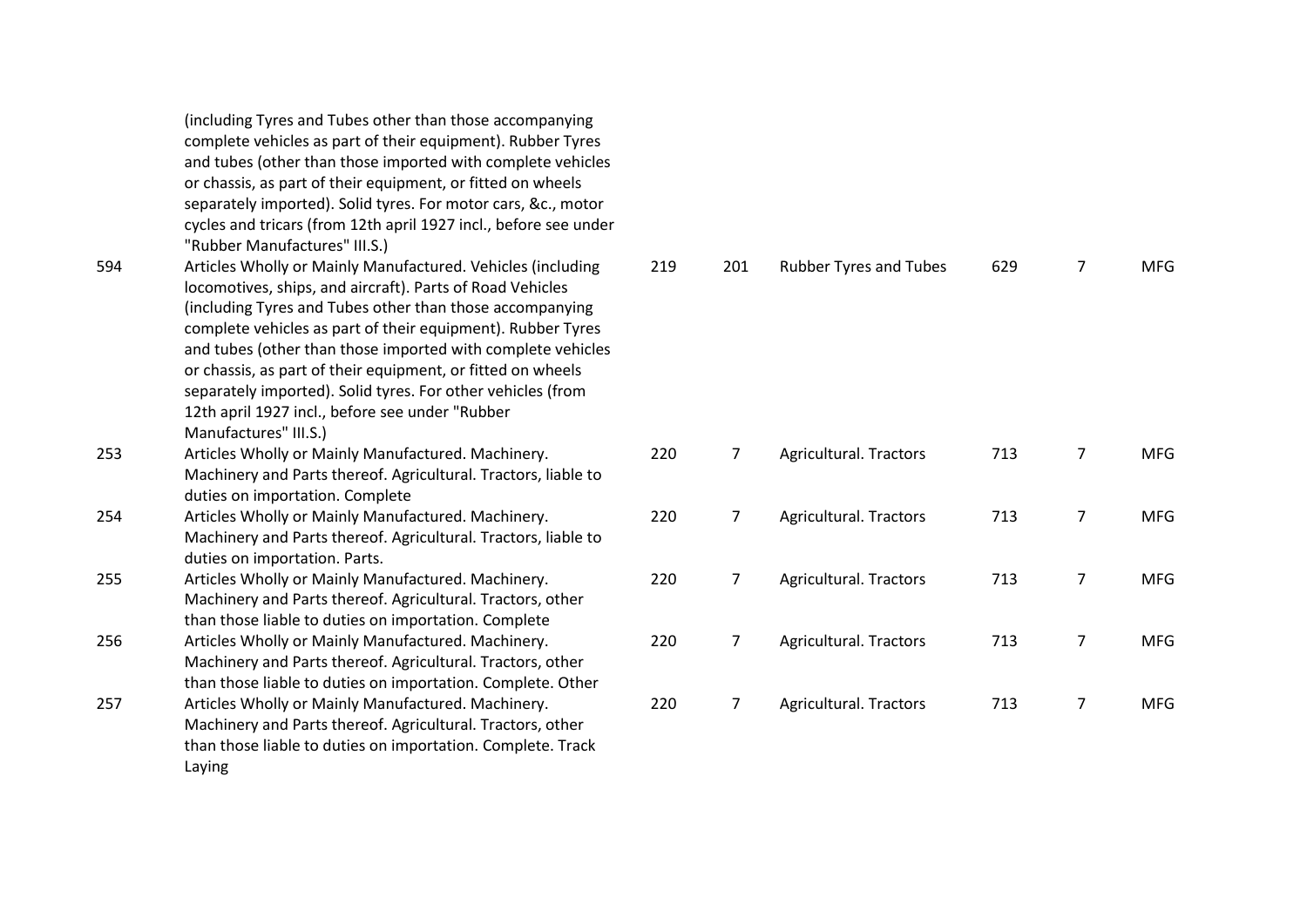| | | | | | | | |
|---|---|---|---|---|---|---|---|
| | (including Tyres and Tubes other than those accompanying complete vehicles as part of their equipment). Rubber Tyres and tubes (other than those imported with complete vehicles or chassis, as part of their equipment, or fitted on wheels separately imported). Solid tyres. For motor cars, &c., motor cycles and tricars (from 12th april 1927 incl., before see under "Rubber Manufactures" III.S.) | | | | | | |
| 594 | Articles Wholly or Mainly Manufactured. Vehicles (including locomotives, ships, and aircraft). Parts of Road Vehicles (including Tyres and Tubes other than those accompanying complete vehicles as part of their equipment). Rubber Tyres and tubes (other than those imported with complete vehicles or chassis, as part of their equipment, or fitted on wheels separately imported). Solid tyres. For other vehicles (from 12th april 1927 incl., before see under "Rubber Manufactures" III.S.) | 219 | 201 | Rubber Tyres and Tubes | 629 | 7 | MFG |
| 253 | Articles Wholly or Mainly Manufactured. Machinery. Machinery and Parts thereof. Agricultural. Tractors, liable to duties on importation. Complete | 220 | 7 | Agricultural. Tractors | 713 | 7 | MFG |
| 254 | Articles Wholly or Mainly Manufactured. Machinery. Machinery and Parts thereof. Agricultural. Tractors, liable to duties on importation. Parts. | 220 | 7 | Agricultural. Tractors | 713 | 7 | MFG |
| 255 | Articles Wholly or Mainly Manufactured. Machinery. Machinery and Parts thereof. Agricultural. Tractors, other than those liable to duties on importation. Complete | 220 | 7 | Agricultural. Tractors | 713 | 7 | MFG |
| 256 | Articles Wholly or Mainly Manufactured. Machinery. Machinery and Parts thereof. Agricultural. Tractors, other than those liable to duties on importation. Complete. Other | 220 | 7 | Agricultural. Tractors | 713 | 7 | MFG |
| 257 | Articles Wholly or Mainly Manufactured. Machinery. Machinery and Parts thereof. Agricultural. Tractors, other than those liable to duties on importation. Complete. Track Laying | 220 | 7 | Agricultural. Tractors | 713 | 7 | MFG |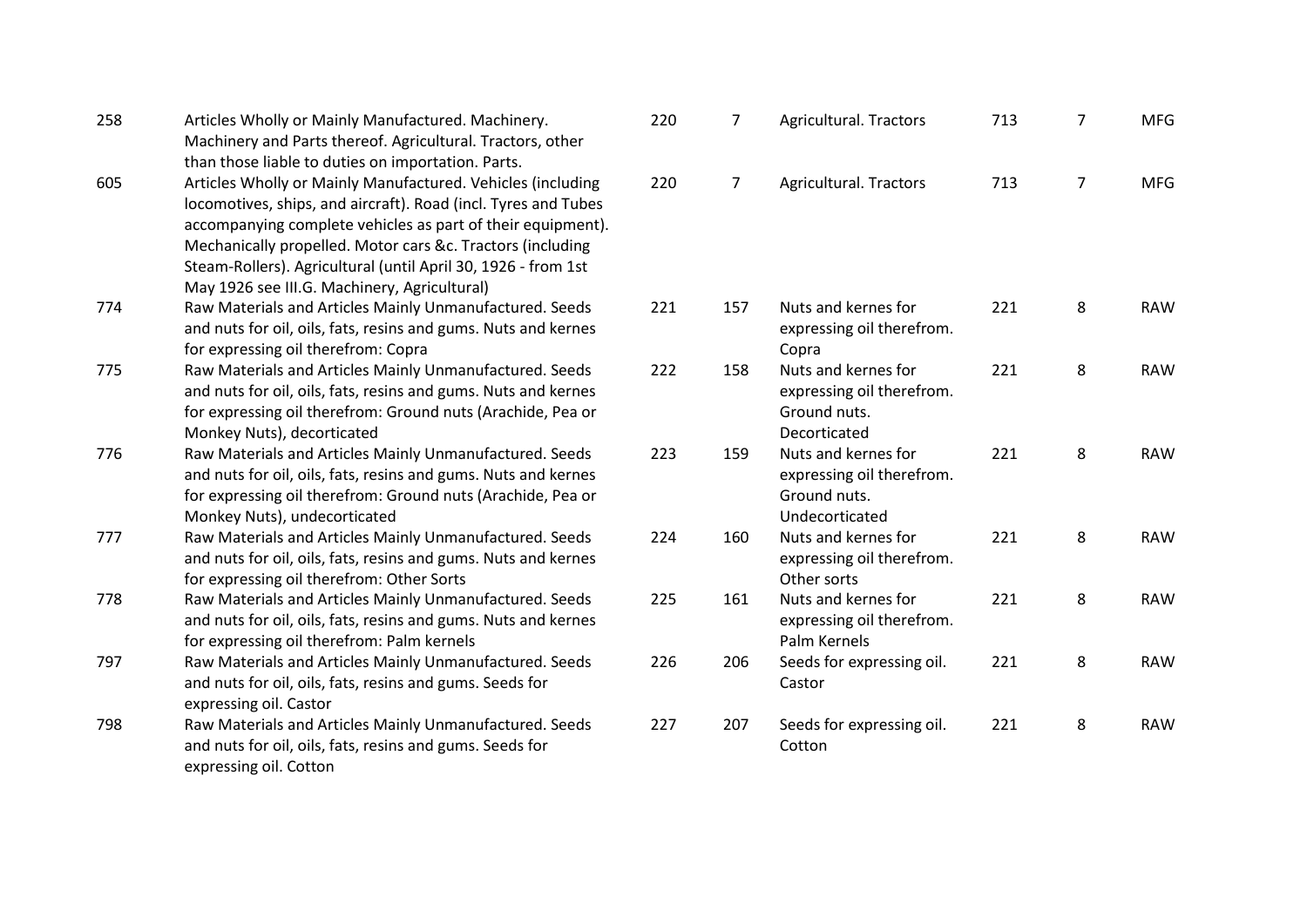| | | | | | | | |
|---|---|---|---|---|---|---|---|
| 258 | Articles Wholly or Mainly Manufactured. Machinery. Machinery and Parts thereof. Agricultural. Tractors, other than those liable to duties on importation. Parts. | 220 | 7 | Agricultural. Tractors | 713 | 7 | MFG |
| 605 | Articles Wholly or Mainly Manufactured. Vehicles (including locomotives, ships, and aircraft). Road (incl. Tyres and Tubes accompanying complete vehicles as part of their equipment). Mechanically propelled. Motor cars &c. Tractors (including Steam-Rollers). Agricultural (until April 30, 1926 - from 1st May 1926 see III.G. Machinery, Agricultural) | 220 | 7 | Agricultural. Tractors | 713 | 7 | MFG |
| 774 | Raw Materials and Articles Mainly Unmanufactured. Seeds and nuts for oil, oils, fats, resins and gums. Nuts and kernes for expressing oil therefrom: Copra | 221 | 157 | Nuts and kernes for expressing oil therefrom. Copra | 221 | 8 | RAW |
| 775 | Raw Materials and Articles Mainly Unmanufactured. Seeds and nuts for oil, oils, fats, resins and gums. Nuts and kernes for expressing oil therefrom: Ground nuts (Arachide, Pea or Monkey Nuts), decorticated | 222 | 158 | Nuts and kernes for expressing oil therefrom. Ground nuts. Decorticated | 221 | 8 | RAW |
| 776 | Raw Materials and Articles Mainly Unmanufactured. Seeds and nuts for oil, oils, fats, resins and gums. Nuts and kernes for expressing oil therefrom: Ground nuts (Arachide, Pea or Monkey Nuts), undecorticated | 223 | 159 | Nuts and kernes for expressing oil therefrom. Ground nuts. Undecorticated | 221 | 8 | RAW |
| 777 | Raw Materials and Articles Mainly Unmanufactured. Seeds and nuts for oil, oils, fats, resins and gums. Nuts and kernes for expressing oil therefrom: Other Sorts | 224 | 160 | Nuts and kernes for expressing oil therefrom. Other sorts | 221 | 8 | RAW |
| 778 | Raw Materials and Articles Mainly Unmanufactured. Seeds and nuts for oil, oils, fats, resins and gums. Nuts and kernes for expressing oil therefrom: Palm kernels | 225 | 161 | Nuts and kernes for expressing oil therefrom. Palm Kernels | 221 | 8 | RAW |
| 797 | Raw Materials and Articles Mainly Unmanufactured. Seeds and nuts for oil, oils, fats, resins and gums. Seeds for expressing oil. Castor | 226 | 206 | Seeds for expressing oil. Castor | 221 | 8 | RAW |
| 798 | Raw Materials and Articles Mainly Unmanufactured. Seeds and nuts for oil, oils, fats, resins and gums. Seeds for expressing oil. Cotton | 227 | 207 | Seeds for expressing oil. Cotton | 221 | 8 | RAW |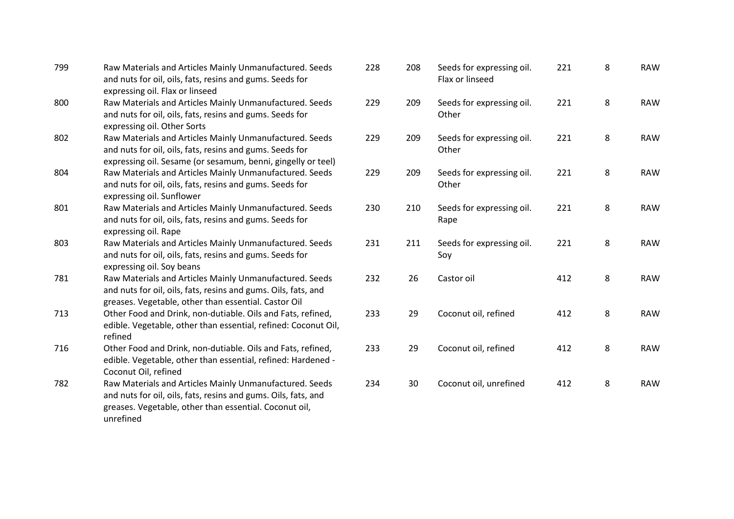| | | | | | | | |
|---|---|---|---|---|---|---|---|
| 799 | Raw Materials and Articles Mainly Unmanufactured. Seeds and nuts for oil, oils, fats, resins and gums. Seeds for expressing oil. Flax or linseed | 228 | 208 | Seeds for expressing oil. Flax or linseed | 221 | 8 | RAW |
| 800 | Raw Materials and Articles Mainly Unmanufactured. Seeds and nuts for oil, oils, fats, resins and gums. Seeds for expressing oil. Other Sorts | 229 | 209 | Seeds for expressing oil. Other | 221 | 8 | RAW |
| 802 | Raw Materials and Articles Mainly Unmanufactured. Seeds and nuts for oil, oils, fats, resins and gums. Seeds for expressing oil. Sesame (or sesamum, benni, gingelly or teel) | 229 | 209 | Seeds for expressing oil. Other | 221 | 8 | RAW |
| 804 | Raw Materials and Articles Mainly Unmanufactured. Seeds and nuts for oil, oils, fats, resins and gums. Seeds for expressing oil. Sunflower | 229 | 209 | Seeds for expressing oil. Other | 221 | 8 | RAW |
| 801 | Raw Materials and Articles Mainly Unmanufactured. Seeds and nuts for oil, oils, fats, resins and gums. Seeds for expressing oil. Rape | 230 | 210 | Seeds for expressing oil. Rape | 221 | 8 | RAW |
| 803 | Raw Materials and Articles Mainly Unmanufactured. Seeds and nuts for oil, oils, fats, resins and gums. Seeds for expressing oil. Soy beans | 231 | 211 | Seeds for expressing oil. Soy | 221 | 8 | RAW |
| 781 | Raw Materials and Articles Mainly Unmanufactured. Seeds and nuts for oil, oils, fats, resins and gums. Oils, fats, and greases. Vegetable, other than essential. Castor Oil | 232 | 26 | Castor oil | 412 | 8 | RAW |
| 713 | Other Food and Drink, non-dutiable. Oils and Fats, refined, edible. Vegetable, other than essential, refined: Coconut Oil, refined | 233 | 29 | Coconut oil, refined | 412 | 8 | RAW |
| 716 | Other Food and Drink, non-dutiable. Oils and Fats, refined, edible. Vegetable, other than essential, refined: Hardened - Coconut Oil, refined | 233 | 29 | Coconut oil, refined | 412 | 8 | RAW |
| 782 | Raw Materials and Articles Mainly Unmanufactured. Seeds and nuts for oil, oils, fats, resins and gums. Oils, fats, and greases. Vegetable, other than essential. Coconut oil, unrefined | 234 | 30 | Coconut oil, unrefined | 412 | 8 | RAW |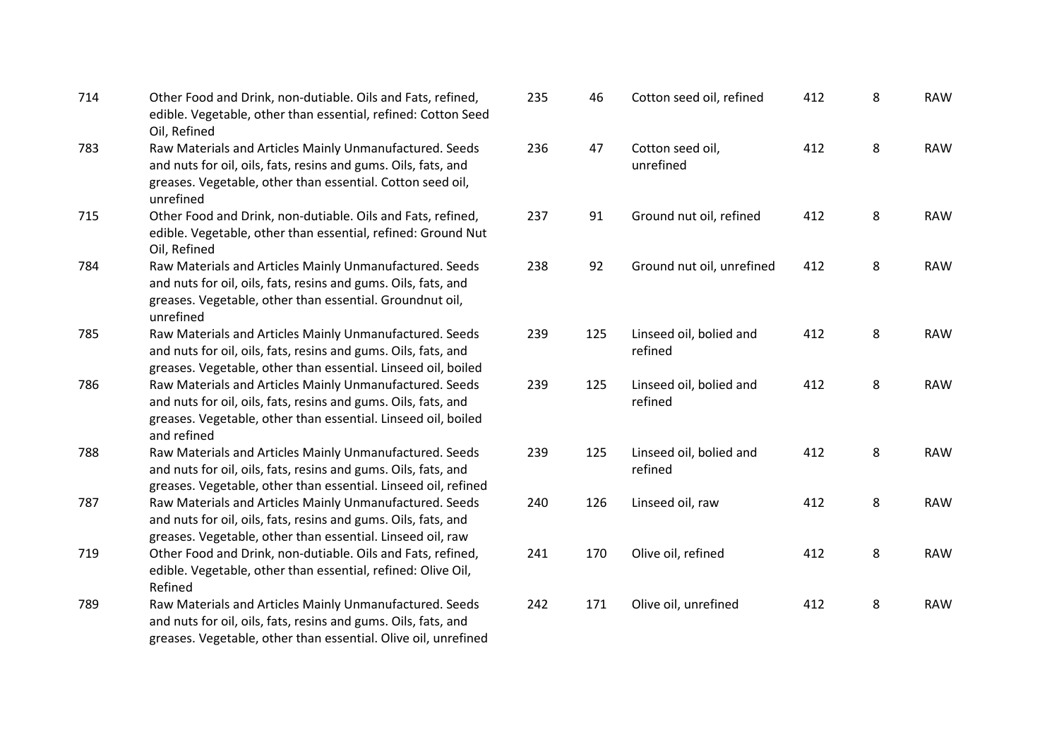| | | | | | | | |
|---|---|---|---|---|---|---|---|
| 714 | Other Food and Drink, non-dutiable. Oils and Fats, refined, edible. Vegetable, other than essential, refined: Cotton Seed Oil, Refined | 235 | 46 | Cotton seed oil, refined | 412 | 8 | RAW |
| 783 | Raw Materials and Articles Mainly Unmanufactured. Seeds and nuts for oil, oils, fats, resins and gums. Oils, fats, and greases. Vegetable, other than essential. Cotton seed oil, unrefined | 236 | 47 | Cotton seed oil, unrefined | 412 | 8 | RAW |
| 715 | Other Food and Drink, non-dutiable. Oils and Fats, refined, edible. Vegetable, other than essential, refined: Ground Nut Oil, Refined | 237 | 91 | Ground nut oil, refined | 412 | 8 | RAW |
| 784 | Raw Materials and Articles Mainly Unmanufactured. Seeds and nuts for oil, oils, fats, resins and gums. Oils, fats, and greases. Vegetable, other than essential. Groundnut oil, unrefined | 238 | 92 | Ground nut oil, unrefined | 412 | 8 | RAW |
| 785 | Raw Materials and Articles Mainly Unmanufactured. Seeds and nuts for oil, oils, fats, resins and gums. Oils, fats, and greases. Vegetable, other than essential. Linseed oil, boiled | 239 | 125 | Linseed oil, bolied and refined | 412 | 8 | RAW |
| 786 | Raw Materials and Articles Mainly Unmanufactured. Seeds and nuts for oil, oils, fats, resins and gums. Oils, fats, and greases. Vegetable, other than essential. Linseed oil, boiled and refined | 239 | 125 | Linseed oil, bolied and refined | 412 | 8 | RAW |
| 788 | Raw Materials and Articles Mainly Unmanufactured. Seeds and nuts for oil, oils, fats, resins and gums. Oils, fats, and greases. Vegetable, other than essential. Linseed oil, refined | 239 | 125 | Linseed oil, bolied and refined | 412 | 8 | RAW |
| 787 | Raw Materials and Articles Mainly Unmanufactured. Seeds and nuts for oil, oils, fats, resins and gums. Oils, fats, and greases. Vegetable, other than essential. Linseed oil, raw | 240 | 126 | Linseed oil, raw | 412 | 8 | RAW |
| 719 | Other Food and Drink, non-dutiable. Oils and Fats, refined, edible. Vegetable, other than essential, refined: Olive Oil, Refined | 241 | 170 | Olive oil, refined | 412 | 8 | RAW |
| 789 | Raw Materials and Articles Mainly Unmanufactured. Seeds and nuts for oil, oils, fats, resins and gums. Oils, fats, and greases. Vegetable, other than essential. Olive oil, unrefined | 242 | 171 | Olive oil, unrefined | 412 | 8 | RAW |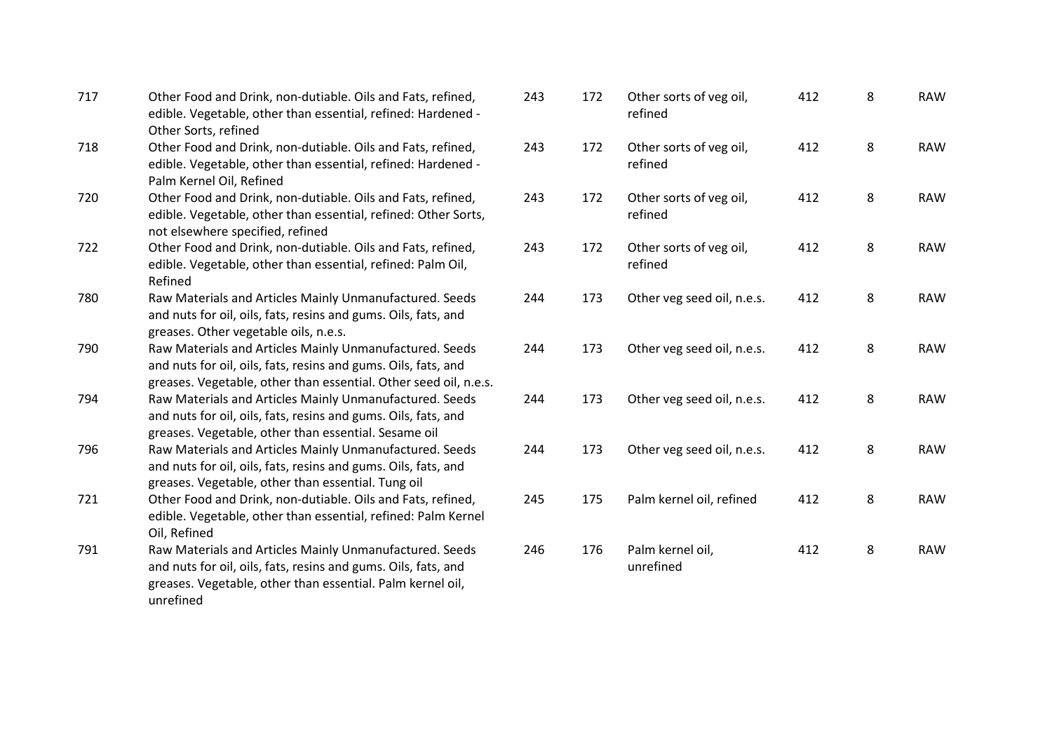| | | | | | | | |
|---|---|---|---|---|---|---|---|
| 717 | Other Food and Drink, non-dutiable. Oils and Fats, refined, edible. Vegetable, other than essential, refined: Hardened - Other Sorts, refined | 243 | 172 | Other sorts of veg oil, refined | 412 | 8 | RAW |
| 718 | Other Food and Drink, non-dutiable. Oils and Fats, refined, edible. Vegetable, other than essential, refined: Hardened - Palm Kernel Oil, Refined | 243 | 172 | Other sorts of veg oil, refined | 412 | 8 | RAW |
| 720 | Other Food and Drink, non-dutiable. Oils and Fats, refined, edible. Vegetable, other than essential, refined: Other Sorts, not elsewhere specified, refined | 243 | 172 | Other sorts of veg oil, refined | 412 | 8 | RAW |
| 722 | Other Food and Drink, non-dutiable. Oils and Fats, refined, edible. Vegetable, other than essential, refined: Palm Oil, Refined | 243 | 172 | Other sorts of veg oil, refined | 412 | 8 | RAW |
| 780 | Raw Materials and Articles Mainly Unmanufactured. Seeds and nuts for oil, oils, fats, resins and gums. Oils, fats, and greases. Other vegetable oils, n.e.s. | 244 | 173 | Other veg seed oil, n.e.s. | 412 | 8 | RAW |
| 790 | Raw Materials and Articles Mainly Unmanufactured. Seeds and nuts for oil, oils, fats, resins and gums. Oils, fats, and greases. Vegetable, other than essential. Other seed oil, n.e.s. | 244 | 173 | Other veg seed oil, n.e.s. | 412 | 8 | RAW |
| 794 | Raw Materials and Articles Mainly Unmanufactured. Seeds and nuts for oil, oils, fats, resins and gums. Oils, fats, and greases. Vegetable, other than essential. Sesame oil | 244 | 173 | Other veg seed oil, n.e.s. | 412 | 8 | RAW |
| 796 | Raw Materials and Articles Mainly Unmanufactured. Seeds and nuts for oil, oils, fats, resins and gums. Oils, fats, and greases. Vegetable, other than essential. Tung oil | 244 | 173 | Other veg seed oil, n.e.s. | 412 | 8 | RAW |
| 721 | Other Food and Drink, non-dutiable. Oils and Fats, refined, edible. Vegetable, other than essential, refined: Palm Kernel Oil, Refined | 245 | 175 | Palm kernel oil, refined | 412 | 8 | RAW |
| 791 | Raw Materials and Articles Mainly Unmanufactured. Seeds and nuts for oil, oils, fats, resins and gums. Oils, fats, and greases. Vegetable, other than essential. Palm kernel oil, unrefined | 246 | 176 | Palm kernel oil, unrefined | 412 | 8 | RAW |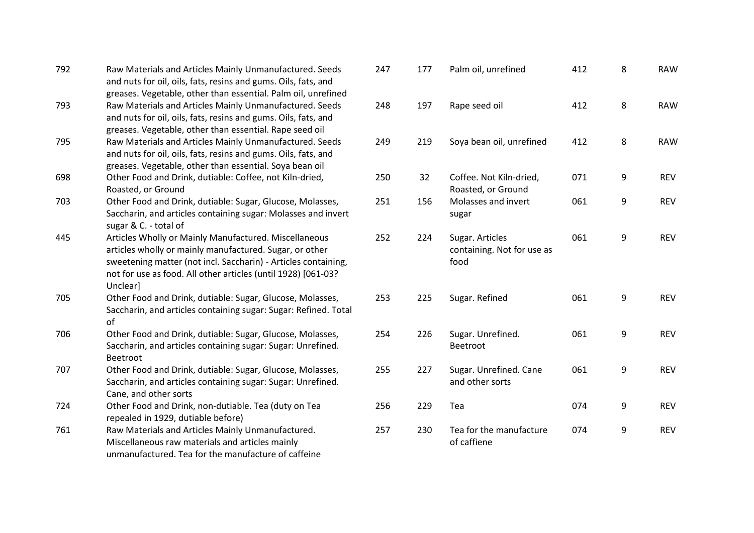| | | | | | | | |
|---|---|---|---|---|---|---|---|
| 792 | Raw Materials and Articles Mainly Unmanufactured. Seeds and nuts for oil, oils, fats, resins and gums. Oils, fats, and greases. Vegetable, other than essential. Palm oil, unrefined | 247 | 177 | Palm oil, unrefined | 412 | 8 | RAW |
| 793 | Raw Materials and Articles Mainly Unmanufactured. Seeds and nuts for oil, oils, fats, resins and gums. Oils, fats, and greases. Vegetable, other than essential. Rape seed oil | 248 | 197 | Rape seed oil | 412 | 8 | RAW |
| 795 | Raw Materials and Articles Mainly Unmanufactured. Seeds and nuts for oil, oils, fats, resins and gums. Oils, fats, and greases. Vegetable, other than essential. Soya bean oil | 249 | 219 | Soya bean oil, unrefined | 412 | 8 | RAW |
| 698 | Other Food and Drink, dutiable: Coffee, not Kiln-dried, Roasted, or Ground | 250 | 32 | Coffee. Not Kiln-dried, Roasted, or Ground | 071 | 9 | REV |
| 703 | Other Food and Drink, dutiable: Sugar, Glucose, Molasses, Saccharin, and articles containing sugar: Molasses and invert sugar & C. - total of | 251 | 156 | Molasses and invert sugar | 061 | 9 | REV |
| 445 | Articles Wholly or Mainly Manufactured. Miscellaneous articles wholly or mainly manufactured. Sugar, or other sweetening matter (not incl. Saccharin) - Articles containing, not for use as food. All other articles (until 1928) [061-03? Unclear] | 252 | 224 | Sugar. Articles containing. Not for use as food | 061 | 9 | REV |
| 705 | Other Food and Drink, dutiable: Sugar, Glucose, Molasses, Saccharin, and articles containing sugar: Sugar: Refined. Total of | 253 | 225 | Sugar. Refined | 061 | 9 | REV |
| 706 | Other Food and Drink, dutiable: Sugar, Glucose, Molasses, Saccharin, and articles containing sugar: Sugar: Unrefined. Beetroot | 254 | 226 | Sugar. Unrefined. Beetroot | 061 | 9 | REV |
| 707 | Other Food and Drink, dutiable: Sugar, Glucose, Molasses, Saccharin, and articles containing sugar: Sugar: Unrefined. Cane, and other sorts | 255 | 227 | Sugar. Unrefined. Cane and other sorts | 061 | 9 | REV |
| 724 | Other Food and Drink, non-dutiable. Tea (duty on Tea repealed in 1929, dutiable before) | 256 | 229 | Tea | 074 | 9 | REV |
| 761 | Raw Materials and Articles Mainly Unmanufactured. Miscellaneous raw materials and articles mainly unmanufactured. Tea for the manufacture of caffeine | 257 | 230 | Tea for the manufacture of caffiene | 074 | 9 | REV |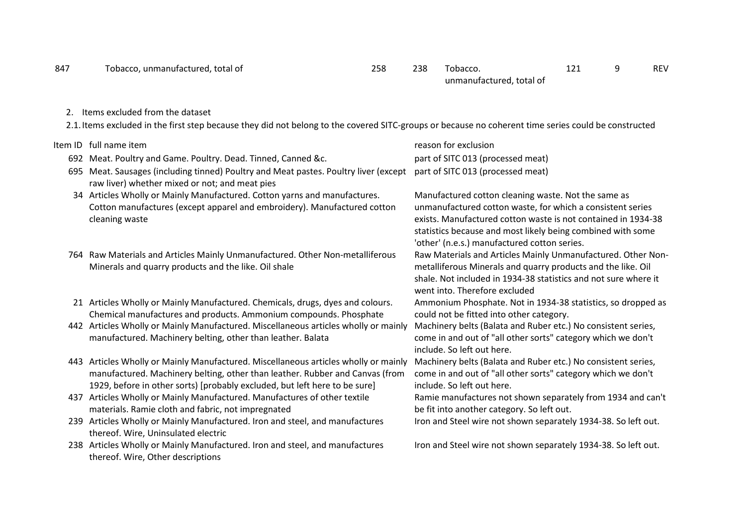| 847 | Tobacco, unmanufactured, total of | 258 | 238 | Tobacco. unmanufactured, total of | 121 | 9 | REV |
|---|---|---|---|---|---|---|---|

2. Items excluded from the dataset

2.1. Items excluded in the first step because they did not belong to the covered SITC-groups or because no coherent time series could be constructed

| Item ID | full name item | reason for exclusion |
|---|---|---|
| 692 | Meat. Poultry and Game. Poultry. Dead. Tinned, Canned &c. | part of SITC 013 (processed meat) |
| 695 | Meat. Sausages (including tinned) Poultry and Meat pastes. Poultry liver (except raw liver) whether mixed or not; and meat pies | part of SITC 013 (processed meat) |
| 34 | Articles Wholly or Mainly Manufactured. Cotton yarns and manufactures. Cotton manufactures (except apparel and embroidery). Manufactured cotton cleaning waste | Manufactured cotton cleaning waste. Not the same as unmanufactured cotton waste, for which a consistent series exists. Manufactured cotton waste is not contained in 1934-38 statistics because and most likely being combined with some 'other' (n.e.s.) manufactured cotton series. |
| 764 | Raw Materials and Articles Mainly Unmanufactured. Other Non-metalliferous Minerals and quarry products and the like. Oil shale | Raw Materials and Articles Mainly Unmanufactured. Other Non-metalliferous Minerals and quarry products and the like. Oil shale. Not included in 1934-38 statistics and not sure where it went into. Therefore excluded |
| 21 | Articles Wholly or Mainly Manufactured. Chemicals, drugs, dyes and colours. Chemical manufactures and products. Ammonium compounds. Phosphate | Ammonium Phosphate. Not in 1934-38 statistics, so dropped as could not be fitted into other category. |
| 442 | Articles Wholly or Mainly Manufactured. Miscellaneous articles wholly or mainly manufactured. Machinery belting, other than leather. Balata | Machinery belts (Balata and Ruber etc.) No consistent series, come in and out of "all other sorts" category which we don't include. So left out here. |
| 443 | Articles Wholly or Mainly Manufactured. Miscellaneous articles wholly or mainly manufactured. Machinery belting, other than leather. Rubber and Canvas (from 1929, before in other sorts) [probably excluded, but left here to be sure] | Machinery belts (Balata and Ruber etc.) No consistent series, come in and out of "all other sorts" category which we don't include. So left out here. |
| 437 | Articles Wholly or Mainly Manufactured. Manufactures of other textile materials. Ramie cloth and fabric, not impregnated | Ramie manufactures not shown separately from 1934 and can't be fit into another category. So left out. |
| 239 | Articles Wholly or Mainly Manufactured. Iron and steel, and manufactures thereof. Wire, Uninsulated electric | Iron and Steel wire not shown separately 1934-38. So left out. |
| 238 | Articles Wholly or Mainly Manufactured. Iron and steel, and manufactures thereof. Wire, Other descriptions | Iron and Steel wire not shown separately 1934-38. So left out. |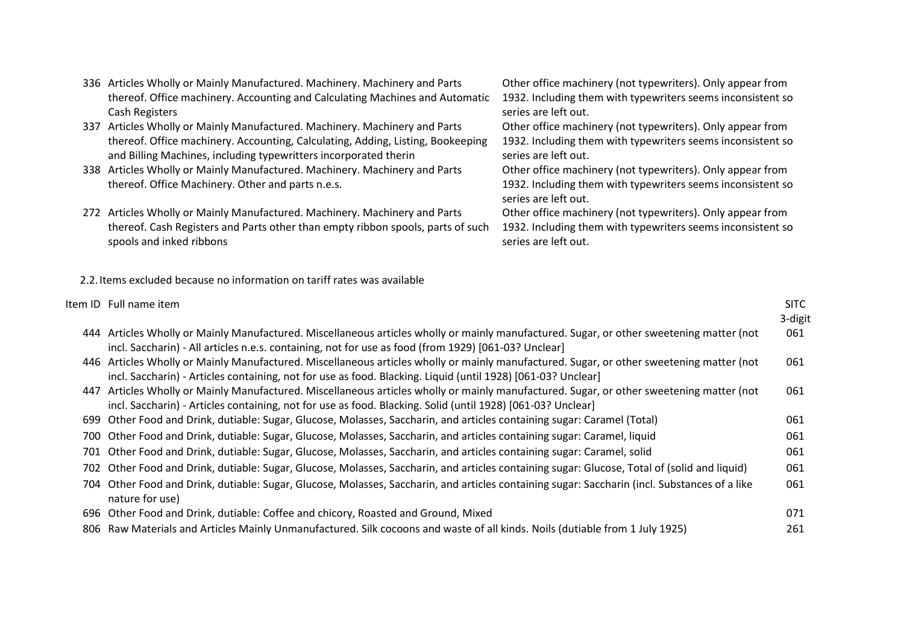| | | |
|---|---|---|
| 336 | Articles Wholly or Mainly Manufactured. Machinery. Machinery and Parts thereof. Office machinery. Accounting and Calculating Machines and Automatic Cash Registers | Other office machinery (not typewriters). Only appear from 1932. Including them with typewriters seems inconsistent so series are left out. |
| 337 | Articles Wholly or Mainly Manufactured. Machinery. Machinery and Parts thereof. Office machinery. Accounting, Calculating, Adding, Listing, Bookeeping and Billing Machines, including typewritters incorporated therin | Other office machinery (not typewriters). Only appear from 1932. Including them with typewriters seems inconsistent so series are left out. |
| 338 | Articles Wholly or Mainly Manufactured. Machinery. Machinery and Parts thereof. Office Machinery. Other and parts n.e.s. | Other office machinery (not typewriters). Only appear from 1932. Including them with typewriters seems inconsistent so series are left out. |
| 272 | Articles Wholly or Mainly Manufactured. Machinery. Machinery and Parts thereof. Cash Registers and Parts other than empty ribbon spools, parts of such spools and inked ribbons | Other office machinery (not typewriters). Only appear from 1932. Including them with typewriters seems inconsistent so series are left out. |

2.2. Items excluded because no information on tariff rates was available

| Item ID | Full name item | SITC 3-digit |
|---|---|---|
| 444 | Articles Wholly or Mainly Manufactured. Miscellaneous articles wholly or mainly manufactured. Sugar, or other sweetening matter (not incl. Saccharin) - All articles n.e.s. containing, not for use as food (from 1929) [061-03? Unclear] | 061 |
| 446 | Articles Wholly or Mainly Manufactured. Miscellaneous articles wholly or mainly manufactured. Sugar, or other sweetening matter (not incl. Saccharin) - Articles containing, not for use as food. Blacking. Liquid (until 1928) [061-03? Unclear] | 061 |
| 447 | Articles Wholly or Mainly Manufactured. Miscellaneous articles wholly or mainly manufactured. Sugar, or other sweetening matter (not incl. Saccharin) - Articles containing, not for use as food. Blacking. Solid (until 1928) [061-03? Unclear] | 061 |
| 699 | Other Food and Drink, dutiable: Sugar, Glucose, Molasses, Saccharin, and articles containing sugar: Caramel (Total) | 061 |
| 700 | Other Food and Drink, dutiable: Sugar, Glucose, Molasses, Saccharin, and articles containing sugar: Caramel, liquid | 061 |
| 701 | Other Food and Drink, dutiable: Sugar, Glucose, Molasses, Saccharin, and articles containing sugar: Caramel, solid | 061 |
| 702 | Other Food and Drink, dutiable: Sugar, Glucose, Molasses, Saccharin, and articles containing sugar: Glucose, Total of (solid and liquid) | 061 |
| 704 | Other Food and Drink, dutiable: Sugar, Glucose, Molasses, Saccharin, and articles containing sugar: Saccharin (incl. Substances of a like nature for use) | 061 |
| 696 | Other Food and Drink, dutiable: Coffee and chicory, Roasted and Ground, Mixed | 071 |
| 806 | Raw Materials and Articles Mainly Unmanufactured. Silk cocoons and waste of all kinds. Noils (dutiable from 1 July 1925) | 261 |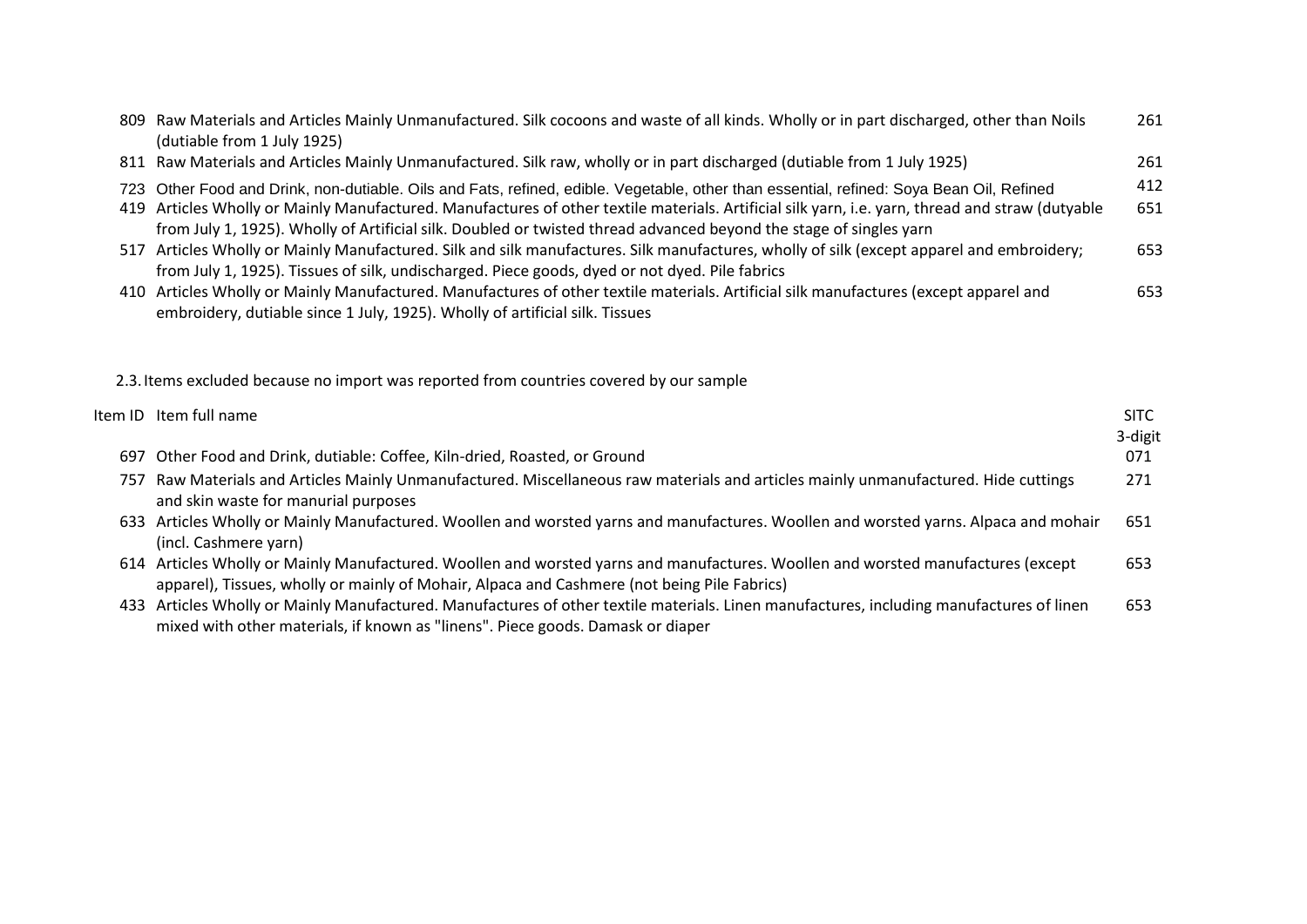| | | |
|---|---|---|
| 809 | Raw Materials and Articles Mainly Unmanufactured. Silk cocoons and waste of all kinds. Wholly or in part discharged, other than Noils (dutiable from 1 July 1925) | 261 |
| 811 | Raw Materials and Articles Mainly Unmanufactured. Silk raw, wholly or in part discharged (dutiable from 1 July 1925) | 261 |
| 723 | Other Food and Drink, non-dutiable. Oils and Fats, refined, edible. Vegetable, other than essential, refined: Soya Bean Oil, Refined | 412 |
| 419 | Articles Wholly or Mainly Manufactured. Manufactures of other textile materials. Artificial silk yarn, i.e. yarn, thread and straw (dutyable from July 1, 1925). Wholly of Artificial silk. Doubled or twisted thread advanced beyond the stage of singles yarn | 651 |
| 517 | Articles Wholly or Mainly Manufactured. Silk and silk manufactures. Silk manufactures, wholly of silk (except apparel and embroidery; from July 1, 1925). Tissues of silk, undischarged. Piece goods, dyed or not dyed. Pile fabrics | 653 |
| 410 | Articles Wholly or Mainly Manufactured. Manufactures of other textile materials. Artificial silk manufactures (except apparel and embroidery, dutiable since 1 July, 1925). Wholly of artificial silk. Tissues | 653 |

2.3. Items excluded because no import was reported from countries covered by our sample

| Item ID | Item full name | SITC 3-digit |
|---|---|---|
| 697 | Other Food and Drink, dutiable: Coffee, Kiln-dried, Roasted, or Ground | 071 |
| 757 | Raw Materials and Articles Mainly Unmanufactured. Miscellaneous raw materials and articles mainly unmanufactured. Hide cuttings and skin waste for manurial purposes | 271 |
| 633 | Articles Wholly or Mainly Manufactured. Woollen and worsted yarns and manufactures. Woollen and worsted yarns. Alpaca and mohair (incl. Cashmere yarn) | 651 |
| 614 | Articles Wholly or Mainly Manufactured. Woollen and worsted yarns and manufactures. Woollen and worsted manufactures (except apparel), Tissues, wholly or mainly of Mohair, Alpaca and Cashmere (not being Pile Fabrics) | 653 |
| 433 | Articles Wholly or Mainly Manufactured. Manufactures of other textile materials. Linen manufactures, including manufactures of linen mixed with other materials, if known as "linens". Piece goods. Damask or diaper | 653 |